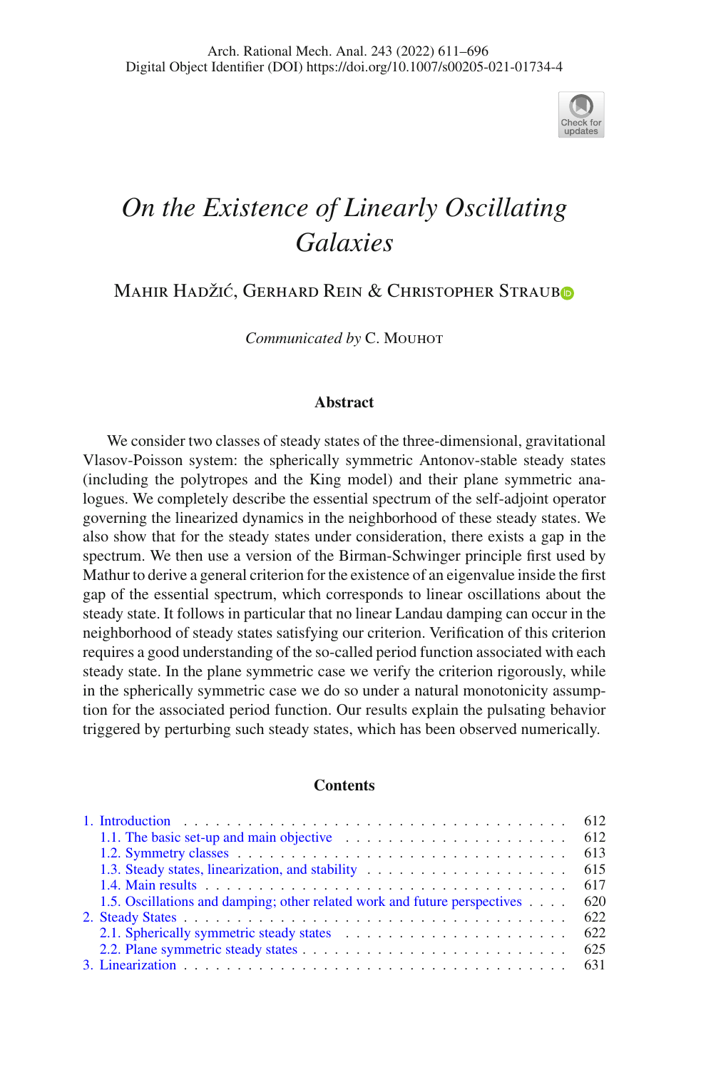# On the Existence of Linearly Oscillating Galaxies

MAHIR HADŽIĆ, GERHARD REIN & CHRISTOPHER STRAUB

*Communicated by* C. MOUHOT

## Abstract

We consider two classes of steady states of the three-dimensional, gravitational Vlasov-Poisson system: the spherically symmetric Antonov-stable steady states (including the polytropes and the King model) and their plane symmetric analogues. We completely describe the essential spectrum of the self-adjoint operator governing the linearized dynamics in the neighborhood of these steady states. We also show that for the steady states under consideration, there exists a gap in the spectrum. We then use a version of the Birman-Schwinger principle first used by Mathur to derive a general criterion for the existence of an eigenvalue inside the first gap of the essential spectrum, which corresponds to linear oscillations about the steady state. It follows in particular that no linear Landau damping can occur in the neighborhood of steady states satisfying our criterion. Verification of this criterion requires a good understanding of the so-called period function associated with each steady state. In the plane symmetric case we verify the criterion rigorously, while in the spherically symmetric case we do so under a natural monotonicity assumption for the associated period function. Our results explain the pulsating behavior triggered by perturbing such steady states, which has been observed numerically.

## Contents

1. Introduction . . . 612
   - 1.1. The basic set-up and main objective . . . 612
   - 1.2. Symmetry classes . . . 613
   - 1.3. Steady states, linearization, and stability . . . 615
   - 1.4. Main results . . . 617
   - 1.5. Oscillations and damping; other related work and future perspectives . . . 620
2. Steady States . . . 622
   - 2.1. Spherically symmetric steady states . . . 622
   - 2.2. Plane symmetric steady states . . . 625
3. Linearization . . . 631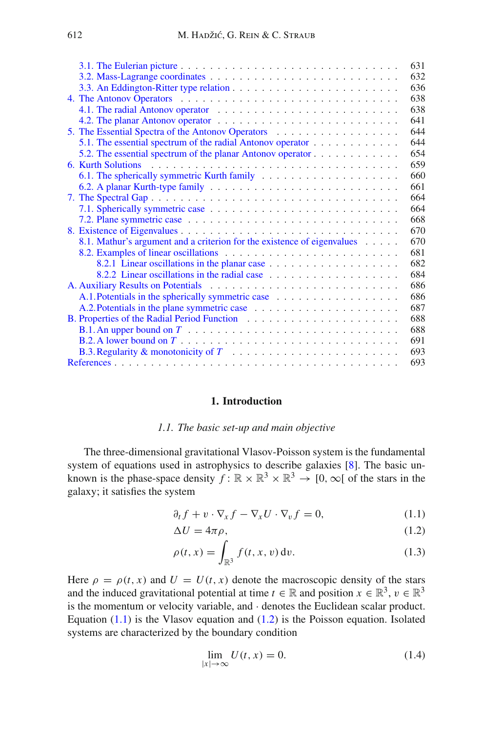3.1. The Eulerian picture . . . 631
3.2. Mass-Lagrange coordinates . . . 632
3.3. An Eddington-Ritter type relation . . . 636
4. The Antonov Operators . . . 638
4.1. The radial Antonov operator . . . 638
4.2. The planar Antonov operator . . . 641
5. The Essential Spectra of the Antonov Operators . . . 644
5.1. The essential spectrum of the radial Antonov operator . . . 644
5.2. The essential spectrum of the planar Antonov operator . . . 654
6. Kurth Solutions . . . 659
6.1. The spherically symmetric Kurth family . . . 660
6.2. A planar Kurth-type family . . . 661
7. The Spectral Gap . . . 664
7.1. Spherically symmetric case . . . 664
7.2. Plane symmetric case . . . 668
8. Existence of Eigenvalues . . . 670
8.1. Mathur's argument and a criterion for the existence of eigenvalues . . . 670
8.2. Examples of linear oscillations . . . 681
8.2.1 Linear oscillations in the planar case . . . 682
8.2.2 Linear oscillations in the radial case . . . 684
A. Auxiliary Results on Potentials . . . 686
A.1. Potentials in the spherically symmetric case . . . 686
A.2. Potentials in the plane symmetric case . . . 687
B. Properties of the Radial Period Function . . . 688
B.1. An upper bound on $T$ . . . 688
B.2. A lower bound on $T$ . . . 691
B.3. Regularity & monotonicity of $T$ . . . 693
References . . . 693

## 1. Introduction

### 1.1. The basic set-up and main objective

The three-dimensional gravitational Vlasov-Poisson system is the fundamental system of equations used in astrophysics to describe galaxies [8]. The basic unknown is the phase-space density $f\colon \mathbb{R} \times \mathbb{R}^3 \times \mathbb{R}^3 \to [0, \infty[$ of the stars in the galaxy; it satisfies the system

$$\partial_t f + v \cdot \nabla_x f - \nabla_x U \cdot \nabla_v f = 0, \tag{1.1}$$

$$\Delta U = 4\pi\rho, \tag{1.2}$$

$$\rho(t, x) = \int_{\mathbb{R}^3} f(t, x, v)\, \mathrm{d}v. \tag{1.3}$$

Here $\rho = \rho(t, x)$ and $U = U(t, x)$ denote the macroscopic density of the stars and the induced gravitational potential at time $t \in \mathbb{R}$ and position $x \in \mathbb{R}^3$, $v \in \mathbb{R}^3$ is the momentum or velocity variable, and $\cdot$ denotes the Euclidean scalar product. Equation (1.1) is the Vlasov equation and (1.2) is the Poisson equation. Isolated systems are characterized by the boundary condition

$$\lim_{|x| \to \infty} U(t, x) = 0. \tag{1.4}$$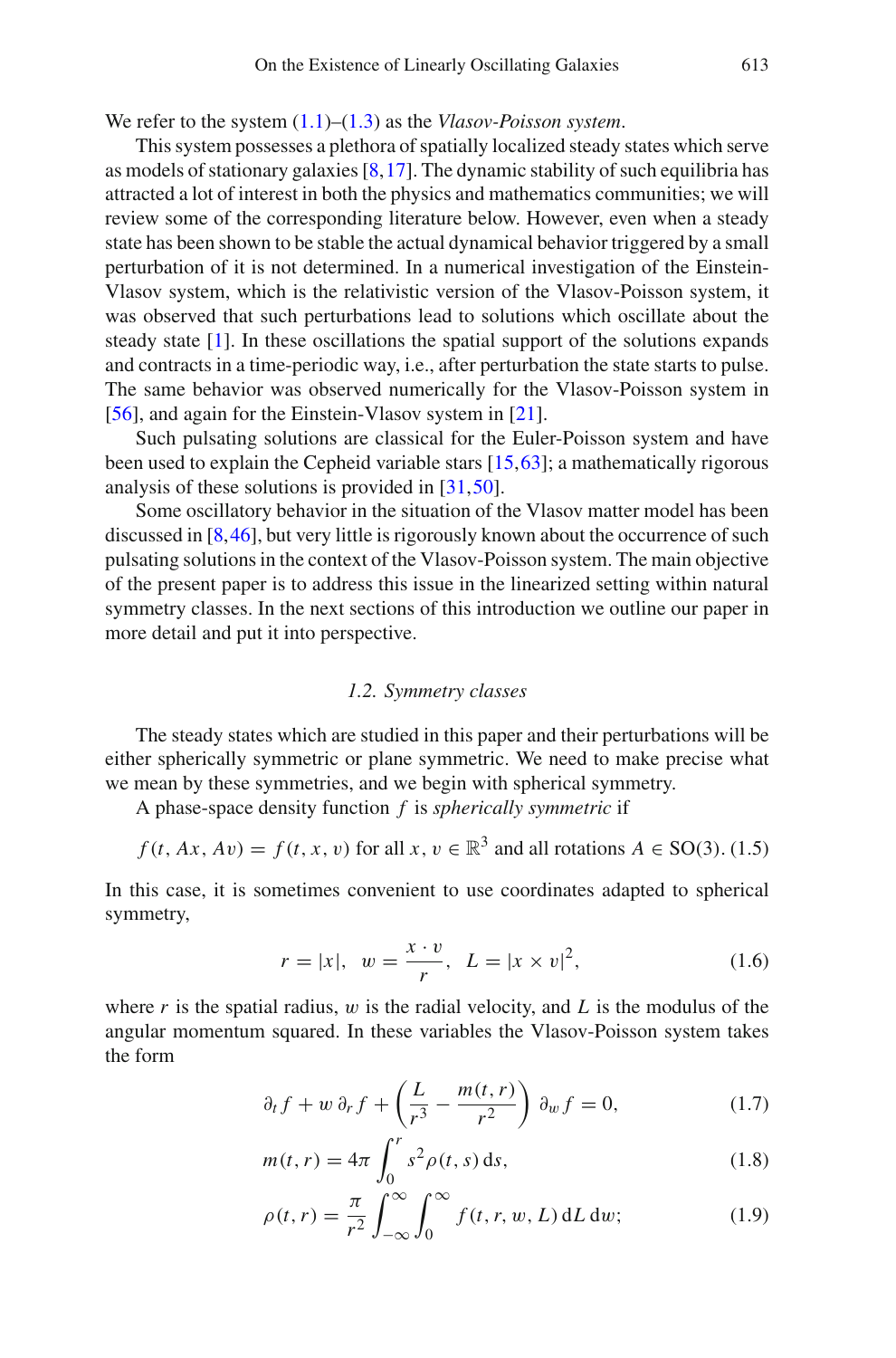We refer to the system (1.1)–(1.3) as the *Vlasov-Poisson system*.

This system possesses a plethora of spatially localized steady states which serve as models of stationary galaxies [8,17]. The dynamic stability of such equilibria has attracted a lot of interest in both the physics and mathematics communities; we will review some of the corresponding literature below. However, even when a steady state has been shown to be stable the actual dynamical behavior triggered by a small perturbation of it is not determined. In a numerical investigation of the Einstein-Vlasov system, which is the relativistic version of the Vlasov-Poisson system, it was observed that such perturbations lead to solutions which oscillate about the steady state [1]. In these oscillations the spatial support of the solutions expands and contracts in a time-periodic way, i.e., after perturbation the state starts to pulse. The same behavior was observed numerically for the Vlasov-Poisson system in [56], and again for the Einstein-Vlasov system in [21].

Such pulsating solutions are classical for the Euler-Poisson system and have been used to explain the Cepheid variable stars [15,63]; a mathematically rigorous analysis of these solutions is provided in [31,50].

Some oscillatory behavior in the situation of the Vlasov matter model has been discussed in [8,46], but very little is rigorously known about the occurrence of such pulsating solutions in the context of the Vlasov-Poisson system. The main objective of the present paper is to address this issue in the linearized setting within natural symmetry classes. In the next sections of this introduction we outline our paper in more detail and put it into perspective.

### 1.2. Symmetry classes

The steady states which are studied in this paper and their perturbations will be either spherically symmetric or plane symmetric. We need to make precise what we mean by these symmetries, and we begin with spherical symmetry.

A phase-space density function $f$ is *spherically symmetric* if

$$f(t, Ax, Av) = f(t, x, v) \text{ for all } x, v \in \mathbb{R}^3 \text{ and all rotations } A \in \mathrm{SO}(3). \tag{1.5}$$

In this case, it is sometimes convenient to use coordinates adapted to spherical symmetry,

$$r = |x|, \quad w = \frac{x \cdot v}{r}, \quad L = |x \times v|^2, \tag{1.6}$$

where $r$ is the spatial radius, $w$ is the radial velocity, and $L$ is the modulus of the angular momentum squared. In these variables the Vlasov-Poisson system takes the form

$$\partial_t f + w\, \partial_r f + \left( \frac{L}{r^3} - \frac{m(t,r)}{r^2} \right) \partial_w f = 0, \tag{1.7}$$

$$m(t,r) = 4\pi \int_0^r s^2 \rho(t,s)\, \mathrm{d}s, \tag{1.8}$$

$$\rho(t,r) = \frac{\pi}{r^2} \int_{-\infty}^{\infty} \int_0^{\infty} f(t,r,w,L)\, \mathrm{d}L\, \mathrm{d}w; \tag{1.9}$$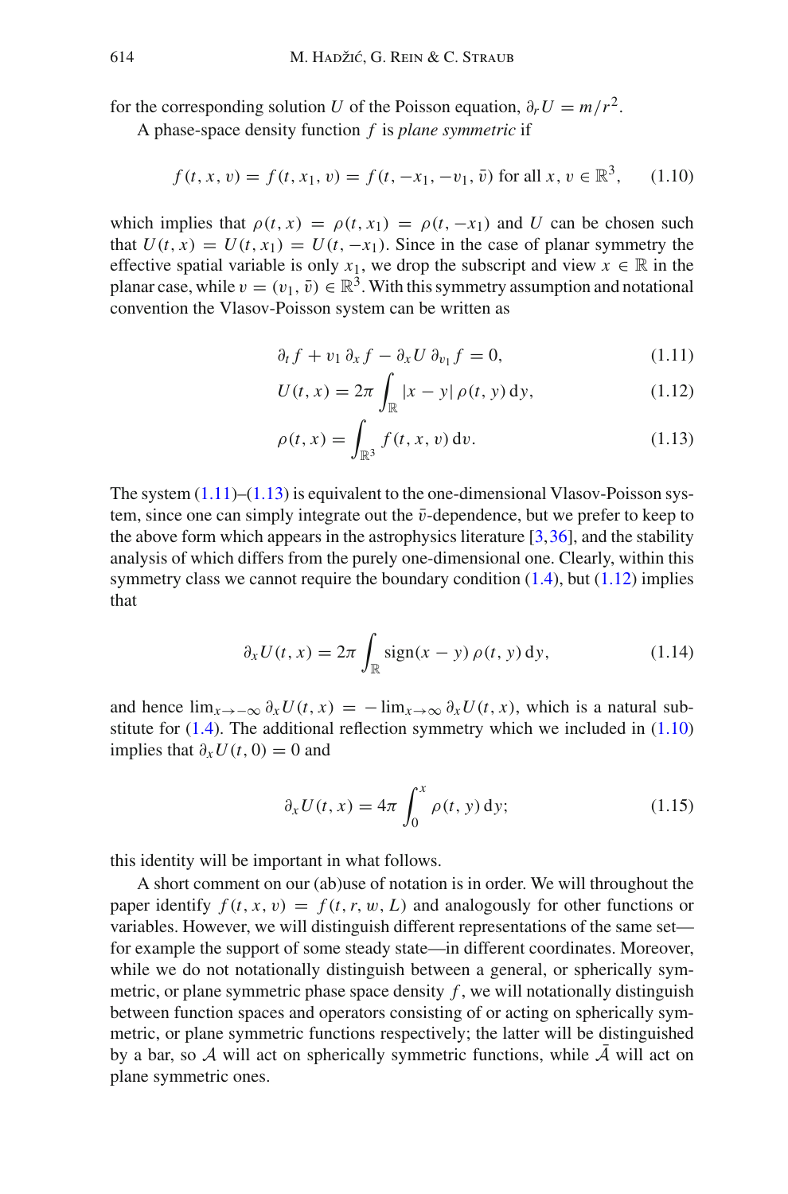for the corresponding solution $U$ of the Poisson equation, $\partial_r U = m/r^2$.

A phase-space density function $f$ is *plane symmetric* if

$$f(t, x, v) = f(t, x_1, v) = f(t, -x_1, -v_1, \bar{v}) \text{ for all } x, v \in \mathbb{R}^3, \tag{1.10}$$

which implies that $\rho(t, x) = \rho(t, x_1) = \rho(t, -x_1)$ and $U$ can be chosen such that $U(t, x) = U(t, x_1) = U(t, -x_1)$. Since in the case of planar symmetry the effective spatial variable is only $x_1$, we drop the subscript and view $x \in \mathbb{R}$ in the planar case, while $v = (v_1, \bar{v}) \in \mathbb{R}^3$. With this symmetry assumption and notational convention the Vlasov-Poisson system can be written as

$$\partial_t f + v_1\, \partial_x f - \partial_x U\, \partial_{v_1} f = 0, \tag{1.11}$$

$$U(t, x) = 2\pi \int_{\mathbb{R}} |x - y|\, \rho(t, y)\, \mathrm{d}y, \tag{1.12}$$

$$\rho(t, x) = \int_{\mathbb{R}^3} f(t, x, v)\, \mathrm{d}v. \tag{1.13}$$

The system (1.11)–(1.13) is equivalent to the one-dimensional Vlasov-Poisson system, since one can simply integrate out the $\bar{v}$-dependence, but we prefer to keep to the above form which appears in the astrophysics literature [3,36], and the stability analysis of which differs from the purely one-dimensional one. Clearly, within this symmetry class we cannot require the boundary condition (1.4), but (1.12) implies that

$$\partial_x U(t, x) = 2\pi \int_{\mathbb{R}} \operatorname{sign}(x - y)\, \rho(t, y)\, \mathrm{d}y, \tag{1.14}$$

and hence $\lim_{x\to-\infty} \partial_x U(t, x) = -\lim_{x\to\infty} \partial_x U(t, x)$, which is a natural substitute for (1.4). The additional reflection symmetry which we included in (1.10) implies that $\partial_x U(t, 0) = 0$ and

$$\partial_x U(t, x) = 4\pi \int_0^x \rho(t, y)\, \mathrm{d}y; \tag{1.15}$$

this identity will be important in what follows.

A short comment on our (ab)use of notation is in order. We will throughout the paper identify $f(t, x, v) = f(t, r, w, L)$ and analogously for other functions or variables. However, we will distinguish different representations of the same set—for example the support of some steady state—in different coordinates. Moreover, while we do not notationally distinguish between a general, or spherically symmetric, or plane symmetric phase space density $f$, we will notationally distinguish between function spaces and operators consisting of or acting on spherically symmetric, or plane symmetric functions respectively; the latter will be distinguished by a bar, so $\mathcal{A}$ will act on spherically symmetric functions, while $\bar{\mathcal{A}}$ will act on plane symmetric ones.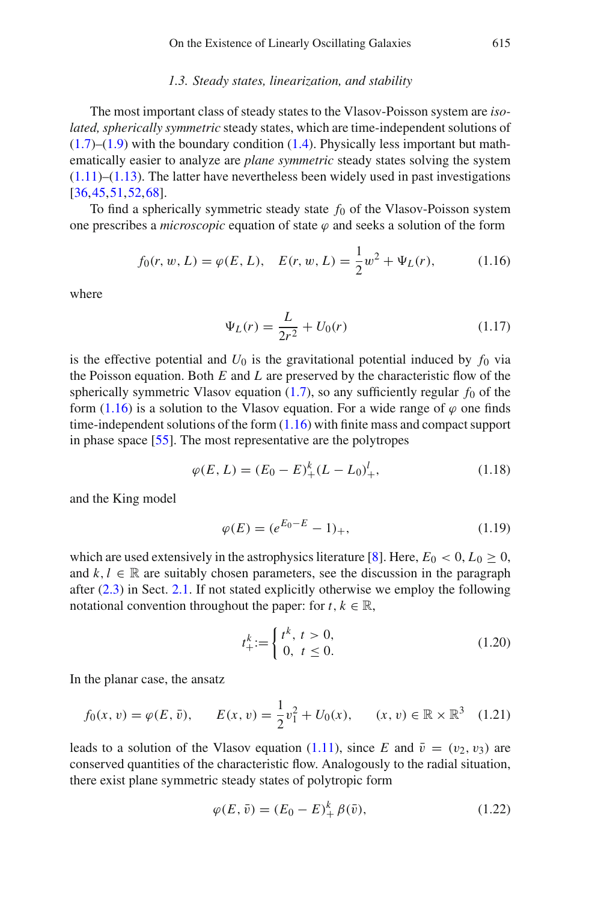### *1.3. Steady states, linearization, and stability*

The most important class of steady states to the Vlasov-Poisson system are *isolated, spherically symmetric* steady states, which are time-independent solutions of (1.7)–(1.9) with the boundary condition (1.4). Physically less important but mathematically easier to analyze are *plane symmetric* steady states solving the system (1.11)–(1.13). The latter have nevertheless been widely used in past investigations [36,45,51,52,68].

To find a spherically symmetric steady state $f_0$ of the Vlasov-Poisson system one prescribes a *microscopic* equation of state $\varphi$ and seeks a solution of the form

$$f_0(r, w, L) = \varphi(E, L), \quad E(r, w, L) = \frac{1}{2}w^2 + \Psi_L(r), \tag{1.16}$$

where

$$\Psi_L(r) = \frac{L}{2r^2} + U_0(r) \tag{1.17}$$

is the effective potential and $U_0$ is the gravitational potential induced by $f_0$ via the Poisson equation. Both $E$ and $L$ are preserved by the characteristic flow of the spherically symmetric Vlasov equation (1.7), so any sufficiently regular $f_0$ of the form (1.16) is a solution to the Vlasov equation. For a wide range of $\varphi$ one finds time-independent solutions of the form (1.16) with finite mass and compact support in phase space [55]. The most representative are the polytropes

$$\varphi(E, L) = (E_0 - E)_+^k (L - L_0)_+^l, \tag{1.18}$$

and the King model

$$\varphi(E) = (e^{E_0 - E} - 1)_+, \tag{1.19}$$

which are used extensively in the astrophysics literature [8]. Here, $E_0 < 0$, $L_0 \geq 0$, and $k, l \in \mathbb{R}$ are suitably chosen parameters, see the discussion in the paragraph after (2.3) in Sect. 2.1. If not stated explicitly otherwise we employ the following notational convention throughout the paper: for $t, k \in \mathbb{R}$,

$$t_+^k := \begin{cases} t^k, & t > 0, \\ 0, & t \leq 0. \end{cases} \tag{1.20}$$

In the planar case, the ansatz

$$f_0(x, v) = \varphi(E, \bar{v}), \qquad E(x, v) = \frac{1}{2}v_1^2 + U_0(x), \qquad (x, v) \in \mathbb{R} \times \mathbb{R}^3 \tag{1.21}$$

leads to a solution of the Vlasov equation (1.11), since $E$ and $\bar{v} = (v_2, v_3)$ are conserved quantities of the characteristic flow. Analogously to the radial situation, there exist plane symmetric steady states of polytropic form

$$\varphi(E, \bar{v}) = (E_0 - E)_+^k \beta(\bar{v}), \tag{1.22}$$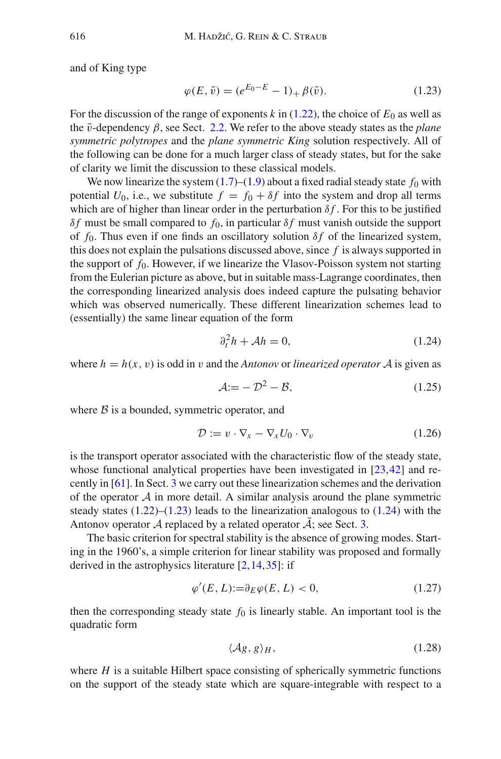and of King type

$$\varphi(E, \bar{v}) = (e^{E_0 - E} - 1)_+ \, \beta(\bar{v}). \tag{1.23}$$

For the discussion of the range of exponents $k$ in (1.22), the choice of $E_0$ as well as the $\bar{v}$-dependency $\beta$, see Sect. 2.2. We refer to the above steady states as the *plane symmetric polytropes* and the *plane symmetric King* solution respectively. All of the following can be done for a much larger class of steady states, but for the sake of clarity we limit the discussion to these classical models.

We now linearize the system (1.7)–(1.9) about a fixed radial steady state $f_0$ with potential $U_0$, i.e., we substitute $f = f_0 + \delta f$ into the system and drop all terms which are of higher than linear order in the perturbation $\delta f$. For this to be justified $\delta f$ must be small compared to $f_0$, in particular $\delta f$ must vanish outside the support of $f_0$. Thus even if one finds an oscillatory solution $\delta f$ of the linearized system, this does not explain the pulsations discussed above, since $f$ is always supported in the support of $f_0$. However, if we linearize the Vlasov-Poisson system not starting from the Eulerian picture as above, but in suitable mass-Lagrange coordinates, then the corresponding linearized analysis does indeed capture the pulsating behavior which was observed numerically. These different linearization schemes lead to (essentially) the same linear equation of the form

$$\partial_t^2 h + \mathcal{A} h = 0, \tag{1.24}$$

where $h = h(x, v)$ is odd in $v$ and the *Antonov* or *linearized operator* $\mathcal{A}$ is given as

$$\mathcal{A} := -\mathcal{D}^2 - \mathcal{B}, \tag{1.25}$$

where $\mathcal{B}$ is a bounded, symmetric operator, and

$$\mathcal{D} := v \cdot \nabla_x - \nabla_x U_0 \cdot \nabla_v \tag{1.26}$$

is the transport operator associated with the characteristic flow of the steady state, whose functional analytical properties have been investigated in [23,42] and recently in [61]. In Sect. 3 we carry out these linearization schemes and the derivation of the operator $\mathcal{A}$ in more detail. A similar analysis around the plane symmetric steady states (1.22)–(1.23) leads to the linearization analogous to (1.24) with the Antonov operator $\mathcal{A}$ replaced by a related operator $\bar{\mathcal{A}}$; see Sect. 3.

The basic criterion for spectral stability is the absence of growing modes. Starting in the 1960's, a simple criterion for linear stability was proposed and formally derived in the astrophysics literature [2,14,35]: if

$$\varphi'(E, L) := \partial_E \varphi(E, L) < 0, \tag{1.27}$$

then the corresponding steady state $f_0$ is linearly stable. An important tool is the quadratic form

$$\langle \mathcal{A} g, g \rangle_H, \tag{1.28}$$

where $H$ is a suitable Hilbert space consisting of spherically symmetric functions on the support of the steady state which are square-integrable with respect to a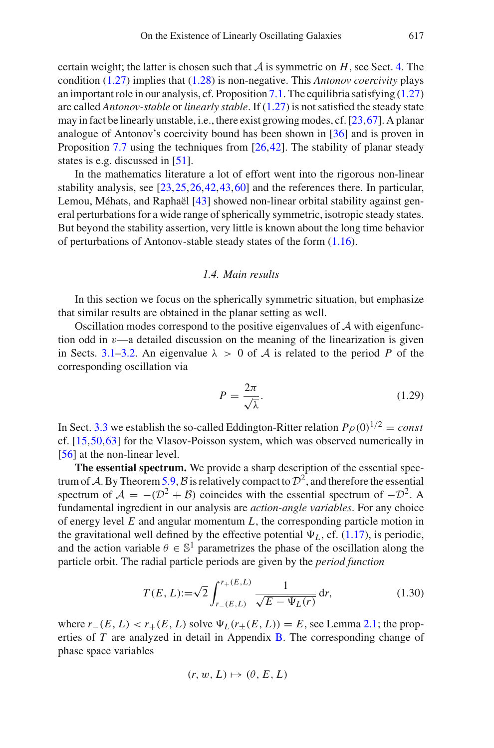certain weight; the latter is chosen such that $\mathcal{A}$ is symmetric on $H$, see Sect. 4. The condition (1.27) implies that (1.28) is non-negative. This *Antonov coercivity* plays an important role in our analysis, cf. Proposition 7.1. The equilibria satisfying (1.27) are called *Antonov-stable* or *linearly stable*. If (1.27) is not satisfied the steady state may in fact be linearly unstable, i.e., there exist growing modes, cf. [23,67]. A planar analogue of Antonov's coercivity bound has been shown in [36] and is proven in Proposition 7.7 using the techniques from [26,42]. The stability of planar steady states is e.g. discussed in [51].

In the mathematics literature a lot of effort went into the rigorous non-linear stability analysis, see [23,25,26,42,43,60] and the references there. In particular, Lemou, Méhats, and Raphaël [43] showed non-linear orbital stability against general perturbations for a wide range of spherically symmetric, isotropic steady states. But beyond the stability assertion, very little is known about the long time behavior of perturbations of Antonov-stable steady states of the form (1.16).

### 1.4. Main results

In this section we focus on the spherically symmetric situation, but emphasize that similar results are obtained in the planar setting as well.

Oscillation modes correspond to the positive eigenvalues of $\mathcal{A}$ with eigenfunction odd in $v$—a detailed discussion on the meaning of the linearization is given in Sects. 3.1–3.2. An eigenvalue $\lambda > 0$ of $\mathcal{A}$ is related to the period $P$ of the corresponding oscillation via

$$P = \frac{2\pi}{\sqrt{\lambda}}. \tag{1.29}$$

In Sect. 3.3 we establish the so-called Eddington-Ritter relation $P\rho(0)^{1/2} = const$ cf. [15,50,63] for the Vlasov-Poisson system, which was observed numerically in [56] at the non-linear level.

**The essential spectrum.** We provide a sharp description of the essential spectrum of $\mathcal{A}$. By Theorem 5.9, $\mathcal{B}$ is relatively compact to $\mathcal{D}^2$, and therefore the essential spectrum of $\mathcal{A} = -(\mathcal{D}^2 + \mathcal{B})$ coincides with the essential spectrum of $-\mathcal{D}^2$. A fundamental ingredient in our analysis are *action-angle variables*. For any choice of energy level $E$ and angular momentum $L$, the corresponding particle motion in the gravitational well defined by the effective potential $\Psi_L$, cf. (1.17), is periodic, and the action variable $\theta \in \mathbb{S}^1$ parametrizes the phase of the oscillation along the particle orbit. The radial particle periods are given by the *period function*

$$T(E, L) := \sqrt{2} \int_{r_-(E,L)}^{r_+(E,L)} \frac{1}{\sqrt{E - \Psi_L(r)}} \, \mathrm{d}r, \tag{1.30}$$

where $r_-(E, L) < r_+(E, L)$ solve $\Psi_L(r_\pm(E, L)) = E$, see Lemma 2.1; the properties of $T$ are analyzed in detail in Appendix B. The corresponding change of phase space variables

$$(r, w, L) \mapsto (\theta, E, L)$$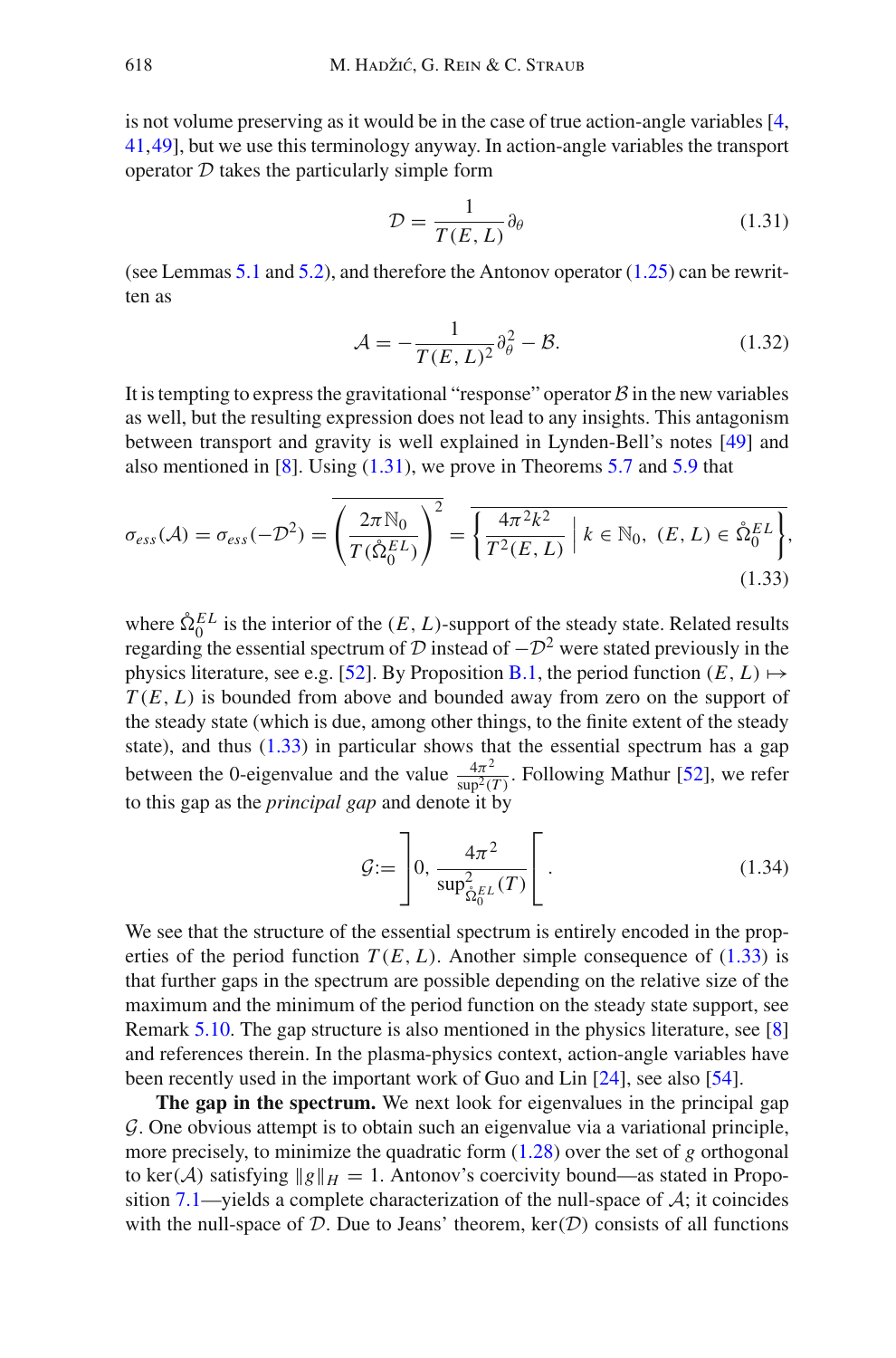is not volume preserving as it would be in the case of true action-angle variables [4, 41, 49], but we use this terminology anyway. In action-angle variables the transport operator $\mathcal{D}$ takes the particularly simple form

$$\mathcal{D} = \frac{1}{T(E, L)}\partial_\theta \tag{1.31}$$

(see Lemmas 5.1 and 5.2), and therefore the Antonov operator (1.25) can be rewritten as

$$\mathcal{A} = -\frac{1}{T(E, L)^2}\partial_\theta^2 - \mathcal{B}. \tag{1.32}$$

It is tempting to express the gravitational "response" operator $\mathcal{B}$ in the new variables as well, but the resulting expression does not lead to any insights. This antagonism between transport and gravity is well explained in Lynden-Bell's notes [49] and also mentioned in [8]. Using (1.31), we prove in Theorems 5.7 and 5.9 that

$$\sigma_{ess}(\mathcal{A}) = \sigma_{ess}(-\mathcal{D}^2) = \overline{\left(\frac{2\pi\mathbb{N}_0}{T(\mathring{\Omega}_0^{EL})}\right)^2} = \overline{\left\{\frac{4\pi^2k^2}{T^2(E, L)} \;\Big|\; k \in \mathbb{N}_0,\ (E, L) \in \mathring{\Omega}_0^{EL}\right\}}, \tag{1.33}$$

where $\mathring{\Omega}_0^{EL}$ is the interior of the $(E, L)$-support of the steady state. Related results regarding the essential spectrum of $\mathcal{D}$ instead of $-\mathcal{D}^2$ were stated previously in the physics literature, see e.g. [52]. By Proposition B.1, the period function $(E, L) \mapsto T(E, L)$ is bounded from above and bounded away from zero on the support of the steady state (which is due, among other things, to the finite extent of the steady state), and thus (1.33) in particular shows that the essential spectrum has a gap between the 0-eigenvalue and the value $\frac{4\pi^2}{\sup^2(T)}$. Following Mathur [52], we refer to this gap as the *principal gap* and denote it by

$$\mathcal{G} := \left]0, \frac{4\pi^2}{\sup^2_{\mathring{\Omega}_0^{EL}}(T)}\right[. \tag{1.34}$$

We see that the structure of the essential spectrum is entirely encoded in the properties of the period function $T(E, L)$. Another simple consequence of (1.33) is that further gaps in the spectrum are possible depending on the relative size of the maximum and the minimum of the period function on the steady state support, see Remark 5.10. The gap structure is also mentioned in the physics literature, see [8] and references therein. In the plasma-physics context, action-angle variables have been recently used in the important work of Guo and Lin [24], see also [54].

**The gap in the spectrum.** We next look for eigenvalues in the principal gap $\mathcal{G}$. One obvious attempt is to obtain such an eigenvalue via a variational principle, more precisely, to minimize the quadratic form (1.28) over the set of $g$ orthogonal to $\ker(\mathcal{A})$ satisfying $\|g\|_H = 1$. Antonov's coercivity bound—as stated in Proposition 7.1—yields a complete characterization of the null-space of $\mathcal{A}$; it coincides with the null-space of $\mathcal{D}$. Due to Jeans' theorem, $\ker(\mathcal{D})$ consists of all functions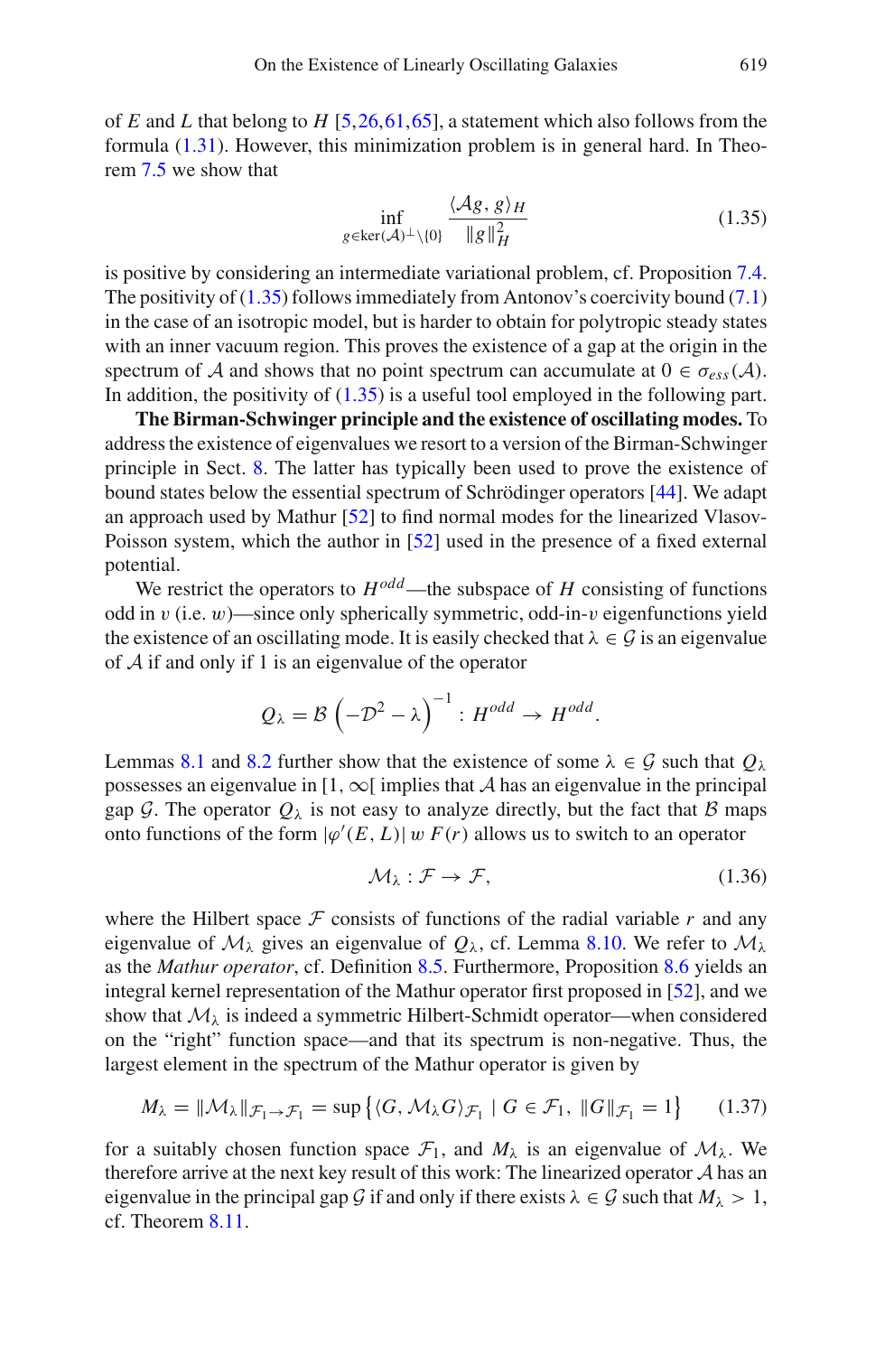of $E$ and $L$ that belong to $H$ [5,26,61,65], a statement which also follows from the formula (1.31). However, this minimization problem is in general hard. In Theorem 7.5 we show that

$$\inf_{g \in \ker(\mathcal{A})^{\perp} \setminus \{0\}} \frac{\langle \mathcal{A} g, g \rangle_H}{\|g\|_H^2} \tag{1.35}$$

is positive by considering an intermediate variational problem, cf. Proposition 7.4. The positivity of (1.35) follows immediately from Antonov's coercivity bound (7.1) in the case of an isotropic model, but is harder to obtain for polytropic steady states with an inner vacuum region. This proves the existence of a gap at the origin in the spectrum of $\mathcal{A}$ and shows that no point spectrum can accumulate at $0 \in \sigma_{ess}(\mathcal{A})$. In addition, the positivity of (1.35) is a useful tool employed in the following part.

**The Birman-Schwinger principle and the existence of oscillating modes.** To address the existence of eigenvalues we resort to a version of the Birman-Schwinger principle in Sect. 8. The latter has typically been used to prove the existence of bound states below the essential spectrum of Schrödinger operators [44]. We adapt an approach used by Mathur [52] to find normal modes for the linearized Vlasov-Poisson system, which the author in [52] used in the presence of a fixed external potential.

We restrict the operators to $H^{odd}$—the subspace of $H$ consisting of functions odd in $v$ (i.e. $w$)—since only spherically symmetric, odd-in-$v$ eigenfunctions yield the existence of an oscillating mode. It is easily checked that $\lambda \in \mathcal{G}$ is an eigenvalue of $\mathcal{A}$ if and only if 1 is an eigenvalue of the operator

$$Q_\lambda = \mathcal{B} \left( -\mathcal{D}^2 - \lambda \right)^{-1} : H^{odd} \to H^{odd}.$$

Lemmas 8.1 and 8.2 further show that the existence of some $\lambda \in \mathcal{G}$ such that $Q_\lambda$ possesses an eigenvalue in $[1, \infty[$ implies that $\mathcal{A}$ has an eigenvalue in the principal gap $\mathcal{G}$. The operator $Q_\lambda$ is not easy to analyze directly, but the fact that $\mathcal{B}$ maps onto functions of the form $|\varphi'(E, L)|\, w\, F(r)$ allows us to switch to an operator

$$\mathcal{M}_\lambda : \mathcal{F} \to \mathcal{F}, \tag{1.36}$$

where the Hilbert space $\mathcal{F}$ consists of functions of the radial variable $r$ and any eigenvalue of $\mathcal{M}_\lambda$ gives an eigenvalue of $Q_\lambda$, cf. Lemma 8.10. We refer to $\mathcal{M}_\lambda$ as the *Mathur operator*, cf. Definition 8.5. Furthermore, Proposition 8.6 yields an integral kernel representation of the Mathur operator first proposed in [52], and we show that $\mathcal{M}_\lambda$ is indeed a symmetric Hilbert-Schmidt operator—when considered on the "right" function space—and that its spectrum is non-negative. Thus, the largest element in the spectrum of the Mathur operator is given by

$$M_\lambda = \|\mathcal{M}_\lambda\|_{\mathcal{F}_1 \to \mathcal{F}_1} = \sup \left\{ \langle G, \mathcal{M}_\lambda G \rangle_{\mathcal{F}_1} \mid G \in \mathcal{F}_1,\ \|G\|_{\mathcal{F}_1} = 1 \right\} \tag{1.37}$$

for a suitably chosen function space $\mathcal{F}_1$, and $M_\lambda$ is an eigenvalue of $\mathcal{M}_\lambda$. We therefore arrive at the next key result of this work: The linearized operator $\mathcal{A}$ has an eigenvalue in the principal gap $\mathcal{G}$ if and only if there exists $\lambda \in \mathcal{G}$ such that $M_\lambda > 1$, cf. Theorem 8.11.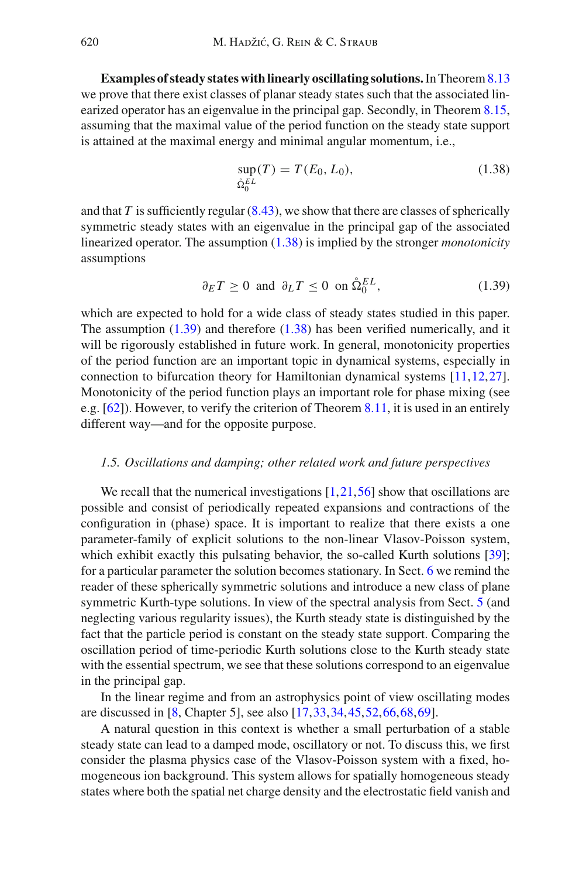**Examples of steady states with linearly oscillating solutions.** In Theorem 8.13 we prove that there exist classes of planar steady states such that the associated linearized operator has an eigenvalue in the principal gap. Secondly, in Theorem 8.15, assuming that the maximal value of the period function on the steady state support is attained at the maximal energy and minimal angular momentum, i.e.,

$$\sup_{\mathring{\Omega}_0^{EL}}(T) = T(E_0, L_0), \tag{1.38}$$

and that $T$ is sufficiently regular (8.43), we show that there are classes of spherically symmetric steady states with an eigenvalue in the principal gap of the associated linearized operator. The assumption (1.38) is implied by the stronger *monotonicity* assumptions

$$\partial_E T \geq 0 \ \text{ and } \ \partial_L T \leq 0 \ \text{ on } \mathring{\Omega}_0^{EL}, \tag{1.39}$$

which are expected to hold for a wide class of steady states studied in this paper. The assumption (1.39) and therefore (1.38) has been verified numerically, and it will be rigorously established in future work. In general, monotonicity properties of the period function are an important topic in dynamical systems, especially in connection to bifurcation theory for Hamiltonian dynamical systems [11,12,27]. Monotonicity of the period function plays an important role for phase mixing (see e.g. [62]). However, to verify the criterion of Theorem 8.11, it is used in an entirely different way—and for the opposite purpose.

### *1.5. Oscillations and damping; other related work and future perspectives*

We recall that the numerical investigations [1,21,56] show that oscillations are possible and consist of periodically repeated expansions and contractions of the configuration in (phase) space. It is important to realize that there exists a one parameter-family of explicit solutions to the non-linear Vlasov-Poisson system, which exhibit exactly this pulsating behavior, the so-called Kurth solutions [39]; for a particular parameter the solution becomes stationary. In Sect. 6 we remind the reader of these spherically symmetric solutions and introduce a new class of plane symmetric Kurth-type solutions. In view of the spectral analysis from Sect. 5 (and neglecting various regularity issues), the Kurth steady state is distinguished by the fact that the particle period is constant on the steady state support. Comparing the oscillation period of time-periodic Kurth solutions close to the Kurth steady state with the essential spectrum, we see that these solutions correspond to an eigenvalue in the principal gap.

In the linear regime and from an astrophysics point of view oscillating modes are discussed in [8, Chapter 5], see also [17,33,34,45,52,66,68,69].

A natural question in this context is whether a small perturbation of a stable steady state can lead to a damped mode, oscillatory or not. To discuss this, we first consider the plasma physics case of the Vlasov-Poisson system with a fixed, homogeneous ion background. This system allows for spatially homogeneous steady states where both the spatial net charge density and the electrostatic field vanish and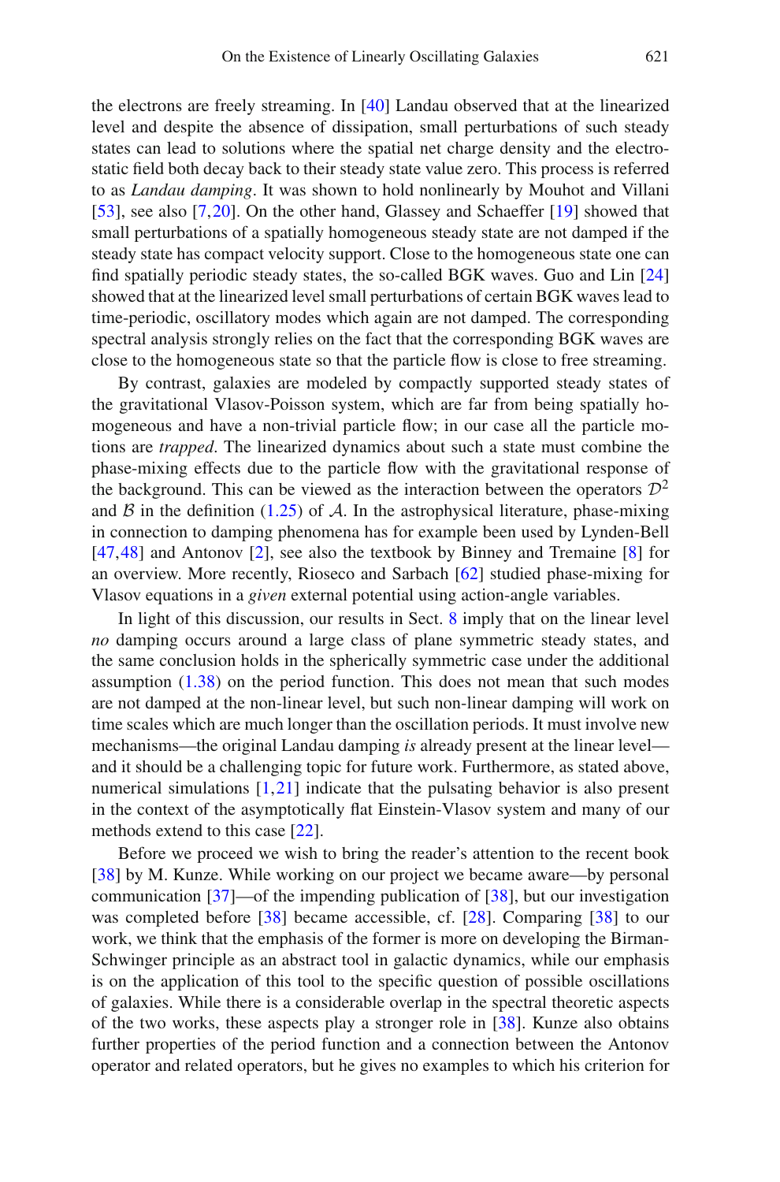the electrons are freely streaming. In [40] Landau observed that at the linearized level and despite the absence of dissipation, small perturbations of such steady states can lead to solutions where the spatial net charge density and the electrostatic field both decay back to their steady state value zero. This process is referred to as *Landau damping*. It was shown to hold nonlinearly by Mouhot and Villani [53], see also [7,20]. On the other hand, Glassey and Schaeffer [19] showed that small perturbations of a spatially homogeneous steady state are not damped if the steady state has compact velocity support. Close to the homogeneous state one can find spatially periodic steady states, the so-called BGK waves. Guo and Lin [24] showed that at the linearized level small perturbations of certain BGK waves lead to time-periodic, oscillatory modes which again are not damped. The corresponding spectral analysis strongly relies on the fact that the corresponding BGK waves are close to the homogeneous state so that the particle flow is close to free streaming.

By contrast, galaxies are modeled by compactly supported steady states of the gravitational Vlasov-Poisson system, which are far from being spatially homogeneous and have a non-trivial particle flow; in our case all the particle motions are *trapped*. The linearized dynamics about such a state must combine the phase-mixing effects due to the particle flow with the gravitational response of the background. This can be viewed as the interaction between the operators $\mathcal{D}^2$ and $\mathcal{B}$ in the definition (1.25) of $\mathcal{A}$. In the astrophysical literature, phase-mixing in connection to damping phenomena has for example been used by Lynden-Bell [47,48] and Antonov [2], see also the textbook by Binney and Tremaine [8] for an overview. More recently, Rioseco and Sarbach [62] studied phase-mixing for Vlasov equations in a *given* external potential using action-angle variables.

In light of this discussion, our results in Sect. 8 imply that on the linear level *no* damping occurs around a large class of plane symmetric steady states, and the same conclusion holds in the spherically symmetric case under the additional assumption (1.38) on the period function. This does not mean that such modes are not damped at the non-linear level, but such non-linear damping will work on time scales which are much longer than the oscillation periods. It must involve new mechanisms—the original Landau damping *is* already present at the linear level—and it should be a challenging topic for future work. Furthermore, as stated above, numerical simulations [1,21] indicate that the pulsating behavior is also present in the context of the asymptotically flat Einstein-Vlasov system and many of our methods extend to this case [22].

Before we proceed we wish to bring the reader's attention to the recent book [38] by M. Kunze. While working on our project we became aware—by personal communication [37]—of the impending publication of [38], but our investigation was completed before [38] became accessible, cf. [28]. Comparing [38] to our work, we think that the emphasis of the former is more on developing the Birman-Schwinger principle as an abstract tool in galactic dynamics, while our emphasis is on the application of this tool to the specific question of possible oscillations of galaxies. While there is a considerable overlap in the spectral theoretic aspects of the two works, these aspects play a stronger role in [38]. Kunze also obtains further properties of the period function and a connection between the Antonov operator and related operators, but he gives no examples to which his criterion for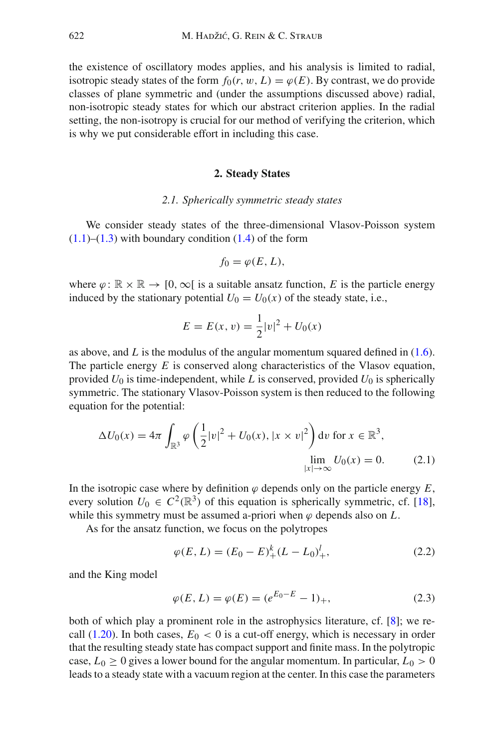the existence of oscillatory modes applies, and his analysis is limited to radial, isotropic steady states of the form $f_0(r, w, L) = \varphi(E)$. By contrast, we do provide classes of plane symmetric and (under the assumptions discussed above) radial, non-isotropic steady states for which our abstract criterion applies. In the radial setting, the non-isotropy is crucial for our method of verifying the criterion, which is why we put considerable effort in including this case.

## 2. Steady States

### *2.1. Spherically symmetric steady states*

We consider steady states of the three-dimensional Vlasov-Poisson system (1.1)–(1.3) with boundary condition (1.4) of the form

$$f_0 = \varphi(E, L),$$

where $\varphi\colon \mathbb{R} \times \mathbb{R} \to [0, \infty[$ is a suitable ansatz function, $E$ is the particle energy induced by the stationary potential $U_0 = U_0(x)$ of the steady state, i.e.,

$$E = E(x, v) = \frac{1}{2}|v|^2 + U_0(x)$$

as above, and $L$ is the modulus of the angular momentum squared defined in (1.6). The particle energy $E$ is conserved along characteristics of the Vlasov equation, provided $U_0$ is time-independent, while $L$ is conserved, provided $U_0$ is spherically symmetric. The stationary Vlasov-Poisson system is then reduced to the following equation for the potential:

$$\Delta U_0(x) = 4\pi \int_{\mathbb{R}^3} \varphi\left(\frac{1}{2}|v|^2 + U_0(x), |x \times v|^2\right) \mathrm{d}v \text{ for } x \in \mathbb{R}^3, \qquad \lim_{|x|\to\infty} U_0(x) = 0. \tag{2.1}$$

In the isotropic case where by definition $\varphi$ depends only on the particle energy $E$, every solution $U_0 \in C^2(\mathbb{R}^3)$ of this equation is spherically symmetric, cf. [18], while this symmetry must be assumed a-priori when $\varphi$ depends also on $L$.

As for the ansatz function, we focus on the polytropes

$$\varphi(E, L) = (E_0 - E)_+^k (L - L_0)_+^l, \tag{2.2}$$

and the King model

$$\varphi(E, L) = \varphi(E) = (e^{E_0 - E} - 1)_+, \tag{2.3}$$

both of which play a prominent role in the astrophysics literature, cf. [8]; we recall (1.20). In both cases, $E_0 < 0$ is a cut-off energy, which is necessary in order that the resulting steady state has compact support and finite mass. In the polytropic case, $L_0 \geq 0$ gives a lower bound for the angular momentum. In particular, $L_0 > 0$ leads to a steady state with a vacuum region at the center. In this case the parameters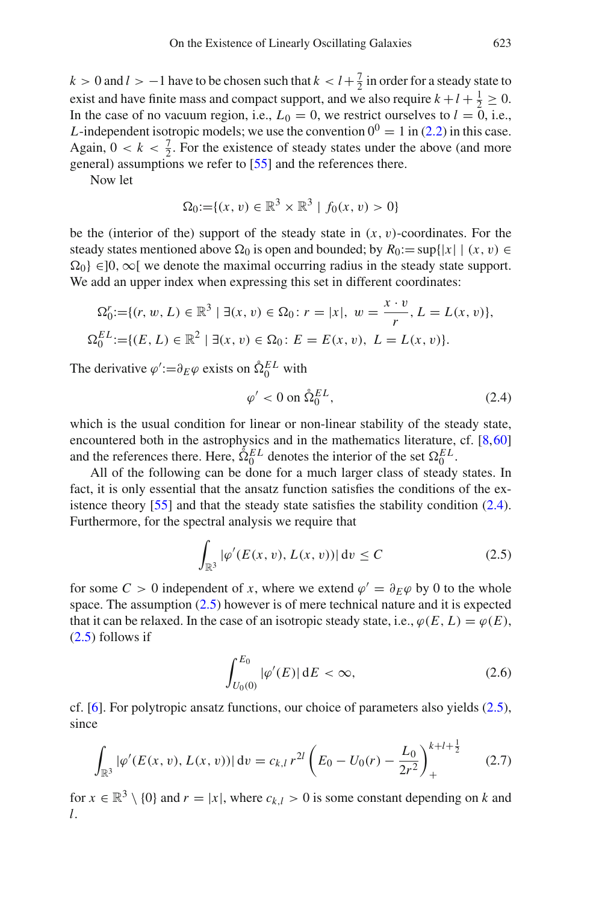$k > 0$ and $l > -1$ have to be chosen such that $k < l + \frac{7}{2}$ in order for a steady state to exist and have finite mass and compact support, and we also require $k + l + \frac{1}{2} \geq 0$. In the case of no vacuum region, i.e., $L_0 = 0$, we restrict ourselves to $l = 0$, i.e., $L$-independent isotropic models; we use the convention $0^0 = 1$ in (2.2) in this case. Again, $0 < k < \frac{7}{2}$. For the existence of steady states under the above (and more general) assumptions we refer to [55] and the references there.

Now let

$$\Omega_0 := \{(x, v) \in \mathbb{R}^3 \times \mathbb{R}^3 \mid f_0(x, v) > 0\}$$

be the (interior of the) support of the steady state in $(x, v)$-coordinates. For the steady states mentioned above $\Omega_0$ is open and bounded; by $R_0 := \sup\{|x| \mid (x, v) \in \Omega_0\} \in ]0, \infty[$ we denote the maximal occurring radius in the steady state support. We add an upper index when expressing this set in different coordinates:

$$\Omega_0^r := \{(r, w, L) \in \mathbb{R}^3 \mid \exists (x, v) \in \Omega_0 \colon r = |x|,\ w = \frac{x \cdot v}{r}, L = L(x, v)\},$$

$$\Omega_0^{EL} := \{(E, L) \in \mathbb{R}^2 \mid \exists (x, v) \in \Omega_0 \colon E = E(x, v),\ L = L(x, v)\}.$$

The derivative $\varphi' := \partial_E \varphi$ exists on $\mathring{\Omega}_0^{EL}$ with

$$\varphi' < 0 \text{ on } \mathring{\Omega}_0^{EL}, \tag{2.4}$$

which is the usual condition for linear or non-linear stability of the steady state, encountered both in the astrophysics and in the mathematics literature, cf. [8,60] and the references there. Here, $\mathring{\Omega}_0^{EL}$ denotes the interior of the set $\Omega_0^{EL}$.

All of the following can be done for a much larger class of steady states. In fact, it is only essential that the ansatz function satisfies the conditions of the existence theory [55] and that the steady state satisfies the stability condition (2.4). Furthermore, for the spectral analysis we require that

$$\int_{\mathbb{R}^3} |\varphi'(E(x, v), L(x, v))| \, \mathrm{d}v \leq C \tag{2.5}$$

for some $C > 0$ independent of $x$, where we extend $\varphi' = \partial_E \varphi$ by 0 to the whole space. The assumption (2.5) however is of mere technical nature and it is expected that it can be relaxed. In the case of an isotropic steady state, i.e., $\varphi(E, L) = \varphi(E)$, (2.5) follows if

$$\int_{U_0(0)}^{E_0} |\varphi'(E)| \, \mathrm{d}E < \infty, \tag{2.6}$$

cf. [6]. For polytropic ansatz functions, our choice of parameters also yields (2.5), since

$$\int_{\mathbb{R}^3} |\varphi'(E(x, v), L(x, v))| \, \mathrm{d}v = c_{k,l} \, r^{2l} \left( E_0 - U_0(r) - \frac{L_0}{2r^2} \right)_+^{k+l+\frac{1}{2}} \tag{2.7}$$

for $x \in \mathbb{R}^3 \setminus \{0\}$ and $r = |x|$, where $c_{k,l} > 0$ is some constant depending on $k$ and $l$.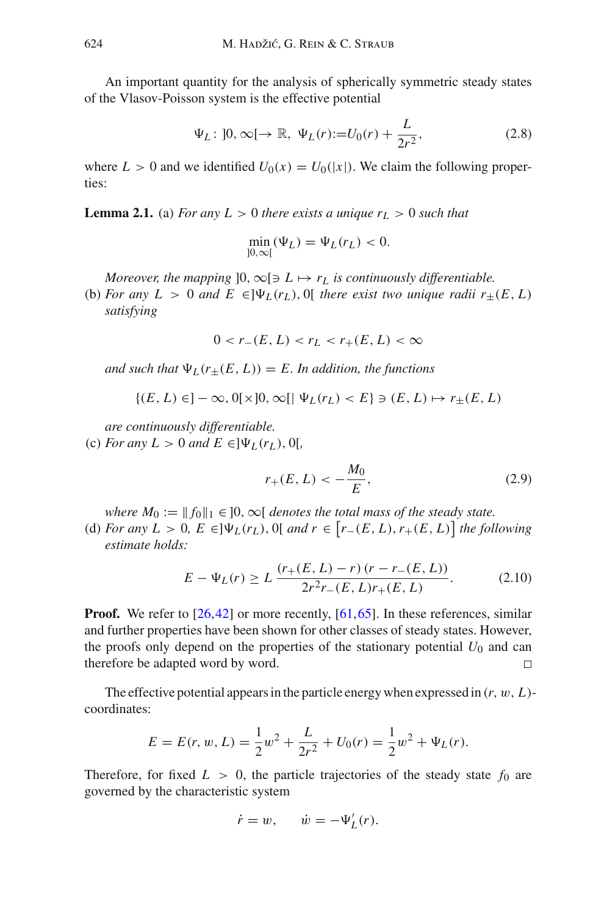An important quantity for the analysis of spherically symmetric steady states of the Vlasov-Poisson system is the effective potential

$$\Psi_L \colon ]0,\infty[ \to \mathbb{R}, \ \Psi_L(r) := U_0(r) + \frac{L}{2r^2}, \tag{2.8}$$

where $L > 0$ and we identified $U_0(x) = U_0(|x|)$. We claim the following properties:

**Lemma 2.1.** (a) *For any $L > 0$ there exists a unique $r_L > 0$ such that*

$$\min_{]0,\infty[} (\Psi_L) = \Psi_L(r_L) < 0.$$

*Moreover, the mapping $]0,\infty[ \ni L \mapsto r_L$ is continuously differentiable.*

(b) *For any $L > 0$ and $E \in ]\Psi_L(r_L), 0[$ there exist two unique radii $r_\pm(E, L)$ satisfying*

$$0 < r_-(E, L) < r_L < r_+(E, L) < \infty$$

*and such that $\Psi_L(r_\pm(E, L)) = E$. In addition, the functions*

$$\{(E, L) \in ]-\infty, 0[ \times ]0, \infty[ \mid \Psi_L(r_L) < E\} \ni (E, L) \mapsto r_\pm(E, L)$$

*are continuously differentiable.*

(c) *For any $L > 0$ and $E \in ]\Psi_L(r_L), 0[$,*

$$r_+(E, L) < -\frac{M_0}{E}, \tag{2.9}$$

*where $M_0 := \| f_0 \|_1 \in ]0, \infty[$ denotes the total mass of the steady state.*

(d) *For any $L > 0$, $E \in ]\Psi_L(r_L), 0[$ and $r \in \left[r_-(E, L), r_+(E, L)\right]$ the following estimate holds:*

$$E - \Psi_L(r) \geq L \, \frac{(r_+(E, L) - r)\,(r - r_-(E, L))}{2r^2 r_-(E, L) r_+(E, L)}. \tag{2.10}$$

**Proof.** We refer to [26,42] or more recently, [61,65]. In these references, similar and further properties have been shown for other classes of steady states. However, the proofs only depend on the properties of the stationary potential $U_0$ and can therefore be adapted word by word. □

The effective potential appears in the particle energy when expressed in $(r, w, L)$-coordinates:

$$E = E(r, w, L) = \frac{1}{2}w^2 + \frac{L}{2r^2} + U_0(r) = \frac{1}{2}w^2 + \Psi_L(r).$$

Therefore, for fixed $L > 0$, the particle trajectories of the steady state $f_0$ are governed by the characteristic system

$$\dot{r} = w, \qquad \dot{w} = -\Psi_L'(r).$$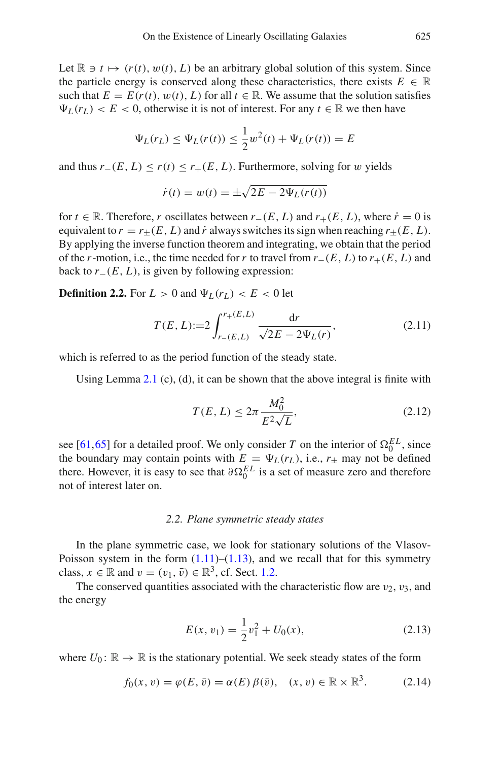Let $\mathbb{R} \ni t \mapsto (r(t), w(t), L)$ be an arbitrary global solution of this system. Since the particle energy is conserved along these characteristics, there exists $E \in \mathbb{R}$ such that $E = E(r(t), w(t), L)$ for all $t \in \mathbb{R}$. We assume that the solution satisfies $\Psi_L(r_L) < E < 0$, otherwise it is not of interest. For any $t \in \mathbb{R}$ we then have

$$\Psi_L(r_L) \leq \Psi_L(r(t)) \leq \frac{1}{2}w^2(t) + \Psi_L(r(t)) = E$$

and thus $r_-(E, L) \leq r(t) \leq r_+(E, L)$. Furthermore, solving for $w$ yields

$$\dot{r}(t) = w(t) = \pm\sqrt{2E - 2\Psi_L(r(t))}$$

for $t \in \mathbb{R}$. Therefore, $r$ oscillates between $r_-(E, L)$ and $r_+(E, L)$, where $\dot{r} = 0$ is equivalent to $r = r_\pm(E, L)$ and $\dot{r}$ always switches its sign when reaching $r_\pm(E, L)$. By applying the inverse function theorem and integrating, we obtain that the period of the $r$-motion, i.e., the time needed for $r$ to travel from $r_-(E, L)$ to $r_+(E, L)$ and back to $r_-(E, L)$, is given by following expression:

**Definition 2.2.** For $L > 0$ and $\Psi_L(r_L) < E < 0$ let

$$T(E, L) := 2\int_{r_-(E,L)}^{r_+(E,L)} \frac{\mathrm{d}r}{\sqrt{2E - 2\Psi_L(r)}}, \tag{2.11}$$

which is referred to as the period function of the steady state.

Using Lemma 2.1 (c), (d), it can be shown that the above integral is finite with

$$T(E, L) \leq 2\pi \frac{M_0^2}{E^2\sqrt{L}}, \tag{2.12}$$

see [61,65] for a detailed proof. We only consider $T$ on the interior of $\Omega_0^{EL}$, since the boundary may contain points with $E = \Psi_L(r_L)$, i.e., $r_\pm$ may not be defined there. However, it is easy to see that $\partial\Omega_0^{EL}$ is a set of measure zero and therefore not of interest later on.

### *2.2. Plane symmetric steady states*

In the plane symmetric case, we look for stationary solutions of the Vlasov-Poisson system in the form (1.11)–(1.13), and we recall that for this symmetry class, $x \in \mathbb{R}$ and $v = (v_1, \bar{v}) \in \mathbb{R}^3$, cf. Sect. 1.2.

The conserved quantities associated with the characteristic flow are $v_2$, $v_3$, and the energy

$$E(x, v_1) = \frac{1}{2}v_1^2 + U_0(x), \tag{2.13}$$

where $U_0 : \mathbb{R} \to \mathbb{R}$ is the stationary potential. We seek steady states of the form

$$f_0(x, v) = \varphi(E, \bar{v}) = \alpha(E)\,\beta(\bar{v}), \quad (x, v) \in \mathbb{R} \times \mathbb{R}^3. \tag{2.14}$$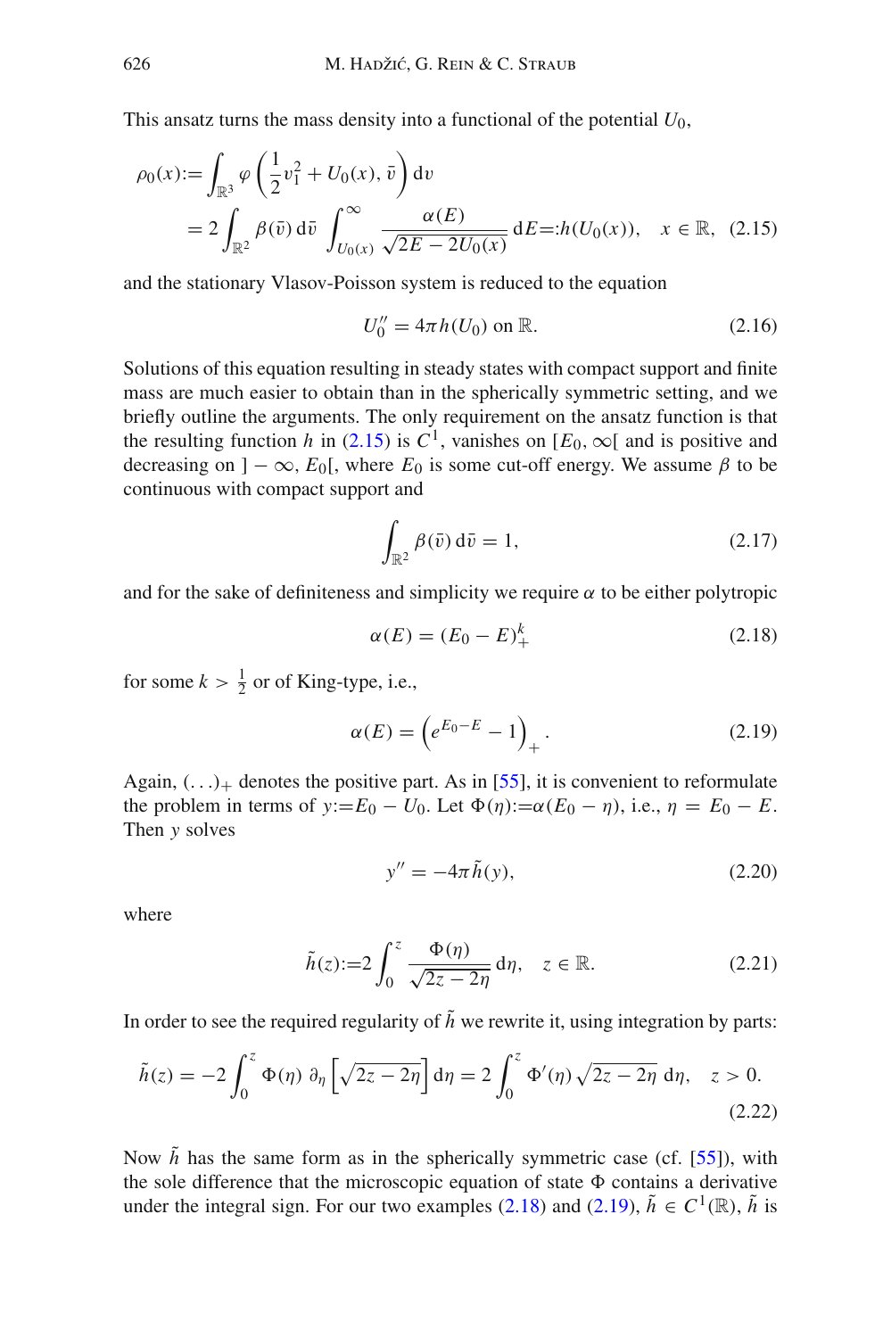This ansatz turns the mass density into a functional of the potential $U_0$,

$$
\begin{aligned}
\rho_0(x) &:= \int_{\mathbb{R}^3} \varphi\left(\frac{1}{2}v_1^2 + U_0(x), \bar{v}\right) \mathrm{d}v \\
&= 2\int_{\mathbb{R}^2} \beta(\bar{v})\,\mathrm{d}\bar{v} \int_{U_0(x)}^{\infty} \frac{\alpha(E)}{\sqrt{2E - 2U_0(x)}}\,\mathrm{d}E =: h(U_0(x)), \quad x \in \mathbb{R}, \quad (2.15)
\end{aligned}
$$

and the stationary Vlasov-Poisson system is reduced to the equation

$$
U_0'' = 4\pi h(U_0) \text{ on } \mathbb{R}. \tag{2.16}
$$

Solutions of this equation resulting in steady states with compact support and finite mass are much easier to obtain than in the spherically symmetric setting, and we briefly outline the arguments. The only requirement on the ansatz function is that the resulting function $h$ in (2.15) is $C^1$, vanishes on $[E_0, \infty[$ and is positive and decreasing on $]-\infty, E_0[$, where $E_0$ is some cut-off energy. We assume $\beta$ to be continuous with compact support and

$$
\int_{\mathbb{R}^2} \beta(\bar{v})\,\mathrm{d}\bar{v} = 1, \tag{2.17}
$$

and for the sake of definiteness and simplicity we require $\alpha$ to be either polytropic

$$
\alpha(E) = (E_0 - E)_+^k \tag{2.18}
$$

for some $k > \frac{1}{2}$ or of King-type, i.e.,

$$
\alpha(E) = \left(e^{E_0 - E} - 1\right)_+. \tag{2.19}
$$

Again, $(\ldots)_+$ denotes the positive part. As in [55], it is convenient to reformulate the problem in terms of $y := E_0 - U_0$. Let $\Phi(\eta) := \alpha(E_0 - \eta)$, i.e., $\eta = E_0 - E$. Then $y$ solves

$$
y'' = -4\pi \tilde{h}(y), \tag{2.20}
$$

where

$$
\tilde{h}(z) := 2\int_0^z \frac{\Phi(\eta)}{\sqrt{2z - 2\eta}}\,\mathrm{d}\eta, \quad z \in \mathbb{R}. \tag{2.21}
$$

In order to see the required regularity of $\tilde{h}$ we rewrite it, using integration by parts:

$$
\tilde{h}(z) = -2\int_0^z \Phi(\eta)\,\partial_\eta\left[\sqrt{2z - 2\eta}\right]\mathrm{d}\eta = 2\int_0^z \Phi'(\eta)\sqrt{2z - 2\eta}\,\mathrm{d}\eta, \quad z > 0. \tag{2.22}
$$

Now $\tilde{h}$ has the same form as in the spherically symmetric case (cf. [55]), with the sole difference that the microscopic equation of state $\Phi$ contains a derivative under the integral sign. For our two examples (2.18) and (2.19), $\tilde{h} \in C^1(\mathbb{R})$, $\tilde{h}$ is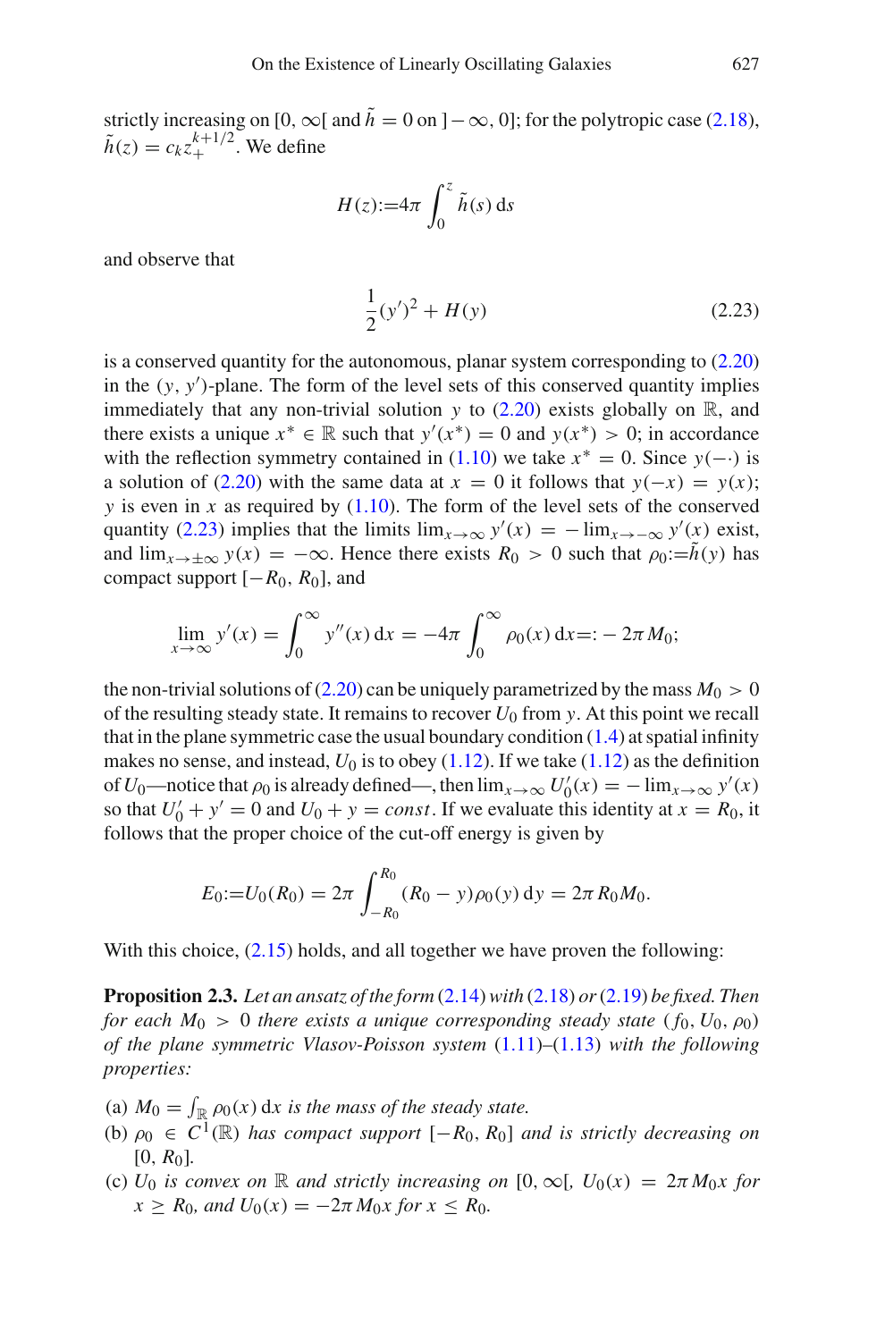strictly increasing on $[0, \infty[$ and $\tilde{h} = 0$ on $]-\infty, 0]$; for the polytropic case (2.18), $\tilde{h}(z) = c_k z_+^{k+1/2}$. We define

$$H(z) := 4\pi \int_0^z \tilde{h}(s)\, \mathrm{d}s$$

and observe that

$$\frac{1}{2}(y')^2 + H(y) \tag{2.23}$$

is a conserved quantity for the autonomous, planar system corresponding to (2.20) in the $(y, y')$-plane. The form of the level sets of this conserved quantity implies immediately that any non-trivial solution $y$ to (2.20) exists globally on $\mathbb{R}$, and there exists a unique $x^* \in \mathbb{R}$ such that $y'(x^*) = 0$ and $y(x^*) > 0$; in accordance with the reflection symmetry contained in (1.10) we take $x^* = 0$. Since $y(-\cdot)$ is a solution of (2.20) with the same data at $x = 0$ it follows that $y(-x) = y(x)$; $y$ is even in $x$ as required by (1.10). The form of the level sets of the conserved quantity (2.23) implies that the limits $\lim_{x\to\infty} y'(x) = -\lim_{x\to-\infty} y'(x)$ exist, and $\lim_{x\to\pm\infty} y(x) = -\infty$. Hence there exists $R_0 > 0$ such that $\rho_0 := \tilde{h}(y)$ has compact support $[-R_0, R_0]$, and

$$\lim_{x\to\infty} y'(x) = \int_0^\infty y''(x)\, \mathrm{d}x = -4\pi \int_0^\infty \rho_0(x)\, \mathrm{d}x =: -2\pi M_0;$$

the non-trivial solutions of (2.20) can be uniquely parametrized by the mass $M_0 > 0$ of the resulting steady state. It remains to recover $U_0$ from $y$. At this point we recall that in the plane symmetric case the usual boundary condition (1.4) at spatial infinity makes no sense, and instead, $U_0$ is to obey (1.12). If we take (1.12) as the definition of $U_0$—notice that $\rho_0$ is already defined—, then $\lim_{x\to\infty} U_0'(x) = -\lim_{x\to\infty} y'(x)$ so that $U_0' + y' = 0$ and $U_0 + y = const$. If we evaluate this identity at $x = R_0$, it follows that the proper choice of the cut-off energy is given by

$$E_0 := U_0(R_0) = 2\pi \int_{-R_0}^{R_0} (R_0 - y)\rho_0(y)\, \mathrm{d}y = 2\pi R_0 M_0.$$

With this choice, (2.15) holds, and all together we have proven the following:

**Proposition 2.3.** *Let an ansatz of the form (2.14) with (2.18) or (2.19) be fixed. Then for each $M_0 > 0$ there exists a unique corresponding steady state $(f_0, U_0, \rho_0)$ of the plane symmetric Vlasov-Poisson system (1.11)–(1.13) with the following properties:*

(a) *$M_0 = \int_{\mathbb{R}} \rho_0(x)\, \mathrm{d}x$ is the mass of the steady state.*
(b) *$\rho_0 \in C^1(\mathbb{R})$ has compact support $[-R_0, R_0]$ and is strictly decreasing on $[0, R_0]$.*
(c) *$U_0$ is convex on $\mathbb{R}$ and strictly increasing on $[0, \infty[$, $U_0(x) = 2\pi M_0 x$ for $x \geq R_0$, and $U_0(x) = -2\pi M_0 x$ for $x \leq R_0$.*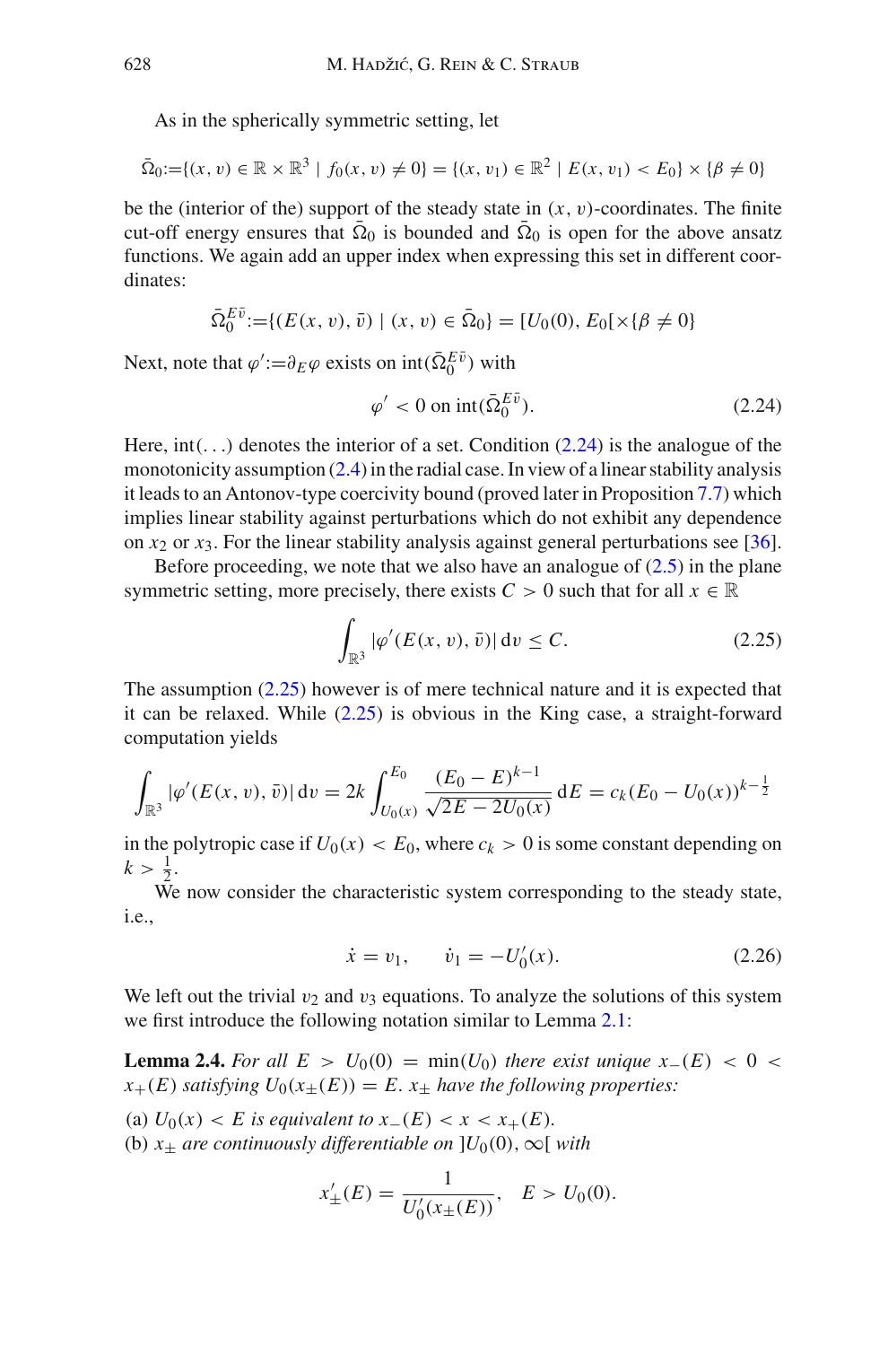As in the spherically symmetric setting, let

$$\bar{\Omega}_0 := \{(x, v) \in \mathbb{R} \times \mathbb{R}^3 \mid f_0(x, v) \neq 0\} = \{(x, v_1) \in \mathbb{R}^2 \mid E(x, v_1) < E_0\} \times \{\beta \neq 0\}$$

be the (interior of the) support of the steady state in $(x, v)$-coordinates. The finite cut-off energy ensures that $\bar{\Omega}_0$ is bounded and $\bar{\Omega}_0$ is open for the above ansatz functions. We again add an upper index when expressing this set in different coordinates:

$$\bar{\Omega}_0^{E\bar{v}} := \{(E(x, v), \bar{v}) \mid (x, v) \in \bar{\Omega}_0\} = [U_0(0), E_0[ \times \{\beta \neq 0\}$$

Next, note that $\varphi' := \partial_E \varphi$ exists on $\mathrm{int}(\bar{\Omega}_0^{E\bar{v}})$ with

$$\varphi' < 0 \text{ on } \mathrm{int}(\bar{\Omega}_0^{E\bar{v}}). \tag{2.24}$$

Here, $\mathrm{int}(\ldots)$ denotes the interior of a set. Condition (2.24) is the analogue of the monotonicity assumption (2.4) in the radial case. In view of a linear stability analysis it leads to an Antonov-type coercivity bound (proved later in Proposition 7.7) which implies linear stability against perturbations which do not exhibit any dependence on $x_2$ or $x_3$. For the linear stability analysis against general perturbations see [36].

Before proceeding, we note that we also have an analogue of (2.5) in the plane symmetric setting, more precisely, there exists $C > 0$ such that for all $x \in \mathbb{R}$

$$\int_{\mathbb{R}^3} |\varphi'(E(x, v), \bar{v})| \, \mathrm{d}v \leq C. \tag{2.25}$$

The assumption (2.25) however is of mere technical nature and it is expected that it can be relaxed. While (2.25) is obvious in the King case, a straight-forward computation yields

$$\int_{\mathbb{R}^3} |\varphi'(E(x, v), \bar{v})| \, \mathrm{d}v = 2k \int_{U_0(x)}^{E_0} \frac{(E_0 - E)^{k-1}}{\sqrt{2E - 2U_0(x)}} \, \mathrm{d}E = c_k (E_0 - U_0(x))^{k - \frac{1}{2}}$$

in the polytropic case if $U_0(x) < E_0$, where $c_k > 0$ is some constant depending on $k > \frac{1}{2}$.

We now consider the characteristic system corresponding to the steady state, i.e.,

$$\dot{x} = v_1, \qquad \dot{v}_1 = -U_0'(x). \tag{2.26}$$

We left out the trivial $v_2$ and $v_3$ equations. To analyze the solutions of this system we first introduce the following notation similar to Lemma 2.1:

**Lemma 2.4.** *For all $E > U_0(0) = \min(U_0)$ there exist unique $x_-(E) < 0 < x_+(E)$ satisfying $U_0(x_\pm(E)) = E$. $x_\pm$ have the following properties:*

(a) *$U_0(x) < E$ is equivalent to $x_-(E) < x < x_+(E)$.*
(b) *$x_\pm$ are continuously differentiable on $]U_0(0), \infty[$ with*

$$x_\pm'(E) = \frac{1}{U_0'(x_\pm(E))}, \quad E > U_0(0).$$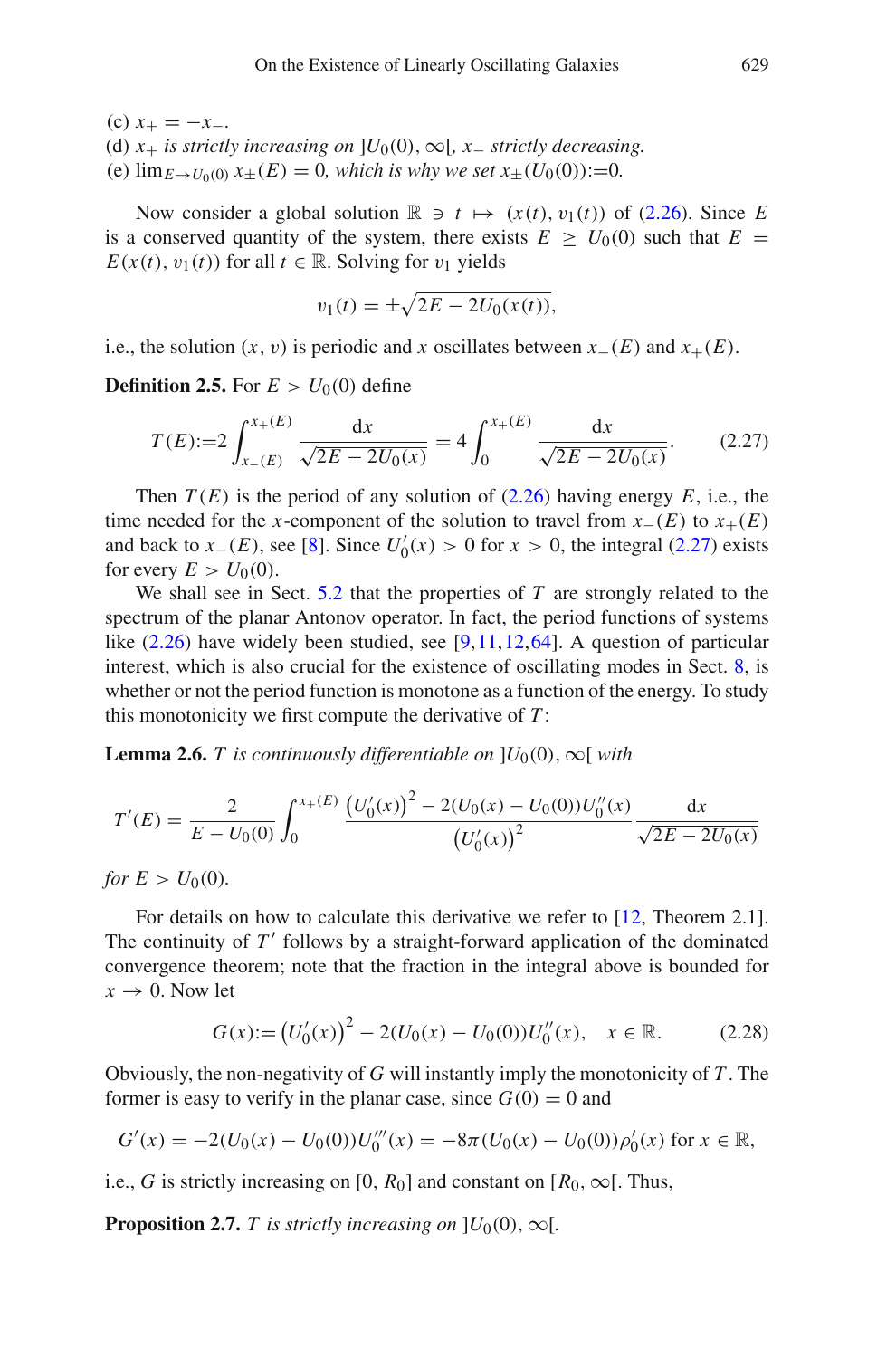(c) $x_+ = -x_-$.
(d) *$x_+$ is strictly increasing on $]U_0(0), \infty[$, $x_-$ strictly decreasing.*
(e) $\lim_{E \to U_0(0)} x_\pm(E) = 0$, *which is why we set $x_\pm(U_0(0)) := 0$.*

Now consider a global solution $\mathbb{R} \ni t \mapsto (x(t), v_1(t))$ of (2.26). Since $E$ is a conserved quantity of the system, there exists $E \geq U_0(0)$ such that $E = E(x(t), v_1(t))$ for all $t \in \mathbb{R}$. Solving for $v_1$ yields

$$v_1(t) = \pm\sqrt{2E - 2U_0(x(t))},$$

i.e., the solution $(x, v)$ is periodic and $x$ oscillates between $x_-(E)$ and $x_+(E)$.

**Definition 2.5.** For $E > U_0(0)$ define

$$T(E) := 2 \int_{x_-(E)}^{x_+(E)} \frac{\mathrm{d}x}{\sqrt{2E - 2U_0(x)}} = 4 \int_0^{x_+(E)} \frac{\mathrm{d}x}{\sqrt{2E - 2U_0(x)}}. \tag{2.27}$$

Then $T(E)$ is the period of any solution of (2.26) having energy $E$, i.e., the time needed for the $x$-component of the solution to travel from $x_-(E)$ to $x_+(E)$ and back to $x_-(E)$, see [8]. Since $U_0'(x) > 0$ for $x > 0$, the integral (2.27) exists for every $E > U_0(0)$.

We shall see in Sect. 5.2 that the properties of $T$ are strongly related to the spectrum of the planar Antonov operator. In fact, the period functions of systems like (2.26) have widely been studied, see [9,11,12,64]. A question of particular interest, which is also crucial for the existence of oscillating modes in Sect. 8, is whether or not the period function is monotone as a function of the energy. To study this monotonicity we first compute the derivative of $T$:

**Lemma 2.6.** *$T$ is continuously differentiable on $]U_0(0), \infty[$ with*

$$T'(E) = \frac{2}{E - U_0(0)} \int_0^{x_+(E)} \frac{\left(U_0'(x)\right)^2 - 2(U_0(x) - U_0(0))U_0''(x)}{\left(U_0'(x)\right)^2} \frac{\mathrm{d}x}{\sqrt{2E - 2U_0(x)}}$$

*for $E > U_0(0)$.*

For details on how to calculate this derivative we refer to [12, Theorem 2.1]. The continuity of $T'$ follows by a straight-forward application of the dominated convergence theorem; note that the fraction in the integral above is bounded for $x \to 0$. Now let

$$G(x) := \left(U_0'(x)\right)^2 - 2(U_0(x) - U_0(0))U_0''(x), \quad x \in \mathbb{R}. \tag{2.28}$$

Obviously, the non-negativity of $G$ will instantly imply the monotonicity of $T$. The former is easy to verify in the planar case, since $G(0) = 0$ and

$$G'(x) = -2(U_0(x) - U_0(0))U_0'''(x) = -8\pi(U_0(x) - U_0(0))\rho_0'(x) \text{ for } x \in \mathbb{R},$$

i.e., $G$ is strictly increasing on $[0, R_0]$ and constant on $[R_0, \infty[$. Thus,

**Proposition 2.7.** *$T$ is strictly increasing on $]U_0(0), \infty[$.*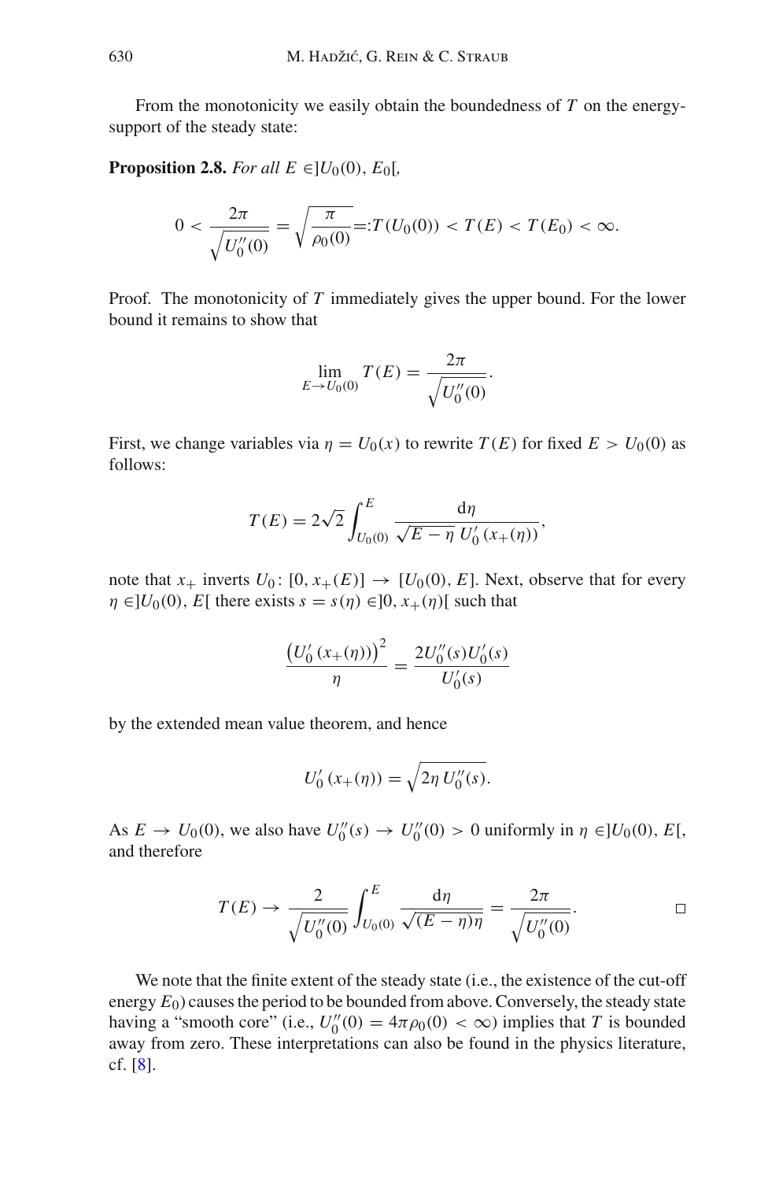From the monotonicity we easily obtain the boundedness of $T$ on the energy-support of the steady state:

**Proposition 2.8.** *For all* $E \in ]U_0(0), E_0[$,

$$0 < \frac{2\pi}{\sqrt{U_0''(0)}} = \sqrt{\frac{\pi}{\rho_0(0)}} =: T(U_0(0)) < T(E) < T(E_0) < \infty.$$

*Proof.* The monotonicity of $T$ immediately gives the upper bound. For the lower bound it remains to show that

$$\lim_{E \to U_0(0)} T(E) = \frac{2\pi}{\sqrt{U_0''(0)}}.$$

First, we change variables via $\eta = U_0(x)$ to rewrite $T(E)$ for fixed $E > U_0(0)$ as follows:

$$T(E) = 2\sqrt{2} \int_{U_0(0)}^{E} \frac{\mathrm{d}\eta}{\sqrt{E - \eta}\, U_0'(x_+(\eta))},$$

note that $x_+$ inverts $U_0 \colon [0, x_+(E)] \to [U_0(0), E]$. Next, observe that for every $\eta \in ]U_0(0), E[$ there exists $s = s(\eta) \in ]0, x_+(\eta)[$ such that

$$\frac{\left(U_0'(x_+(\eta))\right)^2}{\eta} = \frac{2U_0''(s)U_0'(s)}{U_0'(s)}$$

by the extended mean value theorem, and hence

$$U_0'(x_+(\eta)) = \sqrt{2\eta\, U_0''(s)}.$$

As $E \to U_0(0)$, we also have $U_0''(s) \to U_0''(0) > 0$ uniformly in $\eta \in ]U_0(0), E[$, and therefore

$$T(E) \to \frac{2}{\sqrt{U_0''(0)}} \int_{U_0(0)}^{E} \frac{\mathrm{d}\eta}{\sqrt{(E - \eta)\eta}} = \frac{2\pi}{\sqrt{U_0''(0)}}.$$

□

We note that the finite extent of the steady state (i.e., the existence of the cut-off energy $E_0$) causes the period to be bounded from above. Conversely, the steady state having a "smooth core" (i.e., $U_0''(0) = 4\pi\rho_0(0) < \infty$) implies that $T$ is bounded away from zero. These interpretations can also be found in the physics literature, cf. [8].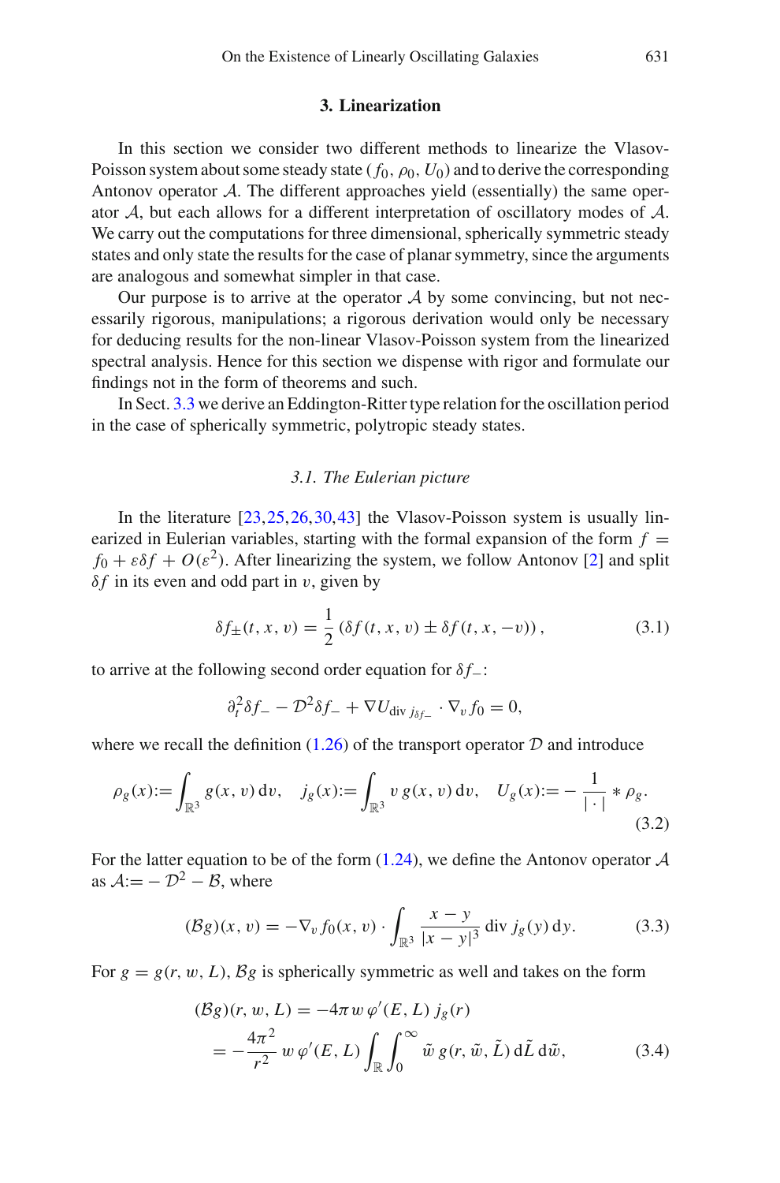## 3. Linearization

In this section we consider two different methods to linearize the Vlasov-Poisson system about some steady state $(f_0, \rho_0, U_0)$ and to derive the corresponding Antonov operator $\mathcal{A}$. The different approaches yield (essentially) the same operator $\mathcal{A}$, but each allows for a different interpretation of oscillatory modes of $\mathcal{A}$. We carry out the computations for three dimensional, spherically symmetric steady states and only state the results for the case of planar symmetry, since the arguments are analogous and somewhat simpler in that case.

Our purpose is to arrive at the operator $\mathcal{A}$ by some convincing, but not necessarily rigorous, manipulations; a rigorous derivation would only be necessary for deducing results for the non-linear Vlasov-Poisson system from the linearized spectral analysis. Hence for this section we dispense with rigor and formulate our findings not in the form of theorems and such.

In Sect. 3.3 we derive an Eddington-Ritter type relation for the oscillation period in the case of spherically symmetric, polytropic steady states.

### 3.1. The Eulerian picture

In the literature [23,25,26,30,43] the Vlasov-Poisson system is usually linearized in Eulerian variables, starting with the formal expansion of the form $f = f_0 + \varepsilon \delta f + O(\varepsilon^2)$. After linearizing the system, we follow Antonov [2] and split $\delta f$ in its even and odd part in $v$, given by

$$\delta f_{\pm}(t, x, v) = \frac{1}{2}\left(\delta f(t, x, v) \pm \delta f(t, x, -v)\right), \tag{3.1}$$

to arrive at the following second order equation for $\delta f_-$:

$$\partial_t^2 \delta f_- - \mathcal{D}^2 \delta f_- + \nabla U_{\operatorname{div} j_{\delta f_-}} \cdot \nabla_v f_0 = 0,$$

where we recall the definition (1.26) of the transport operator $\mathcal{D}$ and introduce

$$\rho_g(x) := \int_{\mathbb{R}^3} g(x, v)\,\mathrm{d}v, \quad j_g(x) := \int_{\mathbb{R}^3} v\, g(x, v)\,\mathrm{d}v, \quad U_g(x) := -\frac{1}{|\cdot|} * \rho_g. \tag{3.2}$$

For the latter equation to be of the form (1.24), we define the Antonov operator $\mathcal{A}$ as $\mathcal{A} := -\mathcal{D}^2 - \mathcal{B}$, where

$$(\mathcal{B}g)(x, v) = -\nabla_v f_0(x, v) \cdot \int_{\mathbb{R}^3} \frac{x - y}{|x - y|^3} \operatorname{div} j_g(y)\,\mathrm{d}y. \tag{3.3}$$

For $g = g(r, w, L)$, $\mathcal{B}g$ is spherically symmetric as well and takes on the form

$$\begin{aligned}(\mathcal{B}g)(r, w, L) &= -4\pi w\, \varphi'(E, L)\, j_g(r) \\ &= -\frac{4\pi^2}{r^2}\, w\, \varphi'(E, L) \int_{\mathbb{R}} \int_0^{\infty} \tilde{w}\, g(r, \tilde{w}, \tilde{L})\,\mathrm{d}\tilde{L}\,\mathrm{d}\tilde{w},\end{aligned} \tag{3.4}$$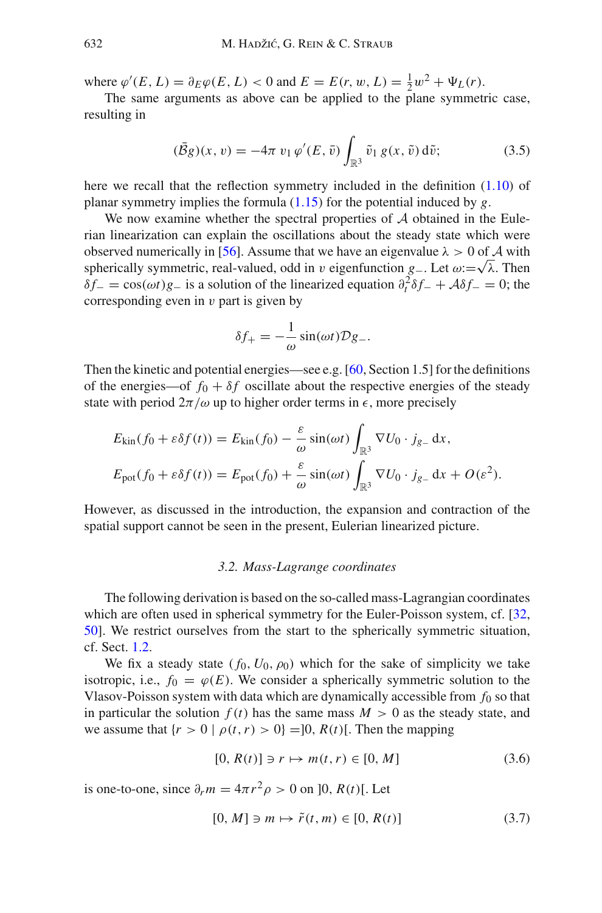where $\varphi'(E, L) = \partial_E \varphi(E, L) < 0$ and $E = E(r, w, L) = \frac{1}{2}w^2 + \Psi_L(r)$.

The same arguments as above can be applied to the plane symmetric case, resulting in

$$(\bar{\mathcal{B}}g)(x, v) = -4\pi\, v_1\, \varphi'(E, \bar{v}) \int_{\mathbb{R}^3} \tilde{v}_1\, g(x, \tilde{v})\, \mathrm{d}\tilde{v}; \tag{3.5}$$

here we recall that the reflection symmetry included in the definition (1.10) of planar symmetry implies the formula (1.15) for the potential induced by $g$.

We now examine whether the spectral properties of $\mathcal{A}$ obtained in the Eulerian linearization can explain the oscillations about the steady state which were observed numerically in [56]. Assume that we have an eigenvalue $\lambda > 0$ of $\mathcal{A}$ with spherically symmetric, real-valued, odd in $v$ eigenfunction $g_-$. Let $\omega := \sqrt{\lambda}$. Then $\delta f_- = \cos(\omega t) g_-$ is a solution of the linearized equation $\partial_t^2 \delta f_- + \mathcal{A}\delta f_- = 0$; the corresponding even in $v$ part is given by

$$\delta f_+ = -\frac{1}{\omega} \sin(\omega t) \mathcal{D} g_-.$$

Then the kinetic and potential energies—see e.g. [60, Section 1.5] for the definitions of the energies—of $f_0 + \delta f$ oscillate about the respective energies of the steady state with period $2\pi/\omega$ up to higher order terms in $\epsilon$, more precisely

$$E_{\mathrm{kin}}(f_0 + \varepsilon \delta f(t)) = E_{\mathrm{kin}}(f_0) - \frac{\varepsilon}{\omega} \sin(\omega t) \int_{\mathbb{R}^3} \nabla U_0 \cdot j_{g_-}\, \mathrm{d}x,$$

$$E_{\mathrm{pot}}(f_0 + \varepsilon \delta f(t)) = E_{\mathrm{pot}}(f_0) + \frac{\varepsilon}{\omega} \sin(\omega t) \int_{\mathbb{R}^3} \nabla U_0 \cdot j_{g_-}\, \mathrm{d}x + O(\varepsilon^2).$$

However, as discussed in the introduction, the expansion and contraction of the spatial support cannot be seen in the present, Eulerian linearized picture.

### 3.2. Mass-Lagrange coordinates

The following derivation is based on the so-called mass-Lagrangian coordinates which are often used in spherical symmetry for the Euler-Poisson system, cf. [32, 50]. We restrict ourselves from the start to the spherically symmetric situation, cf. Sect. 1.2.

We fix a steady state $(f_0, U_0, \rho_0)$ which for the sake of simplicity we take isotropic, i.e., $f_0 = \varphi(E)$. We consider a spherically symmetric solution to the Vlasov-Poisson system with data which are dynamically accessible from $f_0$ so that in particular the solution $f(t)$ has the same mass $M > 0$ as the steady state, and we assume that $\{r > 0 \mid \rho(t, r) > 0\} = ]0, R(t)[$. Then the mapping

$$[0, R(t)] \ni r \mapsto m(t, r) \in [0, M] \tag{3.6}$$

is one-to-one, since $\partial_r m = 4\pi r^2 \rho > 0$ on $]0, R(t)[$. Let

$$[0, M] \ni m \mapsto \tilde{r}(t, m) \in [0, R(t)] \tag{3.7}$$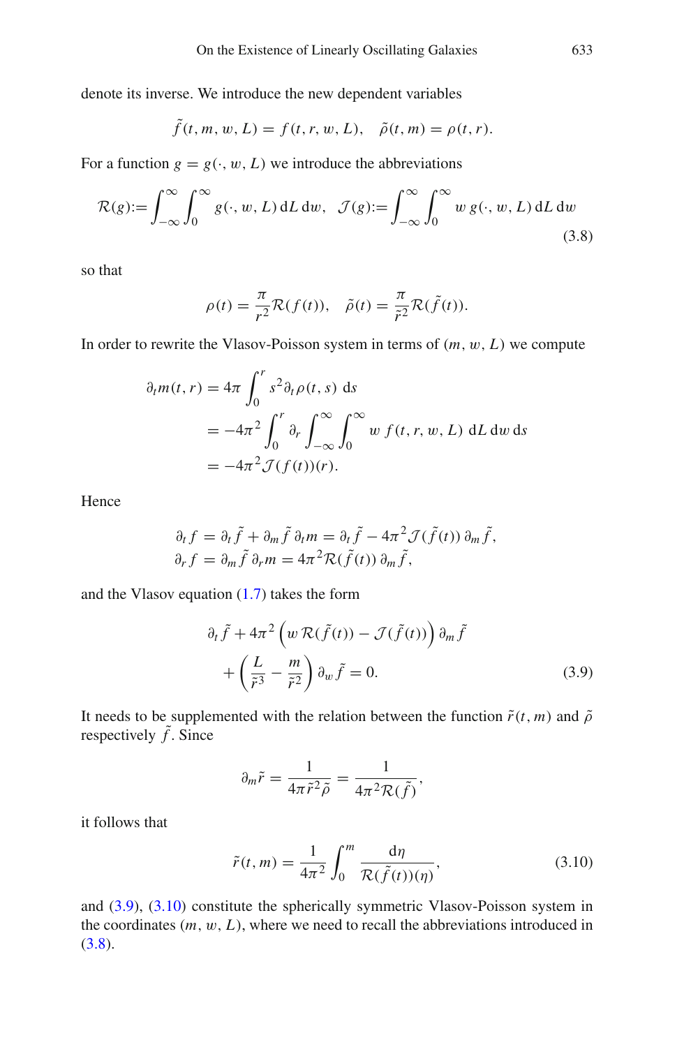denote its inverse. We introduce the new dependent variables

$$\tilde{f}(t, m, w, L) = f(t, r, w, L), \quad \tilde{\rho}(t, m) = \rho(t, r).$$

For a function $g = g(\cdot, w, L)$ we introduce the abbreviations

$$\mathcal{R}(g) := \int_{-\infty}^{\infty} \int_0^{\infty} g(\cdot, w, L)\, \mathrm{d}L\, \mathrm{d}w, \quad \mathcal{J}(g) := \int_{-\infty}^{\infty} \int_0^{\infty} w\, g(\cdot, w, L)\, \mathrm{d}L\, \mathrm{d}w \tag{3.8}$$

so that

$$\rho(t) = \frac{\pi}{r^2} \mathcal{R}(f(t)), \quad \tilde{\rho}(t) = \frac{\pi}{\tilde{r}^2} \mathcal{R}(\tilde{f}(t)).$$

In order to rewrite the Vlasov-Poisson system in terms of $(m, w, L)$ we compute

$$\begin{aligned}
\partial_t m(t, r) &= 4\pi \int_0^r s^2 \partial_t \rho(t, s)\, \mathrm{d}s \\
&= -4\pi^2 \int_0^r \partial_r \int_{-\infty}^{\infty} \int_0^{\infty} w\, f(t, r, w, L)\, \mathrm{d}L\, \mathrm{d}w\, \mathrm{d}s \\
&= -4\pi^2 \mathcal{J}(f(t))(r).
\end{aligned}$$

Hence

$$\begin{aligned}
\partial_t f &= \partial_t \tilde{f} + \partial_m \tilde{f}\, \partial_t m = \partial_t \tilde{f} - 4\pi^2 \mathcal{J}(\tilde{f}(t))\, \partial_m \tilde{f}, \\
\partial_r f &= \partial_m \tilde{f}\, \partial_r m = 4\pi^2 \mathcal{R}(\tilde{f}(t))\, \partial_m \tilde{f},
\end{aligned}$$

and the Vlasov equation (1.7) takes the form

$$\begin{aligned}
&\partial_t \tilde{f} + 4\pi^2 \left( w\, \mathcal{R}(\tilde{f}(t)) - \mathcal{J}(\tilde{f}(t)) \right) \partial_m \tilde{f} \\
&\quad + \left( \frac{L}{\tilde{r}^3} - \frac{m}{\tilde{r}^2} \right) \partial_w \tilde{f} = 0.
\end{aligned} \tag{3.9}$$

It needs to be supplemented with the relation between the function $\tilde{r}(t, m)$ and $\tilde{\rho}$ respectively $\tilde{f}$. Since

$$\partial_m \tilde{r} = \frac{1}{4\pi \tilde{r}^2 \tilde{\rho}} = \frac{1}{4\pi^2 \mathcal{R}(\tilde{f})},$$

it follows that

$$\tilde{r}(t, m) = \frac{1}{4\pi^2} \int_0^m \frac{\mathrm{d}\eta}{\mathcal{R}(\tilde{f}(t))(\eta)}, \tag{3.10}$$

and (3.9), (3.10) constitute the spherically symmetric Vlasov-Poisson system in the coordinates $(m, w, L)$, where we need to recall the abbreviations introduced in (3.8).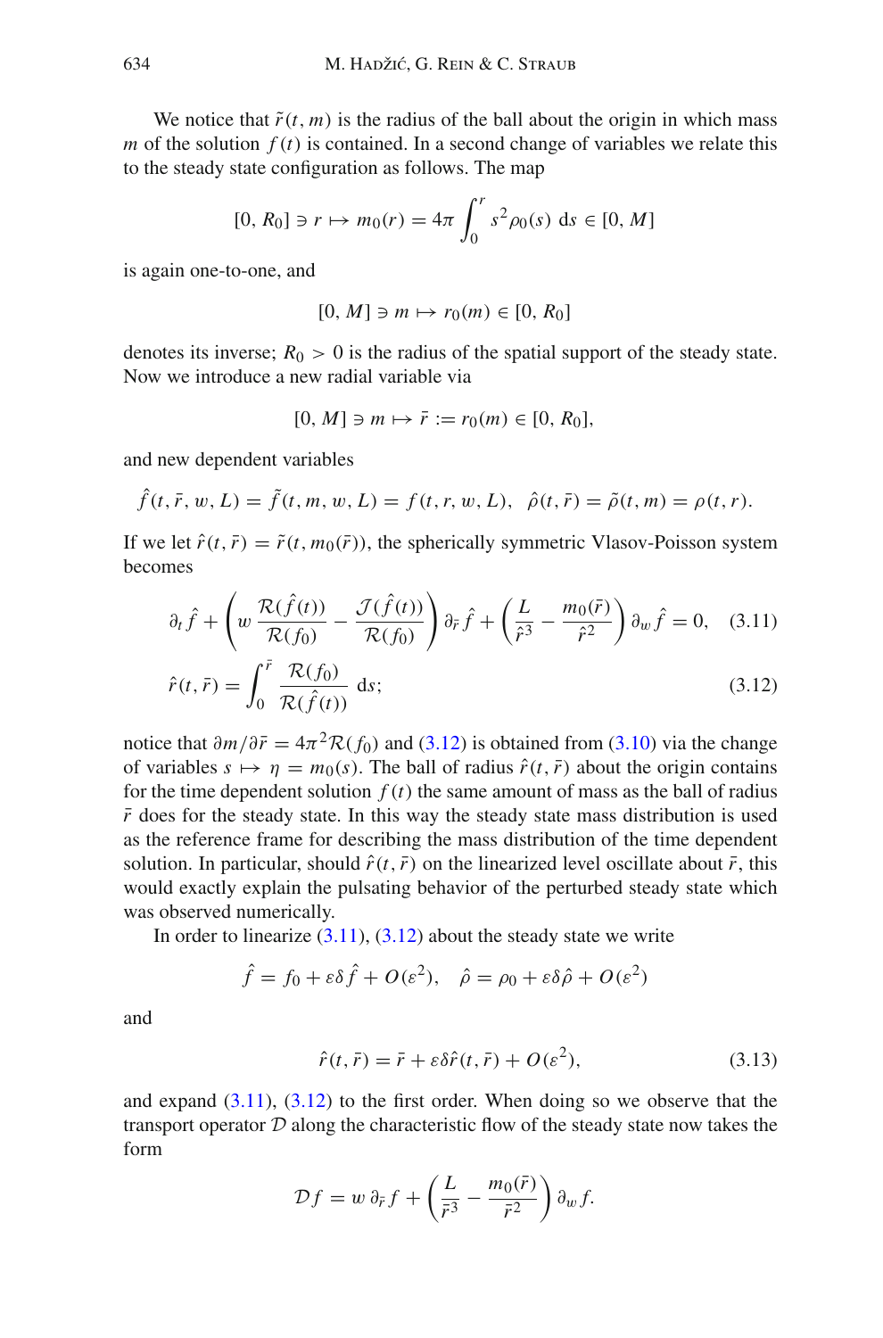We notice that $\tilde{r}(t, m)$ is the radius of the ball about the origin in which mass $m$ of the solution $f(t)$ is contained. In a second change of variables we relate this to the steady state configuration as follows. The map

$$[0, R_0] \ni r \mapsto m_0(r) = 4\pi \int_0^r s^2 \rho_0(s)\, \mathrm{d}s \in [0, M]$$

is again one-to-one, and

$$[0, M] \ni m \mapsto r_0(m) \in [0, R_0]$$

denotes its inverse; $R_0 > 0$ is the radius of the spatial support of the steady state. Now we introduce a new radial variable via

$$[0, M] \ni m \mapsto \bar{r} := r_0(m) \in [0, R_0],$$

and new dependent variables

$$\hat{f}(t, \bar{r}, w, L) = \tilde{f}(t, m, w, L) = f(t, r, w, L), \;\; \hat{\rho}(t, \bar{r}) = \tilde{\rho}(t, m) = \rho(t, r).$$

If we let $\hat{r}(t, \bar{r}) = \tilde{r}(t, m_0(\bar{r}))$, the spherically symmetric Vlasov-Poisson system becomes

$$\partial_t \hat{f} + \left( w\, \frac{\mathcal{R}(\hat{f}(t))}{\mathcal{R}(f_0)} - \frac{\mathcal{J}(\hat{f}(t))}{\mathcal{R}(f_0)} \right) \partial_{\bar{r}} \hat{f} + \left( \frac{L}{\hat{r}^3} - \frac{m_0(\bar{r})}{\hat{r}^2} \right) \partial_w \hat{f} = 0, \quad (3.11)$$

$$\hat{r}(t, \bar{r}) = \int_0^{\bar{r}} \frac{\mathcal{R}(f_0)}{\mathcal{R}(\hat{f}(t))}\, \mathrm{d}s; \quad (3.12)$$

notice that $\partial m / \partial \bar{r} = 4\pi^2 \mathcal{R}(f_0)$ and (3.12) is obtained from (3.10) via the change of variables $s \mapsto \eta = m_0(s)$. The ball of radius $\hat{r}(t, \bar{r})$ about the origin contains for the time dependent solution $f(t)$ the same amount of mass as the ball of radius $\bar{r}$ does for the steady state. In this way the steady state mass distribution is used as the reference frame for describing the mass distribution of the time dependent solution. In particular, should $\hat{r}(t, \bar{r})$ on the linearized level oscillate about $\bar{r}$, this would exactly explain the pulsating behavior of the perturbed steady state which was observed numerically.

In order to linearize (3.11), (3.12) about the steady state we write

$$\hat{f} = f_0 + \varepsilon \delta \hat{f} + O(\varepsilon^2), \quad \hat{\rho} = \rho_0 + \varepsilon \delta \hat{\rho} + O(\varepsilon^2)$$

and

$$\hat{r}(t, \bar{r}) = \bar{r} + \varepsilon \delta \hat{r}(t, \bar{r}) + O(\varepsilon^2), \quad (3.13)$$

and expand (3.11), (3.12) to the first order. When doing so we observe that the transport operator $\mathcal{D}$ along the characteristic flow of the steady state now takes the form

$$\mathcal{D} f = w\, \partial_{\bar{r}} f + \left( \frac{L}{\bar{r}^3} - \frac{m_0(\bar{r})}{\bar{r}^2} \right) \partial_w f.$$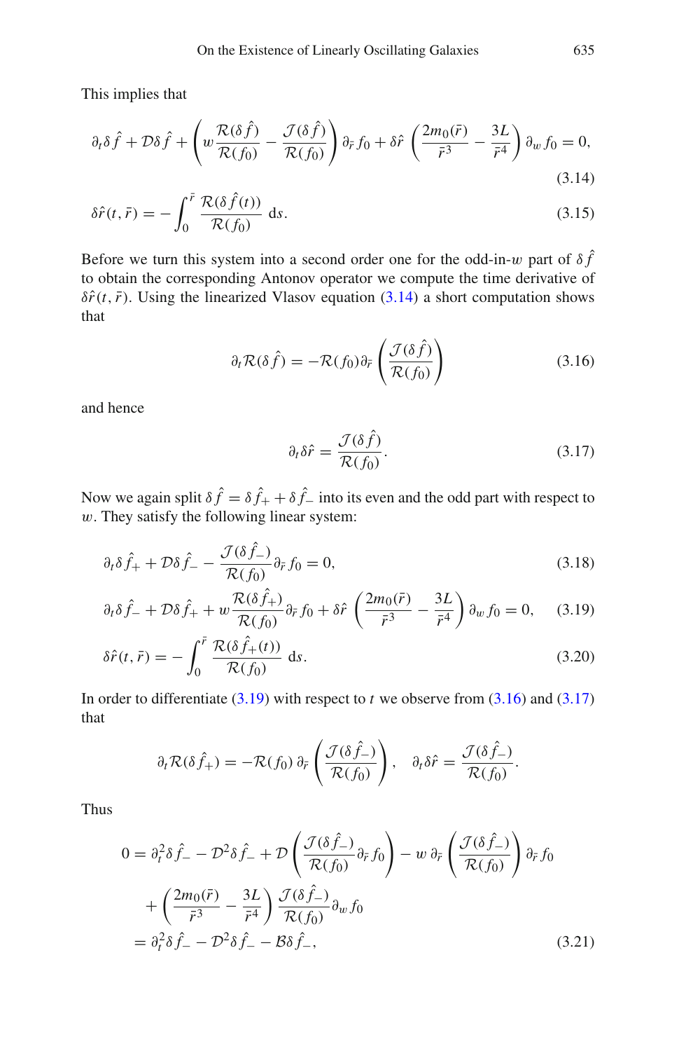This implies that

$$\partial_t \delta \hat{f} + \mathcal{D}\delta \hat{f} + \left( w \frac{\mathcal{R}(\delta \hat{f})}{\mathcal{R}(f_0)} - \frac{\mathcal{J}(\delta \hat{f})}{\mathcal{R}(f_0)} \right) \partial_{\bar{r}} f_0 + \delta \hat{r} \left( \frac{2m_0(\bar{r})}{\bar{r}^3} - \frac{3L}{\bar{r}^4} \right) \partial_w f_0 = 0, \tag{3.14}$$

$$\delta \hat{r}(t, \bar{r}) = - \int_0^{\bar{r}} \frac{\mathcal{R}(\delta \hat{f}(t))}{\mathcal{R}(f_0)} \, \mathrm{d}s. \tag{3.15}$$

Before we turn this system into a second order one for the odd-in-$w$ part of $\delta \hat{f}$ to obtain the corresponding Antonov operator we compute the time derivative of $\delta \hat{r}(t, \bar{r})$. Using the linearized Vlasov equation (3.14) a short computation shows that

$$\partial_t \mathcal{R}(\delta \hat{f}) = -\mathcal{R}(f_0) \partial_{\bar{r}} \left( \frac{\mathcal{J}(\delta \hat{f})}{\mathcal{R}(f_0)} \right) \tag{3.16}$$

and hence

$$\partial_t \delta \hat{r} = \frac{\mathcal{J}(\delta \hat{f})}{\mathcal{R}(f_0)}. \tag{3.17}$$

Now we again split $\delta \hat{f} = \delta \hat{f}_+ + \delta \hat{f}_-$ into its even and the odd part with respect to $w$. They satisfy the following linear system:

$$\partial_t \delta \hat{f}_+ + \mathcal{D}\delta \hat{f}_- - \frac{\mathcal{J}(\delta \hat{f}_-)}{\mathcal{R}(f_0)} \partial_{\bar{r}} f_0 = 0, \tag{3.18}$$

$$\partial_t \delta \hat{f}_- + \mathcal{D}\delta \hat{f}_+ + w \frac{\mathcal{R}(\delta \hat{f}_+)}{\mathcal{R}(f_0)} \partial_{\bar{r}} f_0 + \delta \hat{r} \left( \frac{2m_0(\bar{r})}{\bar{r}^3} - \frac{3L}{\bar{r}^4} \right) \partial_w f_0 = 0, \tag{3.19}$$

$$\delta \hat{r}(t, \bar{r}) = - \int_0^{\bar{r}} \frac{\mathcal{R}(\delta \hat{f}_+(t))}{\mathcal{R}(f_0)} \, \mathrm{d}s. \tag{3.20}$$

In order to differentiate (3.19) with respect to $t$ we observe from (3.16) and (3.17) that

$$\partial_t \mathcal{R}(\delta \hat{f}_+) = -\mathcal{R}(f_0) \, \partial_{\bar{r}} \left( \frac{\mathcal{J}(\delta \hat{f}_-)}{\mathcal{R}(f_0)} \right), \quad \partial_t \delta \hat{r} = \frac{\mathcal{J}(\delta \hat{f}_-)}{\mathcal{R}(f_0)}.$$

Thus

$$\begin{aligned} 0 &= \partial_t^2 \delta \hat{f}_- - \mathcal{D}^2 \delta \hat{f}_- + \mathcal{D} \left( \frac{\mathcal{J}(\delta \hat{f}_-)}{\mathcal{R}(f_0)} \partial_{\bar{r}} f_0 \right) - w \, \partial_{\bar{r}} \left( \frac{\mathcal{J}(\delta \hat{f}_-)}{\mathcal{R}(f_0)} \right) \partial_{\bar{r}} f_0 \\ &\quad + \left( \frac{2m_0(\bar{r})}{\bar{r}^3} - \frac{3L}{\bar{r}^4} \right) \frac{\mathcal{J}(\delta \hat{f}_-)}{\mathcal{R}(f_0)} \partial_w f_0 \\ &= \partial_t^2 \delta \hat{f}_- - \mathcal{D}^2 \delta \hat{f}_- - \mathcal{B} \delta \hat{f}_-, \end{aligned} \tag{3.21}$$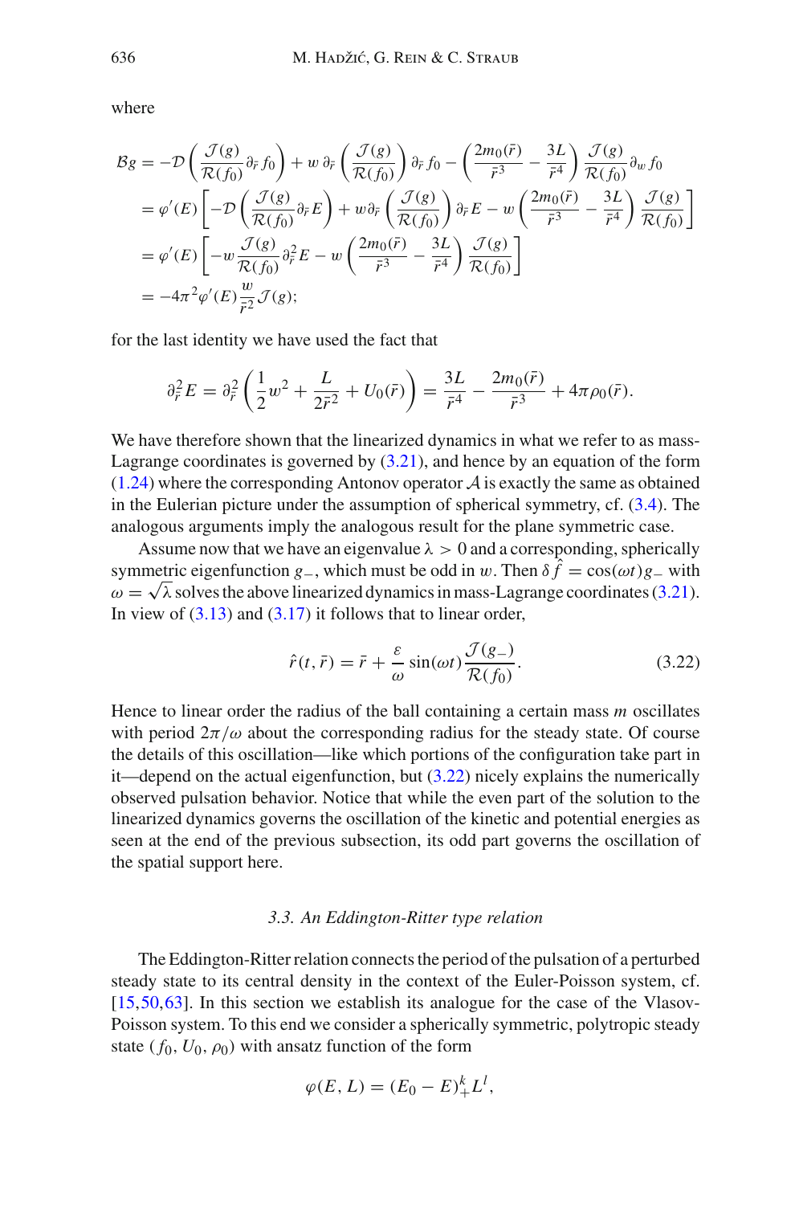where

$$
\begin{aligned}
\mathcal{B}g &= -\mathcal{D}\left(\frac{\mathcal{J}(g)}{\mathcal{R}(f_0)}\partial_{\bar{r}} f_0\right) + w\,\partial_{\bar{r}}\left(\frac{\mathcal{J}(g)}{\mathcal{R}(f_0)}\right)\partial_{\bar{r}} f_0 - \left(\frac{2m_0(\bar{r})}{\bar{r}^3} - \frac{3L}{\bar{r}^4}\right)\frac{\mathcal{J}(g)}{\mathcal{R}(f_0)}\partial_w f_0 \\
&= \varphi'(E)\left[-\mathcal{D}\left(\frac{\mathcal{J}(g)}{\mathcal{R}(f_0)}\partial_{\bar{r}} E\right) + w\,\partial_{\bar{r}}\left(\frac{\mathcal{J}(g)}{\mathcal{R}(f_0)}\right)\partial_{\bar{r}} E - w\left(\frac{2m_0(\bar{r})}{\bar{r}^3} - \frac{3L}{\bar{r}^4}\right)\frac{\mathcal{J}(g)}{\mathcal{R}(f_0)}\right] \\
&= \varphi'(E)\left[-w\frac{\mathcal{J}(g)}{\mathcal{R}(f_0)}\partial_{\bar{r}}^2 E - w\left(\frac{2m_0(\bar{r})}{\bar{r}^3} - \frac{3L}{\bar{r}^4}\right)\frac{\mathcal{J}(g)}{\mathcal{R}(f_0)}\right] \\
&= -4\pi^2\varphi'(E)\frac{w}{\bar{r}^2}\mathcal{J}(g);
\end{aligned}
$$

for the last identity we have used the fact that

$$
\partial_{\bar{r}}^2 E = \partial_{\bar{r}}^2\left(\frac{1}{2}w^2 + \frac{L}{2\bar{r}^2} + U_0(\bar{r})\right) = \frac{3L}{\bar{r}^4} - \frac{2m_0(\bar{r})}{\bar{r}^3} + 4\pi\rho_0(\bar{r}).
$$

We have therefore shown that the linearized dynamics in what we refer to as mass-Lagrange coordinates is governed by (3.21), and hence by an equation of the form (1.24) where the corresponding Antonov operator $\mathcal{A}$ is exactly the same as obtained in the Eulerian picture under the assumption of spherical symmetry, cf. (3.4). The analogous arguments imply the analogous result for the plane symmetric case.

Assume now that we have an eigenvalue $\lambda > 0$ and a corresponding, spherically symmetric eigenfunction $g_-$, which must be odd in $w$. Then $\delta\hat{f} = \cos(\omega t)g_-$ with $\omega = \sqrt{\lambda}$ solves the above linearized dynamics in mass-Lagrange coordinates (3.21). In view of (3.13) and (3.17) it follows that to linear order,

$$
\hat{r}(t,\bar{r}) = \bar{r} + \frac{\varepsilon}{\omega}\sin(\omega t)\frac{\mathcal{J}(g_-)}{\mathcal{R}(f_0)}. \tag{3.22}
$$

Hence to linear order the radius of the ball containing a certain mass $m$ oscillates with period $2\pi/\omega$ about the corresponding radius for the steady state. Of course the details of this oscillation—like which portions of the configuration take part in it—depend on the actual eigenfunction, but (3.22) nicely explains the numerically observed pulsation behavior. Notice that while the even part of the solution to the linearized dynamics governs the oscillation of the kinetic and potential energies as seen at the end of the previous subsection, its odd part governs the oscillation of the spatial support here.

### 3.3. An Eddington-Ritter type relation

The Eddington-Ritter relation connects the period of the pulsation of a perturbed steady state to its central density in the context of the Euler-Poisson system, cf. [15,50,63]. In this section we establish its analogue for the case of the Vlasov-Poisson system. To this end we consider a spherically symmetric, polytropic steady state $(f_0, U_0, \rho_0)$ with ansatz function of the form

$$
\varphi(E, L) = (E_0 - E)_+^k L^l,
$$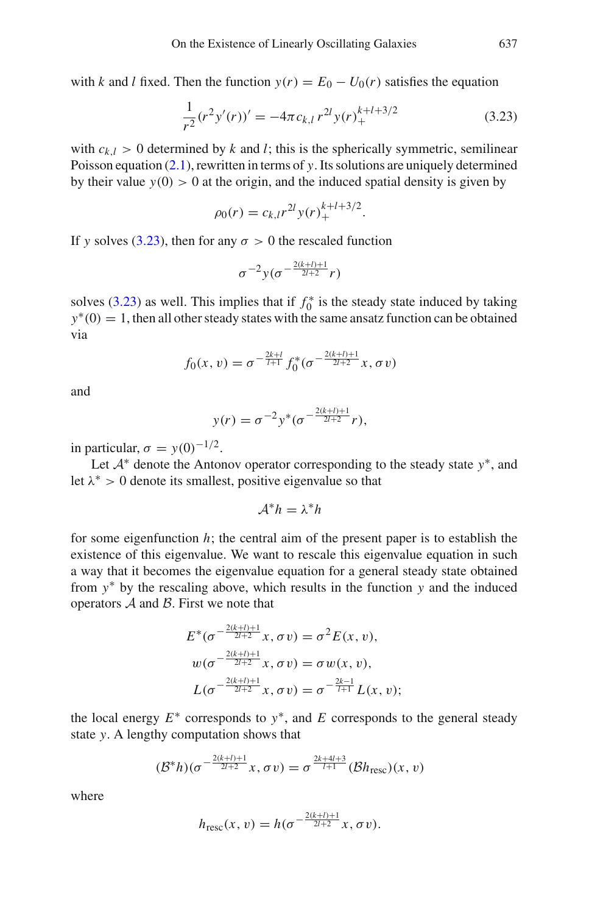with $k$ and $l$ fixed. Then the function $y(r) = E_0 - U_0(r)$ satisfies the equation

$$\frac{1}{r^2}(r^2 y'(r))' = -4\pi c_{k,l}\, r^{2l}\, y(r)_+^{k+l+3/2} \tag{3.23}$$

with $c_{k,l} > 0$ determined by $k$ and $l$; this is the spherically symmetric, semilinear Poisson equation (2.1), rewritten in terms of $y$. Its solutions are uniquely determined by their value $y(0) > 0$ at the origin, and the induced spatial density is given by

$$\rho_0(r) = c_{k,l} r^{2l} y(r)_+^{k+l+3/2}.$$

If $y$ solves (3.23), then for any $\sigma > 0$ the rescaled function

$$\sigma^{-2} y(\sigma^{-\frac{2(k+l)+1}{2l+2}} r)$$

solves (3.23) as well. This implies that if $f_0^*$ is the steady state induced by taking $y^*(0) = 1$, then all other steady states with the same ansatz function can be obtained via

$$f_0(x, v) = \sigma^{-\frac{2k+l}{l+1}} f_0^*(\sigma^{-\frac{2(k+l)+1}{2l+2}} x, \sigma v)$$

and

$$y(r) = \sigma^{-2} y^*(\sigma^{-\frac{2(k+l)+1}{2l+2}} r),$$

in particular, $\sigma = y(0)^{-1/2}$.

Let $\mathcal{A}^*$ denote the Antonov operator corresponding to the steady state $y^*$, and let $\lambda^* > 0$ denote its smallest, positive eigenvalue so that

$$\mathcal{A}^* h = \lambda^* h$$

for some eigenfunction $h$; the central aim of the present paper is to establish the existence of this eigenvalue. We want to rescale this eigenvalue equation in such a way that it becomes the eigenvalue equation for a general steady state obtained from $y^*$ by the rescaling above, which results in the function $y$ and the induced operators $\mathcal{A}$ and $\mathcal{B}$. First we note that

$$\begin{aligned}
E^*(\sigma^{-\frac{2(k+l)+1}{2l+2}} x, \sigma v) &= \sigma^2 E(x, v), \\
w(\sigma^{-\frac{2(k+l)+1}{2l+2}} x, \sigma v) &= \sigma\, w(x, v), \\
L(\sigma^{-\frac{2(k+l)+1}{2l+2}} x, \sigma v) &= \sigma^{-\frac{2k-1}{l+1}} L(x, v);
\end{aligned}$$

the local energy $E^*$ corresponds to $y^*$, and $E$ corresponds to the general steady state $y$. A lengthy computation shows that

$$(\mathcal{B}^* h)(\sigma^{-\frac{2(k+l)+1}{2l+2}} x, \sigma v) = \sigma^{\frac{2k+4l+3}{l+1}} (\mathcal{B} h_{\text{resc}})(x, v)$$

where

$$h_{\text{resc}}(x, v) = h(\sigma^{-\frac{2(k+l)+1}{2l+2}} x, \sigma v).$$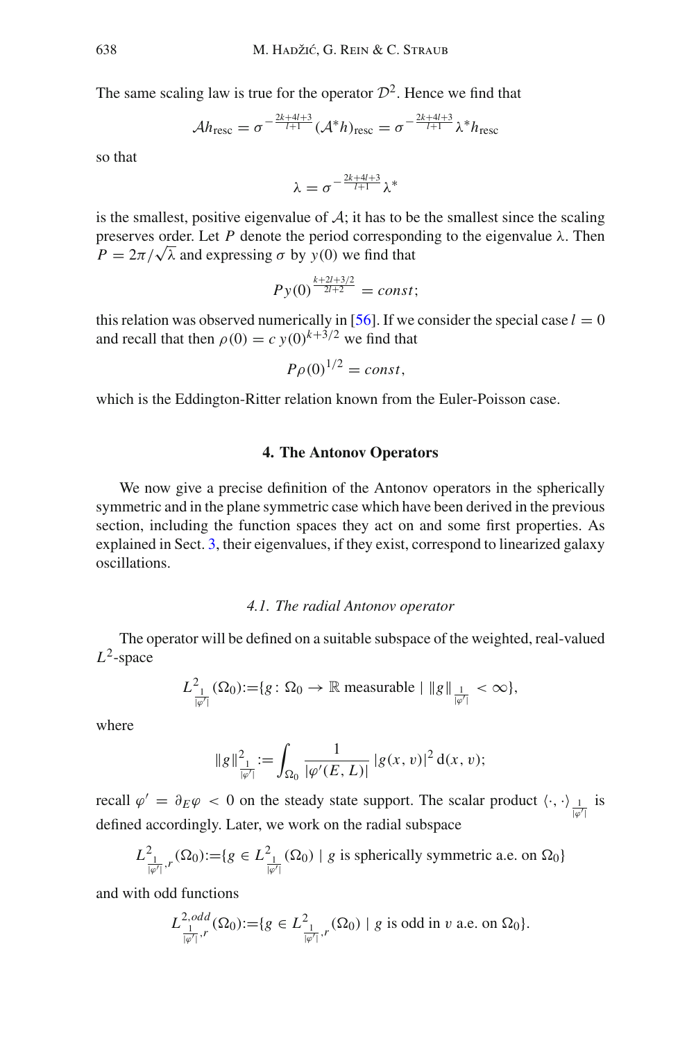The same scaling law is true for the operator $\mathcal{D}^2$. Hence we find that

$$\mathcal{A}h_{\text{resc}} = \sigma^{-\frac{2k+4l+3}{l+1}} (\mathcal{A}^* h)_{\text{resc}} = \sigma^{-\frac{2k+4l+3}{l+1}} \lambda^* h_{\text{resc}}$$

so that

$$\lambda = \sigma^{-\frac{2k+4l+3}{l+1}} \lambda^*$$

is the smallest, positive eigenvalue of $\mathcal{A}$; it has to be the smallest since the scaling preserves order. Let $P$ denote the period corresponding to the eigenvalue $\lambda$. Then $P = 2\pi/\sqrt{\lambda}$ and expressing $\sigma$ by $y(0)$ we find that

$$P y(0)^{\frac{k+2l+3/2}{2l+2}} = const;$$

this relation was observed numerically in [56]. If we consider the special case $l = 0$ and recall that then $\rho(0) = c\, y(0)^{k+3/2}$ we find that

$$P \rho(0)^{1/2} = const,$$

which is the Eddington-Ritter relation known from the Euler-Poisson case.

## 4. The Antonov Operators

We now give a precise definition of the Antonov operators in the spherically symmetric and in the plane symmetric case which have been derived in the previous section, including the function spaces they act on and some first properties. As explained in Sect. 3, their eigenvalues, if they exist, correspond to linearized galaxy oscillations.

### 4.1. The radial Antonov operator

The operator will be defined on a suitable subspace of the weighted, real-valued $L^2$-space

$$L^2_{\frac{1}{|\varphi'|}}(\Omega_0) := \{g\colon \Omega_0 \to \mathbb{R} \text{ measurable} \mid \|g\|_{\frac{1}{|\varphi'|}} < \infty\},$$

where

$$\|g\|^2_{\frac{1}{|\varphi'|}} := \int_{\Omega_0} \frac{1}{|\varphi'(E, L)|} \, |g(x, v)|^2 \, \mathrm{d}(x, v);$$

recall $\varphi' = \partial_E \varphi < 0$ on the steady state support. The scalar product $\langle \cdot, \cdot \rangle_{\frac{1}{|\varphi'|}}$ is defined accordingly. Later, we work on the radial subspace

$$L^2_{\frac{1}{|\varphi'|}, r}(\Omega_0) := \{g \in L^2_{\frac{1}{|\varphi'|}}(\Omega_0) \mid g \text{ is spherically symmetric a.e. on } \Omega_0\}$$

and with odd functions

$$L^{2,odd}_{\frac{1}{|\varphi'|}, r}(\Omega_0) := \{g \in L^2_{\frac{1}{|\varphi'|}, r}(\Omega_0) \mid g \text{ is odd in } v \text{ a.e. on } \Omega_0\}.$$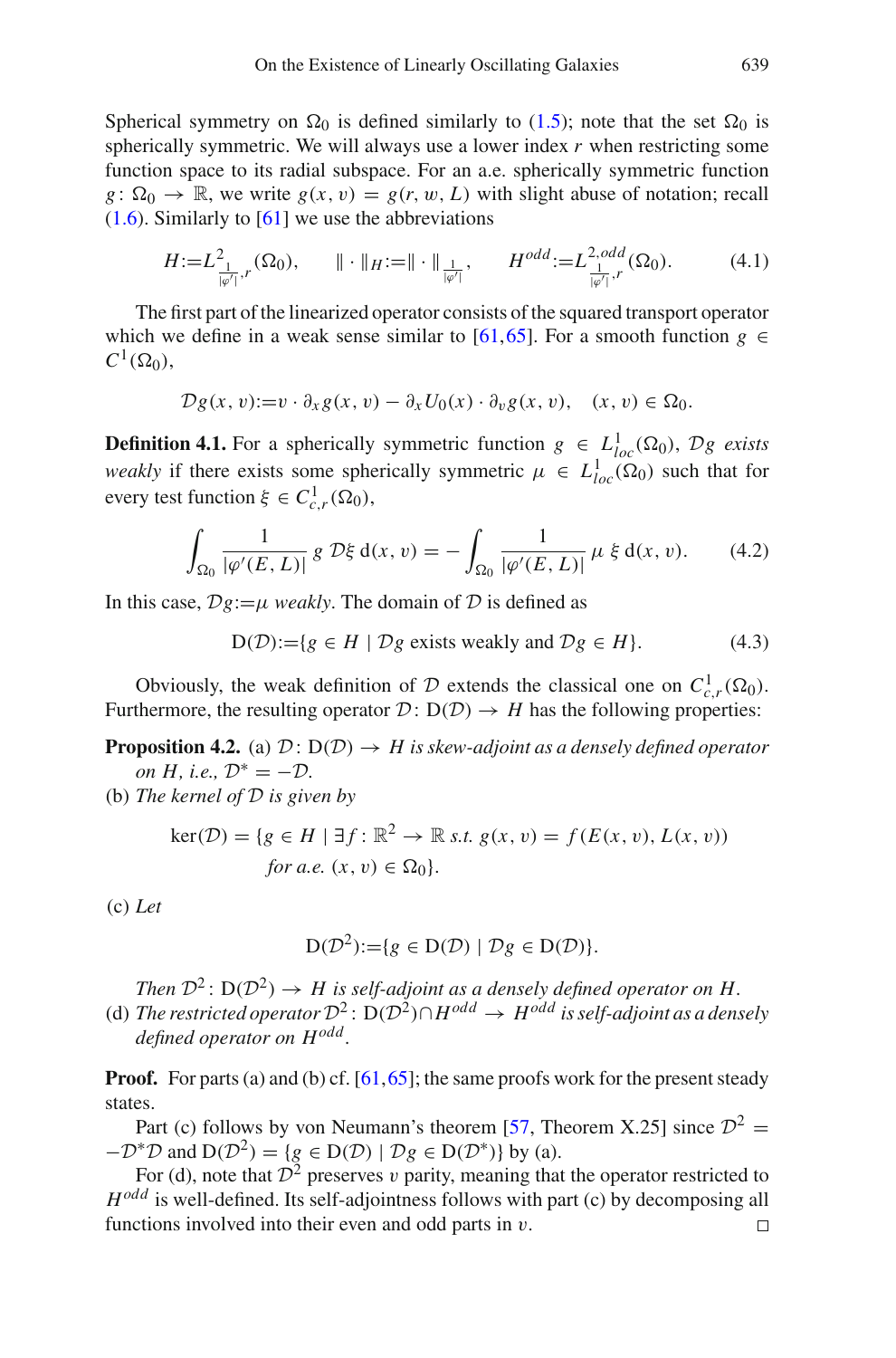Spherical symmetry on $\Omega_0$ is defined similarly to (1.5); note that the set $\Omega_0$ is spherically symmetric. We will always use a lower index $r$ when restricting some function space to its radial subspace. For an a.e. spherically symmetric function $g\colon \Omega_0 \to \mathbb{R}$, we write $g(x, v) = g(r, w, L)$ with slight abuse of notation; recall (1.6). Similarly to [61] we use the abbreviations

$$H := L^2_{\frac{1}{|\varphi'|},r}(\Omega_0), \qquad \|\cdot\|_H := \|\cdot\|_{\frac{1}{|\varphi'|}}, \qquad H^{odd} := L^{2,odd}_{\frac{1}{|\varphi'|},r}(\Omega_0). \tag{4.1}$$

The first part of the linearized operator consists of the squared transport operator which we define in a weak sense similar to [61,65]. For a smooth function $g \in C^1(\Omega_0)$,

$$\mathcal{D}g(x, v) := v \cdot \partial_x g(x, v) - \partial_x U_0(x) \cdot \partial_v g(x, v), \quad (x, v) \in \Omega_0.$$

**Definition 4.1.** For a spherically symmetric function $g \in L^1_{loc}(\Omega_0)$, $\mathcal{D}g$ *exists weakly* if there exists some spherically symmetric $\mu \in L^1_{loc}(\Omega_0)$ such that for every test function $\xi \in C^1_{c,r}(\Omega_0)$,

$$\int_{\Omega_0} \frac{1}{|\varphi'(E, L)|}\, g\, \mathcal{D}\xi \, \mathrm{d}(x, v) = -\int_{\Omega_0} \frac{1}{|\varphi'(E, L)|}\, \mu\, \xi \, \mathrm{d}(x, v). \tag{4.2}$$

In this case, $\mathcal{D}g := \mu$ *weakly*. The domain of $\mathcal{D}$ is defined as

$$\mathrm{D}(\mathcal{D}) := \{g \in H \mid \mathcal{D}g \text{ exists weakly and } \mathcal{D}g \in H\}. \tag{4.3}$$

Obviously, the weak definition of $\mathcal{D}$ extends the classical one on $C^1_{c,r}(\Omega_0)$. Furthermore, the resulting operator $\mathcal{D}\colon \mathrm{D}(\mathcal{D}) \to H$ has the following properties:

**Proposition 4.2.** (a) *$\mathcal{D}\colon \mathrm{D}(\mathcal{D}) \to H$ is skew-adjoint as a densely defined operator on $H$, i.e., $\mathcal{D}^* = -\mathcal{D}$.*

(b) *The kernel of $\mathcal{D}$ is given by*

$$\ker(\mathcal{D}) = \{g \in H \mid \exists f : \mathbb{R}^2 \to \mathbb{R} \text{ s.t. } g(x, v) = f(E(x, v), L(x, v)) \text{ for a.e. } (x, v) \in \Omega_0\}.$$

(c) *Let*

$$\mathrm{D}(\mathcal{D}^2) := \{g \in \mathrm{D}(\mathcal{D}) \mid \mathcal{D}g \in \mathrm{D}(\mathcal{D})\}.$$

*Then $\mathcal{D}^2\colon \mathrm{D}(\mathcal{D}^2) \to H$ is self-adjoint as a densely defined operator on $H$.*

(d) *The restricted operator $\mathcal{D}^2\colon \mathrm{D}(\mathcal{D}^2) \cap H^{odd} \to H^{odd}$ is self-adjoint as a densely defined operator on $H^{odd}$.*

**Proof.** For parts (a) and (b) cf. [61,65]; the same proofs work for the present steady states.

Part (c) follows by von Neumann's theorem [57, Theorem X.25] since $\mathcal{D}^2 = -\mathcal{D}^*\mathcal{D}$ and $\mathrm{D}(\mathcal{D}^2) = \{g \in \mathrm{D}(\mathcal{D}) \mid \mathcal{D}g \in \mathrm{D}(\mathcal{D}^*)\}$ by (a).

For (d), note that $\mathcal{D}^2$ preserves $v$ parity, meaning that the operator restricted to $H^{odd}$ is well-defined. Its self-adjointness follows with part (c) by decomposing all functions involved into their even and odd parts in $v$. $\square$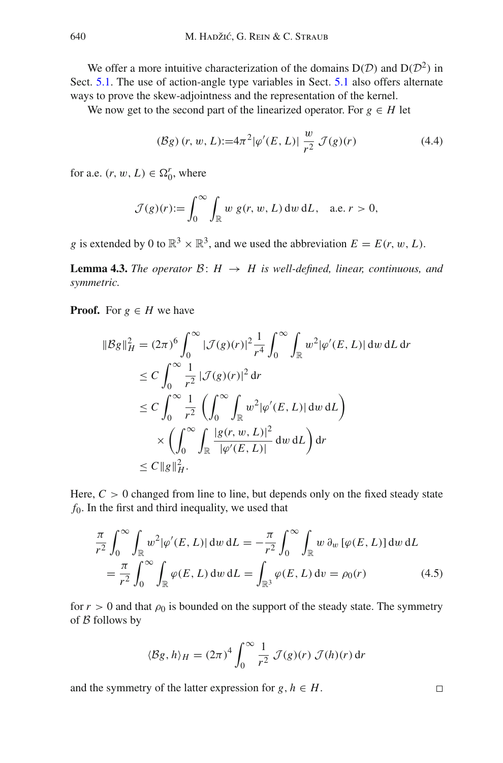We offer a more intuitive characterization of the domains $\mathrm{D}(\mathcal{D})$ and $\mathrm{D}(\mathcal{D}^2)$ in Sect. 5.1. The use of action-angle type variables in Sect. 5.1 also offers alternate ways to prove the skew-adjointness and the representation of the kernel.

We now get to the second part of the linearized operator. For $g \in H$ let

$$(\mathcal{B}g)\,(r, w, L) := 4\pi^2 |\varphi'(E, L)|\, \frac{w}{r^2}\, \mathcal{J}(g)(r) \tag{4.4}$$

for a.e. $(r, w, L) \in \Omega_0^r$, where

$$\mathcal{J}(g)(r) := \int_0^\infty \int_{\mathbb{R}} w\, g(r, w, L)\, \mathrm{d}w\, \mathrm{d}L, \quad \text{a.e. } r > 0,$$

$g$ is extended by 0 to $\mathbb{R}^3 \times \mathbb{R}^3$, and we used the abbreviation $E = E(r, w, L)$.

**Lemma 4.3.** *The operator $\mathcal{B}\colon H \to H$ is well-defined, linear, continuous, and symmetric.*

**Proof.** For $g \in H$ we have

$$\begin{aligned}
\|\mathcal{B}g\|_H^2 &= (2\pi)^6 \int_0^\infty |\mathcal{J}(g)(r)|^2 \frac{1}{r^4} \int_0^\infty \int_{\mathbb{R}} w^2 |\varphi'(E, L)|\, \mathrm{d}w\, \mathrm{d}L\, \mathrm{d}r \\
&\le C \int_0^\infty \frac{1}{r^2}\, |\mathcal{J}(g)(r)|^2\, \mathrm{d}r \\
&\le C \int_0^\infty \frac{1}{r^2} \left( \int_0^\infty \int_{\mathbb{R}} w^2 |\varphi'(E, L)|\, \mathrm{d}w\, \mathrm{d}L \right) \\
&\quad \times \left( \int_0^\infty \int_{\mathbb{R}} \frac{|g(r, w, L)|^2}{|\varphi'(E, L)|}\, \mathrm{d}w\, \mathrm{d}L \right) \mathrm{d}r \\
&\le C \|g\|_H^2.
\end{aligned}$$

Here, $C > 0$ changed from line to line, but depends only on the fixed steady state $f_0$. In the first and third inequality, we used that

$$\begin{aligned}
\frac{\pi}{r^2} \int_0^\infty \int_{\mathbb{R}} w^2 |\varphi'(E, L)|\, \mathrm{d}w\, \mathrm{d}L &= -\frac{\pi}{r^2} \int_0^\infty \int_{\mathbb{R}} w\, \partial_w \left[\varphi(E, L)\right] \mathrm{d}w\, \mathrm{d}L \\
&= \frac{\pi}{r^2} \int_0^\infty \int_{\mathbb{R}} \varphi(E, L)\, \mathrm{d}w\, \mathrm{d}L = \int_{\mathbb{R}^3} \varphi(E, L)\, \mathrm{d}v = \rho_0(r)
\end{aligned} \tag{4.5}$$

for $r > 0$ and that $\rho_0$ is bounded on the support of the steady state. The symmetry of $\mathcal{B}$ follows by

$$\langle \mathcal{B}g, h \rangle_H = (2\pi)^4 \int_0^\infty \frac{1}{r^2}\, \mathcal{J}(g)(r)\, \mathcal{J}(h)(r)\, \mathrm{d}r$$

and the symmetry of the latter expression for $g, h \in H$. □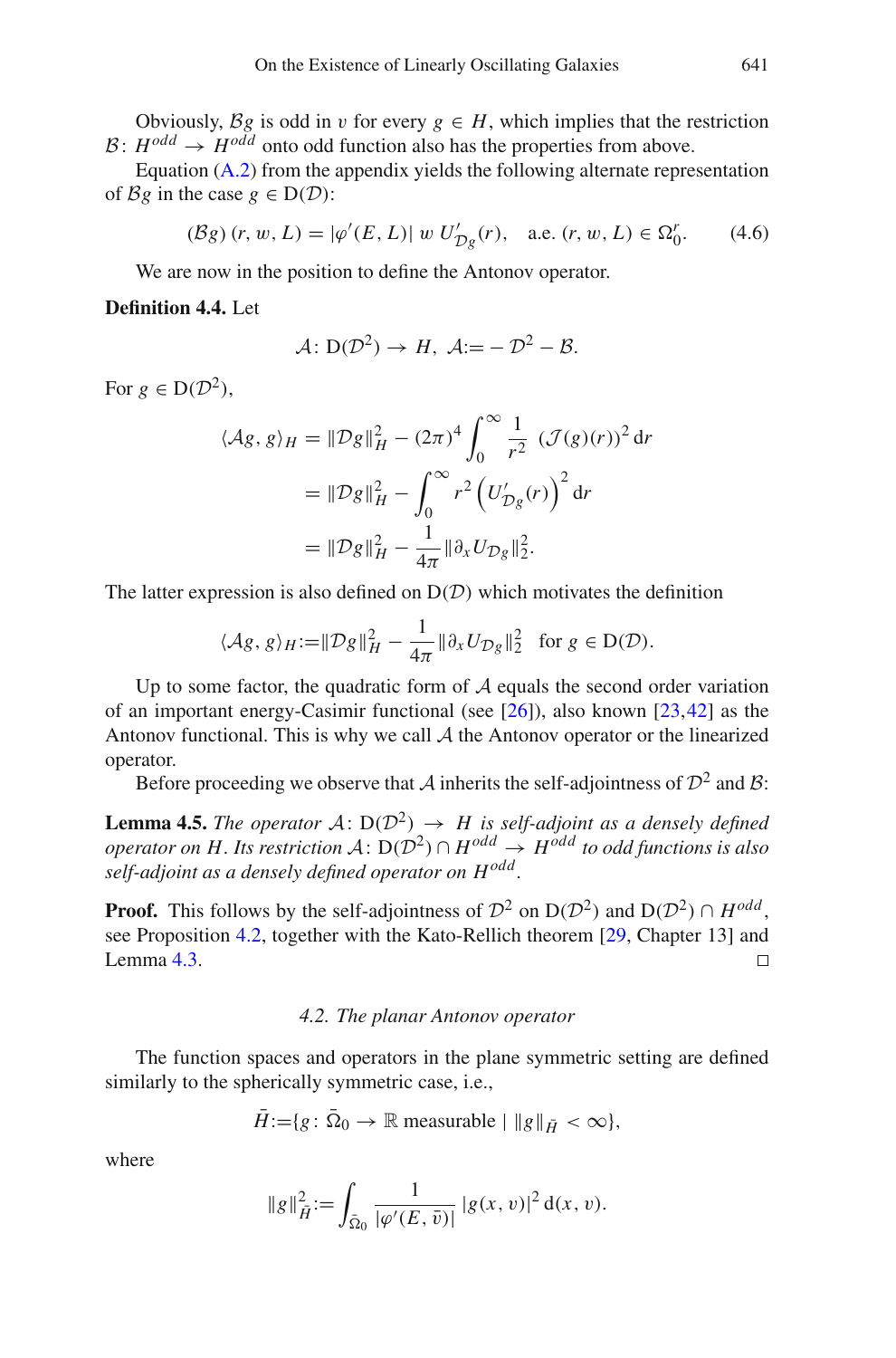Obviously, $\mathcal{B}g$ is odd in $v$ for every $g \in H$, which implies that the restriction $\mathcal{B}\colon H^{odd} \to H^{odd}$ onto odd function also has the properties from above.

Equation (A.2) from the appendix yields the following alternate representation of $\mathcal{B}g$ in the case $g \in \mathrm{D}(\mathcal{D})$:

$$(\mathcal{B}g)\,(r, w, L) = |\varphi'(E, L)|\; w\; U'_{\mathcal{D}g}(r), \quad \text{a.e. } (r, w, L) \in \Omega_0^r. \tag{4.6}$$

We are now in the position to define the Antonov operator.

**Definition 4.4.** Let

$$\mathcal{A}\colon \mathrm{D}(\mathcal{D}^2) \to H,\ \mathcal{A} := -\,\mathcal{D}^2 - \mathcal{B}.$$

For $g \in \mathrm{D}(\mathcal{D}^2)$,

$$\begin{aligned}
\langle \mathcal{A}g, g\rangle_H &= \|\mathcal{D}g\|_H^2 - (2\pi)^4 \int_0^\infty \frac{1}{r^2}\ (\mathcal{J}(g)(r))^2\,\mathrm{d}r \\
&= \|\mathcal{D}g\|_H^2 - \int_0^\infty r^2 \left(U'_{\mathcal{D}g}(r)\right)^2 \mathrm{d}r \\
&= \|\mathcal{D}g\|_H^2 - \frac{1}{4\pi}\|\partial_x U_{\mathcal{D}g}\|_2^2.
\end{aligned}$$

The latter expression is also defined on $\mathrm{D}(\mathcal{D})$ which motivates the definition

$$\langle \mathcal{A}g, g\rangle_H := \|\mathcal{D}g\|_H^2 - \frac{1}{4\pi}\|\partial_x U_{\mathcal{D}g}\|_2^2 \quad \text{for } g \in \mathrm{D}(\mathcal{D}).$$

Up to some factor, the quadratic form of $\mathcal{A}$ equals the second order variation of an important energy-Casimir functional (see [26]), also known [23,42] as the Antonov functional. This is why we call $\mathcal{A}$ the Antonov operator or the linearized operator.

Before proceeding we observe that $\mathcal{A}$ inherits the self-adjointness of $\mathcal{D}^2$ and $\mathcal{B}$:

**Lemma 4.5.** *The operator $\mathcal{A}\colon \mathrm{D}(\mathcal{D}^2) \to H$ is self-adjoint as a densely defined operator on $H$. Its restriction $\mathcal{A}\colon \mathrm{D}(\mathcal{D}^2) \cap H^{odd} \to H^{odd}$ to odd functions is also self-adjoint as a densely defined operator on $H^{odd}$.*

**Proof.** This follows by the self-adjointness of $\mathcal{D}^2$ on $\mathrm{D}(\mathcal{D}^2)$ and $\mathrm{D}(\mathcal{D}^2) \cap H^{odd}$, see Proposition 4.2, together with the Kato-Rellich theorem [29, Chapter 13] and Lemma 4.3. □

### *4.2. The planar Antonov operator*

The function spaces and operators in the plane symmetric setting are defined similarly to the spherically symmetric case, i.e.,

$$\bar{H} := \{g\colon \bar{\Omega}_0 \to \mathbb{R} \text{ measurable} \mid \|g\|_{\bar{H}} < \infty\},$$

where

$$\|g\|_{\bar{H}}^2 := \int_{\bar{\Omega}_0} \frac{1}{|\varphi'(E, \bar{v})|}\,|g(x, v)|^2\,\mathrm{d}(x, v).$$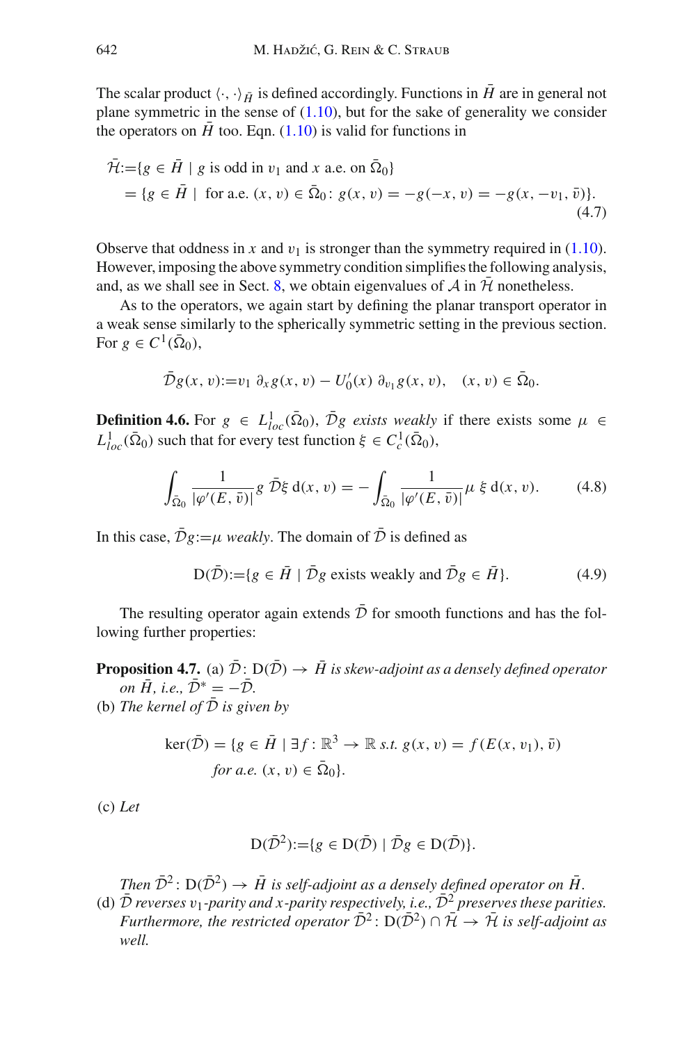The scalar product $\langle \cdot, \cdot \rangle_{\bar{H}}$ is defined accordingly. Functions in $\bar{H}$ are in general not plane symmetric in the sense of (1.10), but for the sake of generality we consider the operators on $\bar{H}$ too. Eqn. (1.10) is valid for functions in

$$
\begin{aligned}
\bar{\mathcal{H}} &:= \{g \in \bar{H} \mid g \text{ is odd in } v_1 \text{ and } x \text{ a.e. on } \bar{\Omega}_0\} \\
&= \{g \in \bar{H} \mid \text{ for a.e. } (x, v) \in \bar{\Omega}_0 \colon g(x, v) = -g(-x, v) = -g(x, -v_1, \bar{v})\}.
\end{aligned} \tag{4.7}
$$

Observe that oddness in $x$ and $v_1$ is stronger than the symmetry required in (1.10). However, imposing the above symmetry condition simplifies the following analysis, and, as we shall see in Sect. 8, we obtain eigenvalues of $\mathcal{A}$ in $\bar{\mathcal{H}}$ nonetheless.

As to the operators, we again start by defining the planar transport operator in a weak sense similarly to the spherically symmetric setting in the previous section. For $g \in C^1(\bar{\Omega}_0)$,

$$
\bar{\mathcal{D}} g(x, v) := v_1\, \partial_x g(x, v) - U_0'(x)\, \partial_{v_1} g(x, v), \quad (x, v) \in \bar{\Omega}_0.
$$

**Definition 4.6.** For $g \in L^1_{loc}(\bar{\Omega}_0)$, $\bar{\mathcal{D}} g$ *exists weakly* if there exists some $\mu \in L^1_{loc}(\bar{\Omega}_0)$ such that for every test function $\xi \in C^1_c(\bar{\Omega}_0)$,

$$
\int_{\bar{\Omega}_0} \frac{1}{|\varphi'(E, \bar{v})|} g\, \bar{\mathcal{D}} \xi \, \mathrm{d}(x, v) = - \int_{\bar{\Omega}_0} \frac{1}{|\varphi'(E, \bar{v})|} \mu\, \xi \, \mathrm{d}(x, v). \tag{4.8}
$$

In this case, $\bar{\mathcal{D}} g := \mu$ *weakly*. The domain of $\bar{\mathcal{D}}$ is defined as

$$
\mathrm{D}(\bar{\mathcal{D}}) := \{g \in \bar{H} \mid \bar{\mathcal{D}} g \text{ exists weakly and } \bar{\mathcal{D}} g \in \bar{H}\}. \tag{4.9}
$$

The resulting operator again extends $\bar{\mathcal{D}}$ for smooth functions and has the following further properties:

**Proposition 4.7.** (a) *$\bar{\mathcal{D}} \colon \mathrm{D}(\bar{\mathcal{D}}) \to \bar{H}$ is skew-adjoint as a densely defined operator on $\bar{H}$, i.e., $\bar{\mathcal{D}}^* = -\bar{\mathcal{D}}$.*

(b) *The kernel of $\bar{\mathcal{D}}$ is given by*

$$
\begin{aligned}
\ker(\bar{\mathcal{D}}) = \{ & g \in \bar{H} \mid \exists f \colon \mathbb{R}^3 \to \mathbb{R} \text{ s.t. } g(x, v) = f(E(x, v_1), \bar{v}) \\
& \text{for a.e. } (x, v) \in \bar{\Omega}_0\}.
\end{aligned}
$$

(c) *Let*

$$
\mathrm{D}(\bar{\mathcal{D}}^2) := \{g \in \mathrm{D}(\bar{\mathcal{D}}) \mid \bar{\mathcal{D}} g \in \mathrm{D}(\bar{\mathcal{D}})\}.
$$

*Then $\bar{\mathcal{D}}^2 \colon \mathrm{D}(\bar{\mathcal{D}}^2) \to \bar{H}$ is self-adjoint as a densely defined operator on $\bar{H}$.*

(d) *$\bar{\mathcal{D}}$ reverses $v_1$-parity and $x$-parity respectively, i.e., $\bar{\mathcal{D}}^2$ preserves these parities. Furthermore, the restricted operator $\bar{\mathcal{D}}^2 \colon \mathrm{D}(\bar{\mathcal{D}}^2) \cap \bar{\mathcal{H}} \to \bar{\mathcal{H}}$ is self-adjoint as well.*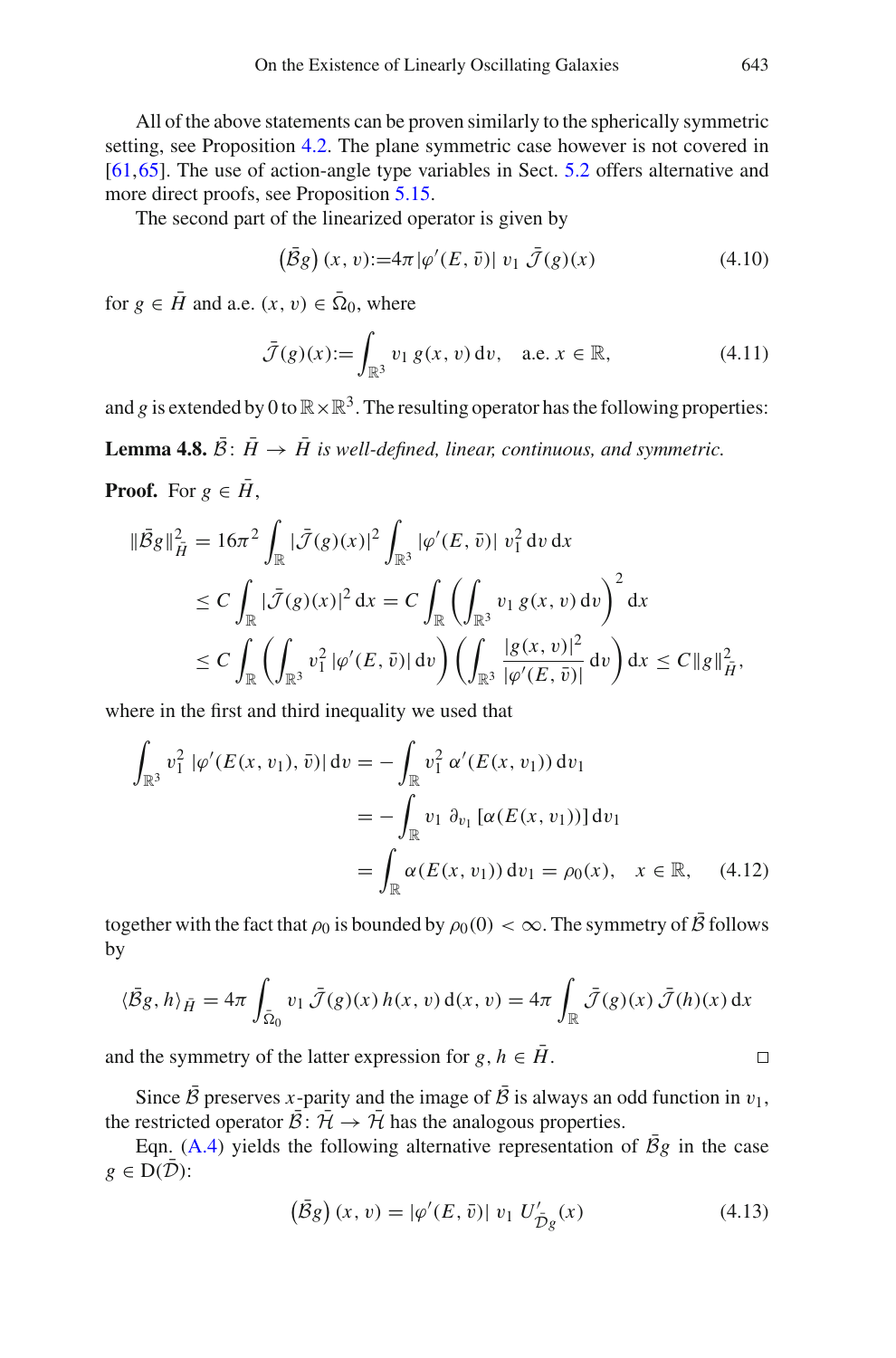All of the above statements can be proven similarly to the spherically symmetric setting, see Proposition 4.2. The plane symmetric case however is not covered in [61,65]. The use of action-angle type variables in Sect. 5.2 offers alternative and more direct proofs, see Proposition 5.15.

The second part of the linearized operator is given by

$$\left(\bar{\mathcal{B}}g\right)(x,v) := 4\pi\,|\varphi'(E,\bar{v})|\; v_1\; \bar{\mathcal{J}}(g)(x) \tag{4.10}$$

for $g \in \bar{H}$ and a.e. $(x,v) \in \bar{\Omega}_0$, where

$$\bar{\mathcal{J}}(g)(x) := \int_{\mathbb{R}^3} v_1\, g(x,v)\,\mathrm{d}v, \quad \text{a.e. } x \in \mathbb{R}, \tag{4.11}$$

and $g$ is extended by 0 to $\mathbb{R}\times\mathbb{R}^3$. The resulting operator has the following properties:

**Lemma 4.8.** *$\bar{\mathcal{B}}\colon \bar{H} \to \bar{H}$ is well-defined, linear, continuous, and symmetric.*

**Proof.** For $g \in \bar{H}$,

$$\begin{aligned}
\|\bar{\mathcal{B}}g\|_{\bar{H}}^2 &= 16\pi^2 \int_{\mathbb{R}} |\bar{\mathcal{J}}(g)(x)|^2 \int_{\mathbb{R}^3} |\varphi'(E,\bar{v})|\; v_1^2\,\mathrm{d}v\,\mathrm{d}x \\
&\leq C \int_{\mathbb{R}} |\bar{\mathcal{J}}(g)(x)|^2\,\mathrm{d}x = C \int_{\mathbb{R}} \left( \int_{\mathbb{R}^3} v_1\, g(x,v)\,\mathrm{d}v \right)^2 \mathrm{d}x \\
&\leq C \int_{\mathbb{R}} \left( \int_{\mathbb{R}^3} v_1^2\, |\varphi'(E,\bar{v})|\,\mathrm{d}v \right) \left( \int_{\mathbb{R}^3} \frac{|g(x,v)|^2}{|\varphi'(E,\bar{v})|}\,\mathrm{d}v \right) \mathrm{d}x \leq C\|g\|_{\bar{H}}^2,
\end{aligned}$$

where in the first and third inequality we used that

$$\begin{aligned}
\int_{\mathbb{R}^3} v_1^2\; |\varphi'(E(x,v_1),\bar{v})|\,\mathrm{d}v &= -\int_{\mathbb{R}} v_1^2\; \alpha'(E(x,v_1))\,\mathrm{d}v_1 \\
&= -\int_{\mathbb{R}} v_1\; \partial_{v_1}\left[\alpha(E(x,v_1))\right]\mathrm{d}v_1 \\
&= \int_{\mathbb{R}} \alpha(E(x,v_1))\,\mathrm{d}v_1 = \rho_0(x), \quad x \in \mathbb{R},
\end{aligned} \tag{4.12}$$

together with the fact that $\rho_0$ is bounded by $\rho_0(0) < \infty$. The symmetry of $\bar{\mathcal{B}}$ follows by

$$\langle \bar{\mathcal{B}}g, h\rangle_{\bar{H}} = 4\pi \int_{\bar{\Omega}_0} v_1\, \bar{\mathcal{J}}(g)(x)\, h(x,v)\,\mathrm{d}(x,v) = 4\pi \int_{\mathbb{R}} \bar{\mathcal{J}}(g)(x)\, \bar{\mathcal{J}}(h)(x)\,\mathrm{d}x$$

and the symmetry of the latter expression for $g, h \in \bar{H}$. $\square$

Since $\bar{\mathcal{B}}$ preserves $x$-parity and the image of $\bar{\mathcal{B}}$ is always an odd function in $v_1$, the restricted operator $\bar{\mathcal{B}}\colon \bar{\mathcal{H}} \to \bar{\mathcal{H}}$ has the analogous properties.

Eqn. (A.4) yields the following alternative representation of $\bar{\mathcal{B}}g$ in the case $g \in \mathrm{D}(\bar{\mathcal{D}})$:

$$\left(\bar{\mathcal{B}}g\right)(x,v) = |\varphi'(E,\bar{v})|\; v_1\; U'_{\bar{\mathcal{D}}g}(x) \tag{4.13}$$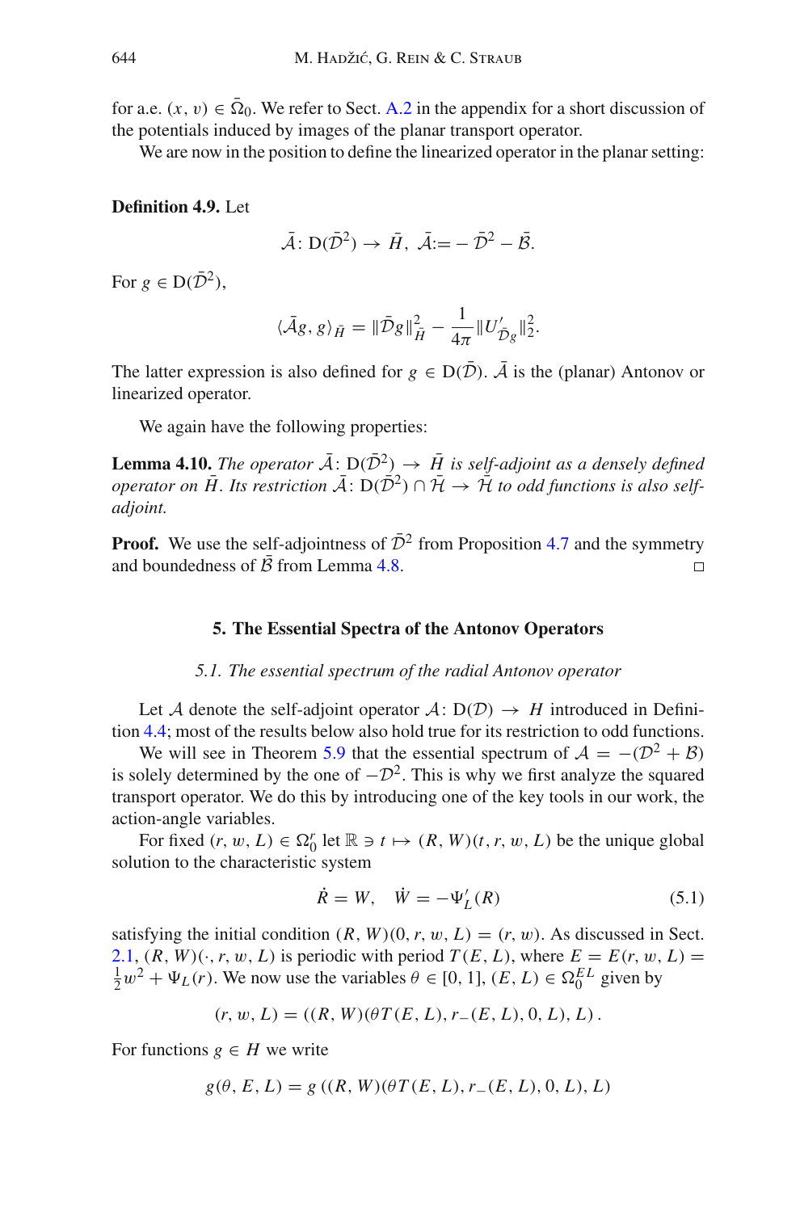for a.e. $(x, v) \in \bar{\Omega}_0$. We refer to Sect. A.2 in the appendix for a short discussion of the potentials induced by images of the planar transport operator.

We are now in the position to define the linearized operator in the planar setting:

**Definition 4.9.** Let

$$\bar{\mathcal{A}} \colon \mathrm{D}(\bar{\mathcal{D}}^2) \to \bar{H}, \ \bar{\mathcal{A}} := -\bar{\mathcal{D}}^2 - \bar{\mathcal{B}}.$$

For $g \in \mathrm{D}(\bar{\mathcal{D}}^2)$,

$$\langle \bar{\mathcal{A}} g, g \rangle_{\bar{H}} = \|\bar{\mathcal{D}} g\|_{\bar{H}}^2 - \frac{1}{4\pi} \|U'_{\bar{\mathcal{D}}g}\|_2^2.$$

The latter expression is also defined for $g \in \mathrm{D}(\bar{\mathcal{D}})$. $\bar{\mathcal{A}}$ is the (planar) Antonov or linearized operator.

We again have the following properties:

**Lemma 4.10.** *The operator $\bar{\mathcal{A}} \colon \mathrm{D}(\bar{\mathcal{D}}^2) \to \bar{H}$ is self-adjoint as a densely defined operator on $\bar{H}$. Its restriction $\bar{\mathcal{A}} \colon \mathrm{D}(\bar{\mathcal{D}}^2) \cap \bar{\mathcal{H}} \to \bar{\mathcal{H}}$ to odd functions is also self-adjoint.*

**Proof.** We use the self-adjointness of $\bar{\mathcal{D}}^2$ from Proposition 4.7 and the symmetry and boundedness of $\bar{\mathcal{B}}$ from Lemma 4.8. □

## 5. The Essential Spectra of the Antonov Operators

### 5.1. The essential spectrum of the radial Antonov operator

Let $\mathcal{A}$ denote the self-adjoint operator $\mathcal{A} \colon \mathrm{D}(\mathcal{D}) \to H$ introduced in Definition 4.4; most of the results below also hold true for its restriction to odd functions.

We will see in Theorem 5.9 that the essential spectrum of $\mathcal{A} = -(\mathcal{D}^2 + \mathcal{B})$ is solely determined by the one of $-\mathcal{D}^2$. This is why we first analyze the squared transport operator. We do this by introducing one of the key tools in our work, the action-angle variables.

For fixed $(r, w, L) \in \Omega_0^r$ let $\mathbb{R} \ni t \mapsto (R, W)(t, r, w, L)$ be the unique global solution to the characteristic system

$$\dot{R} = W, \quad \dot{W} = -\Psi'_L(R) \tag{5.1}$$

satisfying the initial condition $(R, W)(0, r, w, L) = (r, w)$. As discussed in Sect. 2.1, $(R, W)(\cdot, r, w, L)$ is periodic with period $T(E, L)$, where $E = E(r, w, L) = \frac{1}{2}w^2 + \Psi_L(r)$. We now use the variables $\theta \in [0, 1]$, $(E, L) \in \Omega_0^{EL}$ given by

$$(r, w, L) = ((R, W)(\theta T(E, L), r_-(E, L), 0, L), L).$$

For functions $g \in H$ we write

$$g(\theta, E, L) = g((R, W)(\theta T(E, L), r_-(E, L), 0, L), L)$$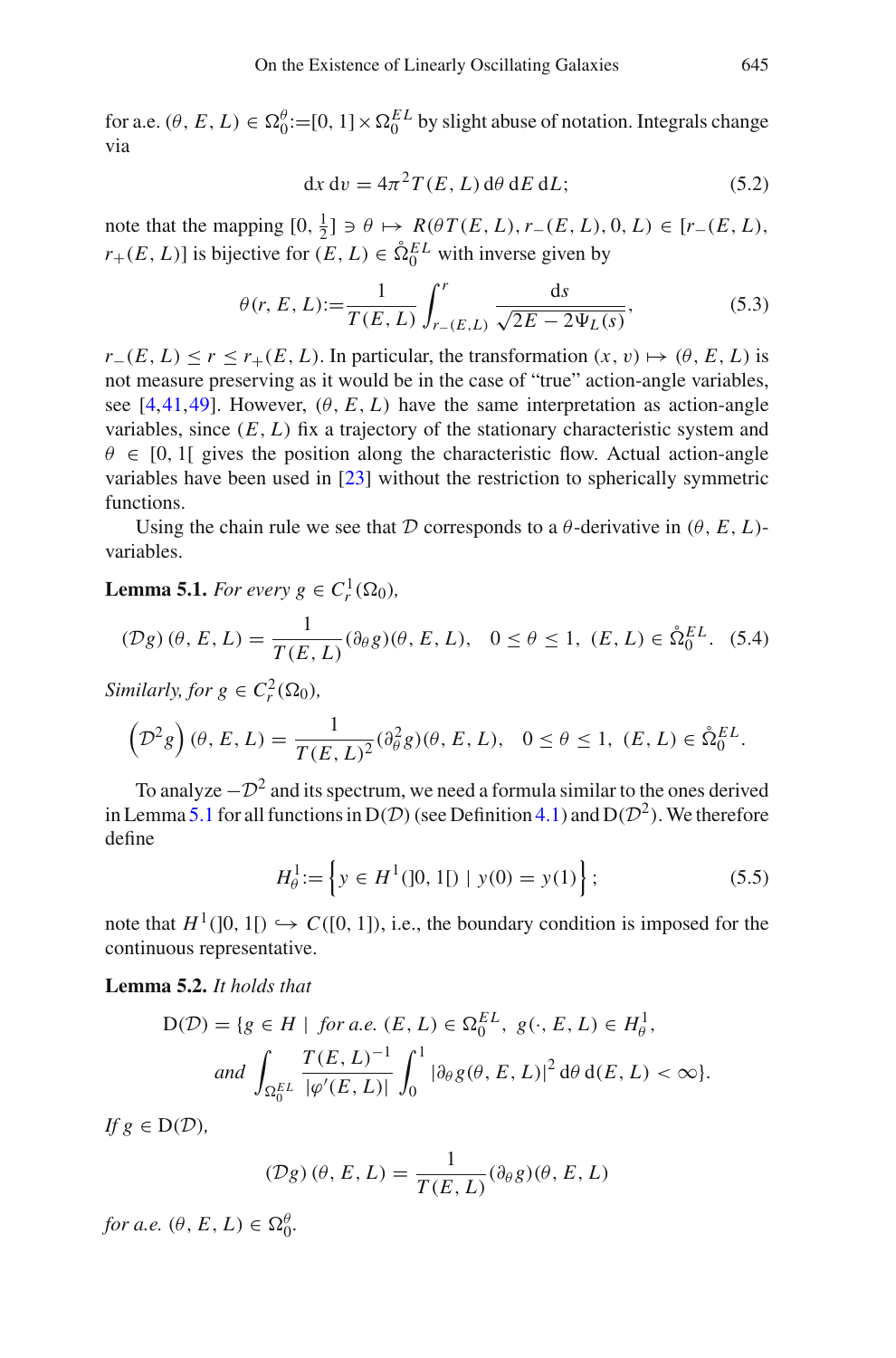for a.e. $(\theta, E, L) \in \Omega_0^\theta := [0,1] \times \Omega_0^{EL}$ by slight abuse of notation. Integrals change via

$$\mathrm{d}x\,\mathrm{d}v = 4\pi^2 T(E,L)\,\mathrm{d}\theta\,\mathrm{d}E\,\mathrm{d}L; \tag{5.2}$$

note that the mapping $[0, \frac{1}{2}] \ni \theta \mapsto R(\theta T(E,L), r_-(E,L), 0, L) \in [r_-(E,L), r_+(E,L)]$ is bijective for $(E,L) \in \mathring{\Omega}_0^{EL}$ with inverse given by

$$\theta(r, E, L) := \frac{1}{T(E,L)} \int_{r_-(E,L)}^{r} \frac{\mathrm{d}s}{\sqrt{2E - 2\Psi_L(s)}}, \tag{5.3}$$

$r_-(E,L) \le r \le r_+(E,L)$. In particular, the transformation $(x,v) \mapsto (\theta, E, L)$ is not measure preserving as it would be in the case of "true" action-angle variables, see [4,41,49]. However, $(\theta, E, L)$ have the same interpretation as action-angle variables, since $(E,L)$ fix a trajectory of the stationary characteristic system and $\theta \in [0, 1[$ gives the position along the characteristic flow. Actual action-angle variables have been used in [23] without the restriction to spherically symmetric functions.

Using the chain rule we see that $\mathcal{D}$ corresponds to a $\theta$-derivative in $(\theta, E, L)$-variables.

**Lemma 5.1.** *For every $g \in C_r^1(\Omega_0)$,*

$$(\mathcal{D}g)(\theta, E, L) = \frac{1}{T(E,L)} (\partial_\theta g)(\theta, E, L), \quad 0 \le \theta \le 1, \ (E,L) \in \mathring{\Omega}_0^{EL}. \tag{5.4}$$

*Similarly, for $g \in C_r^2(\Omega_0)$,*

$$\left(\mathcal{D}^2 g\right)(\theta, E, L) = \frac{1}{T(E,L)^2} (\partial_\theta^2 g)(\theta, E, L), \quad 0 \le \theta \le 1, \ (E,L) \in \mathring{\Omega}_0^{EL}.$$

To analyze $-\mathcal{D}^2$ and its spectrum, we need a formula similar to the ones derived in Lemma 5.1 for all functions in $\mathrm{D}(\mathcal{D})$ (see Definition 4.1) and $\mathrm{D}(\mathcal{D}^2)$. We therefore define

$$H_\theta^1 := \left\{ y \in H^1(]0,1[) \mid y(0) = y(1) \right\}; \tag{5.5}$$

note that $H^1(]0,1[) \hookrightarrow C([0,1])$, i.e., the boundary condition is imposed for the continuous representative.

**Lemma 5.2.** *It holds that*

$$\mathrm{D}(\mathcal{D}) = \{ g \in H \mid \text{ for a.e. } (E,L) \in \Omega_0^{EL}, \ g(\cdot, E, L) \in H_\theta^1,$$
$$\text{and } \int_{\Omega_0^{EL}} \frac{T(E,L)^{-1}}{|\varphi'(E,L)|} \int_0^1 |\partial_\theta g(\theta, E, L)|^2 \,\mathrm{d}\theta\,\mathrm{d}(E,L) < \infty \}.$$

*If $g \in \mathrm{D}(\mathcal{D})$,*

$$(\mathcal{D}g)(\theta, E, L) = \frac{1}{T(E,L)} (\partial_\theta g)(\theta, E, L)$$

*for a.e. $(\theta, E, L) \in \Omega_0^\theta$.*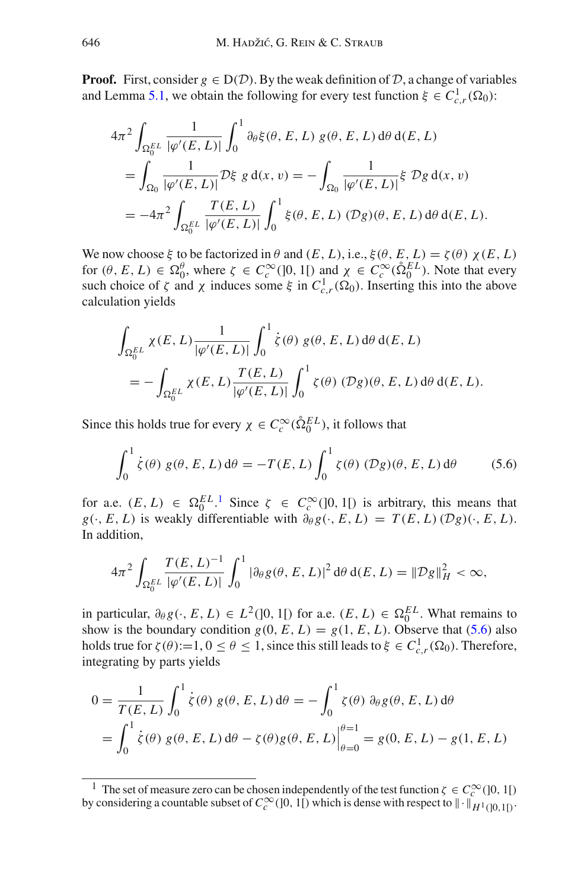**Proof.** First, consider $g \in \mathrm{D}(\mathcal{D})$. By the weak definition of $\mathcal{D}$, a change of variables and Lemma 5.1, we obtain the following for every test function $\xi \in C^1_{c,r}(\Omega_0)$:

$$
\begin{aligned}
4\pi^2 \int_{\Omega_0^{EL}} & \frac{1}{|\varphi'(E,L)|} \int_0^1 \partial_\theta \xi(\theta, E, L)\, g(\theta, E, L)\, \mathrm{d}\theta\, \mathrm{d}(E,L) \\
&= \int_{\Omega_0} \frac{1}{|\varphi'(E,L)|} \mathcal{D}\xi\; g \,\mathrm{d}(x,v) = -\int_{\Omega_0} \frac{1}{|\varphi'(E,L)|} \xi\; \mathcal{D}g \,\mathrm{d}(x,v) \\
&= -4\pi^2 \int_{\Omega_0^{EL}} \frac{T(E,L)}{|\varphi'(E,L)|} \int_0^1 \xi(\theta, E, L)\, (\mathcal{D}g)(\theta, E, L)\, \mathrm{d}\theta\, \mathrm{d}(E,L).
\end{aligned}
$$

We now choose $\xi$ to be factorized in $\theta$ and $(E, L)$, i.e., $\xi(\theta, E, L) = \zeta(\theta)\, \chi(E, L)$ for $(\theta, E, L) \in \Omega_0^\theta$, where $\zeta \in C_c^\infty(]0,1[)$ and $\chi \in C_c^\infty(\mathring{\Omega}_0^{EL})$. Note that every such choice of $\zeta$ and $\chi$ induces some $\xi$ in $C^1_{c,r}(\Omega_0)$. Inserting this into the above calculation yields

$$
\begin{aligned}
\int_{\Omega_0^{EL}} & \chi(E,L) \frac{1}{|\varphi'(E,L)|} \int_0^1 \dot{\zeta}(\theta)\, g(\theta, E, L)\, \mathrm{d}\theta\, \mathrm{d}(E,L) \\
&= -\int_{\Omega_0^{EL}} \chi(E,L) \frac{T(E,L)}{|\varphi'(E,L)|} \int_0^1 \zeta(\theta)\, (\mathcal{D}g)(\theta, E, L)\, \mathrm{d}\theta\, \mathrm{d}(E,L).
\end{aligned}
$$

Since this holds true for every $\chi \in C_c^\infty(\mathring{\Omega}_0^{EL})$, it follows that

$$
\int_0^1 \dot{\zeta}(\theta)\, g(\theta, E, L)\, \mathrm{d}\theta = -T(E,L) \int_0^1 \zeta(\theta)\, (\mathcal{D}g)(\theta, E, L)\, \mathrm{d}\theta \tag{5.6}
$$

for a.e. $(E, L) \in \Omega_0^{EL}$.[1] Since $\zeta \in C_c^\infty(]0,1[)$ is arbitrary, this means that $g(\cdot, E, L)$ is weakly differentiable with $\partial_\theta g(\cdot, E, L) = T(E,L)\, (\mathcal{D}g)(\cdot, E, L)$. In addition,

$$
4\pi^2 \int_{\Omega_0^{EL}} \frac{T(E,L)^{-1}}{|\varphi'(E,L)|} \int_0^1 |\partial_\theta g(\theta, E, L)|^2\, \mathrm{d}\theta\, \mathrm{d}(E,L) = \|\mathcal{D}g\|_H^2 < \infty,
$$

in particular, $\partial_\theta g(\cdot, E, L) \in L^2(]0,1[)$ for a.e. $(E, L) \in \Omega_0^{EL}$. What remains to show is the boundary condition $g(0, E, L) = g(1, E, L)$. Observe that (5.6) also holds true for $\zeta(\theta) := 1,\ 0 \le \theta \le 1$, since this still leads to $\xi \in C^1_{c,r}(\Omega_0)$. Therefore, integrating by parts yields

$$
\begin{aligned}
0 &= \frac{1}{T(E,L)} \int_0^1 \dot{\zeta}(\theta)\, g(\theta, E, L)\, \mathrm{d}\theta = -\int_0^1 \zeta(\theta)\, \partial_\theta g(\theta, E, L)\, \mathrm{d}\theta \\
&= \int_0^1 \dot{\zeta}(\theta)\, g(\theta, E, L)\, \mathrm{d}\theta - \zeta(\theta) g(\theta, E, L)\Big|_{\theta=0}^{\theta=1} = g(0, E, L) - g(1, E, L)
\end{aligned}
$$

---

[1] The set of measure zero can be chosen independently of the test function $\zeta \in C_c^\infty(]0,1[)$ by considering a countable subset of $C_c^\infty(]0,1[)$ which is dense with respect to $\|\cdot\|_{H^1(]0,1[)}$.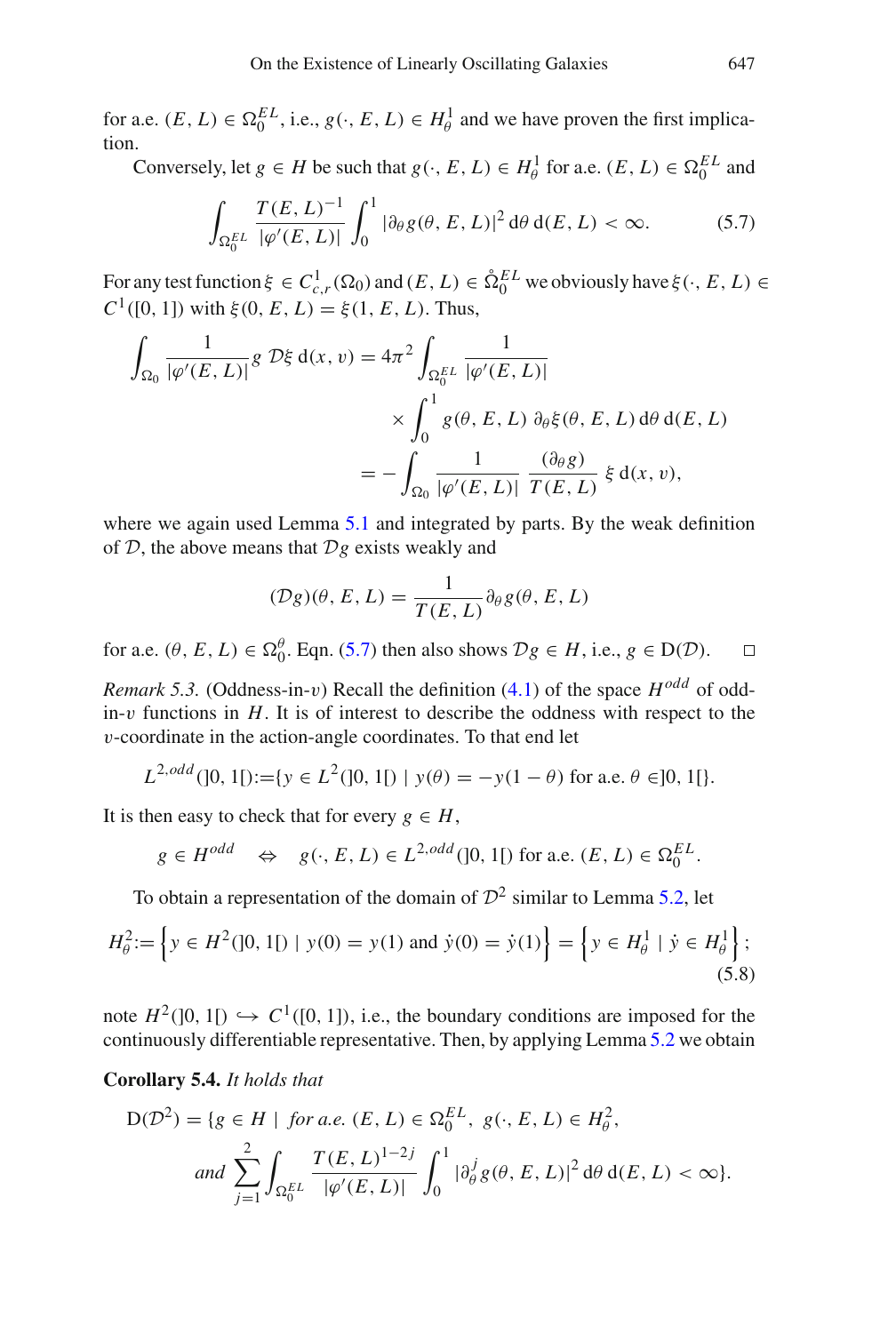for a.e. $(E, L) \in \Omega_0^{EL}$, i.e., $g(\cdot, E, L) \in H_\theta^1$ and we have proven the first implication.

Conversely, let $g \in H$ be such that $g(\cdot, E, L) \in H_\theta^1$ for a.e. $(E, L) \in \Omega_0^{EL}$ and

$$\int_{\Omega_0^{EL}} \frac{T(E, L)^{-1}}{|\varphi'(E, L)|} \int_0^1 |\partial_\theta g(\theta, E, L)|^2 \, \mathrm{d}\theta \, \mathrm{d}(E, L) < \infty. \tag{5.7}$$

For any test function $\xi \in C^1_{c,r}(\Omega_0)$ and $(E, L) \in \mathring{\Omega}_0^{EL}$ we obviously have $\xi(\cdot, E, L) \in C^1([0, 1])$ with $\xi(0, E, L) = \xi(1, E, L)$. Thus,

$$\begin{aligned}\int_{\Omega_0} \frac{1}{|\varphi'(E, L)|} g \, \mathcal{D}\xi \, \mathrm{d}(x, v) &= 4\pi^2 \int_{\Omega_0^{EL}} \frac{1}{|\varphi'(E, L)|} \\ &\quad \times \int_0^1 g(\theta, E, L) \, \partial_\theta \xi(\theta, E, L) \, \mathrm{d}\theta \, \mathrm{d}(E, L) \\ &= -\int_{\Omega_0} \frac{1}{|\varphi'(E, L)|} \, \frac{(\partial_\theta g)}{T(E, L)} \, \xi \, \mathrm{d}(x, v),\end{aligned}$$

where we again used Lemma 5.1 and integrated by parts. By the weak definition of $\mathcal{D}$, the above means that $\mathcal{D}g$ exists weakly and

$$(\mathcal{D}g)(\theta, E, L) = \frac{1}{T(E, L)} \partial_\theta g(\theta, E, L)$$

for a.e. $(\theta, E, L) \in \Omega_0^\theta$. Eqn. (5.7) then also shows $\mathcal{D}g \in H$, i.e., $g \in \mathrm{D}(\mathcal{D})$. $\square$

*Remark 5.3.* (Oddness-in-$v$) Recall the definition (4.1) of the space $H^{odd}$ of odd-in-$v$ functions in $H$. It is of interest to describe the oddness with respect to the $v$-coordinate in the action-angle coordinates. To that end let

$$L^{2,odd}(]0, 1[) := \{y \in L^2(]0, 1[) \mid y(\theta) = -y(1 - \theta) \text{ for a.e. } \theta \in ]0, 1[\}.$$

It is then easy to check that for every $g \in H$,

$$g \in H^{odd} \quad \Leftrightarrow \quad g(\cdot, E, L) \in L^{2,odd}(]0, 1[) \text{ for a.e. } (E, L) \in \Omega_0^{EL}.$$

To obtain a representation of the domain of $\mathcal{D}^2$ similar to Lemma 5.2, let

$$H_\theta^2 := \left\{ y \in H^2(]0, 1[) \mid y(0) = y(1) \text{ and } \dot{y}(0) = \dot{y}(1) \right\} = \left\{ y \in H_\theta^1 \mid \dot{y} \in H_\theta^1 \right\}; \tag{5.8}$$

note $H^2(]0, 1[) \hookrightarrow C^1([0, 1])$, i.e., the boundary conditions are imposed for the continuously differentiable representative. Then, by applying Lemma 5.2 we obtain

**Corollary 5.4.** *It holds that*

$$\begin{aligned}\mathrm{D}(\mathcal{D}^2) = \{g \in H \mid \ &\textit{for a.e. } (E, L) \in \Omega_0^{EL}, \ g(\cdot, E, L) \in H_\theta^2, \\ &\textit{and} \ \sum_{j=1}^{2} \int_{\Omega_0^{EL}} \frac{T(E, L)^{1-2j}}{|\varphi'(E, L)|} \int_0^1 |\partial_\theta^j g(\theta, E, L)|^2 \, \mathrm{d}\theta \, \mathrm{d}(E, L) < \infty\}.\end{aligned}$$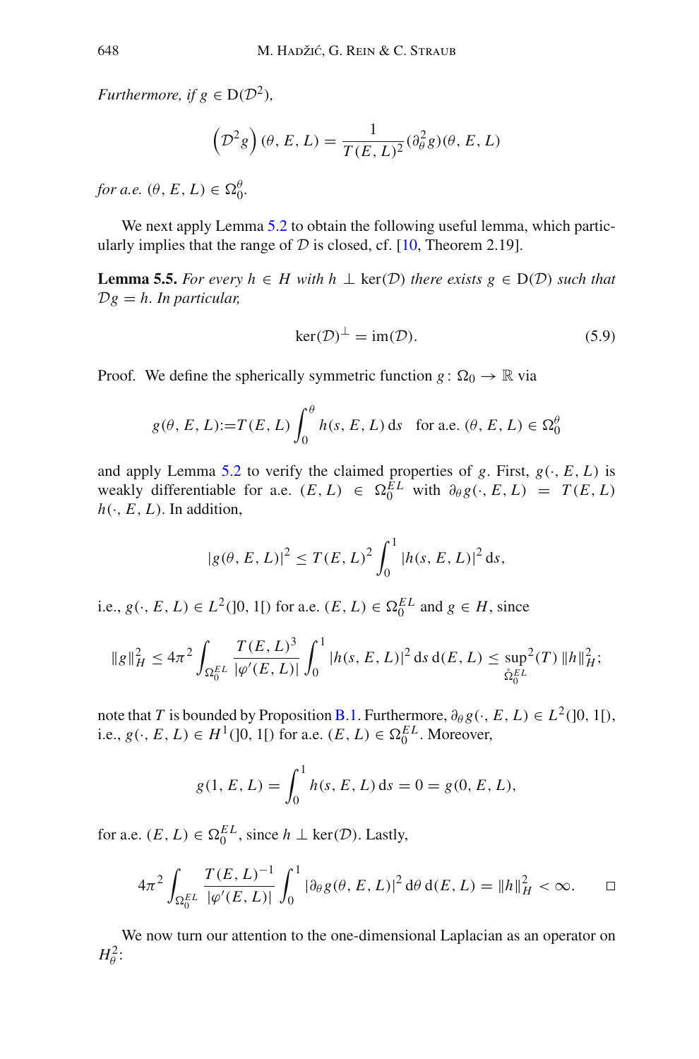*Furthermore, if* $g \in \mathrm{D}(\mathcal{D}^2)$*,*

$$\left(\mathcal{D}^2 g\right)(\theta, E, L) = \frac{1}{T(E,L)^2}(\partial_\theta^2 g)(\theta, E, L)$$

*for a.e.* $(\theta, E, L) \in \Omega_0^\theta$*.*

We next apply Lemma 5.2 to obtain the following useful lemma, which particularly implies that the range of $\mathcal{D}$ is closed, cf. [10, Theorem 2.19].

**Lemma 5.5.** *For every* $h \in H$ *with* $h \perp \ker(\mathcal{D})$ *there exists* $g \in \mathrm{D}(\mathcal{D})$ *such that* $\mathcal{D}g = h$*. In particular,*

$$\ker(\mathcal{D})^\perp = \operatorname{im}(\mathcal{D}). \tag{5.9}$$

Proof. We define the spherically symmetric function $g\colon \Omega_0 \to \mathbb{R}$ via

$$g(\theta, E, L) := T(E, L) \int_0^\theta h(s, E, L)\,\mathrm{d}s \quad \text{for a.e. } (\theta, E, L) \in \Omega_0^\theta$$

and apply Lemma 5.2 to verify the claimed properties of $g$. First, $g(\cdot, E, L)$ is weakly differentiable for a.e. $(E, L) \in \Omega_0^{EL}$ with $\partial_\theta g(\cdot, E, L) = T(E, L)\, h(\cdot, E, L)$. In addition,

$$|g(\theta, E, L)|^2 \le T(E, L)^2 \int_0^1 |h(s, E, L)|^2\,\mathrm{d}s,$$

i.e., $g(\cdot, E, L) \in L^2(]0, 1[)$ for a.e. $(E, L) \in \Omega_0^{EL}$ and $g \in H$, since

$$\|g\|_H^2 \le 4\pi^2 \int_{\Omega_0^{EL}} \frac{T(E,L)^3}{|\varphi'(E,L)|} \int_0^1 |h(s, E, L)|^2\,\mathrm{d}s\,\mathrm{d}(E, L) \le \sup_{\mathring{\Omega}_0^{EL}}{}^2(T)\, \|h\|_H^2;$$

note that $T$ is bounded by Proposition B.1. Furthermore, $\partial_\theta g(\cdot, E, L) \in L^2(]0, 1[)$, i.e., $g(\cdot, E, L) \in H^1(]0, 1[)$ for a.e. $(E, L) \in \Omega_0^{EL}$. Moreover,

$$g(1, E, L) = \int_0^1 h(s, E, L)\,\mathrm{d}s = 0 = g(0, E, L),$$

for a.e. $(E, L) \in \Omega_0^{EL}$, since $h \perp \ker(\mathcal{D})$. Lastly,

$$4\pi^2 \int_{\Omega_0^{EL}} \frac{T(E,L)^{-1}}{|\varphi'(E,L)|} \int_0^1 |\partial_\theta g(\theta, E, L)|^2\,\mathrm{d}\theta\,\mathrm{d}(E, L) = \|h\|_H^2 < \infty. \qquad \square$$

We now turn our attention to the one-dimensional Laplacian as an operator on $H_\theta^2$: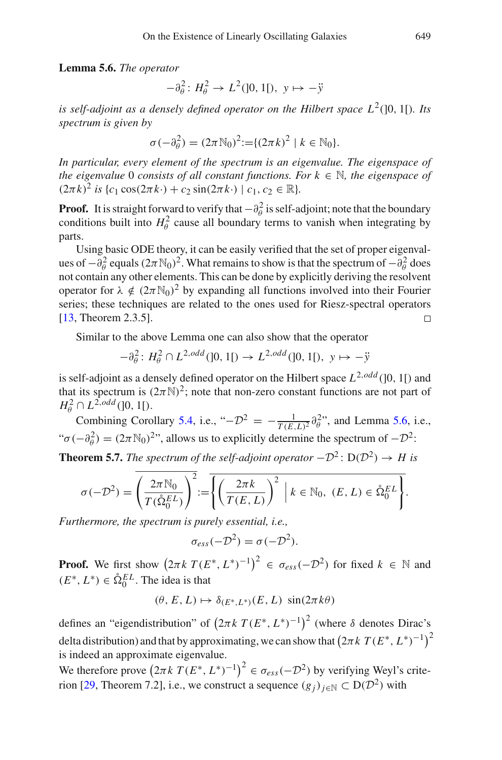**Lemma 5.6.** *The operator*

$$-\partial_\theta^2 \colon H_\theta^2 \to L^2(]0,1[),\ y \mapsto -\ddot{y}$$

*is self-adjoint as a densely defined operator on the Hilbert space* $L^2(]0,1[)$. *Its spectrum is given by*

$$\sigma(-\partial_\theta^2) = (2\pi\mathbb{N}_0)^2 := \{(2\pi k)^2 \mid k \in \mathbb{N}_0\}.$$

*In particular, every element of the spectrum is an eigenvalue. The eigenspace of the eigenvalue* 0 *consists of all constant functions. For* $k \in \mathbb{N}$, *the eigenspace of* $(2\pi k)^2$ *is* $\{c_1 \cos(2\pi k\cdot) + c_2 \sin(2\pi k\cdot) \mid c_1, c_2 \in \mathbb{R}\}$.

**Proof.** It is straight forward to verify that $-\partial_\theta^2$ is self-adjoint; note that the boundary conditions built into $H_\theta^2$ cause all boundary terms to vanish when integrating by parts.

Using basic ODE theory, it can be easily verified that the set of proper eigenvalues of $-\partial_\theta^2$ equals $(2\pi\mathbb{N}_0)^2$. What remains to show is that the spectrum of $-\partial_\theta^2$ does not contain any other elements. This can be done by explicitly deriving the resolvent operator for $\lambda \notin (2\pi\mathbb{N}_0)^2$ by expanding all functions involved into their Fourier series; these techniques are related to the ones used for Riesz-spectral operators [13, Theorem 2.3.5]. □

Similar to the above Lemma one can also show that the operator

$$-\partial_\theta^2 \colon H_\theta^2 \cap L^{2,odd}(]0,1[) \to L^{2,odd}(]0,1[),\ y \mapsto -\ddot{y}$$

is self-adjoint as a densely defined operator on the Hilbert space $L^{2,odd}(]0,1[)$ and that its spectrum is $(2\pi\mathbb{N})^2$; note that non-zero constant functions are not part of $H_\theta^2 \cap L^{2,odd}(]0,1[)$.

Combining Corollary 5.4, i.e., "$-\mathcal{D}^2 = -\frac{1}{T(E,L)^2}\partial_\theta^2$", and Lemma 5.6, i.e., "$\sigma(-\partial_\theta^2) = (2\pi\mathbb{N}_0)^2$", allows us to explicitly determine the spectrum of $-\mathcal{D}^2$:

**Theorem 5.7.** *The spectrum of the self-adjoint operator* $-\mathcal{D}^2 \colon \mathrm{D}(\mathcal{D}^2) \to H$ *is*

$$\sigma(-\mathcal{D}^2) = \overline{\left(\frac{2\pi\mathbb{N}_0}{T(\mathring{\Omega}_0^{EL})}\right)^2} := \overline{\left\{\left(\frac{2\pi k}{T(E,L)}\right)^2 \;\middle|\; k \in \mathbb{N}_0,\ (E,L) \in \mathring{\Omega}_0^{EL}\right\}}.$$

*Furthermore, the spectrum is purely essential, i.e.,*

$$\sigma_{ess}(-\mathcal{D}^2) = \sigma(-\mathcal{D}^2).$$

**Proof.** We first show $\left(2\pi k\, T(E^*,L^*)^{-1}\right)^2 \in \sigma_{ess}(-\mathcal{D}^2)$ for fixed $k \in \mathbb{N}$ and $(E^*,L^*) \in \mathring{\Omega}_0^{EL}$. The idea is that

$$(\theta, E, L) \mapsto \delta_{(E^*,L^*)}(E,L)\ \sin(2\pi k\theta)$$

defines an "eigendistribution" of $\left(2\pi k\, T(E^*,L^*)^{-1}\right)^2$ (where $\delta$ denotes Dirac's delta distribution) and that by approximating, we can show that $\left(2\pi k\, T(E^*,L^*)^{-1}\right)^2$ is indeed an approximate eigenvalue.

We therefore prove $\left(2\pi k\, T(E^*,L^*)^{-1}\right)^2 \in \sigma_{ess}(-\mathcal{D}^2)$ by verifying Weyl's criterion [29, Theorem 7.2], i.e., we construct a sequence $(g_j)_{j\in\mathbb{N}} \subset \mathrm{D}(\mathcal{D}^2)$ with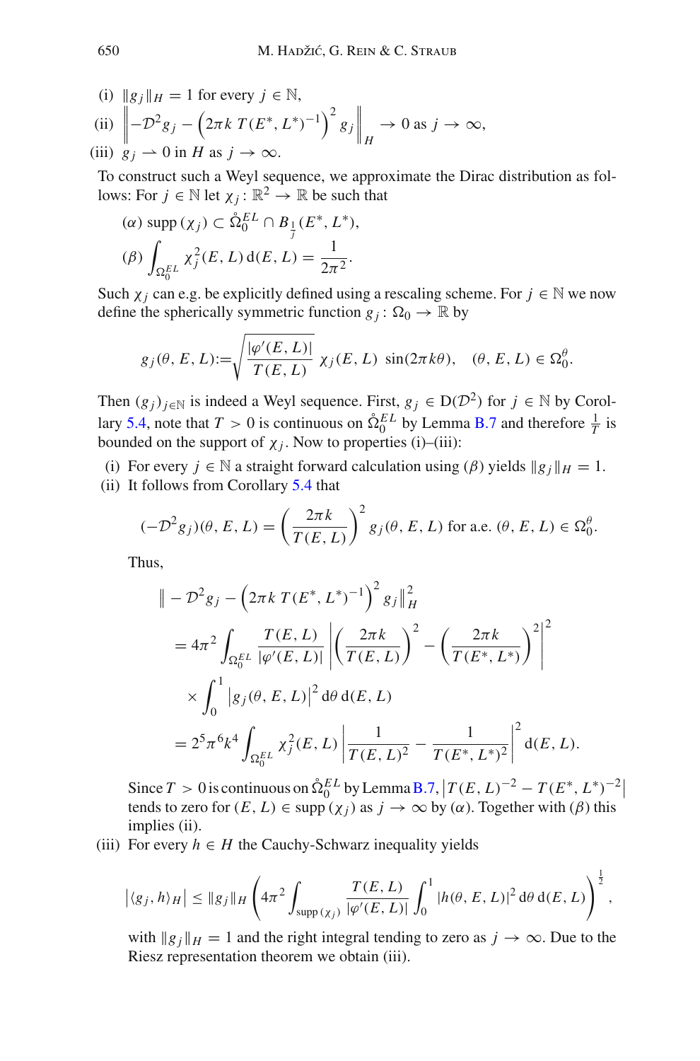(i) $\|g_j\|_H = 1$ for every $j \in \mathbb{N}$,

(ii) $\left\| -\mathcal{D}^2 g_j - \left(2\pi k\, T(E^*, L^*)^{-1}\right)^2 g_j \right\|_H \to 0$ as $j \to \infty$,

(iii) $g_j \rightharpoonup 0$ in $H$ as $j \to \infty$.

To construct such a Weyl sequence, we approximate the Dirac distribution as follows: For $j \in \mathbb{N}$ let $\chi_j : \mathbb{R}^2 \to \mathbb{R}$ be such that

($\alpha$) $\mathrm{supp}\,(\chi_j) \subset \mathring{\Omega}_0^{EL} \cap B_{\frac{1}{j}}(E^*, L^*)$,

($\beta$) $\displaystyle\int_{\Omega_0^{EL}} \chi_j^2(E, L)\, \mathrm{d}(E, L) = \frac{1}{2\pi^2}$.

Such $\chi_j$ can e.g. be explicitly defined using a rescaling scheme. For $j \in \mathbb{N}$ we now define the spherically symmetric function $g_j : \Omega_0 \to \mathbb{R}$ by

$$g_j(\theta, E, L) := \sqrt{\frac{|\varphi'(E, L)|}{T(E, L)}}\; \chi_j(E, L)\; \sin(2\pi k \theta), \quad (\theta, E, L) \in \Omega_0^\theta.$$

Then $(g_j)_{j \in \mathbb{N}}$ is indeed a Weyl sequence. First, $g_j \in \mathrm{D}(\mathcal{D}^2)$ for $j \in \mathbb{N}$ by Corollary 5.4, note that $T > 0$ is continuous on $\mathring{\Omega}_0^{EL}$ by Lemma B.7 and therefore $\frac{1}{T}$ is bounded on the support of $\chi_j$. Now to properties (i)–(iii):

(i) For every $j \in \mathbb{N}$ a straight forward calculation using ($\beta$) yields $\|g_j\|_H = 1$.

(ii) It follows from Corollary 5.4 that

$$(-\mathcal{D}^2 g_j)(\theta, E, L) = \left(\frac{2\pi k}{T(E, L)}\right)^2 g_j(\theta, E, L) \text{ for a.e. } (\theta, E, L) \in \Omega_0^\theta.$$

Thus,

$$\begin{aligned}
&\| -\mathcal{D}^2 g_j - \left(2\pi k\, T(E^*, L^*)^{-1}\right)^2 g_j \|_H^2 \\
&= 4\pi^2 \int_{\Omega_0^{EL}} \frac{T(E, L)}{|\varphi'(E, L)|} \left| \left(\frac{2\pi k}{T(E, L)}\right)^2 - \left(\frac{2\pi k}{T(E^*, L^*)}\right)^2 \right|^2 \\
&\quad \times \int_0^1 \left| g_j(\theta, E, L) \right|^2 \mathrm{d}\theta\, \mathrm{d}(E, L) \\
&= 2^5 \pi^6 k^4 \int_{\Omega_0^{EL}} \chi_j^2(E, L) \left| \frac{1}{T(E, L)^2} - \frac{1}{T(E^*, L^*)^2} \right|^2 \mathrm{d}(E, L).
\end{aligned}$$

Since $T > 0$ is continuous on $\mathring{\Omega}_0^{EL}$ by Lemma B.7, $\left| T(E, L)^{-2} - T(E^*, L^*)^{-2} \right|$ tends to zero for $(E, L) \in \mathrm{supp}\,(\chi_j)$ as $j \to \infty$ by ($\alpha$). Together with ($\beta$) this implies (ii).

(iii) For every $h \in H$ the Cauchy-Schwarz inequality yields

$$\left| \langle g_j, h \rangle_H \right| \leq \|g_j\|_H \left( 4\pi^2 \int_{\mathrm{supp}\,(\chi_j)} \frac{T(E, L)}{|\varphi'(E, L)|} \int_0^1 |h(\theta, E, L)|^2\, \mathrm{d}\theta\, \mathrm{d}(E, L) \right)^{\frac{1}{2}},$$

with $\|g_j\|_H = 1$ and the right integral tending to zero as $j \to \infty$. Due to the Riesz representation theorem we obtain (iii).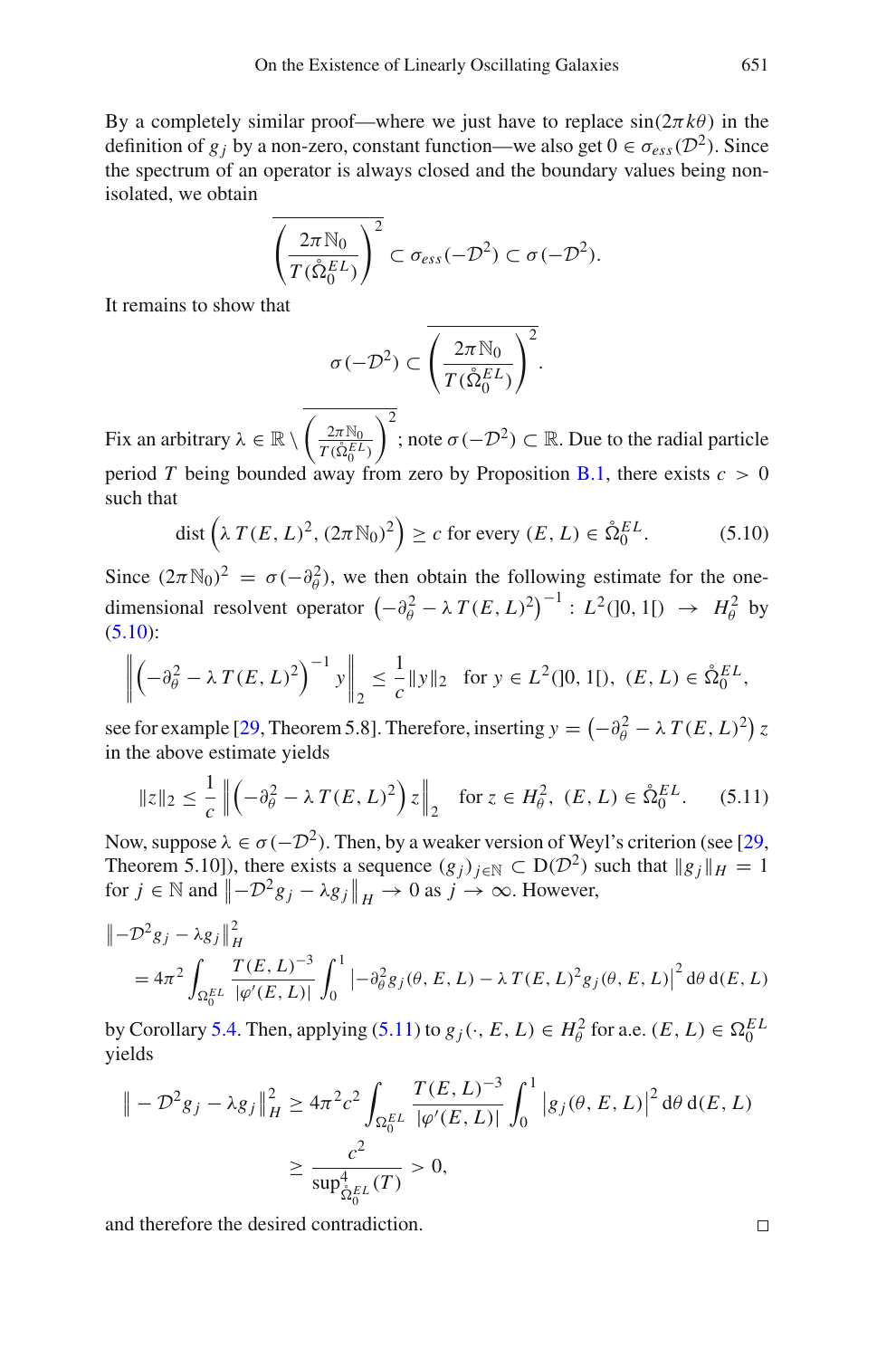By a completely similar proof—where we just have to replace $\sin(2\pi k\theta)$ in the definition of $g_j$ by a non-zero, constant function—we also get $0 \in \sigma_{ess}(\mathcal{D}^2)$. Since the spectrum of an operator is always closed and the boundary values being non-isolated, we obtain

$$\overline{\left(\frac{2\pi\mathbb{N}_0}{T(\mathring{\Omega}_0^{EL})}\right)^2} \subset \sigma_{ess}(-\mathcal{D}^2) \subset \sigma(-\mathcal{D}^2).$$

It remains to show that

$$\sigma(-\mathcal{D}^2) \subset \overline{\left(\frac{2\pi\mathbb{N}_0}{T(\mathring{\Omega}_0^{EL})}\right)^2}.$$

Fix an arbitrary $\lambda \in \mathbb{R} \setminus \overline{\left(\frac{2\pi\mathbb{N}_0}{T(\mathring{\Omega}_0^{EL})}\right)^2}$; note $\sigma(-\mathcal{D}^2) \subset \mathbb{R}$. Due to the radial particle period $T$ being bounded away from zero by Proposition B.1, there exists $c > 0$ such that

$$\operatorname{dist}\left(\lambda\, T(E,L)^2, (2\pi\mathbb{N}_0)^2\right) \geq c \text{ for every } (E,L) \in \mathring{\Omega}_0^{EL}. \tag{5.10}$$

Since $(2\pi\mathbb{N}_0)^2 = \sigma(-\partial_\theta^2)$, we then obtain the following estimate for the one-dimensional resolvent operator $\left(-\partial_\theta^2 - \lambda\, T(E,L)^2\right)^{-1} : L^2(]0,1[) \to H_\theta^2$ by (5.10):

$$\left\| \left(-\partial_\theta^2 - \lambda\, T(E,L)^2\right)^{-1} y \right\|_2 \leq \frac{1}{c}\|y\|_2 \quad \text{for } y \in L^2(]0,1[),\ (E,L) \in \mathring{\Omega}_0^{EL},$$

see for example [29, Theorem 5.8]. Therefore, inserting $y = \left(-\partial_\theta^2 - \lambda\, T(E,L)^2\right) z$ in the above estimate yields

$$\|z\|_2 \leq \frac{1}{c}\left\| \left(-\partial_\theta^2 - \lambda\, T(E,L)^2\right) z \right\|_2 \quad \text{for } z \in H_\theta^2,\ (E,L) \in \mathring{\Omega}_0^{EL}. \tag{5.11}$$

Now, suppose $\lambda \in \sigma(-\mathcal{D}^2)$. Then, by a weaker version of Weyl's criterion (see [29, Theorem 5.10]), there exists a sequence $(g_j)_{j\in\mathbb{N}} \subset \mathrm{D}(\mathcal{D}^2)$ such that $\|g_j\|_H = 1$ for $j \in \mathbb{N}$ and $\left\|-\mathcal{D}^2 g_j - \lambda g_j\right\|_H \to 0$ as $j \to \infty$. However,

$$\begin{aligned}
&\left\|-\mathcal{D}^2 g_j - \lambda g_j\right\|_H^2 \\
&\quad = 4\pi^2 \int_{\Omega_0^{EL}} \frac{T(E,L)^{-3}}{|\varphi'(E,L)|} \int_0^1 \left|-\partial_\theta^2 g_j(\theta,E,L) - \lambda\, T(E,L)^2 g_j(\theta,E,L)\right|^2 \mathrm{d}\theta\, \mathrm{d}(E,L)
\end{aligned}$$

by Corollary 5.4. Then, applying (5.11) to $g_j(\cdot,E,L) \in H_\theta^2$ for a.e. $(E,L) \in \Omega_0^{EL}$ yields

$$\begin{aligned}
\left\| - \mathcal{D}^2 g_j - \lambda g_j\right\|_H^2 &\geq 4\pi^2 c^2 \int_{\Omega_0^{EL}} \frac{T(E,L)^{-3}}{|\varphi'(E,L)|} \int_0^1 \left|g_j(\theta,E,L)\right|^2 \mathrm{d}\theta\, \mathrm{d}(E,L) \\
&\geq \frac{c^2}{\sup^4_{\mathring{\Omega}_0^{EL}}(T)} > 0,
\end{aligned}$$

and therefore the desired contradiction. □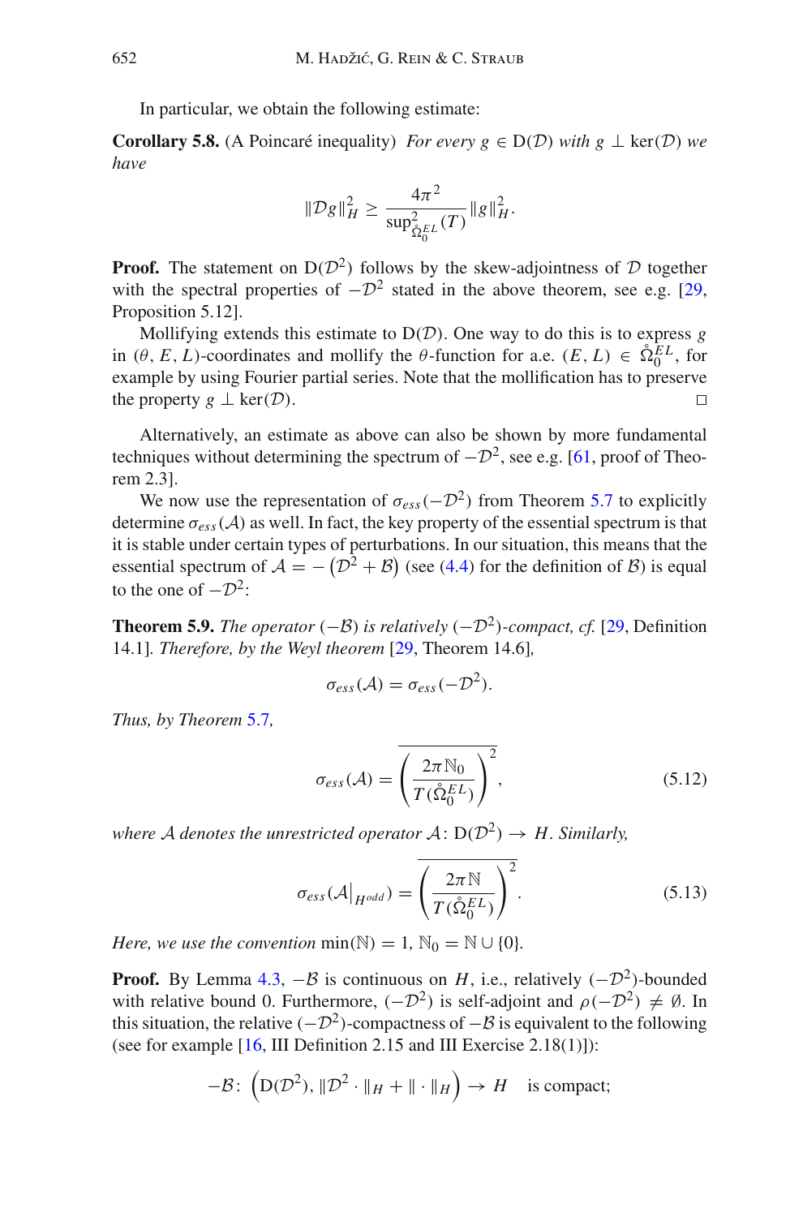In particular, we obtain the following estimate:

**Corollary 5.8.** (A Poincaré inequality) *For every $g \in \mathrm{D}(\mathcal{D})$ with $g \perp \ker(\mathcal{D})$ we have*

$$\|\mathcal{D}g\|_H^2 \geq \frac{4\pi^2}{\sup^2_{\mathring{\Omega}_0^{EL}}(T)} \|g\|_H^2.$$

**Proof.** The statement on $\mathrm{D}(\mathcal{D}^2)$ follows by the skew-adjointness of $\mathcal{D}$ together with the spectral properties of $-\mathcal{D}^2$ stated in the above theorem, see e.g. [29, Proposition 5.12].

Mollifying extends this estimate to $\mathrm{D}(\mathcal{D})$. One way to do this is to express $g$ in $(\theta, E, L)$-coordinates and mollify the $\theta$-function for a.e. $(E, L) \in \mathring{\Omega}_0^{EL}$, for example by using Fourier partial series. Note that the mollification has to preserve the property $g \perp \ker(\mathcal{D})$. □

Alternatively, an estimate as above can also be shown by more fundamental techniques without determining the spectrum of $-\mathcal{D}^2$, see e.g. [61, proof of Theorem 2.3].

We now use the representation of $\sigma_{ess}(-\mathcal{D}^2)$ from Theorem 5.7 to explicitly determine $\sigma_{ess}(\mathcal{A})$ as well. In fact, the key property of the essential spectrum is that it is stable under certain types of perturbations. In our situation, this means that the essential spectrum of $\mathcal{A} = -\left(\mathcal{D}^2 + \mathcal{B}\right)$ (see (4.4) for the definition of $\mathcal{B}$) is equal to the one of $-\mathcal{D}^2$:

**Theorem 5.9.** *The operator $(-\mathcal{B})$ is relatively $(-\mathcal{D}^2)$-compact, cf.* [29, Definition 14.1]*. Therefore, by the Weyl theorem* [29, Theorem 14.6]*,*

$$\sigma_{ess}(\mathcal{A}) = \sigma_{ess}(-\mathcal{D}^2).$$

*Thus, by Theorem 5.7,*

$$\sigma_{ess}(\mathcal{A}) = \overline{\left(\frac{2\pi\mathbb{N}_0}{T(\mathring{\Omega}_0^{EL})}\right)^2}, \tag{5.12}$$

*where $\mathcal{A}$ denotes the unrestricted operator $\mathcal{A}\colon \mathrm{D}(\mathcal{D}^2) \to H$. Similarly,*

$$\sigma_{ess}(\mathcal{A}\big|_{H^{odd}}) = \overline{\left(\frac{2\pi\mathbb{N}}{T(\mathring{\Omega}_0^{EL})}\right)^2}. \tag{5.13}$$

*Here, we use the convention* $\min(\mathbb{N}) = 1$, $\mathbb{N}_0 = \mathbb{N} \cup \{0\}$.

**Proof.** By Lemma 4.3, $-\mathcal{B}$ is continuous on $H$, i.e., relatively $(-\mathcal{D}^2)$-bounded with relative bound 0. Furthermore, $(-\mathcal{D}^2)$ is self-adjoint and $\rho(-\mathcal{D}^2) \neq \emptyset$. In this situation, the relative $(-\mathcal{D}^2)$-compactness of $-\mathcal{B}$ is equivalent to the following (see for example [16, III Definition 2.15 and III Exercise 2.18(1)]):

$$-\mathcal{B}\colon \left(\mathrm{D}(\mathcal{D}^2), \|\mathcal{D}^2 \cdot\|_H + \|\cdot\|_H\right) \to H \quad \text{is compact;}$$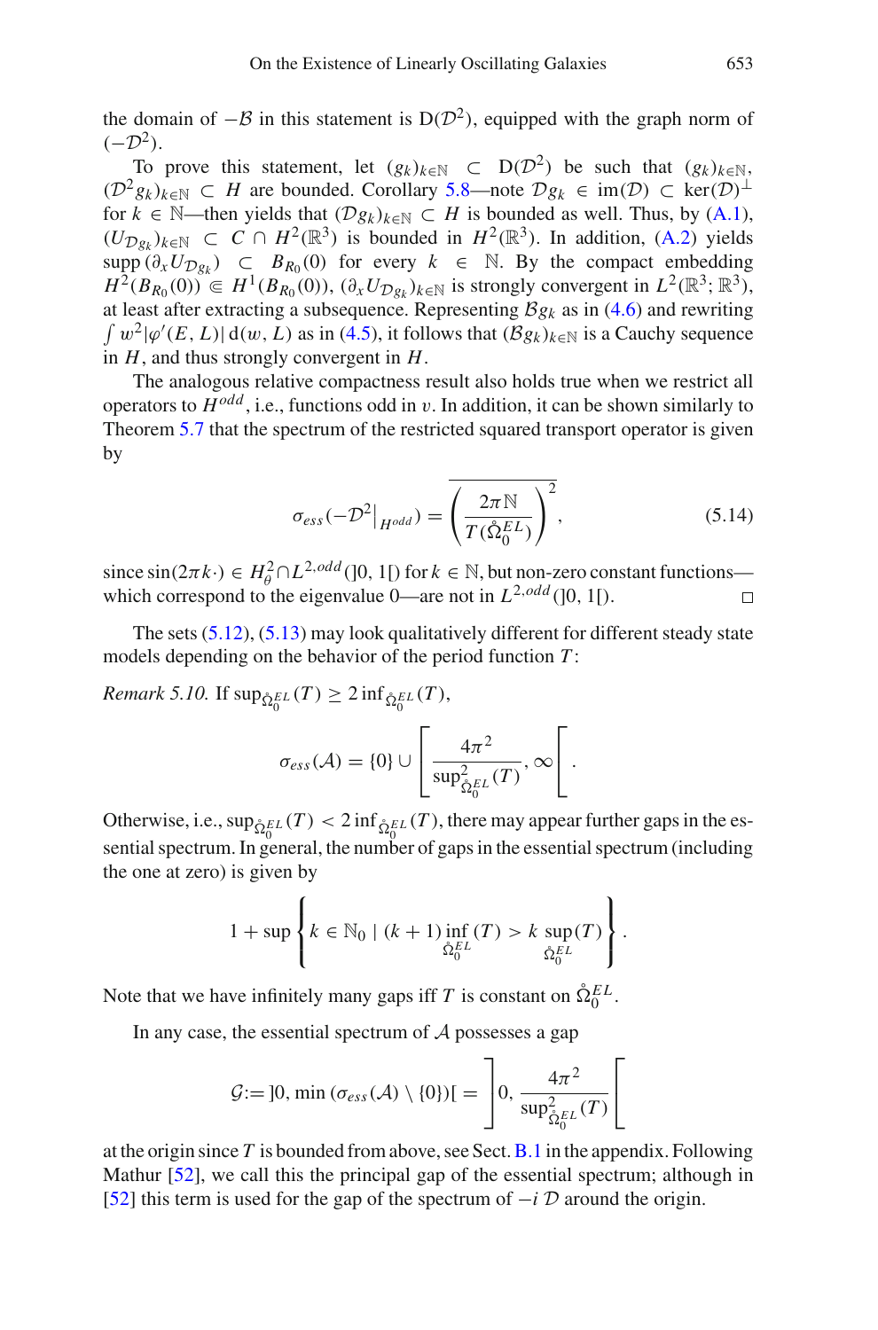the domain of $-\mathcal{B}$ in this statement is $\mathrm{D}(\mathcal{D}^2)$, equipped with the graph norm of $(-\mathcal{D}^2)$.

To prove this statement, let $(g_k)_{k\in\mathbb{N}} \subset \mathrm{D}(\mathcal{D}^2)$ be such that $(g_k)_{k\in\mathbb{N}}$, $(\mathcal{D}^2 g_k)_{k\in\mathbb{N}} \subset H$ are bounded. Corollary 5.8—note $\mathcal{D}g_k \in \operatorname{im}(\mathcal{D}) \subset \ker(\mathcal{D})^\perp$ for $k \in \mathbb{N}$—then yields that $(\mathcal{D}g_k)_{k\in\mathbb{N}} \subset H$ is bounded as well. Thus, by (A.1), $(U_{\mathcal{D}g_k})_{k\in\mathbb{N}} \subset C \cap H^2(\mathbb{R}^3)$ is bounded in $H^2(\mathbb{R}^3)$. In addition, (A.2) yields $\operatorname{supp}(\partial_x U_{\mathcal{D}g_k}) \subset B_{R_0}(0)$ for every $k \in \mathbb{N}$. By the compact embedding $H^2(B_{R_0}(0)) \Subset H^1(B_{R_0}(0))$, $(\partial_x U_{\mathcal{D}g_k})_{k\in\mathbb{N}}$ is strongly convergent in $L^2(\mathbb{R}^3;\mathbb{R}^3)$, at least after extracting a subsequence. Representing $\mathcal{B}g_k$ as in (4.6) and rewriting $\int w^2|\varphi'(E,L)|\,\mathrm{d}(w,L)$ as in (4.5), it follows that $(\mathcal{B}g_k)_{k\in\mathbb{N}}$ is a Cauchy sequence in $H$, and thus strongly convergent in $H$.

The analogous relative compactness result also holds true when we restrict all operators to $H^{odd}$, i.e., functions odd in $v$. In addition, it can be shown similarly to Theorem 5.7 that the spectrum of the restricted squared transport operator is given by

$$\sigma_{ess}(-\mathcal{D}^2|_{H^{odd}}) = \overline{\left(\frac{2\pi\mathbb{N}}{T(\mathring{\Omega}_0^{EL})}\right)^2}, \tag{5.14}$$

since $\sin(2\pi k\cdot) \in H^2_\theta \cap L^{2,odd}(]0,1[)$ for $k \in \mathbb{N}$, but non-zero constant functions—which correspond to the eigenvalue 0—are not in $L^{2,odd}(]0,1[)$. $\square$

The sets (5.12), (5.13) may look qualitatively different for different steady state models depending on the behavior of the period function $T$:

*Remark 5.10.* If $\sup_{\mathring{\Omega}_0^{EL}}(T) \geq 2\inf_{\mathring{\Omega}_0^{EL}}(T)$,

$$\sigma_{ess}(\mathcal{A}) = \{0\} \cup \left[\frac{4\pi^2}{\sup^2_{\mathring{\Omega}_0^{EL}}(T)}, \infty\right[.$$

Otherwise, i.e., $\sup_{\mathring{\Omega}_0^{EL}}(T) < 2\inf_{\mathring{\Omega}_0^{EL}}(T)$, there may appear further gaps in the essential spectrum. In general, the number of gaps in the essential spectrum (including the one at zero) is given by

$$1 + \sup\left\{k \in \mathbb{N}_0 \mid (k+1)\inf_{\mathring{\Omega}_0^{EL}}(T) > k\sup_{\mathring{\Omega}_0^{EL}}(T)\right\}.$$

Note that we have infinitely many gaps iff $T$ is constant on $\mathring{\Omega}_0^{EL}$.

In any case, the essential spectrum of $\mathcal{A}$ possesses a gap

$$\mathcal{G} := ]0, \min(\sigma_{ess}(\mathcal{A})\setminus\{0\})[ = \left]0, \frac{4\pi^2}{\sup^2_{\mathring{\Omega}_0^{EL}}(T)}\right[$$

at the origin since $T$ is bounded from above, see Sect. B.1 in the appendix. Following Mathur [52], we call this the principal gap of the essential spectrum; although in [52] this term is used for the gap of the spectrum of $-i\,\mathcal{D}$ around the origin.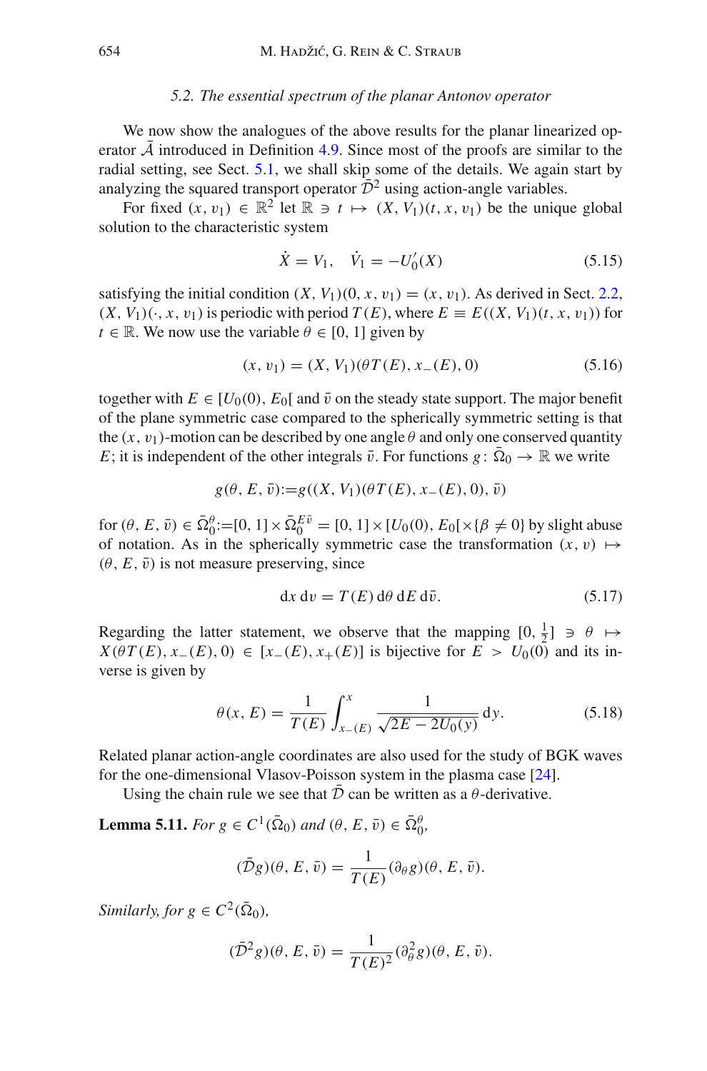### 5.2. The essential spectrum of the planar Antonov operator

We now show the analogues of the above results for the planar linearized operator $\bar{\mathcal{A}}$ introduced in Definition 4.9. Since most of the proofs are similar to the radial setting, see Sect. 5.1, we shall skip some of the details. We again start by analyzing the squared transport operator $\bar{\mathcal{D}}^2$ using action-angle variables.

For fixed $(x, v_1) \in \mathbb{R}^2$ let $\mathbb{R} \ni t \mapsto (X, V_1)(t, x, v_1)$ be the unique global solution to the characteristic system

$$\dot{X} = V_1, \quad \dot{V}_1 = -U_0'(X) \tag{5.15}$$

satisfying the initial condition $(X, V_1)(0, x, v_1) = (x, v_1)$. As derived in Sect. 2.2, $(X, V_1)(\cdot, x, v_1)$ is periodic with period $T(E)$, where $E \equiv E((X, V_1)(t, x, v_1))$ for $t \in \mathbb{R}$. We now use the variable $\theta \in [0, 1]$ given by

$$(x, v_1) = (X, V_1)(\theta T(E), x_-(E), 0) \tag{5.16}$$

together with $E \in [U_0(0), E_0[$ and $\bar{v}$ on the steady state support. The major benefit of the plane symmetric case compared to the spherically symmetric setting is that the $(x, v_1)$-motion can be described by one angle $\theta$ and only one conserved quantity $E$; it is independent of the other integrals $\bar{v}$. For functions $g \colon \bar{\Omega}_0 \to \mathbb{R}$ we write

$$g(\theta, E, \bar{v}) := g((X, V_1)(\theta T(E), x_-(E), 0), \bar{v})$$

for $(\theta, E, \bar{v}) \in \bar{\Omega}_0^{\theta} := [0, 1] \times \bar{\Omega}_0^{E\bar{v}} = [0, 1] \times [U_0(0), E_0[ \times \{\beta \neq 0\}$ by slight abuse of notation. As in the spherically symmetric case the transformation $(x, v) \mapsto (\theta, E, \bar{v})$ is not measure preserving, since

$$\mathrm{d}x\, \mathrm{d}v = T(E)\, \mathrm{d}\theta\, \mathrm{d}E\, \mathrm{d}\bar{v}. \tag{5.17}$$

Regarding the latter statement, we observe that the mapping $[0, \frac{1}{2}] \ni \theta \mapsto X(\theta T(E), x_-(E), 0) \in [x_-(E), x_+(E)]$ is bijective for $E > U_0(0)$ and its inverse is given by

$$\theta(x, E) = \frac{1}{T(E)} \int_{x_-(E)}^{x} \frac{1}{\sqrt{2E - 2U_0(y)}}\, \mathrm{d}y. \tag{5.18}$$

Related planar action-angle coordinates are also used for the study of BGK waves for the one-dimensional Vlasov-Poisson system in the plasma case [24].

Using the chain rule we see that $\bar{\mathcal{D}}$ can be written as a $\theta$-derivative.

**Lemma 5.11.** *For $g \in C^1(\bar{\Omega}_0)$ and $(\theta, E, \bar{v}) \in \bar{\Omega}_0^{\theta}$,*

$$(\bar{\mathcal{D}} g)(\theta, E, \bar{v}) = \frac{1}{T(E)} (\partial_\theta g)(\theta, E, \bar{v}).$$

*Similarly, for $g \in C^2(\bar{\Omega}_0)$,*

$$(\bar{\mathcal{D}}^2 g)(\theta, E, \bar{v}) = \frac{1}{T(E)^2} (\partial_\theta^2 g)(\theta, E, \bar{v}).$$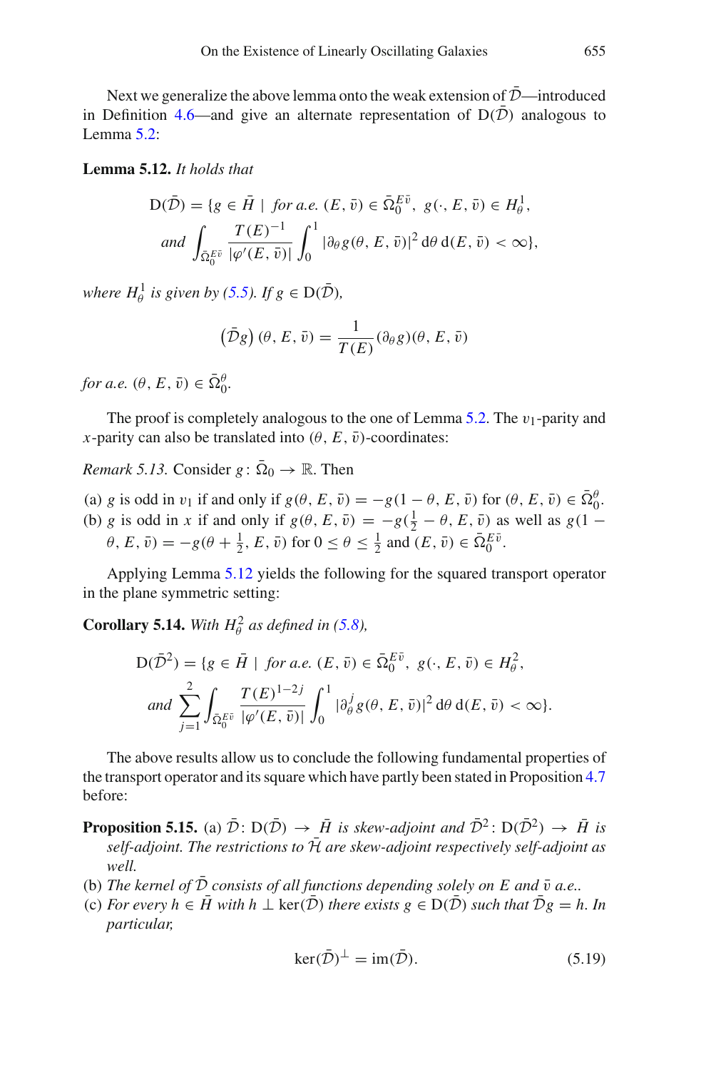Next we generalize the above lemma onto the weak extension of $\bar{\mathcal{D}}$—introduced in Definition 4.6—and give an alternate representation of $\mathrm{D}(\bar{\mathcal{D}})$ analogous to Lemma 5.2:

**Lemma 5.12.** *It holds that*

$$\mathrm{D}(\bar{\mathcal{D}}) = \{g \in \bar{H} \mid \text{for a.e. } (E, \bar{v}) \in \bar{\Omega}_0^{E\bar{v}},\ g(\cdot, E, \bar{v}) \in H_\theta^1,$$
$$\text{and } \int_{\bar{\Omega}_0^{E\bar{v}}} \frac{T(E)^{-1}}{|\varphi'(E, \bar{v})|} \int_0^1 |\partial_\theta g(\theta, E, \bar{v})|^2 \,\mathrm{d}\theta \,\mathrm{d}(E, \bar{v}) < \infty\},$$

*where $H_\theta^1$ is given by (5.5). If $g \in \mathrm{D}(\bar{\mathcal{D}})$,*

$$\left(\bar{\mathcal{D}}g\right)(\theta, E, \bar{v}) = \frac{1}{T(E)} (\partial_\theta g)(\theta, E, \bar{v})$$

*for a.e. $(\theta, E, \bar{v}) \in \bar{\Omega}_0^\theta$.*

The proof is completely analogous to the one of Lemma 5.2. The $v_1$-parity and $x$-parity can also be translated into $(\theta, E, \bar{v})$-coordinates:

*Remark 5.13.* Consider $g \colon \bar{\Omega}_0 \to \mathbb{R}$. Then

(a) $g$ is odd in $v_1$ if and only if $g(\theta, E, \bar{v}) = -g(1-\theta, E, \bar{v})$ for $(\theta, E, \bar{v}) \in \bar{\Omega}_0^\theta$.
(b) $g$ is odd in $x$ if and only if $g(\theta, E, \bar{v}) = -g(\frac{1}{2}-\theta, E, \bar{v})$ as well as $g(1-\theta, E, \bar{v}) = -g(\theta+\frac{1}{2}, E, \bar{v})$ for $0 \le \theta \le \frac{1}{2}$ and $(E, \bar{v}) \in \bar{\Omega}_0^{E\bar{v}}$.

Applying Lemma 5.12 yields the following for the squared transport operator in the plane symmetric setting:

**Corollary 5.14.** *With $H_\theta^2$ as defined in (5.8),*

$$\mathrm{D}(\bar{\mathcal{D}}^2) = \{g \in \bar{H} \mid \text{for a.e. } (E, \bar{v}) \in \bar{\Omega}_0^{E\bar{v}},\ g(\cdot, E, \bar{v}) \in H_\theta^2,$$
$$\text{and } \sum_{j=1}^{2} \int_{\bar{\Omega}_0^{E\bar{v}}} \frac{T(E)^{1-2j}}{|\varphi'(E, \bar{v})|} \int_0^1 |\partial_\theta^j g(\theta, E, \bar{v})|^2 \,\mathrm{d}\theta \,\mathrm{d}(E, \bar{v}) < \infty\}.$$

The above results allow us to conclude the following fundamental properties of the transport operator and its square which have partly been stated in Proposition 4.7 before:

**Proposition 5.15.** (a) *$\bar{\mathcal{D}} \colon \mathrm{D}(\bar{\mathcal{D}}) \to \bar{H}$ is skew-adjoint and $\bar{\mathcal{D}}^2 \colon \mathrm{D}(\bar{\mathcal{D}}^2) \to \bar{H}$ is self-adjoint. The restrictions to $\bar{\mathcal{H}}$ are skew-adjoint respectively self-adjoint as well.*
(b) *The kernel of $\bar{\mathcal{D}}$ consists of all functions depending solely on $E$ and $\bar{v}$ a.e..*
(c) *For every $h \in \bar{H}$ with $h \perp \ker(\bar{\mathcal{D}})$ there exists $g \in \mathrm{D}(\bar{\mathcal{D}})$ such that $\bar{\mathcal{D}}g = h$. In particular,*

$$\ker(\bar{\mathcal{D}})^\perp = \mathrm{im}(\bar{\mathcal{D}}). \tag{5.19}$$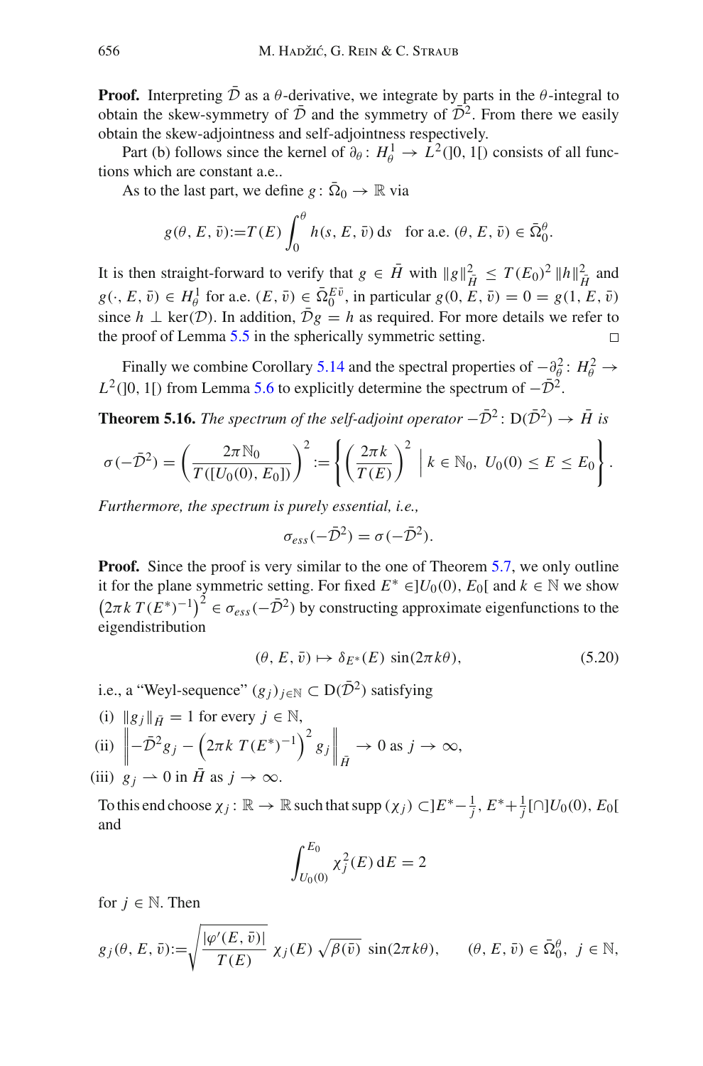**Proof.** Interpreting $\bar{\mathcal{D}}$ as a $\theta$-derivative, we integrate by parts in the $\theta$-integral to obtain the skew-symmetry of $\bar{\mathcal{D}}$ and the symmetry of $\bar{\mathcal{D}}^2$. From there we easily obtain the skew-adjointness and self-adjointness respectively.

Part (b) follows since the kernel of $\partial_\theta \colon H^1_\theta \to L^2(]0,1[)$ consists of all functions which are constant a.e..

As to the last part, we define $g \colon \bar{\Omega}_0 \to \mathbb{R}$ via

$$g(\theta, E, \bar{v}) := T(E) \int_0^\theta h(s, E, \bar{v})\, \mathrm{d}s \quad \text{for a.e. } (\theta, E, \bar{v}) \in \bar{\Omega}_0^\theta.$$

It is then straight-forward to verify that $g \in \bar{H}$ with $\|g\|^2_{\bar{H}} \le T(E_0)^2 \|h\|^2_{\bar{H}}$ and $g(\cdot, E, \bar{v}) \in H^1_\theta$ for a.e. $(E, \bar{v}) \in \bar{\Omega}_0^{E\bar{v}}$, in particular $g(0, E, \bar{v}) = 0 = g(1, E, \bar{v})$ since $h \perp \ker(\mathcal{D})$. In addition, $\bar{\mathcal{D}} g = h$ as required. For more details we refer to the proof of Lemma 5.5 in the spherically symmetric setting. $\square$

Finally we combine Corollary 5.14 and the spectral properties of $-\partial_\theta^2 \colon H^2_\theta \to L^2(]0,1[)$ from Lemma 5.6 to explicitly determine the spectrum of $-\bar{\mathcal{D}}^2$.

**Theorem 5.16.** *The spectrum of the self-adjoint operator* $-\bar{\mathcal{D}}^2 \colon \mathrm{D}(\bar{\mathcal{D}}^2) \to \bar{H}$ *is*

$$\sigma(-\bar{\mathcal{D}}^2) = \left( \frac{2\pi \mathbb{N}_0}{T([U_0(0), E_0])} \right)^2 := \left\{ \left( \frac{2\pi k}{T(E)} \right)^2 \;\middle|\; k \in \mathbb{N}_0,\ U_0(0) \le E \le E_0 \right\}.$$

*Furthermore, the spectrum is purely essential, i.e.,*

$$\sigma_{ess}(-\bar{\mathcal{D}}^2) = \sigma(-\bar{\mathcal{D}}^2).$$

**Proof.** Since the proof is very similar to the one of Theorem 5.7, we only outline it for the plane symmetric setting. For fixed $E^* \in ]U_0(0), E_0[$ and $k \in \mathbb{N}$ we show $\left(2\pi k\, T(E^*)^{-1}\right)^2 \in \sigma_{ess}(-\bar{\mathcal{D}}^2)$ by constructing approximate eigenfunctions to the eigendistribution

$$(\theta, E, \bar{v}) \mapsto \delta_{E^*}(E)\, \sin(2\pi k \theta), \tag{5.20}$$

i.e., a "Weyl-sequence" $(g_j)_{j \in \mathbb{N}} \subset \mathrm{D}(\bar{\mathcal{D}}^2)$ satisfying

(i) $\|g_j\|_{\bar{H}} = 1$ for every $j \in \mathbb{N}$,

(ii) $\left\| -\bar{\mathcal{D}}^2 g_j - \left(2\pi k\, T(E^*)^{-1}\right)^2 g_j \right\|_{\bar{H}} \to 0$ as $j \to \infty$,

(iii) $g_j \rightharpoonup 0$ in $\bar{H}$ as $j \to \infty$.

To this end choose $\chi_j \colon \mathbb{R} \to \mathbb{R}$ such that $\operatorname{supp}(\chi_j) \subset ]E^* - \frac{1}{j}, E^* + \frac{1}{j}[ \cap ]U_0(0), E_0[$ and

$$\int_{U_0(0)}^{E_0} \chi_j^2(E)\, \mathrm{d}E = 2$$

for $j \in \mathbb{N}$. Then

$$g_j(\theta, E, \bar{v}) := \sqrt{\frac{|\varphi'(E, \bar{v})|}{T(E)}}\, \chi_j(E)\, \sqrt{\beta(\bar{v})}\, \sin(2\pi k \theta), \qquad (\theta, E, \bar{v}) \in \bar{\Omega}_0^\theta,\ j \in \mathbb{N},$$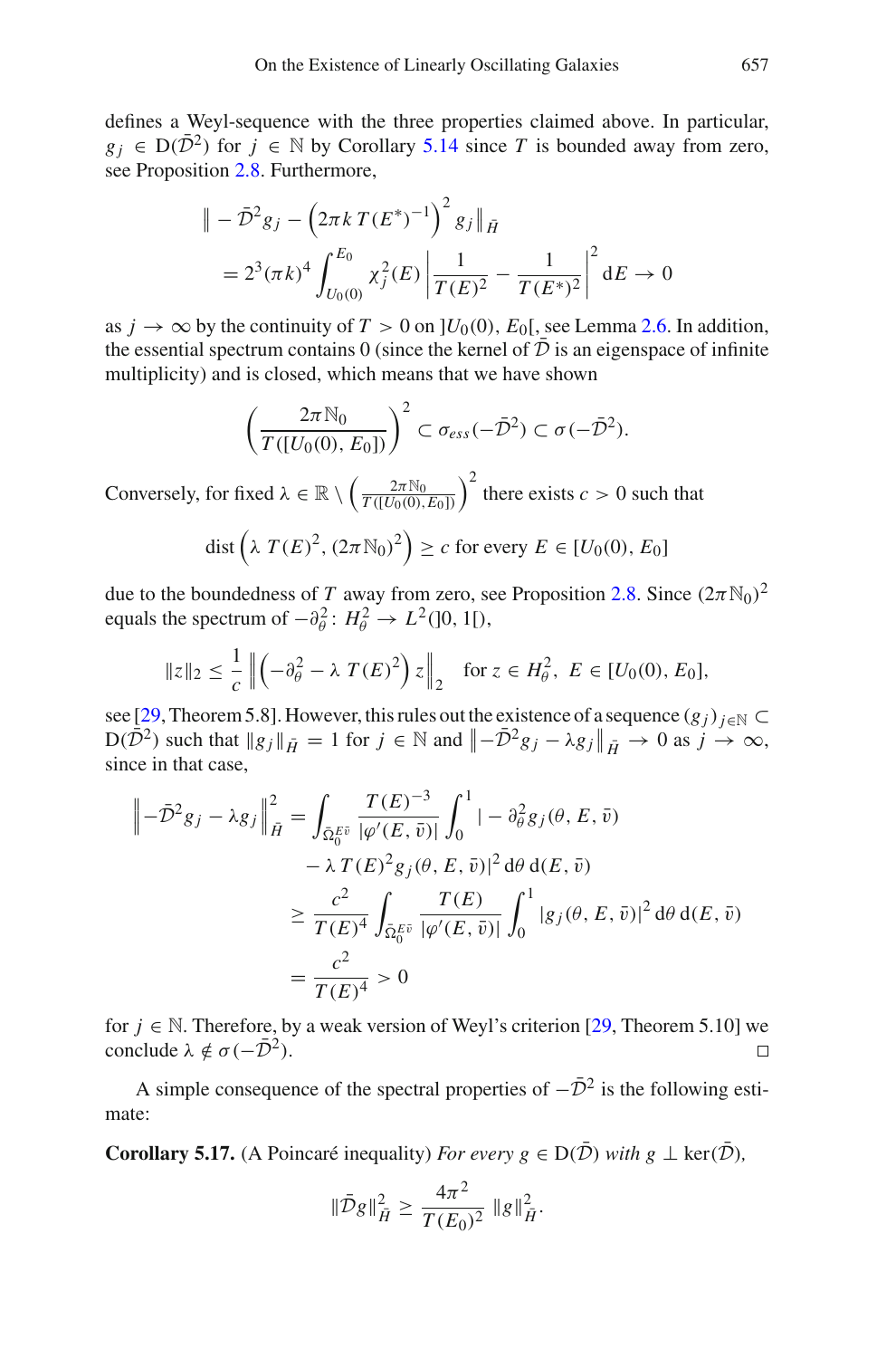defines a Weyl-sequence with the three properties claimed above. In particular, $g_j \in \mathrm{D}(\bar{\mathcal{D}}^2)$ for $j \in \mathbb{N}$ by Corollary 5.14 since $T$ is bounded away from zero, see Proposition 2.8. Furthermore,

$$
\begin{aligned}
&\left\| -\bar{\mathcal{D}}^2 g_j - \left(2\pi k\, T(E^*)^{-1}\right)^2 g_j \right\|_{\bar{H}} \\
&\quad = 2^3 (\pi k)^4 \int_{U_0(0)}^{E_0} \chi_j^2(E) \left| \frac{1}{T(E)^2} - \frac{1}{T(E^*)^2} \right|^2 \mathrm{d}E \to 0
\end{aligned}
$$

as $j \to \infty$ by the continuity of $T > 0$ on $]U_0(0), E_0[$, see Lemma 2.6. In addition, the essential spectrum contains 0 (since the kernel of $\bar{\mathcal{D}}$ is an eigenspace of infinite multiplicity) and is closed, which means that we have shown

$$
\left( \frac{2\pi \mathbb{N}_0}{T([U_0(0), E_0])} \right)^2 \subset \sigma_{ess}(-\bar{\mathcal{D}}^2) \subset \sigma(-\bar{\mathcal{D}}^2).
$$

Conversely, for fixed $\lambda \in \mathbb{R} \setminus \left( \frac{2\pi \mathbb{N}_0}{T([U_0(0), E_0])} \right)^2$ there exists $c > 0$ such that

$$
\operatorname{dist}\left( \lambda\, T(E)^2, (2\pi \mathbb{N}_0)^2 \right) \geq c \text{ for every } E \in [U_0(0), E_0]
$$

due to the boundedness of $T$ away from zero, see Proposition 2.8. Since $(2\pi\mathbb{N}_0)^2$ equals the spectrum of $-\partial_\theta^2 \colon H_\theta^2 \to L^2(]0,1[)$,

$$
\|z\|_2 \leq \frac{1}{c} \left\| \left( -\partial_\theta^2 - \lambda\, T(E)^2 \right) z \right\|_2 \quad \text{for } z \in H_\theta^2,\ E \in [U_0(0), E_0],
$$

see [29, Theorem 5.8]. However, this rules out the existence of a sequence $(g_j)_{j\in\mathbb{N}} \subset \mathrm{D}(\bar{\mathcal{D}}^2)$ such that $\|g_j\|_{\bar{H}} = 1$ for $j \in \mathbb{N}$ and $\left\| -\bar{\mathcal{D}}^2 g_j - \lambda g_j \right\|_{\bar{H}} \to 0$ as $j \to \infty$, since in that case,

$$
\begin{aligned}
\left\| -\bar{\mathcal{D}}^2 g_j - \lambda g_j \right\|_{\bar{H}}^2 &= \int_{\bar{\Omega}_0^{E\bar{v}}} \frac{T(E)^{-3}}{|\varphi'(E,\bar{v})|} \int_0^1 | -\partial_\theta^2 g_j(\theta, E, \bar{v}) \\
&\qquad - \lambda\, T(E)^2 g_j(\theta, E, \bar{v})|^2 \,\mathrm{d}\theta \,\mathrm{d}(E, \bar{v}) \\
&\geq \frac{c^2}{T(E)^4} \int_{\bar{\Omega}_0^{E\bar{v}}} \frac{T(E)}{|\varphi'(E,\bar{v})|} \int_0^1 |g_j(\theta, E, \bar{v})|^2 \,\mathrm{d}\theta \,\mathrm{d}(E, \bar{v}) \\
&= \frac{c^2}{T(E)^4} > 0
\end{aligned}
$$

for $j \in \mathbb{N}$. Therefore, by a weak version of Weyl's criterion [29, Theorem 5.10] we conclude $\lambda \notin \sigma(-\bar{\mathcal{D}}^2)$. □

A simple consequence of the spectral properties of $-\bar{\mathcal{D}}^2$ is the following estimate:

**Corollary 5.17.** (A Poincaré inequality) *For every $g \in \mathrm{D}(\bar{\mathcal{D}})$ with $g \perp \ker(\bar{\mathcal{D}})$,*

$$
\|\bar{\mathcal{D}} g\|_{\bar{H}}^2 \geq \frac{4\pi^2}{T(E_0)^2} \|g\|_{\bar{H}}^2.
$$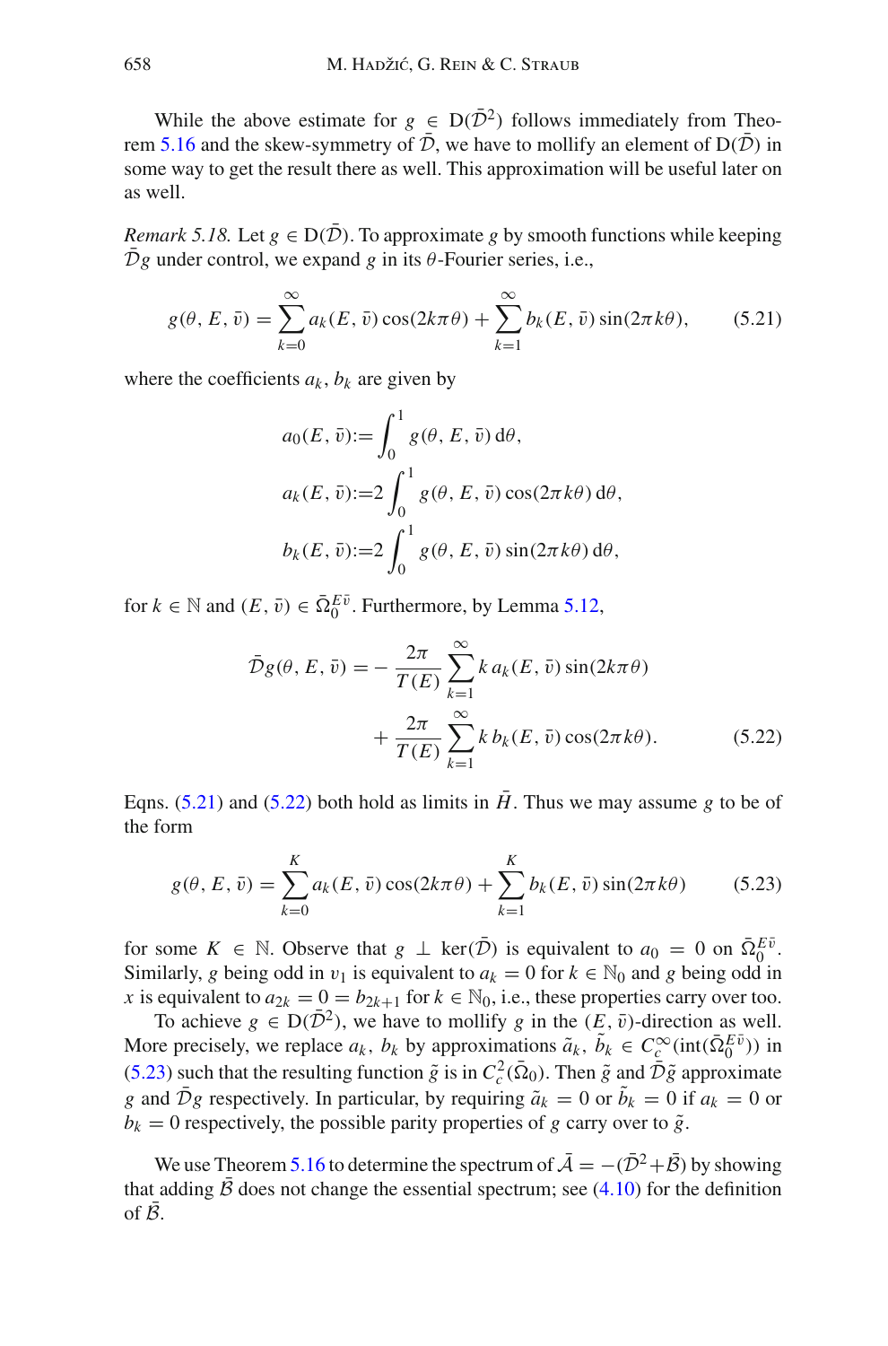While the above estimate for $g \in \mathrm{D}(\bar{\mathcal{D}}^2)$ follows immediately from Theorem 5.16 and the skew-symmetry of $\bar{\mathcal{D}}$, we have to mollify an element of $\mathrm{D}(\bar{\mathcal{D}})$ in some way to get the result there as well. This approximation will be useful later on as well.

*Remark 5.18.* Let $g \in \mathrm{D}(\bar{\mathcal{D}})$. To approximate $g$ by smooth functions while keeping $\bar{\mathcal{D}}g$ under control, we expand $g$ in its $\theta$-Fourier series, i.e.,

$$g(\theta, E, \bar{v}) = \sum_{k=0}^{\infty} a_k(E, \bar{v}) \cos(2k\pi\theta) + \sum_{k=1}^{\infty} b_k(E, \bar{v}) \sin(2\pi k\theta), \tag{5.21}$$

where the coefficients $a_k, b_k$ are given by

$$\begin{aligned}
a_0(E, \bar{v}) &:= \int_0^1 g(\theta, E, \bar{v})\, \mathrm{d}\theta, \\
a_k(E, \bar{v}) &:= 2\int_0^1 g(\theta, E, \bar{v}) \cos(2\pi k\theta)\, \mathrm{d}\theta, \\
b_k(E, \bar{v}) &:= 2\int_0^1 g(\theta, E, \bar{v}) \sin(2\pi k\theta)\, \mathrm{d}\theta,
\end{aligned}$$

for $k \in \mathbb{N}$ and $(E, \bar{v}) \in \bar{\Omega}_0^{E\bar{v}}$. Furthermore, by Lemma 5.12,

$$\begin{aligned}
\bar{\mathcal{D}}g(\theta, E, \bar{v}) = &- \frac{2\pi}{T(E)} \sum_{k=1}^{\infty} k\, a_k(E, \bar{v}) \sin(2k\pi\theta) \\
&+ \frac{2\pi}{T(E)} \sum_{k=1}^{\infty} k\, b_k(E, \bar{v}) \cos(2\pi k\theta).
\end{aligned} \tag{5.22}$$

Eqns. (5.21) and (5.22) both hold as limits in $\bar{H}$. Thus we may assume $g$ to be of the form

$$g(\theta, E, \bar{v}) = \sum_{k=0}^{K} a_k(E, \bar{v}) \cos(2k\pi\theta) + \sum_{k=1}^{K} b_k(E, \bar{v}) \sin(2\pi k\theta) \tag{5.23}$$

for some $K \in \mathbb{N}$. Observe that $g \perp \ker(\bar{\mathcal{D}})$ is equivalent to $a_0 = 0$ on $\bar{\Omega}_0^{E\bar{v}}$. Similarly, $g$ being odd in $v_1$ is equivalent to $a_k = 0$ for $k \in \mathbb{N}_0$ and $g$ being odd in $x$ is equivalent to $a_{2k} = 0 = b_{2k+1}$ for $k \in \mathbb{N}_0$, i.e., these properties carry over too.

To achieve $g \in \mathrm{D}(\bar{\mathcal{D}}^2)$, we have to mollify $g$ in the $(E, \bar{v})$-direction as well. More precisely, we replace $a_k$, $b_k$ by approximations $\tilde{a}_k$, $\tilde{b}_k \in C_c^\infty(\mathrm{int}(\bar{\Omega}_0^{E\bar{v}}))$ in (5.23) such that the resulting function $\tilde{g}$ is in $C_c^2(\bar{\Omega}_0)$. Then $\tilde{g}$ and $\bar{\mathcal{D}}\tilde{g}$ approximate $g$ and $\bar{\mathcal{D}}g$ respectively. In particular, by requiring $\tilde{a}_k = 0$ or $\tilde{b}_k = 0$ if $a_k = 0$ or $b_k = 0$ respectively, the possible parity properties of $g$ carry over to $\tilde{g}$.

We use Theorem 5.16 to determine the spectrum of $\bar{\mathcal{A}} = -(\bar{\mathcal{D}}^2 + \bar{\mathcal{B}})$ by showing that adding $\bar{\mathcal{B}}$ does not change the essential spectrum; see (4.10) for the definition of $\bar{\mathcal{B}}$.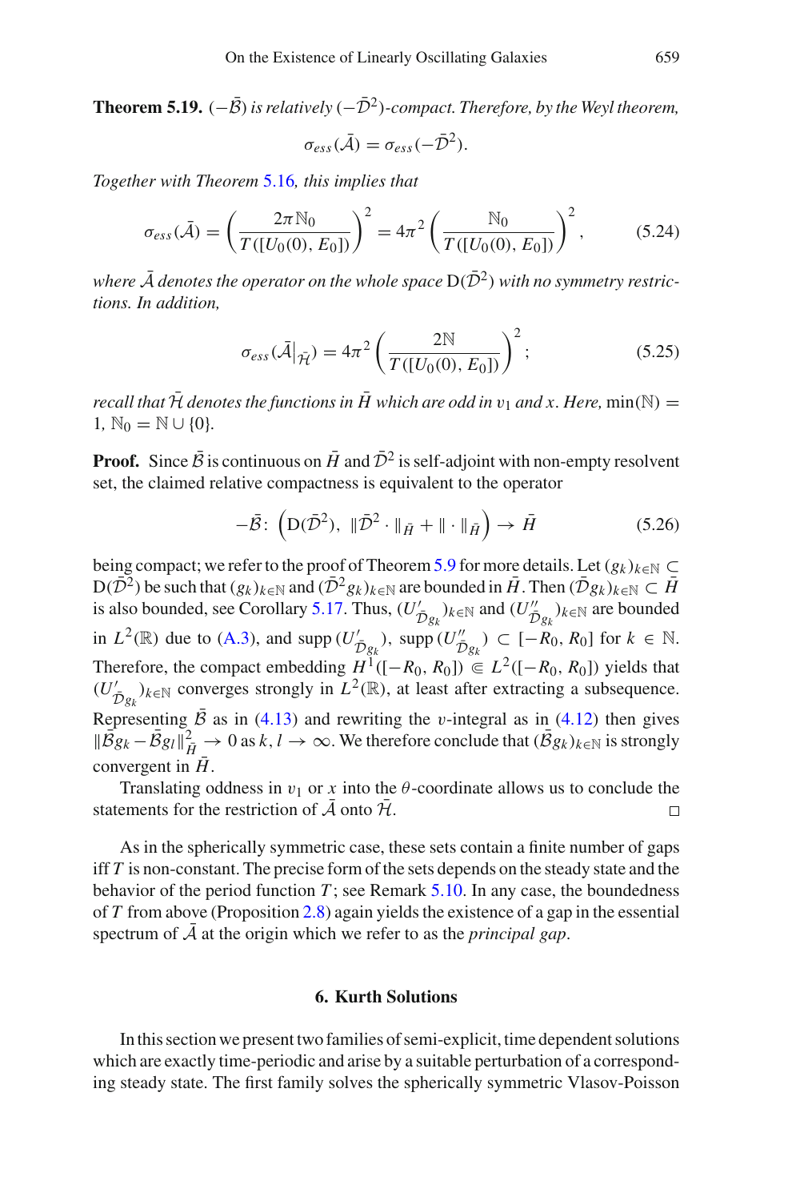**Theorem 5.19.** *$(-\bar{\mathcal{B}})$ is relatively $(-\bar{\mathcal{D}}^2)$-compact. Therefore, by the Weyl theorem,*

$$\sigma_{ess}(\bar{\mathcal{A}}) = \sigma_{ess}(-\bar{\mathcal{D}}^2).$$

*Together with Theorem 5.16, this implies that*

$$\sigma_{ess}(\bar{\mathcal{A}}) = \left(\frac{2\pi \mathbb{N}_0}{T([U_0(0), E_0])}\right)^2 = 4\pi^2 \left(\frac{\mathbb{N}_0}{T([U_0(0), E_0])}\right)^2, \tag{5.24}$$

*where $\bar{\mathcal{A}}$ denotes the operator on the whole space $\mathrm{D}(\bar{\mathcal{D}}^2)$ with no symmetry restrictions. In addition,*

$$\sigma_{ess}(\bar{\mathcal{A}}|_{\bar{\mathcal{H}}}) = 4\pi^2 \left(\frac{2\mathbb{N}}{T([U_0(0), E_0])}\right)^2; \tag{5.25}$$

*recall that $\bar{\mathcal{H}}$ denotes the functions in $\bar{H}$ which are odd in $v_1$ and $x$. Here,* $\min(\mathbb{N}) = 1$, $\mathbb{N}_0 = \mathbb{N} \cup \{0\}$.

**Proof.** Since $\bar{\mathcal{B}}$ is continuous on $\bar{H}$ and $\bar{\mathcal{D}}^2$ is self-adjoint with non-empty resolvent set, the claimed relative compactness is equivalent to the operator

$$-\bar{\mathcal{B}}\colon \left(\mathrm{D}(\bar{\mathcal{D}}^2),\ \|\bar{\mathcal{D}}^2 \cdot \|_{\bar{H}} + \| \cdot \|_{\bar{H}}\right) \to \bar{H} \tag{5.26}$$

being compact; we refer to the proof of Theorem 5.9 for more details. Let $(g_k)_{k\in\mathbb{N}} \subset \mathrm{D}(\bar{\mathcal{D}}^2)$ be such that $(g_k)_{k\in\mathbb{N}}$ and $(\bar{\mathcal{D}}^2 g_k)_{k\in\mathbb{N}}$ are bounded in $\bar{H}$. Then $(\bar{\mathcal{D}} g_k)_{k\in\mathbb{N}} \subset \bar{H}$ is also bounded, see Corollary 5.17. Thus, $(U'_{\bar{\mathcal{D}} g_k})_{k\in\mathbb{N}}$ and $(U''_{\bar{\mathcal{D}} g_k})_{k\in\mathbb{N}}$ are bounded in $L^2(\mathbb{R})$ due to (A.3), and $\mathrm{supp}\,(U'_{\bar{\mathcal{D}} g_k})$, $\mathrm{supp}\,(U''_{\bar{\mathcal{D}} g_k}) \subset [-R_0, R_0]$ for $k \in \mathbb{N}$. Therefore, the compact embedding $H^1([-R_0, R_0]) \Subset L^2([-R_0, R_0])$ yields that $(U'_{\bar{\mathcal{D}} g_k})_{k\in\mathbb{N}}$ converges strongly in $L^2(\mathbb{R})$, at least after extracting a subsequence. Representing $\bar{\mathcal{B}}$ as in (4.13) and rewriting the $v$-integral as in (4.12) then gives $\|\bar{\mathcal{B}} g_k - \bar{\mathcal{B}} g_l\|_{\bar{H}}^2 \to 0$ as $k, l \to \infty$. We therefore conclude that $(\bar{\mathcal{B}} g_k)_{k\in\mathbb{N}}$ is strongly convergent in $\bar{H}$.

Translating oddness in $v_1$ or $x$ into the $\theta$-coordinate allows us to conclude the statements for the restriction of $\bar{\mathcal{A}}$ onto $\bar{\mathcal{H}}$. □

As in the spherically symmetric case, these sets contain a finite number of gaps iff $T$ is non-constant. The precise form of the sets depends on the steady state and the behavior of the period function $T$; see Remark 5.10. In any case, the boundedness of $T$ from above (Proposition 2.8) again yields the existence of a gap in the essential spectrum of $\bar{\mathcal{A}}$ at the origin which we refer to as the *principal gap*.

## 6. Kurth Solutions

In this section we present two families of semi-explicit, time dependent solutions which are exactly time-periodic and arise by a suitable perturbation of a corresponding steady state. The first family solves the spherically symmetric Vlasov-Poisson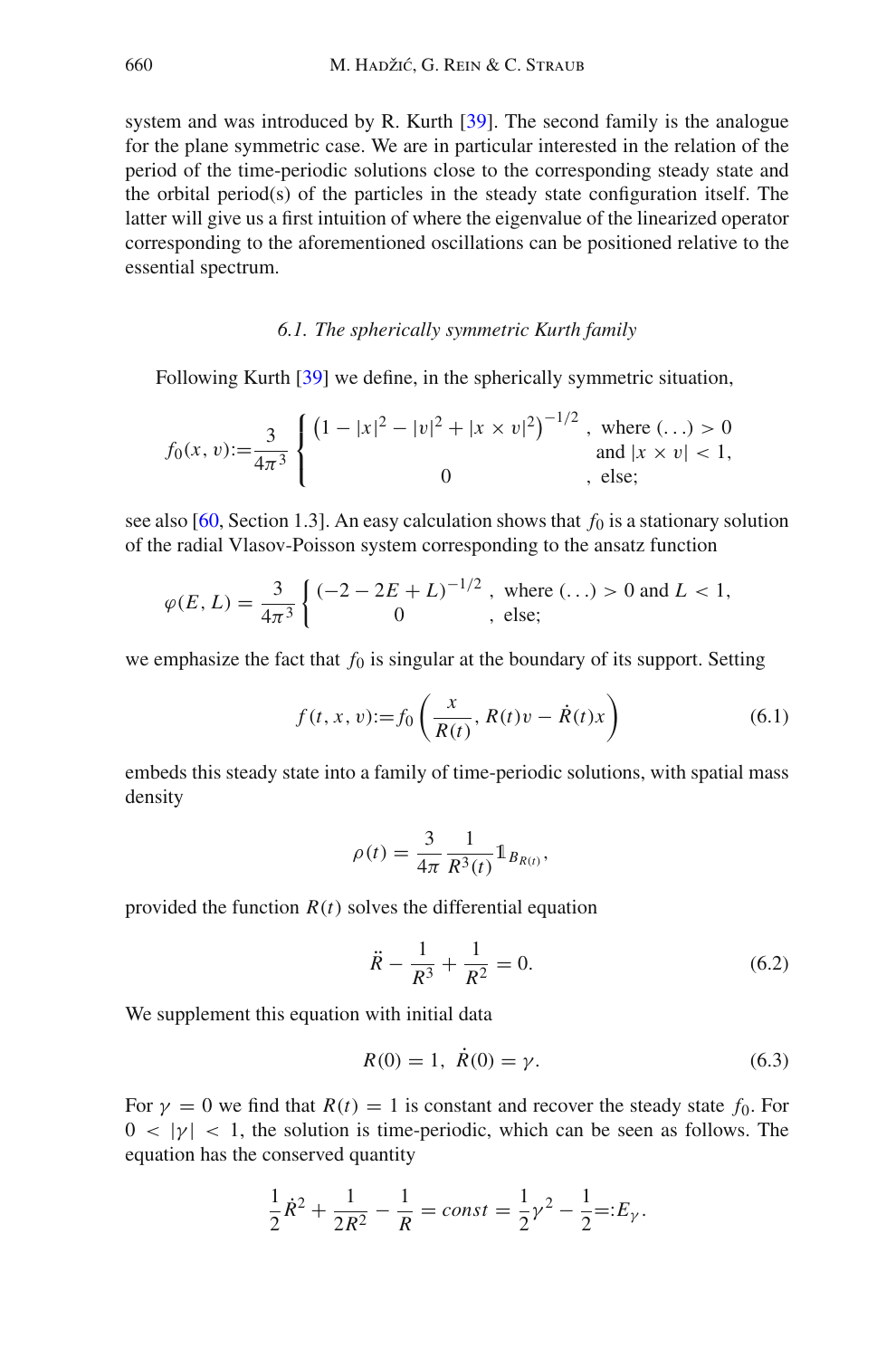system and was introduced by R. Kurth [39]. The second family is the analogue for the plane symmetric case. We are in particular interested in the relation of the period of the time-periodic solutions close to the corresponding steady state and the orbital period(s) of the particles in the steady state configuration itself. The latter will give us a first intuition of where the eigenvalue of the linearized operator corresponding to the aforementioned oscillations can be positioned relative to the essential spectrum.

### *6.1. The spherically symmetric Kurth family*

Following Kurth [39] we define, in the spherically symmetric situation,

$$f_0(x,v) := \frac{3}{4\pi^3} \begin{cases} \left(1 - |x|^2 - |v|^2 + |x \times v|^2\right)^{-1/2}, & \text{where } (\ldots) > 0 \\ & \text{and } |x \times v| < 1, \\ 0 & , \text{ else;} \end{cases}$$

see also [60, Section 1.3]. An easy calculation shows that $f_0$ is a stationary solution of the radial Vlasov-Poisson system corresponding to the ansatz function

$$\varphi(E,L) = \frac{3}{4\pi^3} \begin{cases} (-2 - 2E + L)^{-1/2}, & \text{where } (\ldots) > 0 \text{ and } L < 1, \\ 0 & , \text{ else;} \end{cases}$$

we emphasize the fact that $f_0$ is singular at the boundary of its support. Setting

$$f(t,x,v) := f_0\left(\frac{x}{R(t)}, R(t)v - \dot{R}(t)x\right) \tag{6.1}$$

embeds this steady state into a family of time-periodic solutions, with spatial mass density

$$\rho(t) = \frac{3}{4\pi} \frac{1}{R^3(t)} \mathbb{1}_{B_{R(t)}},$$

provided the function $R(t)$ solves the differential equation

$$\ddot{R} - \frac{1}{R^3} + \frac{1}{R^2} = 0. \tag{6.2}$$

We supplement this equation with initial data

$$R(0) = 1, \ \dot{R}(0) = \gamma. \tag{6.3}$$

For $\gamma = 0$ we find that $R(t) = 1$ is constant and recover the steady state $f_0$. For $0 < |\gamma| < 1$, the solution is time-periodic, which can be seen as follows. The equation has the conserved quantity

$$\frac{1}{2}\dot{R}^2 + \frac{1}{2R^2} - \frac{1}{R} = const = \frac{1}{2}\gamma^2 - \frac{1}{2} =: E_\gamma.$$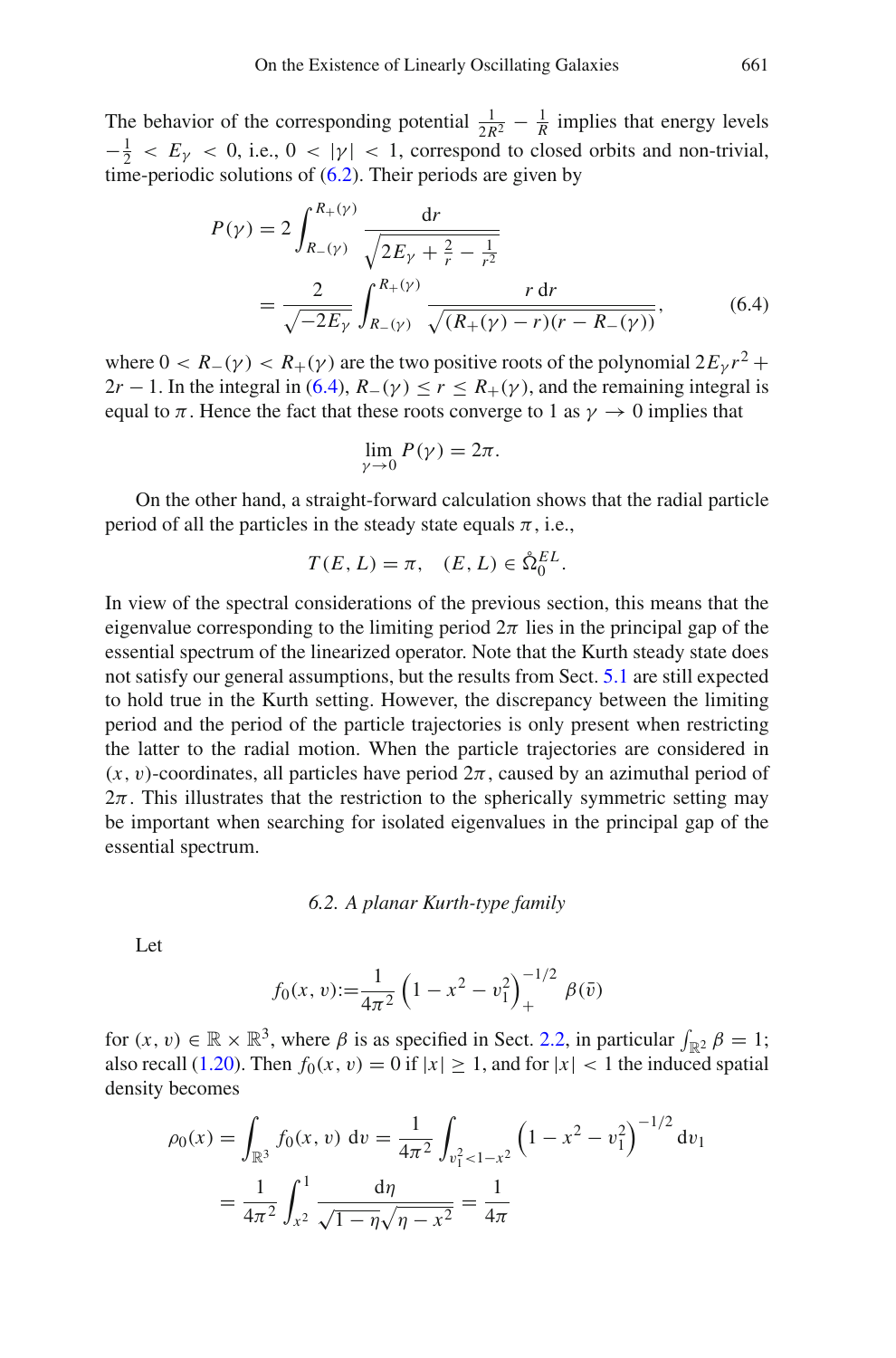The behavior of the corresponding potential $\frac{1}{2R^2} - \frac{1}{R}$ implies that energy levels $-\frac{1}{2} < E_\gamma < 0$, i.e., $0 < |\gamma| < 1$, correspond to closed orbits and non-trivial, time-periodic solutions of (6.2). Their periods are given by

$$
\begin{aligned}
P(\gamma) &= 2\int_{R_-(\gamma)}^{R_+(\gamma)} \frac{\mathrm{d}r}{\sqrt{2E_\gamma + \frac{2}{r} - \frac{1}{r^2}}} \\
&= \frac{2}{\sqrt{-2E_\gamma}} \int_{R_-(\gamma)}^{R_+(\gamma)} \frac{r\,\mathrm{d}r}{\sqrt{(R_+(\gamma)-r)(r-R_-(\gamma))}},
\end{aligned} \tag{6.4}
$$

where $0 < R_-(\gamma) < R_+(\gamma)$ are the two positive roots of the polynomial $2E_\gamma r^2 + 2r - 1$. In the integral in (6.4), $R_-(\gamma) \le r \le R_+(\gamma)$, and the remaining integral is equal to $\pi$. Hence the fact that these roots converge to 1 as $\gamma \to 0$ implies that

$$
\lim_{\gamma \to 0} P(\gamma) = 2\pi.
$$

On the other hand, a straight-forward calculation shows that the radial particle period of all the particles in the steady state equals $\pi$, i.e.,

$$
T(E,L) = \pi, \quad (E,L) \in \mathring{\Omega}_0^{EL}.
$$

In view of the spectral considerations of the previous section, this means that the eigenvalue corresponding to the limiting period $2\pi$ lies in the principal gap of the essential spectrum of the linearized operator. Note that the Kurth steady state does not satisfy our general assumptions, but the results from Sect. 5.1 are still expected to hold true in the Kurth setting. However, the discrepancy between the limiting period and the period of the particle trajectories is only present when restricting the latter to the radial motion. When the particle trajectories are considered in $(x, v)$-coordinates, all particles have period $2\pi$, caused by an azimuthal period of $2\pi$. This illustrates that the restriction to the spherically symmetric setting may be important when searching for isolated eigenvalues in the principal gap of the essential spectrum.

### *6.2. A planar Kurth-type family*

Let

$$
f_0(x,v) := \frac{1}{4\pi^2}\left(1 - x^2 - v_1^2\right)_+^{-1/2} \beta(\bar{v})
$$

for $(x,v) \in \mathbb{R} \times \mathbb{R}^3$, where $\beta$ is as specified in Sect. 2.2, in particular $\int_{\mathbb{R}^2} \beta = 1$; also recall (1.20). Then $f_0(x,v) = 0$ if $|x| \ge 1$, and for $|x| < 1$ the induced spatial density becomes

$$
\begin{aligned}
\rho_0(x) &= \int_{\mathbb{R}^3} f_0(x,v)\,\mathrm{d}v = \frac{1}{4\pi^2}\int_{v_1^2 < 1-x^2} \left(1 - x^2 - v_1^2\right)^{-1/2} \mathrm{d}v_1 \\
&= \frac{1}{4\pi^2}\int_{x^2}^{1} \frac{\mathrm{d}\eta}{\sqrt{1-\eta}\sqrt{\eta - x^2}} = \frac{1}{4\pi}
\end{aligned}
$$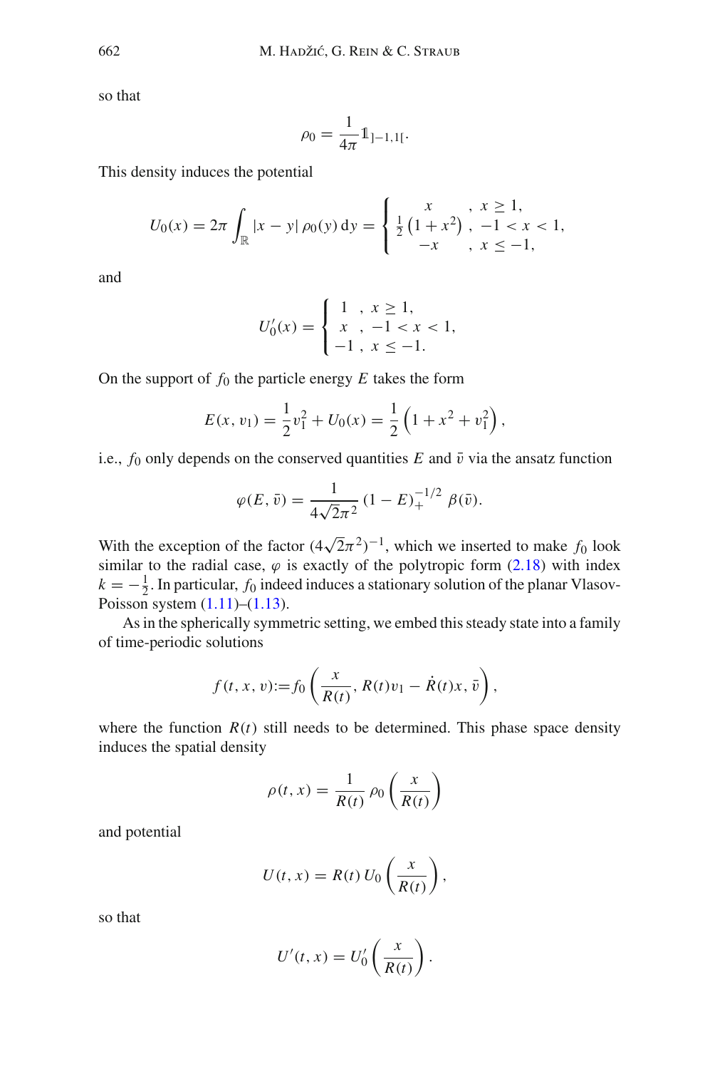so that

$$\rho_0 = \frac{1}{4\pi} \mathbb{1}_{]-1,1[}.$$

This density induces the potential

$$U_0(x) = 2\pi \int_{\mathbb{R}} |x - y| \, \rho_0(y) \, \mathrm{d}y = \begin{cases} x & , \ x \geq 1, \\ \frac{1}{2}\left(1 + x^2\right) & , \ -1 < x < 1, \\ -x & , \ x \leq -1, \end{cases}$$

and

$$U_0'(x) = \begin{cases} 1 & , \ x \geq 1, \\ x & , \ -1 < x < 1, \\ -1 & , \ x \leq -1. \end{cases}$$

On the support of $f_0$ the particle energy $E$ takes the form

$$E(x, v_1) = \frac{1}{2} v_1^2 + U_0(x) = \frac{1}{2}\left(1 + x^2 + v_1^2\right),$$

i.e., $f_0$ only depends on the conserved quantities $E$ and $\bar{v}$ via the ansatz function

$$\varphi(E, \bar{v}) = \frac{1}{4\sqrt{2}\pi^2} (1 - E)_+^{-1/2} \, \beta(\bar{v}).$$

With the exception of the factor $(4\sqrt{2}\pi^2)^{-1}$, which we inserted to make $f_0$ look similar to the radial case, $\varphi$ is exactly of the polytropic form (2.18) with index $k = -\frac{1}{2}$. In particular, $f_0$ indeed induces a stationary solution of the planar Vlasov-Poisson system (1.11)–(1.13).

As in the spherically symmetric setting, we embed this steady state into a family of time-periodic solutions

$$f(t, x, v) := f_0\left(\frac{x}{R(t)}, R(t) v_1 - \dot{R}(t) x, \bar{v}\right),$$

where the function $R(t)$ still needs to be determined. This phase space density induces the spatial density

$$\rho(t, x) = \frac{1}{R(t)} \rho_0\left(\frac{x}{R(t)}\right)$$

and potential

$$U(t, x) = R(t) \, U_0\left(\frac{x}{R(t)}\right),$$

so that

$$U'(t, x) = U_0'\left(\frac{x}{R(t)}\right).$$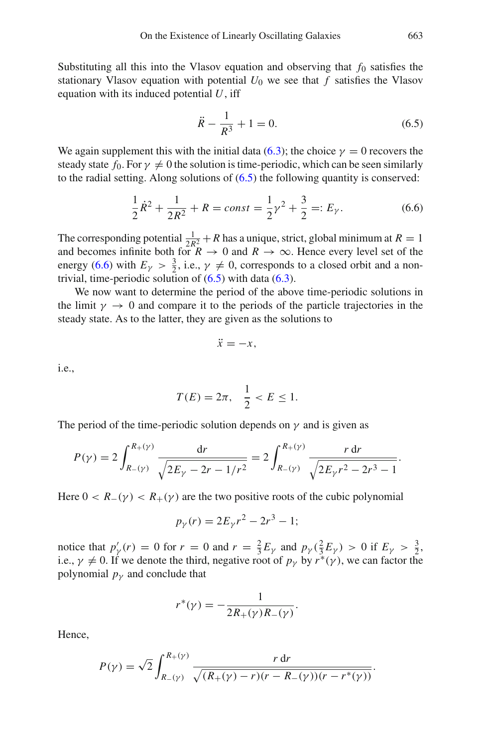Substituting all this into the Vlasov equation and observing that $f_0$ satisfies the stationary Vlasov equation with potential $U_0$ we see that $f$ satisfies the Vlasov equation with its induced potential $U$, iff

$$\ddot{R} - \frac{1}{R^3} + 1 = 0. \tag{6.5}$$

We again supplement this with the initial data (6.3); the choice $\gamma = 0$ recovers the steady state $f_0$. For $\gamma \neq 0$ the solution is time-periodic, which can be seen similarly to the radial setting. Along solutions of (6.5) the following quantity is conserved:

$$\frac{1}{2}\dot{R}^2 + \frac{1}{2R^2} + R = const = \frac{1}{2}\gamma^2 + \frac{3}{2} =: E_\gamma. \tag{6.6}$$

The corresponding potential $\frac{1}{2R^2} + R$ has a unique, strict, global minimum at $R = 1$ and becomes infinite both for $R \to 0$ and $R \to \infty$. Hence every level set of the energy (6.6) with $E_\gamma > \frac{3}{2}$, i.e., $\gamma \neq 0$, corresponds to a closed orbit and a non-trivial, time-periodic solution of (6.5) with data (6.3).

We now want to determine the period of the above time-periodic solutions in the limit $\gamma \to 0$ and compare it to the periods of the particle trajectories in the steady state. As to the latter, they are given as the solutions to

$$\ddot{x} = -x,$$

i.e.,

$$T(E) = 2\pi, \quad \frac{1}{2} < E \leq 1.$$

The period of the time-periodic solution depends on $\gamma$ and is given as

$$P(\gamma) = 2\int_{R_-(\gamma)}^{R_+(\gamma)} \frac{\mathrm{d}r}{\sqrt{2E_\gamma - 2r - 1/r^2}} = 2\int_{R_-(\gamma)}^{R_+(\gamma)} \frac{r\,\mathrm{d}r}{\sqrt{2E_\gamma r^2 - 2r^3 - 1}}.$$

Here $0 < R_-(\gamma) < R_+(\gamma)$ are the two positive roots of the cubic polynomial

$$p_\gamma(r) = 2E_\gamma r^2 - 2r^3 - 1;$$

notice that $p_\gamma'(r) = 0$ for $r = 0$ and $r = \frac{2}{3}E_\gamma$ and $p_\gamma(\frac{2}{3}E_\gamma) > 0$ if $E_\gamma > \frac{3}{2}$, i.e., $\gamma \neq 0$. If we denote the third, negative root of $p_\gamma$ by $r^*(\gamma)$, we can factor the polynomial $p_\gamma$ and conclude that

$$r^*(\gamma) = -\frac{1}{2R_+(\gamma)R_-(\gamma)}.$$

Hence,

$$P(\gamma) = \sqrt{2}\int_{R_-(\gamma)}^{R_+(\gamma)} \frac{r\,\mathrm{d}r}{\sqrt{(R_+(\gamma) - r)(r - R_-(\gamma))(r - r^*(\gamma))}}.$$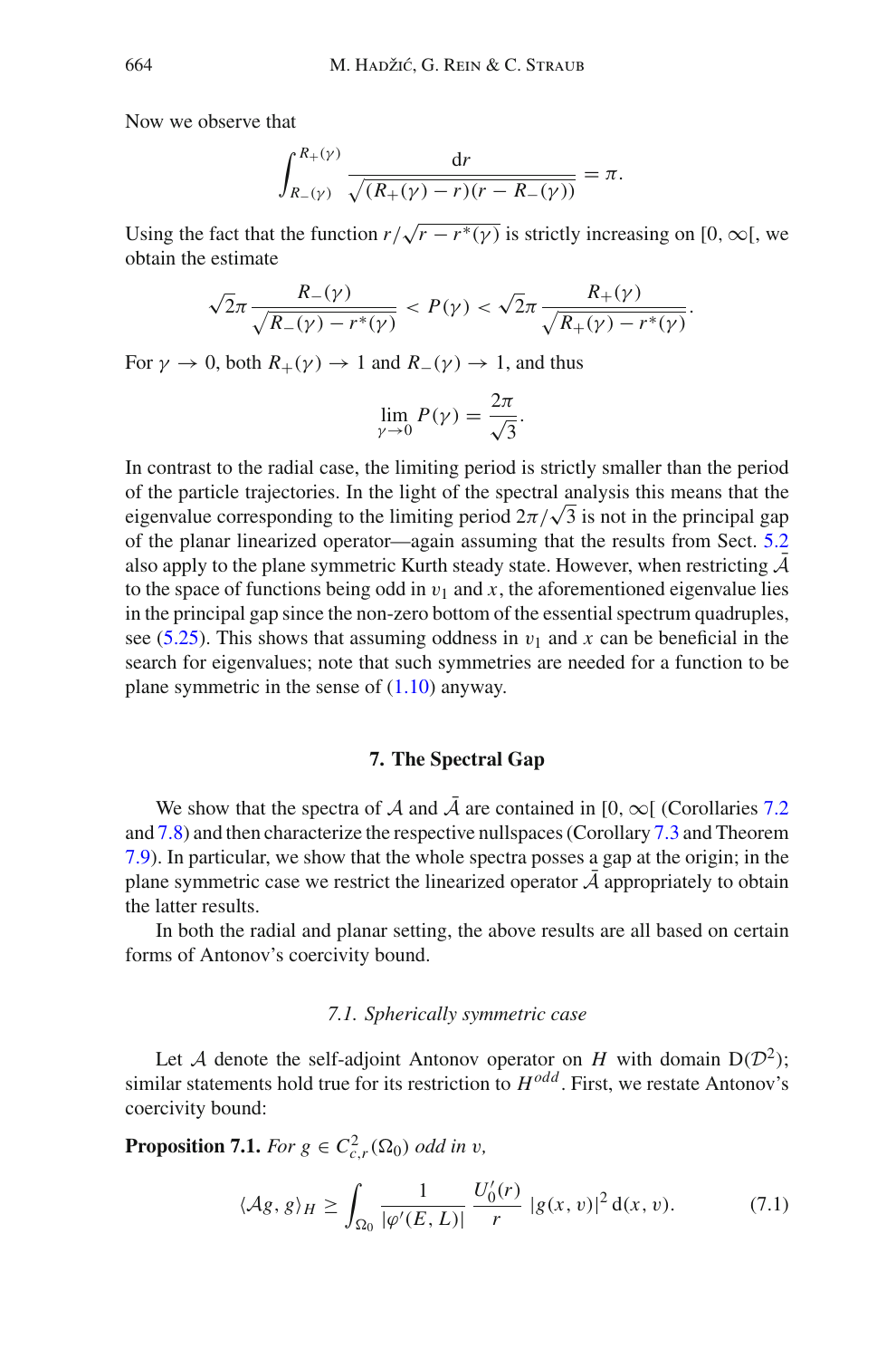Now we observe that

$$\int_{R_-(\gamma)}^{R_+(\gamma)} \frac{\mathrm{d}r}{\sqrt{(R_+(\gamma)-r)(r-R_-(\gamma))}} = \pi.$$

Using the fact that the function $r/\sqrt{r-r^*(\gamma)}$ is strictly increasing on $[0,\infty[$, we obtain the estimate

$$\sqrt{2}\pi \frac{R_-(\gamma)}{\sqrt{R_-(\gamma)-r^*(\gamma)}} < P(\gamma) < \sqrt{2}\pi \frac{R_+(\gamma)}{\sqrt{R_+(\gamma)-r^*(\gamma)}}.$$

For $\gamma \to 0$, both $R_+(\gamma) \to 1$ and $R_-(\gamma) \to 1$, and thus

$$\lim_{\gamma \to 0} P(\gamma) = \frac{2\pi}{\sqrt{3}}.$$

In contrast to the radial case, the limiting period is strictly smaller than the period of the particle trajectories. In the light of the spectral analysis this means that the eigenvalue corresponding to the limiting period $2\pi/\sqrt{3}$ is not in the principal gap of the planar linearized operator—again assuming that the results from Sect. 5.2 also apply to the plane symmetric Kurth steady state. However, when restricting $\bar{\mathcal{A}}$ to the space of functions being odd in $v_1$ and $x$, the aforementioned eigenvalue lies in the principal gap since the non-zero bottom of the essential spectrum quadruples, see (5.25). This shows that assuming oddness in $v_1$ and $x$ can be beneficial in the search for eigenvalues; note that such symmetries are needed for a function to be plane symmetric in the sense of (1.10) anyway.

## 7. The Spectral Gap

We show that the spectra of $\mathcal{A}$ and $\bar{\mathcal{A}}$ are contained in $[0,\infty[$ (Corollaries 7.2 and 7.8) and then characterize the respective nullspaces (Corollary 7.3 and Theorem 7.9). In particular, we show that the whole spectra posses a gap at the origin; in the plane symmetric case we restrict the linearized operator $\bar{\mathcal{A}}$ appropriately to obtain the latter results.

In both the radial and planar setting, the above results are all based on certain forms of Antonov's coercivity bound.

### *7.1. Spherically symmetric case*

Let $\mathcal{A}$ denote the self-adjoint Antonov operator on $H$ with domain $\mathrm{D}(\mathcal{D}^2)$; similar statements hold true for its restriction to $H^{odd}$. First, we restate Antonov's coercivity bound:

**Proposition 7.1.** *For $g \in C^2_{c,r}(\Omega_0)$ odd in $v$,*

$$\langle \mathcal{A}g, g\rangle_H \geq \int_{\Omega_0} \frac{1}{|\varphi'(E,L)|} \frac{U_0'(r)}{r} |g(x,v)|^2 \,\mathrm{d}(x,v). \tag{7.1}$$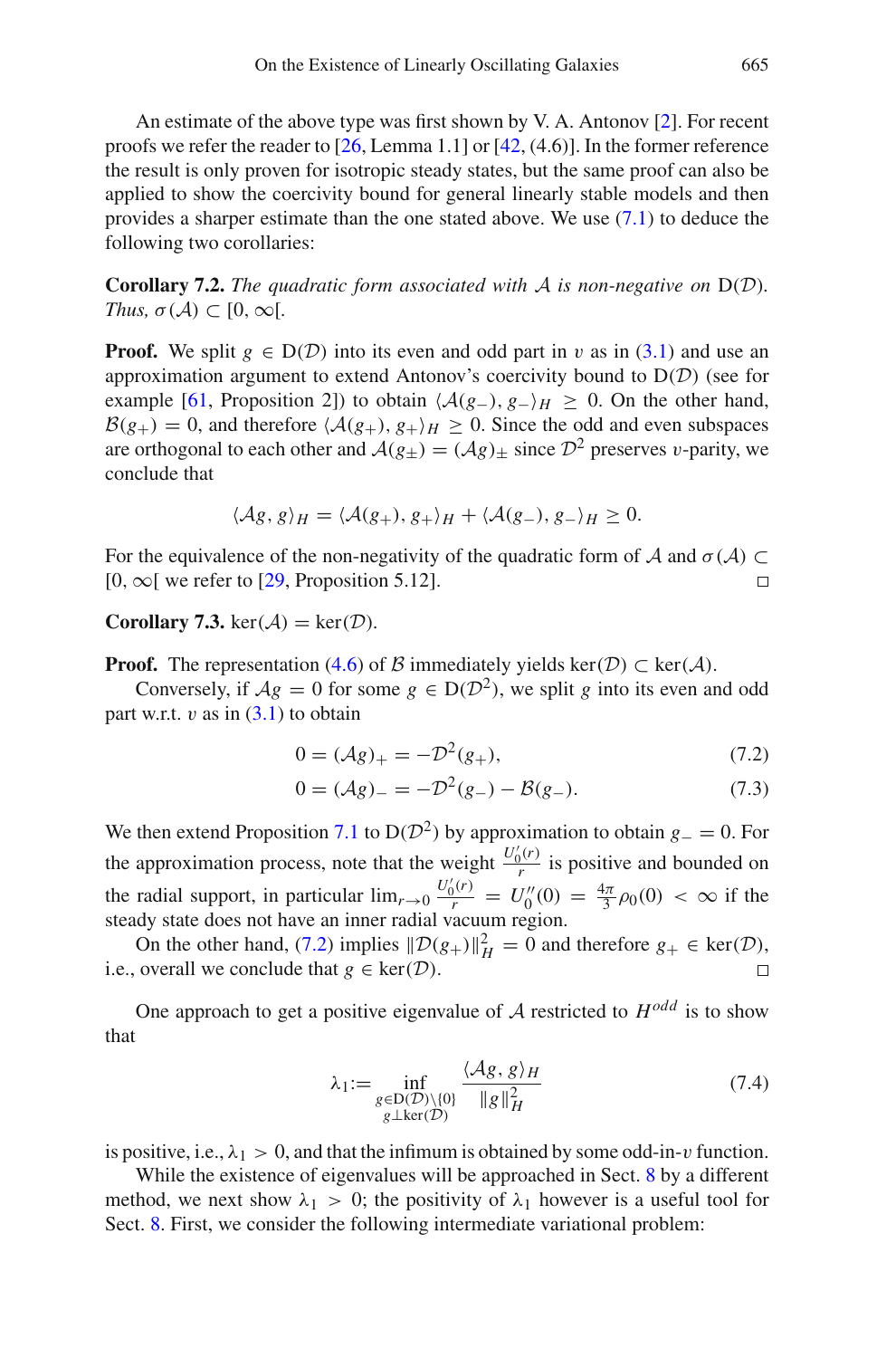An estimate of the above type was first shown by V. A. Antonov [2]. For recent proofs we refer the reader to [26, Lemma 1.1] or [42, (4.6)]. In the former reference the result is only proven for isotropic steady states, but the same proof can also be applied to show the coercivity bound for general linearly stable models and then provides a sharper estimate than the one stated above. We use (7.1) to deduce the following two corollaries:

**Corollary 7.2.** *The quadratic form associated with* $\mathcal{A}$ *is non-negative on* $\mathrm{D}(\mathcal{D})$. *Thus,* $\sigma(\mathcal{A}) \subset [0, \infty[$.

**Proof.** We split $g \in \mathrm{D}(\mathcal{D})$ into its even and odd part in $v$ as in (3.1) and use an approximation argument to extend Antonov's coercivity bound to $\mathrm{D}(\mathcal{D})$ (see for example [61, Proposition 2]) to obtain $\langle \mathcal{A}(g_-), g_- \rangle_H \geq 0$. On the other hand, $\mathcal{B}(g_+) = 0$, and therefore $\langle \mathcal{A}(g_+), g_+ \rangle_H \geq 0$. Since the odd and even subspaces are orthogonal to each other and $\mathcal{A}(g_\pm) = (\mathcal{A}g)_\pm$ since $\mathcal{D}^2$ preserves $v$-parity, we conclude that

$$\langle \mathcal{A}g, g \rangle_H = \langle \mathcal{A}(g_+), g_+ \rangle_H + \langle \mathcal{A}(g_-), g_- \rangle_H \geq 0.$$

For the equivalence of the non-negativity of the quadratic form of $\mathcal{A}$ and $\sigma(\mathcal{A}) \subset [0, \infty[$ we refer to [29, Proposition 5.12]. □

**Corollary 7.3.** $\ker(\mathcal{A}) = \ker(\mathcal{D})$.

**Proof.** The representation (4.6) of $\mathcal{B}$ immediately yields $\ker(\mathcal{D}) \subset \ker(\mathcal{A})$.

Conversely, if $\mathcal{A}g = 0$ for some $g \in \mathrm{D}(\mathcal{D}^2)$, we split $g$ into its even and odd part w.r.t. $v$ as in (3.1) to obtain

$$0 = (\mathcal{A}g)_+ = -\mathcal{D}^2(g_+), \tag{7.2}$$

$$0 = (\mathcal{A}g)_- = -\mathcal{D}^2(g_-) - \mathcal{B}(g_-). \tag{7.3}$$

We then extend Proposition 7.1 to $\mathrm{D}(\mathcal{D}^2)$ by approximation to obtain $g_- = 0$. For the approximation process, note that the weight $\frac{U_0'(r)}{r}$ is positive and bounded on the radial support, in particular $\lim_{r \to 0} \frac{U_0'(r)}{r} = U_0''(0) = \frac{4\pi}{3}\rho_0(0) < \infty$ if the steady state does not have an inner radial vacuum region.

On the other hand, (7.2) implies $\|\mathcal{D}(g_+)\|_H^2 = 0$ and therefore $g_+ \in \ker(\mathcal{D})$, i.e., overall we conclude that $g \in \ker(\mathcal{D})$. □

One approach to get a positive eigenvalue of $\mathcal{A}$ restricted to $H^{odd}$ is to show that

$$\lambda_1 := \inf_{\substack{g \in \mathrm{D}(\mathcal{D}) \setminus \{0\} \\ g \perp \ker(\mathcal{D})}} \frac{\langle \mathcal{A}g, g \rangle_H}{\|g\|_H^2} \tag{7.4}$$

is positive, i.e., $\lambda_1 > 0$, and that the infimum is obtained by some odd-in-$v$ function.

While the existence of eigenvalues will be approached in Sect. 8 by a different method, we next show $\lambda_1 > 0$; the positivity of $\lambda_1$ however is a useful tool for Sect. 8. First, we consider the following intermediate variational problem: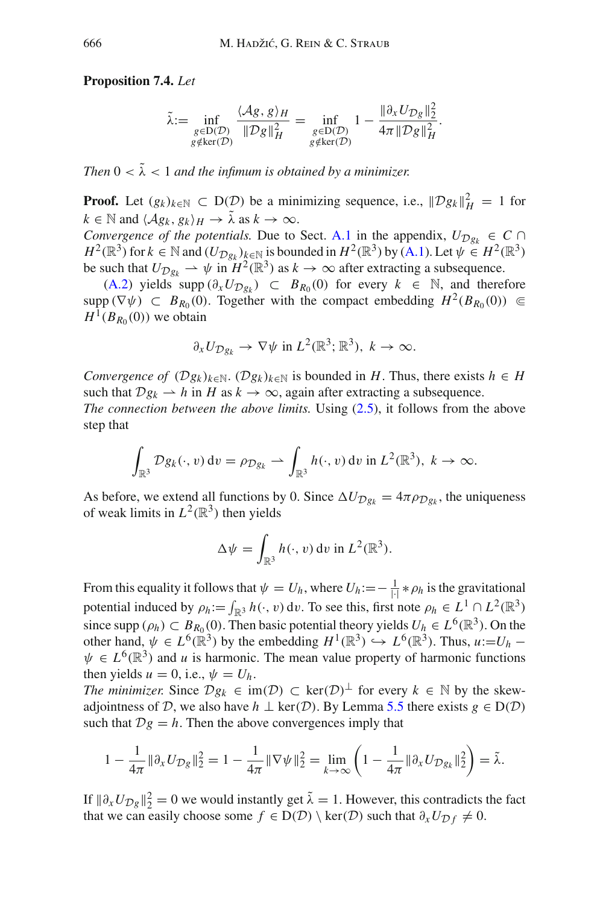**Proposition 7.4.** *Let*

$$\tilde{\lambda} := \inf_{\substack{g \in \mathrm{D}(\mathcal{D}) \\ g \notin \ker(\mathcal{D})}} \frac{\langle \mathcal{A} g, g \rangle_H}{\|\mathcal{D} g\|_H^2} = \inf_{\substack{g \in \mathrm{D}(\mathcal{D}) \\ g \notin \ker(\mathcal{D})}} 1 - \frac{\|\partial_x U_{\mathcal{D}g}\|_2^2}{4\pi \|\mathcal{D} g\|_H^2}.$$

*Then $0 < \tilde{\lambda} < 1$ and the infimum is obtained by a minimizer.*

**Proof.** Let $(g_k)_{k \in \mathbb{N}} \subset \mathrm{D}(\mathcal{D})$ be a minimizing sequence, i.e., $\|\mathcal{D} g_k\|_H^2 = 1$ for $k \in \mathbb{N}$ and $\langle \mathcal{A} g_k, g_k \rangle_H \to \tilde{\lambda}$ as $k \to \infty$.
*Convergence of the potentials.* Due to Sect. A.1 in the appendix, $U_{\mathcal{D}g_k} \in C \cap H^2(\mathbb{R}^3)$ for $k \in \mathbb{N}$ and $(U_{\mathcal{D}g_k})_{k \in \mathbb{N}}$ is bounded in $H^2(\mathbb{R}^3)$ by (A.1). Let $\psi \in H^2(\mathbb{R}^3)$ be such that $U_{\mathcal{D}g_k} \rightharpoonup \psi$ in $H^2(\mathbb{R}^3)$ as $k \to \infty$ after extracting a subsequence.

(A.2) yields $\mathrm{supp}\,(\partial_x U_{\mathcal{D}g_k}) \subset B_{R_0}(0)$ for every $k \in \mathbb{N}$, and therefore $\mathrm{supp}\,(\nabla \psi) \subset B_{R_0}(0)$. Together with the compact embedding $H^2(B_{R_0}(0)) \Subset H^1(B_{R_0}(0))$ we obtain

$$\partial_x U_{\mathcal{D}g_k} \to \nabla \psi \text{ in } L^2(\mathbb{R}^3; \mathbb{R}^3),\ k \to \infty.$$

*Convergence of $(\mathcal{D} g_k)_{k \in \mathbb{N}}$.* $(\mathcal{D} g_k)_{k \in \mathbb{N}}$ is bounded in $H$. Thus, there exists $h \in H$ such that $\mathcal{D} g_k \rightharpoonup h$ in $H$ as $k \to \infty$, again after extracting a subsequence.
*The connection between the above limits.* Using (2.5), it follows from the above step that

$$\int_{\mathbb{R}^3} \mathcal{D} g_k(\cdot, v)\,\mathrm{d}v = \rho_{\mathcal{D}g_k} \rightharpoonup \int_{\mathbb{R}^3} h(\cdot, v)\,\mathrm{d}v \text{ in } L^2(\mathbb{R}^3),\ k \to \infty.$$

As before, we extend all functions by 0. Since $\Delta U_{\mathcal{D}g_k} = 4\pi \rho_{\mathcal{D}g_k}$, the uniqueness of weak limits in $L^2(\mathbb{R}^3)$ then yields

$$\Delta \psi = \int_{\mathbb{R}^3} h(\cdot, v)\,\mathrm{d}v \text{ in } L^2(\mathbb{R}^3).$$

From this equality it follows that $\psi = U_h$, where $U_h := -\frac{1}{|\cdot|} * \rho_h$ is the gravitational potential induced by $\rho_h := \int_{\mathbb{R}^3} h(\cdot, v)\,\mathrm{d}v$. To see this, first note $\rho_h \in L^1 \cap L^2(\mathbb{R}^3)$ since $\mathrm{supp}\,(\rho_h) \subset B_{R_0}(0)$. Then basic potential theory yields $U_h \in L^6(\mathbb{R}^3)$. On the other hand, $\psi \in L^6(\mathbb{R}^3)$ by the embedding $H^1(\mathbb{R}^3) \hookrightarrow L^6(\mathbb{R}^3)$. Thus, $u := U_h - \psi \in L^6(\mathbb{R}^3)$ and $u$ is harmonic. The mean value property of harmonic functions then yields $u = 0$, i.e., $\psi = U_h$.
*The minimizer.* Since $\mathcal{D} g_k \in \mathrm{im}(\mathcal{D}) \subset \ker(\mathcal{D})^\perp$ for every $k \in \mathbb{N}$ by the skew-adjointness of $\mathcal{D}$, we also have $h \perp \ker(\mathcal{D})$. By Lemma 5.5 there exists $g \in \mathrm{D}(\mathcal{D})$ such that $\mathcal{D} g = h$. Then the above convergences imply that

$$1 - \frac{1}{4\pi}\|\partial_x U_{\mathcal{D}g}\|_2^2 = 1 - \frac{1}{4\pi}\|\nabla \psi\|_2^2 = \lim_{k \to \infty}\left(1 - \frac{1}{4\pi}\|\partial_x U_{\mathcal{D}g_k}\|_2^2\right) = \tilde{\lambda}.$$

If $\|\partial_x U_{\mathcal{D}g}\|_2^2 = 0$ we would instantly get $\tilde{\lambda} = 1$. However, this contradicts the fact that we can easily choose some $f \in \mathrm{D}(\mathcal{D}) \setminus \ker(\mathcal{D})$ such that $\partial_x U_{\mathcal{D}f} \neq 0$.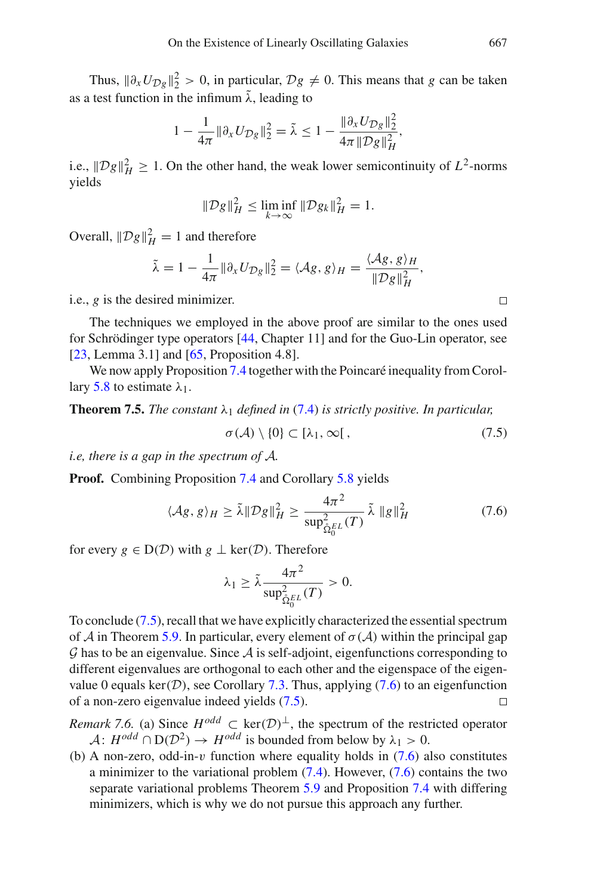Thus, $\|\partial_x U_{\mathcal{D}g}\|_2^2 > 0$, in particular, $\mathcal{D}g \neq 0$. This means that $g$ can be taken as a test function in the infimum $\tilde{\lambda}$, leading to

$$1 - \frac{1}{4\pi}\|\partial_x U_{\mathcal{D}g}\|_2^2 = \tilde{\lambda} \leq 1 - \frac{\|\partial_x U_{\mathcal{D}g}\|_2^2}{4\pi\,\|\mathcal{D}g\|_H^2},$$

i.e., $\|\mathcal{D}g\|_H^2 \geq 1$. On the other hand, the weak lower semicontinuity of $L^2$-norms yields

$$\|\mathcal{D}g\|_H^2 \leq \liminf_{k\to\infty} \|\mathcal{D}g_k\|_H^2 = 1.$$

Overall, $\|\mathcal{D}g\|_H^2 = 1$ and therefore

$$\tilde{\lambda} = 1 - \frac{1}{4\pi}\|\partial_x U_{\mathcal{D}g}\|_2^2 = \langle \mathcal{A}g, g\rangle_H = \frac{\langle \mathcal{A}g, g\rangle_H}{\|\mathcal{D}g\|_H^2},$$

i.e., $g$ is the desired minimizer. □

The techniques we employed in the above proof are similar to the ones used for Schrödinger type operators [44, Chapter 11] and for the Guo-Lin operator, see [23, Lemma 3.1] and [65, Proposition 4.8].

We now apply Proposition 7.4 together with the Poincaré inequality from Corollary 5.8 to estimate $\lambda_1$.

**Theorem 7.5.** *The constant $\lambda_1$ defined in (7.4) is strictly positive. In particular,*

$$\sigma(\mathcal{A}) \setminus \{0\} \subset [\lambda_1, \infty[\,, \tag{7.5}$$

*i.e, there is a gap in the spectrum of $\mathcal{A}$.*

**Proof.** Combining Proposition 7.4 and Corollary 5.8 yields

$$\langle \mathcal{A}g, g\rangle_H \geq \tilde{\lambda}\|\mathcal{D}g\|_H^2 \geq \frac{4\pi^2}{\sup^2_{\mathring{\Omega}_0^{EL}}(T)}\,\tilde{\lambda}\,\|g\|_H^2 \tag{7.6}$$

for every $g \in \mathrm{D}(\mathcal{D})$ with $g \perp \ker(\mathcal{D})$. Therefore

$$\lambda_1 \geq \tilde{\lambda}\frac{4\pi^2}{\sup^2_{\mathring{\Omega}_0^{EL}}(T)} > 0.$$

To conclude (7.5), recall that we have explicitly characterized the essential spectrum of $\mathcal{A}$ in Theorem 5.9. In particular, every element of $\sigma(\mathcal{A})$ within the principal gap $\mathcal{G}$ has to be an eigenvalue. Since $\mathcal{A}$ is self-adjoint, eigenfunctions corresponding to different eigenvalues are orthogonal to each other and the eigenspace of the eigenvalue 0 equals $\ker(\mathcal{D})$, see Corollary 7.3. Thus, applying (7.6) to an eigenfunction of a non-zero eigenvalue indeed yields (7.5). □

*Remark 7.6.* (a) Since $H^{odd} \subset \ker(\mathcal{D})^\perp$, the spectrum of the restricted operator $\mathcal{A}\colon H^{odd} \cap \mathrm{D}(\mathcal{D}^2) \to H^{odd}$ is bounded from below by $\lambda_1 > 0$.

(b) A non-zero, odd-in-$v$ function where equality holds in (7.6) also constitutes a minimizer to the variational problem (7.4). However, (7.6) contains the two separate variational problems Theorem 5.9 and Proposition 7.4 with differing minimizers, which is why we do not pursue this approach any further.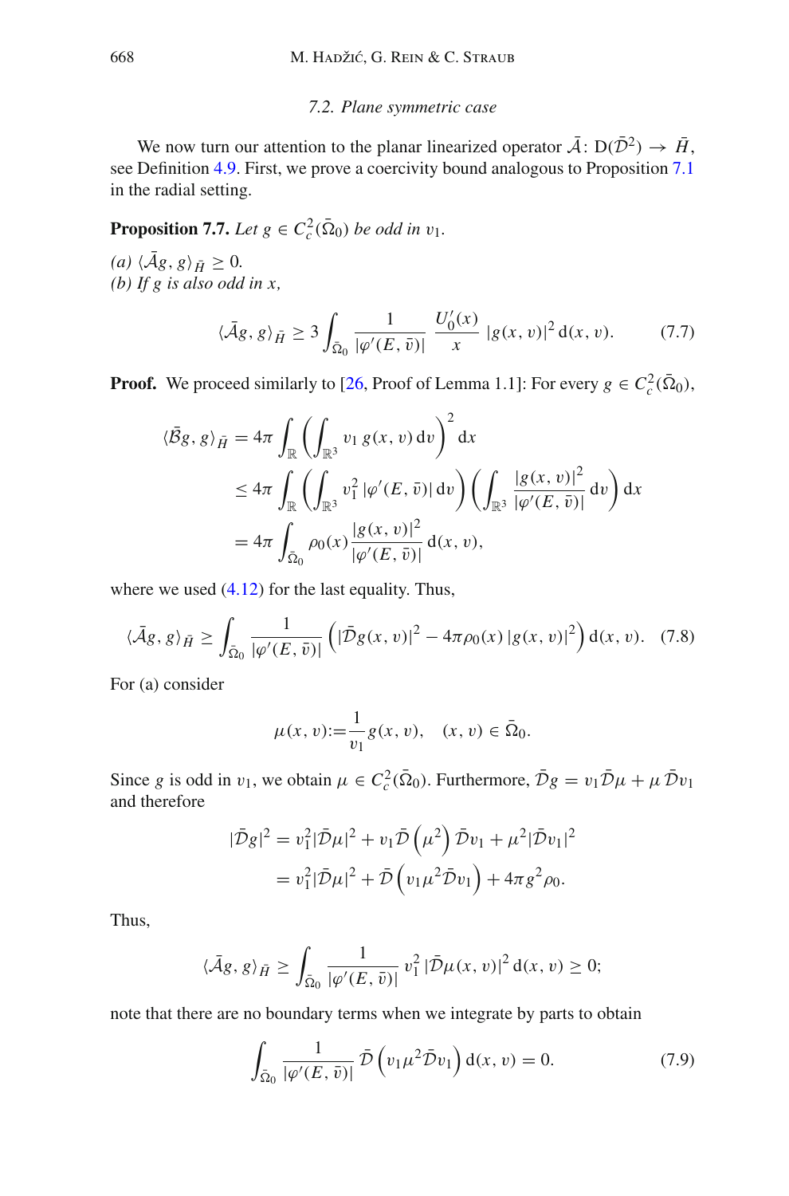### 7.2. Plane symmetric case

We now turn our attention to the planar linearized operator $\bar{\mathcal{A}} \colon \mathrm{D}(\bar{\mathcal{D}}^2) \to \bar{H}$, see Definition 4.9. First, we prove a coercivity bound analogous to Proposition 7.1 in the radial setting.

**Proposition 7.7.** *Let $g \in C^2_c(\bar{\Omega}_0)$ be odd in $v_1$.*

*(a) $\langle \bar{\mathcal{A}} g, g \rangle_{\bar{H}} \geq 0$.*
*(b) If $g$ is also odd in $x$,*

$$\langle \bar{\mathcal{A}} g, g \rangle_{\bar{H}} \geq 3 \int_{\bar{\Omega}_0} \frac{1}{|\varphi'(E, \bar{v})|} \, \frac{U_0'(x)}{x} \, |g(x, v)|^2 \, \mathrm{d}(x, v). \tag{7.7}$$

**Proof.** We proceed similarly to [26, Proof of Lemma 1.1]: For every $g \in C^2_c(\bar{\Omega}_0)$,

$$\begin{aligned}
\langle \bar{\mathcal{B}} g, g \rangle_{\bar{H}} &= 4\pi \int_{\mathbb{R}} \left( \int_{\mathbb{R}^3} v_1 \, g(x, v) \, \mathrm{d}v \right)^2 \mathrm{d}x \\
&\leq 4\pi \int_{\mathbb{R}} \left( \int_{\mathbb{R}^3} v_1^2 \, |\varphi'(E, \bar{v})| \, \mathrm{d}v \right) \left( \int_{\mathbb{R}^3} \frac{|g(x, v)|^2}{|\varphi'(E, \bar{v})|} \, \mathrm{d}v \right) \mathrm{d}x \\
&= 4\pi \int_{\bar{\Omega}_0} \rho_0(x) \frac{|g(x, v)|^2}{|\varphi'(E, \bar{v})|} \, \mathrm{d}(x, v),
\end{aligned}$$

where we used (4.12) for the last equality. Thus,

$$\langle \bar{\mathcal{A}} g, g \rangle_{\bar{H}} \geq \int_{\bar{\Omega}_0} \frac{1}{|\varphi'(E, \bar{v})|} \left( |\bar{\mathcal{D}} g(x, v)|^2 - 4\pi \rho_0(x) \, |g(x, v)|^2 \right) \mathrm{d}(x, v). \tag{7.8}$$

For (a) consider

$$\mu(x, v) := \frac{1}{v_1} g(x, v), \quad (x, v) \in \bar{\Omega}_0.$$

Since $g$ is odd in $v_1$, we obtain $\mu \in C^2_c(\bar{\Omega}_0)$. Furthermore, $\bar{\mathcal{D}} g = v_1 \bar{\mathcal{D}} \mu + \mu \, \bar{\mathcal{D}} v_1$ and therefore

$$\begin{aligned}
|\bar{\mathcal{D}} g|^2 &= v_1^2 |\bar{\mathcal{D}} \mu|^2 + v_1 \bar{\mathcal{D}} \left( \mu^2 \right) \bar{\mathcal{D}} v_1 + \mu^2 |\bar{\mathcal{D}} v_1|^2 \\
&= v_1^2 |\bar{\mathcal{D}} \mu|^2 + \bar{\mathcal{D}} \left( v_1 \mu^2 \bar{\mathcal{D}} v_1 \right) + 4\pi g^2 \rho_0.
\end{aligned}$$

Thus,

$$\langle \bar{\mathcal{A}} g, g \rangle_{\bar{H}} \geq \int_{\bar{\Omega}_0} \frac{1}{|\varphi'(E, \bar{v})|} \, v_1^2 \, |\bar{\mathcal{D}} \mu(x, v)|^2 \, \mathrm{d}(x, v) \geq 0;$$

note that there are no boundary terms when we integrate by parts to obtain

$$\int_{\bar{\Omega}_0} \frac{1}{|\varphi'(E, \bar{v})|} \, \bar{\mathcal{D}} \left( v_1 \mu^2 \bar{\mathcal{D}} v_1 \right) \mathrm{d}(x, v) = 0. \tag{7.9}$$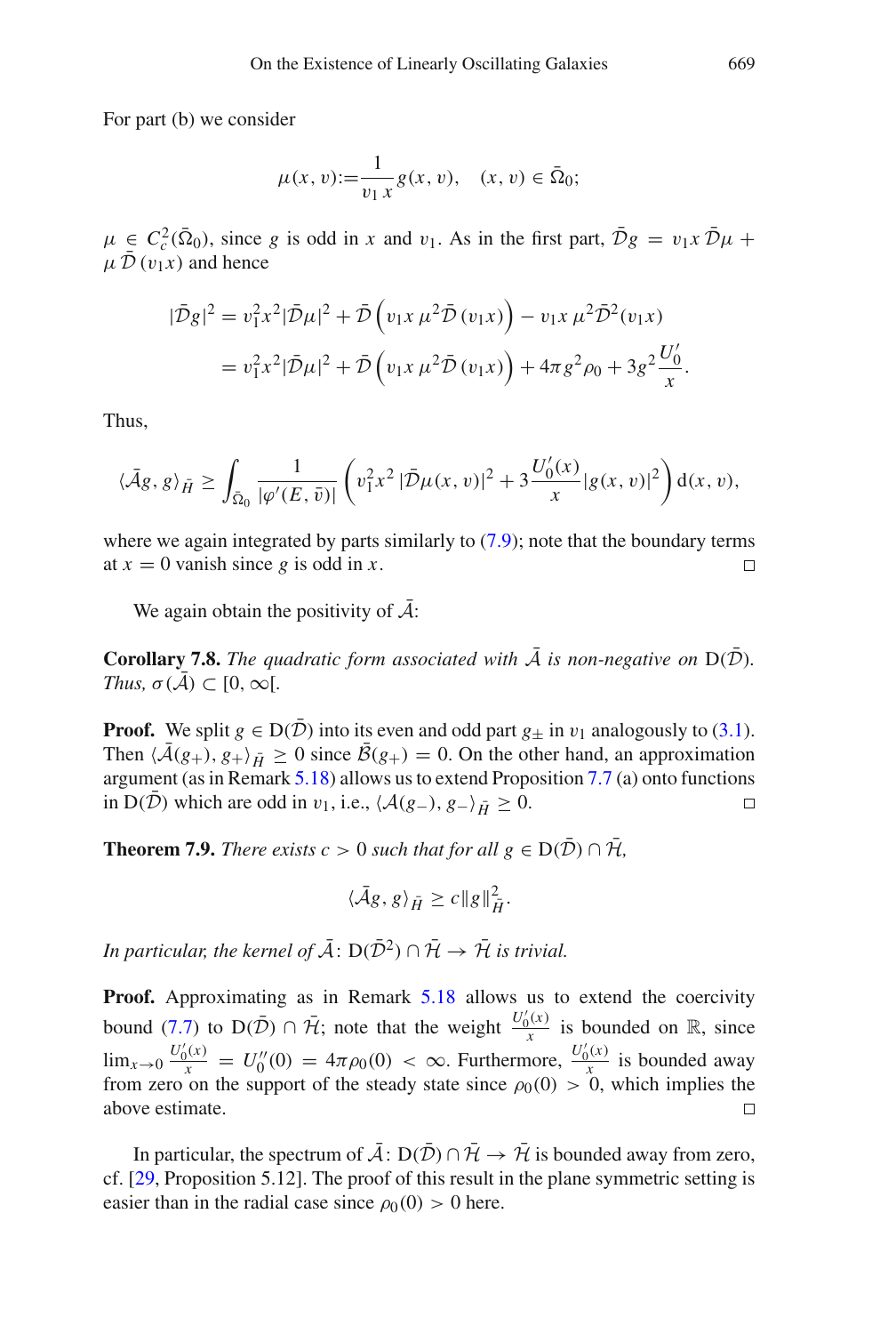For part (b) we consider

$$\mu(x,v) := \frac{1}{v_1\, x}\, g(x,v), \quad (x,v) \in \bar{\Omega}_0;$$

$\mu \in C_c^2(\bar{\Omega}_0)$, since $g$ is odd in $x$ and $v_1$. As in the first part, $\bar{\mathcal{D}}g = v_1 x\, \bar{\mathcal{D}}\mu + \mu\, \bar{\mathcal{D}}\,(v_1 x)$ and hence

$$\begin{aligned}
|\bar{\mathcal{D}}g|^2 &= v_1^2 x^2 |\bar{\mathcal{D}}\mu|^2 + \bar{\mathcal{D}}\left(v_1 x\, \mu^2 \bar{\mathcal{D}}\,(v_1 x)\right) - v_1 x\, \mu^2 \bar{\mathcal{D}}^2(v_1 x) \\
&= v_1^2 x^2 |\bar{\mathcal{D}}\mu|^2 + \bar{\mathcal{D}}\left(v_1 x\, \mu^2 \bar{\mathcal{D}}\,(v_1 x)\right) + 4\pi g^2 \rho_0 + 3g^2 \frac{U_0'}{x}.
\end{aligned}$$

Thus,

$$\langle \bar{\mathcal{A}}g, g\rangle_{\bar{H}} \geq \int_{\bar{\Omega}_0} \frac{1}{|\varphi'(E,\bar{v})|} \left( v_1^2 x^2\, |\bar{\mathcal{D}}\mu(x,v)|^2 + 3\frac{U_0'(x)}{x} |g(x,v)|^2 \right) \mathrm{d}(x,v),$$

where we again integrated by parts similarly to (7.9); note that the boundary terms at $x = 0$ vanish since $g$ is odd in $x$. □

We again obtain the positivity of $\bar{\mathcal{A}}$:

**Corollary 7.8.** *The quadratic form associated with* $\bar{\mathcal{A}}$ *is non-negative on* $\mathrm{D}(\bar{\mathcal{D}})$. *Thus,* $\sigma(\bar{\mathcal{A}}) \subset [0, \infty[$.

**Proof.** We split $g \in \mathrm{D}(\bar{\mathcal{D}})$ into its even and odd part $g_\pm$ in $v_1$ analogously to (3.1). Then $\langle \bar{\mathcal{A}}(g_+), g_+\rangle_{\bar{H}} \geq 0$ since $\bar{\mathcal{B}}(g_+) = 0$. On the other hand, an approximation argument (as in Remark 5.18) allows us to extend Proposition 7.7 (a) onto functions in $\mathrm{D}(\bar{\mathcal{D}})$ which are odd in $v_1$, i.e., $\langle \mathcal{A}(g_-), g_-\rangle_{\bar{H}} \geq 0$. □

**Theorem 7.9.** *There exists* $c > 0$ *such that for all* $g \in \mathrm{D}(\bar{\mathcal{D}}) \cap \bar{\mathcal{H}}$,

$$\langle \bar{\mathcal{A}}g, g\rangle_{\bar{H}} \geq c\|g\|_{\bar{H}}^2.$$

*In particular, the kernel of* $\bar{\mathcal{A}}\colon \mathrm{D}(\bar{\mathcal{D}}^2) \cap \bar{\mathcal{H}} \to \bar{\mathcal{H}}$ *is trivial.*

**Proof.** Approximating as in Remark 5.18 allows us to extend the coercivity bound (7.7) to $\mathrm{D}(\bar{\mathcal{D}}) \cap \bar{\mathcal{H}}$; note that the weight $\frac{U_0'(x)}{x}$ is bounded on $\mathbb{R}$, since $\lim_{x\to 0} \frac{U_0'(x)}{x} = U_0''(0) = 4\pi\rho_0(0) < \infty$. Furthermore, $\frac{U_0'(x)}{x}$ is bounded away from zero on the support of the steady state since $\rho_0(0) > 0$, which implies the above estimate. □

In particular, the spectrum of $\bar{\mathcal{A}}\colon \mathrm{D}(\bar{\mathcal{D}}) \cap \bar{\mathcal{H}} \to \bar{\mathcal{H}}$ is bounded away from zero, cf. [29, Proposition 5.12]. The proof of this result in the plane symmetric setting is easier than in the radial case since $\rho_0(0) > 0$ here.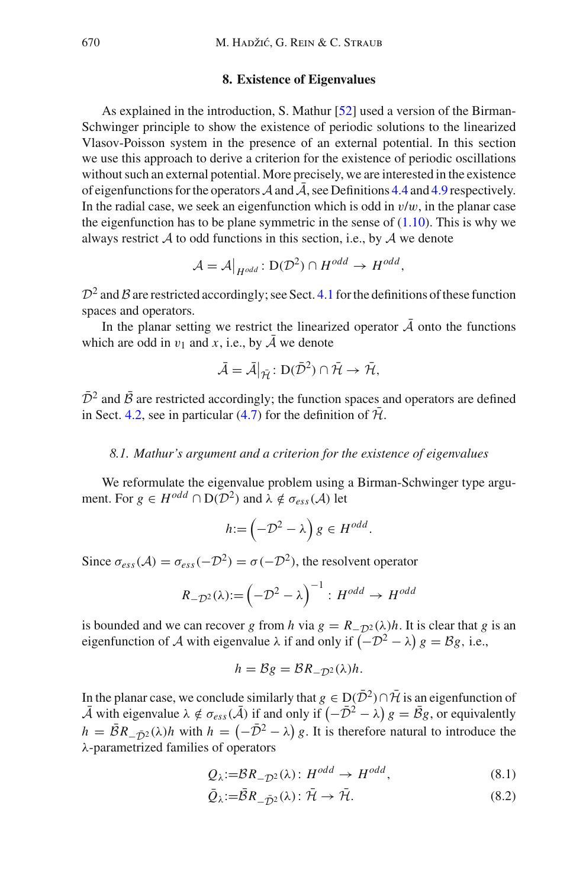## 8. Existence of Eigenvalues

As explained in the introduction, S. Mathur [52] used a version of the Birman-Schwinger principle to show the existence of periodic solutions to the linearized Vlasov-Poisson system in the presence of an external potential. In this section we use this approach to derive a criterion for the existence of periodic oscillations without such an external potential. More precisely, we are interested in the existence of eigenfunctions for the operators $\mathcal{A}$ and $\bar{\mathcal{A}}$, see Definitions 4.4 and 4.9 respectively. In the radial case, we seek an eigenfunction which is odd in $v/w$, in the planar case the eigenfunction has to be plane symmetric in the sense of (1.10). This is why we always restrict $\mathcal{A}$ to odd functions in this section, i.e., by $\mathcal{A}$ we denote

$$\mathcal{A} = \mathcal{A}\big|_{H^{odd}} \colon \mathrm{D}(\mathcal{D}^2) \cap H^{odd} \to H^{odd},$$

$\mathcal{D}^2$ and $\mathcal{B}$ are restricted accordingly; see Sect. 4.1 for the definitions of these function spaces and operators.

In the planar setting we restrict the linearized operator $\bar{\mathcal{A}}$ onto the functions which are odd in $v_1$ and $x$, i.e., by $\bar{\mathcal{A}}$ we denote

$$\bar{\mathcal{A}} = \bar{\mathcal{A}}\big|_{\bar{\mathcal{H}}} \colon \mathrm{D}(\bar{\mathcal{D}}^2) \cap \bar{\mathcal{H}} \to \bar{\mathcal{H}},$$

$\bar{\mathcal{D}}^2$ and $\bar{\mathcal{B}}$ are restricted accordingly; the function spaces and operators are defined in Sect. 4.2, see in particular (4.7) for the definition of $\bar{\mathcal{H}}$.

### 8.1. Mathur's argument and a criterion for the existence of eigenvalues

We reformulate the eigenvalue problem using a Birman-Schwinger type argument. For $g \in H^{odd} \cap \mathrm{D}(\mathcal{D}^2)$ and $\lambda \notin \sigma_{ess}(\mathcal{A})$ let

$$h := \left(-\mathcal{D}^2 - \lambda\right) g \in H^{odd}.$$

Since $\sigma_{ess}(\mathcal{A}) = \sigma_{ess}(-\mathcal{D}^2) = \sigma(-\mathcal{D}^2)$, the resolvent operator

$$R_{-\mathcal{D}^2}(\lambda) := \left(-\mathcal{D}^2 - \lambda\right)^{-1} \colon H^{odd} \to H^{odd}$$

is bounded and we can recover $g$ from $h$ via $g = R_{-\mathcal{D}^2}(\lambda) h$. It is clear that $g$ is an eigenfunction of $\mathcal{A}$ with eigenvalue $\lambda$ if and only if $\left(-\mathcal{D}^2 - \lambda\right) g = \mathcal{B} g$, i.e.,

$$h = \mathcal{B} g = \mathcal{B} R_{-\mathcal{D}^2}(\lambda) h.$$

In the planar case, we conclude similarly that $g \in \mathrm{D}(\bar{\mathcal{D}}^2) \cap \bar{\mathcal{H}}$ is an eigenfunction of $\bar{\mathcal{A}}$ with eigenvalue $\lambda \notin \sigma_{ess}(\bar{\mathcal{A}})$ if and only if $\left(-\bar{\mathcal{D}}^2 - \lambda\right) g = \bar{\mathcal{B}} g$, or equivalently $h = \bar{\mathcal{B}} R_{-\bar{\mathcal{D}}^2}(\lambda) h$ with $h = \left(-\bar{\mathcal{D}}^2 - \lambda\right) g$. It is therefore natural to introduce the $\lambda$-parametrized families of operators

$$Q_\lambda := \mathcal{B} R_{-\mathcal{D}^2}(\lambda) \colon H^{odd} \to H^{odd}, \tag{8.1}$$

$$\bar{Q}_\lambda := \bar{\mathcal{B}} R_{-\bar{\mathcal{D}}^2}(\lambda) \colon \bar{\mathcal{H}} \to \bar{\mathcal{H}}. \tag{8.2}$$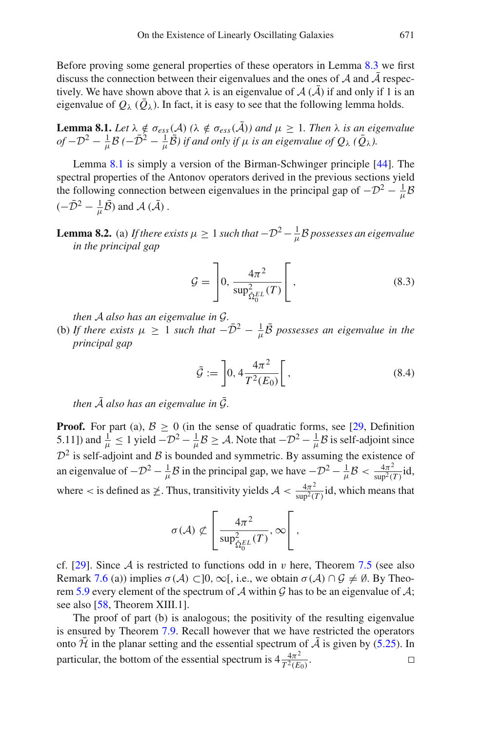Before proving some general properties of these operators in Lemma 8.3 we first discuss the connection between their eigenvalues and the ones of $\mathcal{A}$ and $\bar{\mathcal{A}}$ respectively. We have shown above that $\lambda$ is an eigenvalue of $\mathcal{A}$ ($\bar{\mathcal{A}}$) if and only if 1 is an eigenvalue of $Q_\lambda$ ($\bar{Q}_\lambda$). In fact, it is easy to see that the following lemma holds.

**Lemma 8.1.** *Let $\lambda \notin \sigma_{ess}(\mathcal{A})$ ($\lambda \notin \sigma_{ess}(\bar{\mathcal{A}})$) and $\mu \geq 1$. Then $\lambda$ is an eigenvalue of $-\mathcal{D}^2 - \frac{1}{\mu}\mathcal{B}$ ($-\bar{\mathcal{D}}^2 - \frac{1}{\mu}\bar{\mathcal{B}}$) if and only if $\mu$ is an eigenvalue of $Q_\lambda$ ($\bar{Q}_\lambda$).*

Lemma 8.1 is simply a version of the Birman-Schwinger principle [44]. The spectral properties of the Antonov operators derived in the previous sections yield the following connection between eigenvalues in the principal gap of $-\mathcal{D}^2 - \frac{1}{\mu}\mathcal{B}$ ($-\bar{\mathcal{D}}^2 - \frac{1}{\mu}\bar{\mathcal{B}}$) and $\mathcal{A}$ ($\bar{\mathcal{A}}$) .

**Lemma 8.2.** (a) *If there exists $\mu \geq 1$ such that $-\mathcal{D}^2 - \frac{1}{\mu}\mathcal{B}$ possesses an eigenvalue in the principal gap*

$$\mathcal{G} = \left]0, \frac{4\pi^2}{\sup^2_{\mathring{\Omega}_0^{EL}}(T)}\right[, \tag{8.3}$$

*then $\mathcal{A}$ also has an eigenvalue in $\mathcal{G}$.*

(b) *If there exists $\mu \geq 1$ such that $-\bar{\mathcal{D}}^2 - \frac{1}{\mu}\bar{\mathcal{B}}$ possesses an eigenvalue in the principal gap*

$$\bar{\mathcal{G}} := \left]0, 4\frac{4\pi^2}{T^2(E_0)}\right[, \tag{8.4}$$

*then $\bar{\mathcal{A}}$ also has an eigenvalue in $\bar{\mathcal{G}}$.*

**Proof.** For part (a), $\mathcal{B} \geq 0$ (in the sense of quadratic forms, see [29, Definition 5.11]) and $\frac{1}{\mu} \leq 1$ yield $-\mathcal{D}^2 - \frac{1}{\mu}\mathcal{B} \geq \mathcal{A}$. Note that $-\mathcal{D}^2 - \frac{1}{\mu}\mathcal{B}$ is self-adjoint since $\mathcal{D}^2$ is self-adjoint and $\mathcal{B}$ is bounded and symmetric. By assuming the existence of an eigenvalue of $-\mathcal{D}^2 - \frac{1}{\mu}\mathcal{B}$ in the principal gap, we have $-\mathcal{D}^2 - \frac{1}{\mu}\mathcal{B} < \frac{4\pi^2}{\sup^2(T)}\mathrm{id}$, where $<$ is defined as $\ngeq$. Thus, transitivity yields $\mathcal{A} < \frac{4\pi^2}{\sup^2(T)}\mathrm{id}$, which means that

$$\sigma(\mathcal{A}) \not\subset \left[\frac{4\pi^2}{\sup^2_{\mathring{\Omega}_0^{EL}}(T)}, \infty\right[,$$

cf. [29]. Since $\mathcal{A}$ is restricted to functions odd in $v$ here, Theorem 7.5 (see also Remark 7.6 (a)) implies $\sigma(\mathcal{A}) \subset ]0, \infty[$, i.e., we obtain $\sigma(\mathcal{A}) \cap \mathcal{G} \neq \emptyset$. By Theorem 5.9 every element of the spectrum of $\mathcal{A}$ within $\mathcal{G}$ has to be an eigenvalue of $\mathcal{A}$; see also [58, Theorem XIII.1].

The proof of part (b) is analogous; the positivity of the resulting eigenvalue is ensured by Theorem 7.9. Recall however that we have restricted the operators onto $\bar{\mathcal{H}}$ in the planar setting and the essential spectrum of $\bar{\mathcal{A}}$ is given by (5.25). In particular, the bottom of the essential spectrum is $4\frac{4\pi^2}{T^2(E_0)}$. □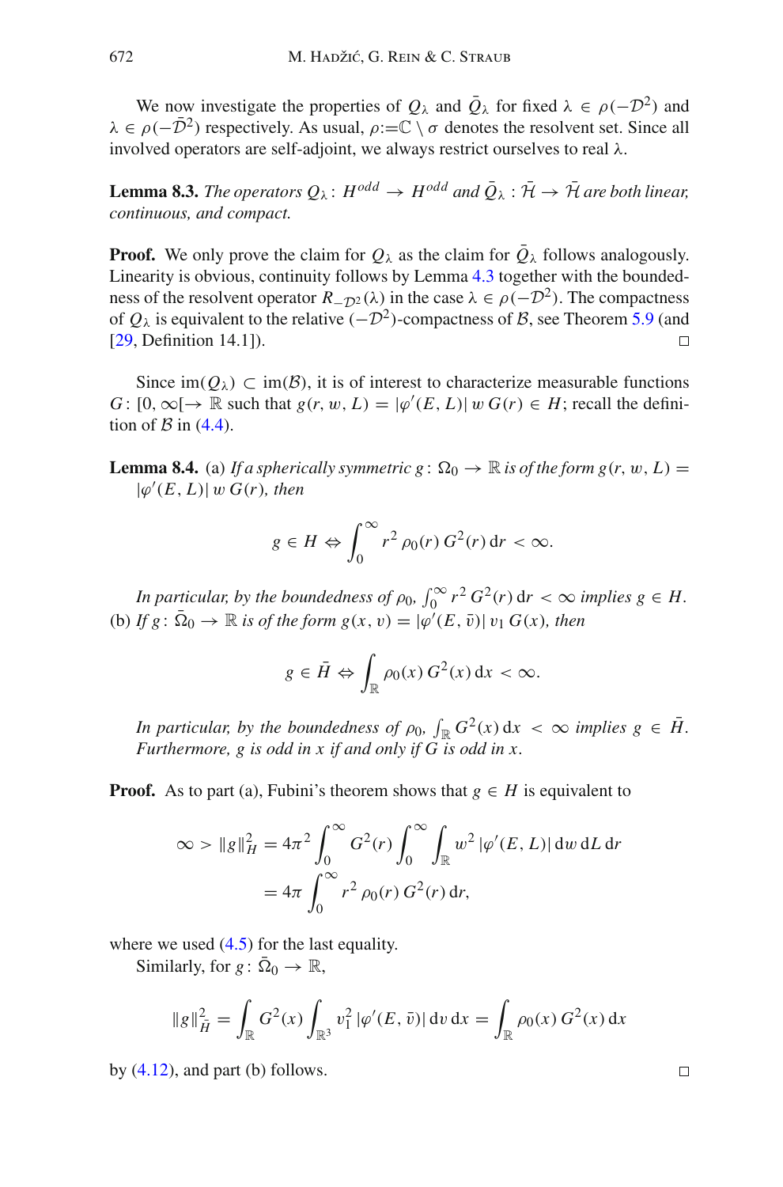We now investigate the properties of $Q_\lambda$ and $\bar{Q}_\lambda$ for fixed $\lambda \in \rho(-\mathcal{D}^2)$ and $\lambda \in \rho(-\bar{\mathcal{D}}^2)$ respectively. As usual, $\rho := \mathbb{C} \setminus \sigma$ denotes the resolvent set. Since all involved operators are self-adjoint, we always restrict ourselves to real $\lambda$.

**Lemma 8.3.** *The operators $Q_\lambda \colon H^{odd} \to H^{odd}$ and $\bar{Q}_\lambda : \bar{\mathcal{H}} \to \bar{\mathcal{H}}$ are both linear, continuous, and compact.*

**Proof.** We only prove the claim for $Q_\lambda$ as the claim for $\bar{Q}_\lambda$ follows analogously. Linearity is obvious, continuity follows by Lemma 4.3 together with the boundedness of the resolvent operator $R_{-\mathcal{D}^2}(\lambda)$ in the case $\lambda \in \rho(-\mathcal{D}^2)$. The compactness of $Q_\lambda$ is equivalent to the relative $(-\mathcal{D}^2)$-compactness of $\mathcal{B}$, see Theorem 5.9 (and [29, Definition 14.1]). $\square$

Since $\mathrm{im}(Q_\lambda) \subset \mathrm{im}(\mathcal{B})$, it is of interest to characterize measurable functions $G \colon [0, \infty[ \to \mathbb{R}$ such that $g(r, w, L) = |\varphi'(E, L)|\, w\, G(r) \in H$; recall the definition of $\mathcal{B}$ in (4.4).

**Lemma 8.4.** (a) *If a spherically symmetric $g \colon \Omega_0 \to \mathbb{R}$ is of the form $g(r, w, L) = |\varphi'(E, L)|\, w\, G(r)$, then*

$$g \in H \Leftrightarrow \int_0^\infty r^2\, \rho_0(r)\, G^2(r)\, \mathrm{d}r < \infty.$$

*In particular, by the boundedness of $\rho_0$, $\int_0^\infty r^2\, G^2(r)\, \mathrm{d}r < \infty$ implies $g \in H$.*

(b) *If $g \colon \bar{\Omega}_0 \to \mathbb{R}$ is of the form $g(x, v) = |\varphi'(E, \bar{v})|\, v_1\, G(x)$, then*

$$g \in \bar{H} \Leftrightarrow \int_{\mathbb{R}} \rho_0(x)\, G^2(x)\, \mathrm{d}x < \infty.$$

*In particular, by the boundedness of $\rho_0$, $\int_{\mathbb{R}} G^2(x)\, \mathrm{d}x < \infty$ implies $g \in \bar{H}$. Furthermore, $g$ is odd in $x$ if and only if $G$ is odd in $x$.*

**Proof.** As to part (a), Fubini's theorem shows that $g \in H$ is equivalent to

$$\begin{aligned} \infty > \|g\|_H^2 &= 4\pi^2 \int_0^\infty G^2(r) \int_0^\infty \int_{\mathbb{R}} w^2\, |\varphi'(E, L)|\, \mathrm{d}w\, \mathrm{d}L\, \mathrm{d}r \\ &= 4\pi \int_0^\infty r^2\, \rho_0(r)\, G^2(r)\, \mathrm{d}r, \end{aligned}$$

where we used (4.5) for the last equality.

Similarly, for $g \colon \bar{\Omega}_0 \to \mathbb{R}$,

$$\|g\|_{\bar{H}}^2 = \int_{\mathbb{R}} G^2(x) \int_{\mathbb{R}^3} v_1^2\, |\varphi'(E, \bar{v})|\, \mathrm{d}v\, \mathrm{d}x = \int_{\mathbb{R}} \rho_0(x)\, G^2(x)\, \mathrm{d}x$$

by (4.12), and part (b) follows. $\square$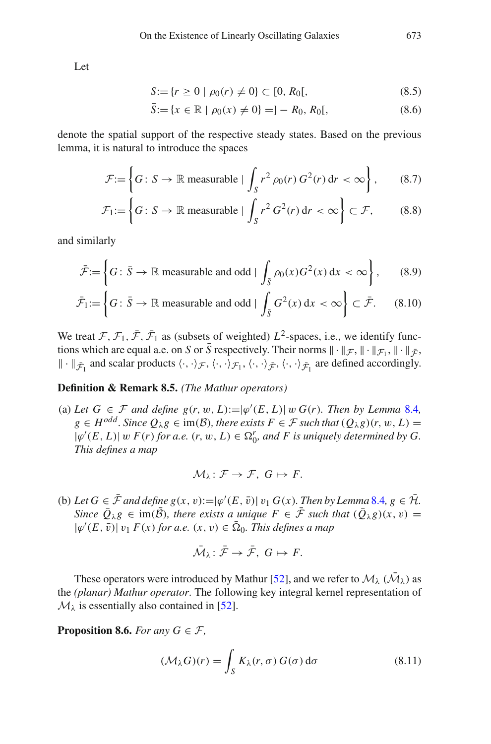Let

$$S := \{r \geq 0 \mid \rho_0(r) \neq 0\} \subset [0, R_0[, \tag{8.5}$$

$$\bar{S} := \{x \in \mathbb{R} \mid \rho_0(x) \neq 0\} = ]-R_0, R_0[, \tag{8.6}$$

denote the spatial support of the respective steady states. Based on the previous lemma, it is natural to introduce the spaces

$$\mathcal{F} := \left\{ G\colon S \to \mathbb{R} \text{ measurable} \mid \int_S r^2\, \rho_0(r)\, G^2(r)\, \mathrm{d}r < \infty \right\}, \tag{8.7}$$

$$\mathcal{F}_1 := \left\{ G\colon S \to \mathbb{R} \text{ measurable} \mid \int_S r^2\, G^2(r)\, \mathrm{d}r < \infty \right\} \subset \mathcal{F}, \tag{8.8}$$

and similarly

$$\bar{\mathcal{F}} := \left\{ G\colon \bar{S} \to \mathbb{R} \text{ measurable and odd} \mid \int_{\bar{S}} \rho_0(x) G^2(x)\, \mathrm{d}x < \infty \right\}, \tag{8.9}$$

$$\bar{\mathcal{F}}_1 := \left\{ G\colon \bar{S} \to \mathbb{R} \text{ measurable and odd} \mid \int_{\bar{S}} G^2(x)\, \mathrm{d}x < \infty \right\} \subset \bar{\mathcal{F}}. \tag{8.10}$$

We treat $\mathcal{F}, \mathcal{F}_1, \bar{\mathcal{F}}, \bar{\mathcal{F}}_1$ as (subsets of weighted) $L^2$-spaces, i.e., we identify functions which are equal a.e. on $S$ or $\bar{S}$ respectively. Their norms $\|\cdot\|_{\mathcal{F}}$, $\|\cdot\|_{\mathcal{F}_1}$, $\|\cdot\|_{\bar{\mathcal{F}}}$, $\|\cdot\|_{\bar{\mathcal{F}}_1}$ and scalar products $\langle\cdot,\cdot\rangle_{\mathcal{F}}$, $\langle\cdot,\cdot\rangle_{\mathcal{F}_1}$, $\langle\cdot,\cdot\rangle_{\bar{\mathcal{F}}}$, $\langle\cdot,\cdot\rangle_{\bar{\mathcal{F}}_1}$ are defined accordingly.

**Definition & Remark 8.5.** *(The Mathur operators)*

(a) *Let $G \in \mathcal{F}$ and define $g(r, w, L) := |\varphi'(E, L)|\, w\, G(r)$. Then by Lemma 8.4, $g \in H^{odd}$. Since $Q_\lambda g \in \mathrm{im}(\mathcal{B})$, there exists $F \in \mathcal{F}$ such that $(Q_\lambda g)(r, w, L) = |\varphi'(E, L)|\, w\, F(r)$ for a.e. $(r, w, L) \in \Omega_0^r$, and $F$ is uniquely determined by $G$. This defines a map*

$$\mathcal{M}_\lambda\colon \mathcal{F} \to \mathcal{F},\ G \mapsto F.$$

(b) *Let $G \in \bar{\mathcal{F}}$ and define $g(x, v) := |\varphi'(E, \bar{v})|\, v_1\, G(x)$. Then by Lemma 8.4, $g \in \bar{\mathcal{H}}$. Since $\bar{Q}_\lambda g \in \mathrm{im}(\bar{\mathcal{B}})$, there exists a unique $F \in \bar{\mathcal{F}}$ such that $(\bar{Q}_\lambda g)(x, v) = |\varphi'(E, \bar{v})|\, v_1\, F(x)$ for a.e. $(x, v) \in \bar{\Omega}_0$. This defines a map*

$$\bar{\mathcal{M}}_\lambda\colon \bar{\mathcal{F}} \to \bar{\mathcal{F}},\ G \mapsto F.$$

These operators were introduced by Mathur [52], and we refer to $\mathcal{M}_\lambda$ ($\bar{\mathcal{M}}_\lambda$) as the *(planar) Mathur operator*. The following key integral kernel representation of $\mathcal{M}_\lambda$ is essentially also contained in [52].

**Proposition 8.6.** *For any $G \in \mathcal{F}$,*

$$(\mathcal{M}_\lambda G)(r) = \int_S K_\lambda(r, \sigma)\, G(\sigma)\, \mathrm{d}\sigma \tag{8.11}$$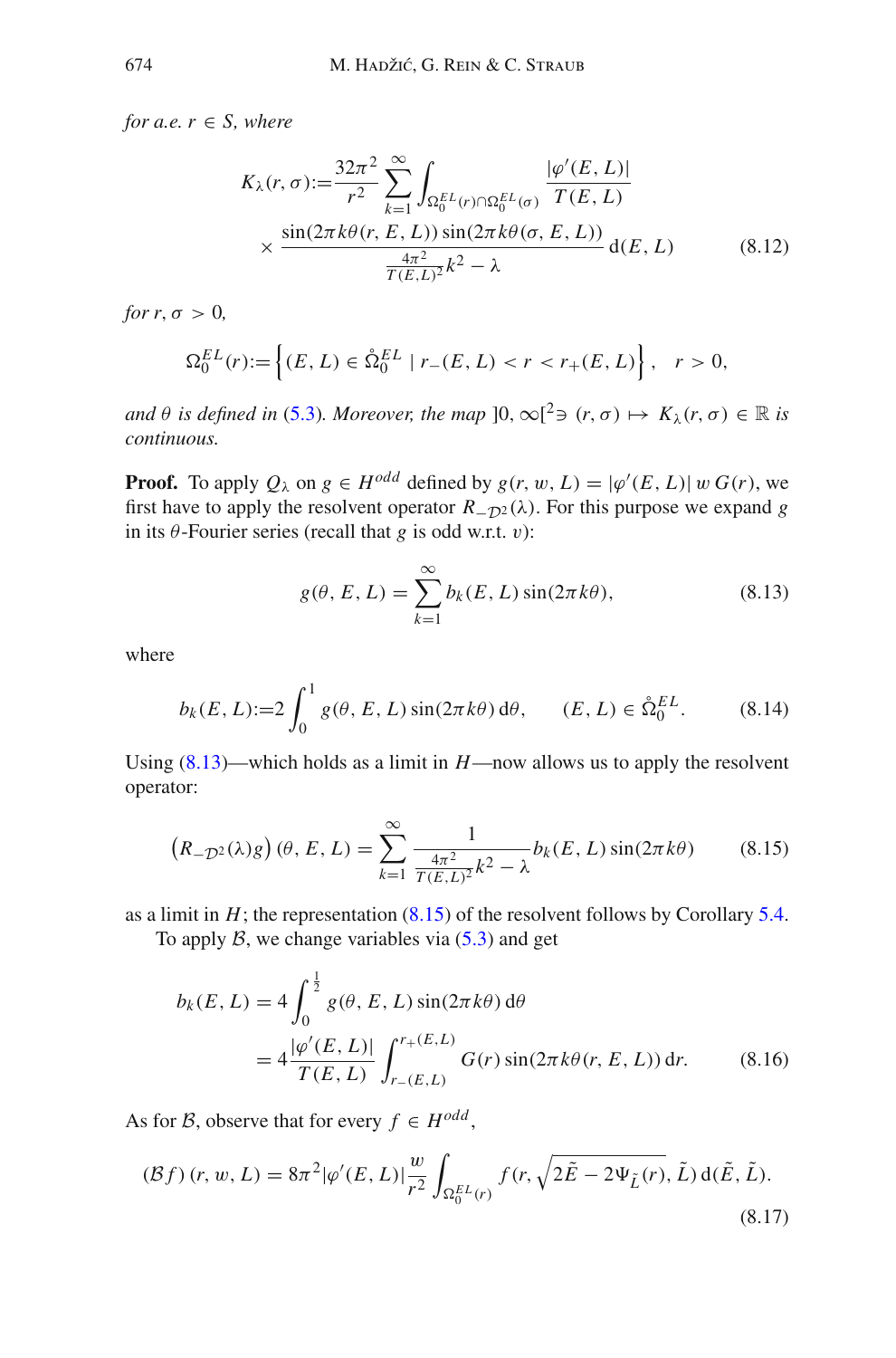*for a.e. $r \in S$, where*

$$K_\lambda(r,\sigma) := \frac{32\pi^2}{r^2} \sum_{k=1}^{\infty} \int_{\Omega_0^{EL}(r)\cap\Omega_0^{EL}(\sigma)} \frac{|\varphi'(E,L)|}{T(E,L)} \times \frac{\sin(2\pi k\theta(r,E,L))\sin(2\pi k\theta(\sigma,E,L))}{\frac{4\pi^2}{T(E,L)^2}k^2 - \lambda} \,\mathrm{d}(E,L) \tag{8.12}$$

*for $r, \sigma > 0$,*

$$\Omega_0^{EL}(r) := \left\{ (E,L) \in \mathring{\Omega}_0^{EL} \mid r_-(E,L) < r < r_+(E,L) \right\}, \quad r > 0,$$

*and $\theta$ is defined in (5.3). Moreover, the map $]0,\infty[^2 \ni (r,\sigma) \mapsto K_\lambda(r,\sigma) \in \mathbb{R}$ is continuous.*

**Proof.** To apply $Q_\lambda$ on $g \in H^{odd}$ defined by $g(r,w,L) = |\varphi'(E,L)|\, w\, G(r)$, we first have to apply the resolvent operator $R_{-\mathcal{D}^2}(\lambda)$. For this purpose we expand $g$ in its $\theta$-Fourier series (recall that $g$ is odd w.r.t. $v$):

$$g(\theta,E,L) = \sum_{k=1}^{\infty} b_k(E,L)\sin(2\pi k\theta), \tag{8.13}$$

where

$$b_k(E,L) := 2\int_0^1 g(\theta,E,L)\sin(2\pi k\theta)\,\mathrm{d}\theta, \qquad (E,L) \in \mathring{\Omega}_0^{EL}. \tag{8.14}$$

Using (8.13)—which holds as a limit in $H$—now allows us to apply the resolvent operator:

$$\left(R_{-\mathcal{D}^2}(\lambda)g\right)(\theta,E,L) = \sum_{k=1}^{\infty} \frac{1}{\frac{4\pi^2}{T(E,L)^2}k^2 - \lambda} b_k(E,L)\sin(2\pi k\theta) \tag{8.15}$$

as a limit in $H$; the representation (8.15) of the resolvent follows by Corollary 5.4.

To apply $\mathcal{B}$, we change variables via (5.3) and get

$$\begin{aligned} b_k(E,L) &= 4\int_0^{\frac{1}{2}} g(\theta,E,L)\sin(2\pi k\theta)\,\mathrm{d}\theta \\ &= 4\frac{|\varphi'(E,L)|}{T(E,L)} \int_{r_-(E,L)}^{r_+(E,L)} G(r)\sin(2\pi k\theta(r,E,L))\,\mathrm{d}r. \end{aligned} \tag{8.16}$$

As for $\mathcal{B}$, observe that for every $f \in H^{odd}$,

$$(\mathcal{B}f)(r,w,L) = 8\pi^2|\varphi'(E,L)|\frac{w}{r^2}\int_{\Omega_0^{EL}(r)} f(r, \sqrt{2\tilde{E} - 2\Psi_{\tilde{L}}(r)}, \tilde{L})\,\mathrm{d}(\tilde{E},\tilde{L}). \tag{8.17}$$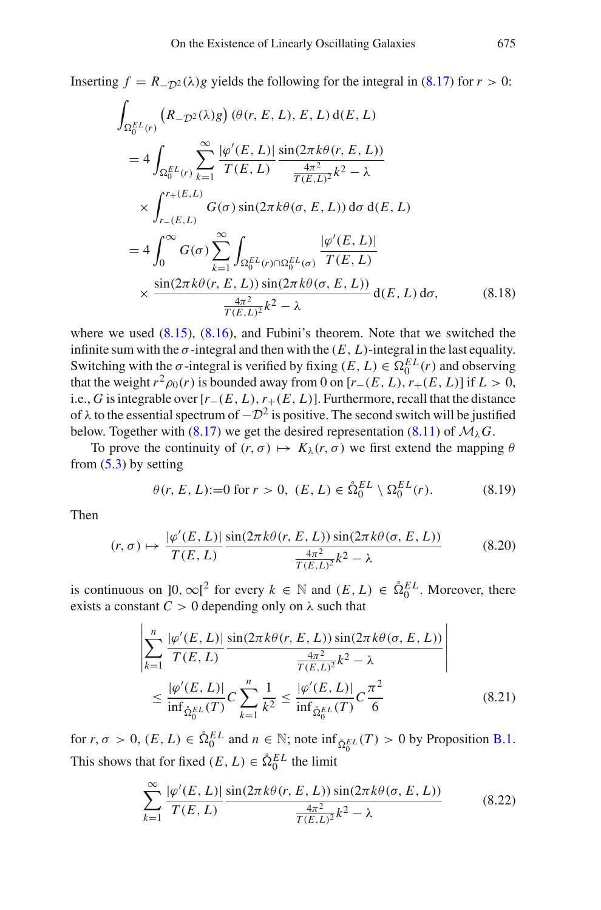Inserting $f = R_{-\mathcal{D}^2}(\lambda)g$ yields the following for the integral in (8.17) for $r > 0$:

$$
\begin{aligned}
&\int_{\Omega_0^{EL}(r)} \left(R_{-\mathcal{D}^2}(\lambda)g\right)(\theta(r,E,L),E,L)\,\mathrm{d}(E,L) \\
&= 4\int_{\Omega_0^{EL}(r)} \sum_{k=1}^{\infty} \frac{|\varphi'(E,L)|}{T(E,L)} \frac{\sin(2\pi k\theta(r,E,L))}{\frac{4\pi^2}{T(E,L)^2}k^2-\lambda} \\
&\quad \times \int_{r_-(E,L)}^{r_+(E,L)} G(\sigma)\sin(2\pi k\theta(\sigma,E,L))\,\mathrm{d}\sigma\,\mathrm{d}(E,L) \\
&= 4\int_0^{\infty} G(\sigma)\sum_{k=1}^{\infty}\int_{\Omega_0^{EL}(r)\cap\Omega_0^{EL}(\sigma)} \frac{|\varphi'(E,L)|}{T(E,L)} \\
&\quad \times \frac{\sin(2\pi k\theta(r,E,L))\sin(2\pi k\theta(\sigma,E,L))}{\frac{4\pi^2}{T(E,L)^2}k^2-\lambda}\,\mathrm{d}(E,L)\,\mathrm{d}\sigma,
\end{aligned}
\tag{8.18}
$$

where we used (8.15), (8.16), and Fubini's theorem. Note that we switched the infinite sum with the $\sigma$-integral and then with the $(E,L)$-integral in the last equality. Switching with the $\sigma$-integral is verified by fixing $(E,L) \in \Omega_0^{EL}(r)$ and observing that the weight $r^2\rho_0(r)$ is bounded away from 0 on $[r_-(E,L), r_+(E,L)]$ if $L > 0$, i.e., $G$ is integrable over $[r_-(E,L), r_+(E,L)]$. Furthermore, recall that the distance of $\lambda$ to the essential spectrum of $-\mathcal{D}^2$ is positive. The second switch will be justified below. Together with (8.17) we get the desired representation (8.11) of $\mathcal{M}_\lambda G$.

To prove the continuity of $(r,\sigma) \mapsto K_\lambda(r,\sigma)$ we first extend the mapping $\theta$ from (5.3) by setting

$$
\theta(r,E,L) := 0 \text{ for } r > 0,\ (E,L) \in \mathring{\Omega}_0^{EL} \setminus \Omega_0^{EL}(r). \tag{8.19}
$$

Then

$$
(r,\sigma) \mapsto \frac{|\varphi'(E,L)|}{T(E,L)} \frac{\sin(2\pi k\theta(r,E,L))\sin(2\pi k\theta(\sigma,E,L))}{\frac{4\pi^2}{T(E,L)^2}k^2-\lambda} \tag{8.20}
$$

is continuous on $]0,\infty[^2$ for every $k \in \mathbb{N}$ and $(E,L) \in \mathring{\Omega}_0^{EL}$. Moreover, there exists a constant $C > 0$ depending only on $\lambda$ such that

$$
\begin{aligned}
&\left|\sum_{k=1}^{n} \frac{|\varphi'(E,L)|}{T(E,L)} \frac{\sin(2\pi k\theta(r,E,L))\sin(2\pi k\theta(\sigma,E,L))}{\frac{4\pi^2}{T(E,L)^2}k^2-\lambda}\right| \\
&\quad \le \frac{|\varphi'(E,L)|}{\inf_{\mathring{\Omega}_0^{EL}}(T)} C \sum_{k=1}^{n}\frac{1}{k^2} \le \frac{|\varphi'(E,L)|}{\inf_{\mathring{\Omega}_0^{EL}}(T)} C\frac{\pi^2}{6}
\end{aligned}
\tag{8.21}
$$

for $r,\sigma > 0$, $(E,L) \in \mathring{\Omega}_0^{EL}$ and $n \in \mathbb{N}$; note $\inf_{\mathring{\Omega}_0^{EL}}(T) > 0$ by Proposition B.1. This shows that for fixed $(E,L) \in \mathring{\Omega}_0^{EL}$ the limit

$$
\sum_{k=1}^{\infty} \frac{|\varphi'(E,L)|}{T(E,L)} \frac{\sin(2\pi k\theta(r,E,L))\sin(2\pi k\theta(\sigma,E,L))}{\frac{4\pi^2}{T(E,L)^2}k^2-\lambda} \tag{8.22}
$$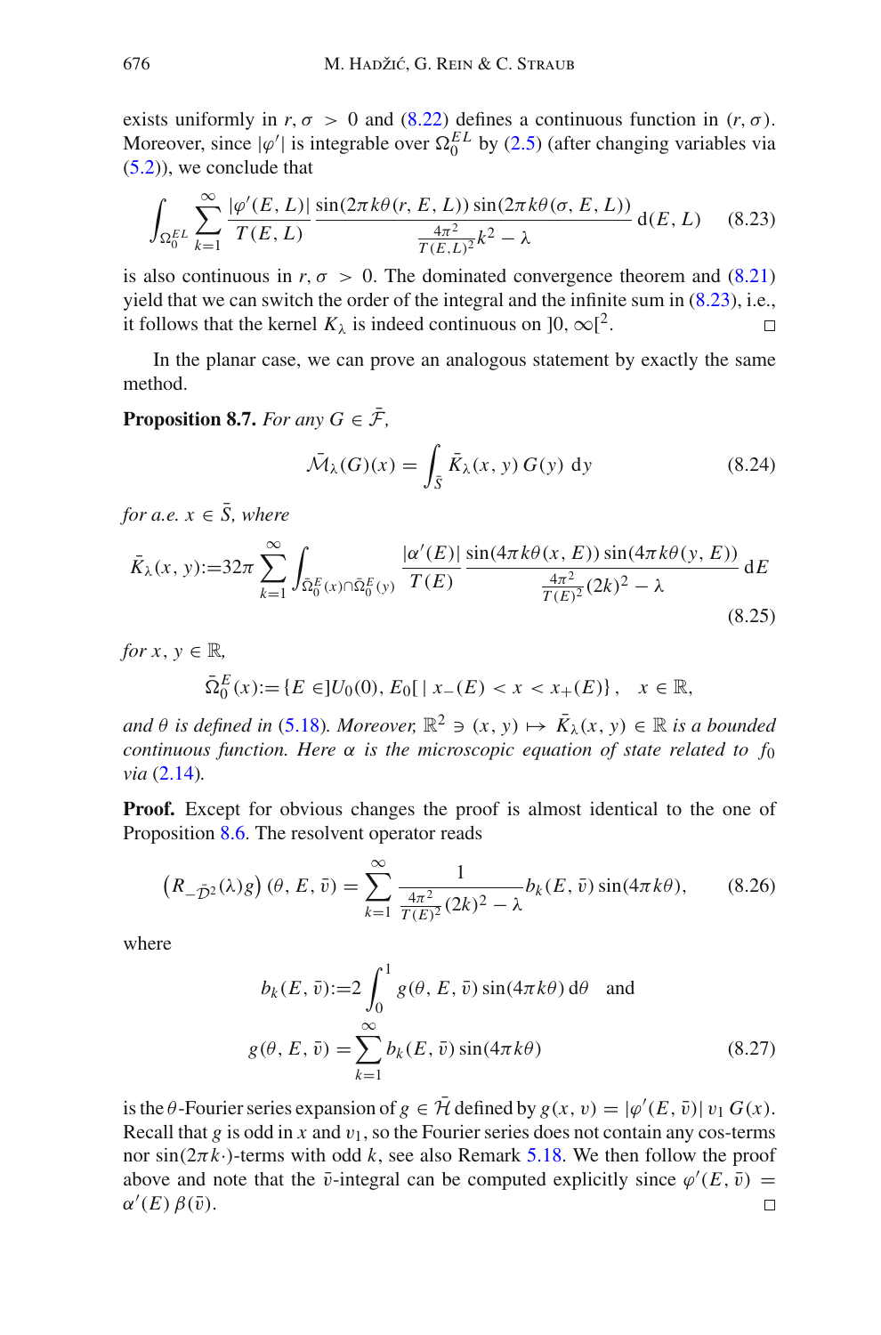exists uniformly in $r, \sigma > 0$ and (8.22) defines a continuous function in $(r, \sigma)$. Moreover, since $|\varphi'|$ is integrable over $\Omega_0^{EL}$ by (2.5) (after changing variables via (5.2)), we conclude that

$$\int_{\Omega_0^{EL}} \sum_{k=1}^{\infty} \frac{|\varphi'(E, L)|}{T(E, L)} \frac{\sin(2\pi k\theta(r, E, L)) \sin(2\pi k\theta(\sigma, E, L))}{\frac{4\pi^2}{T(E,L)^2}k^2 - \lambda} \, \mathrm{d}(E, L) \tag{8.23}$$

is also continuous in $r, \sigma > 0$. The dominated convergence theorem and (8.21) yield that we can switch the order of the integral and the infinite sum in (8.23), i.e., it follows that the kernel $K_\lambda$ is indeed continuous on $]0, \infty[^2$. □

In the planar case, we can prove an analogous statement by exactly the same method.

**Proposition 8.7.** *For any $G \in \bar{\mathcal{F}}$,*

$$\bar{\mathcal{M}}_\lambda(G)(x) = \int_{\bar{S}} \bar{K}_\lambda(x, y) \, G(y) \, \mathrm{d}y \tag{8.24}$$

*for a.e. $x \in \bar{S}$, where*

$$\bar{K}_\lambda(x, y) := 32\pi \sum_{k=1}^{\infty} \int_{\bar{\Omega}_0^E(x) \cap \bar{\Omega}_0^E(y)} \frac{|\alpha'(E)|}{T(E)} \frac{\sin(4\pi k\theta(x, E)) \sin(4\pi k\theta(y, E))}{\frac{4\pi^2}{T(E)^2}(2k)^2 - \lambda} \, \mathrm{d}E \tag{8.25}$$

*for $x, y \in \mathbb{R}$,*

$$\bar{\Omega}_0^E(x) := \{E \in ]U_0(0), E_0[ \mid x_-(E) < x < x_+(E)\}, \quad x \in \mathbb{R},$$

*and $\theta$ is defined in (5.18). Moreover, $\mathbb{R}^2 \ni (x, y) \mapsto \bar{K}_\lambda(x, y) \in \mathbb{R}$ is a bounded continuous function. Here $\alpha$ is the microscopic equation of state related to $f_0$ via (2.14).*

**Proof.** Except for obvious changes the proof is almost identical to the one of Proposition 8.6. The resolvent operator reads

$$\left(R_{-\bar{\mathcal{D}}^2}(\lambda) g\right)(\theta, E, \bar{v}) = \sum_{k=1}^{\infty} \frac{1}{\frac{4\pi^2}{T(E)^2}(2k)^2 - \lambda} b_k(E, \bar{v}) \sin(4\pi k\theta), \tag{8.26}$$

where

$$b_k(E, \bar{v}) := 2 \int_0^1 g(\theta, E, \bar{v}) \sin(4\pi k\theta) \, \mathrm{d}\theta \quad \text{and}$$

$$g(\theta, E, \bar{v}) = \sum_{k=1}^{\infty} b_k(E, \bar{v}) \sin(4\pi k\theta) \tag{8.27}$$

is the $\theta$-Fourier series expansion of $g \in \bar{\mathcal{H}}$ defined by $g(x, v) = |\varphi'(E, \bar{v})| \, v_1 \, G(x)$. Recall that $g$ is odd in $x$ and $v_1$, so the Fourier series does not contain any cos-terms nor $\sin(2\pi k \cdot)$-terms with odd $k$, see also Remark 5.18. We then follow the proof above and note that the $\bar{v}$-integral can be computed explicitly since $\varphi'(E, \bar{v}) = \alpha'(E) \, \beta(\bar{v})$. □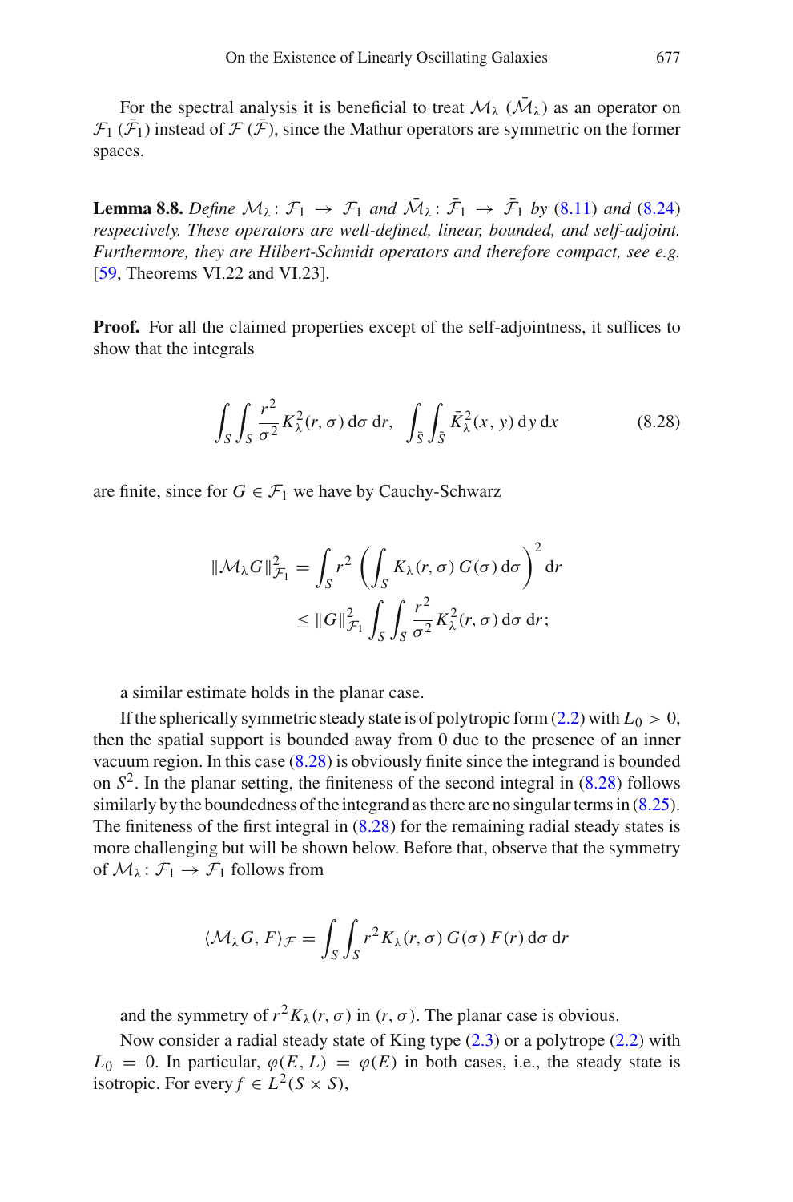For the spectral analysis it is beneficial to treat $\mathcal{M}_\lambda$ ($\bar{\mathcal{M}}_\lambda$) as an operator on $\mathcal{F}_1$ ($\bar{\mathcal{F}}_1$) instead of $\mathcal{F}$ ($\bar{\mathcal{F}}$), since the Mathur operators are symmetric on the former spaces.

**Lemma 8.8.** *Define $\mathcal{M}_\lambda \colon \mathcal{F}_1 \to \mathcal{F}_1$ and $\bar{\mathcal{M}}_\lambda \colon \bar{\mathcal{F}}_1 \to \bar{\mathcal{F}}_1$ by* (8.11) *and* (8.24) *respectively. These operators are well-defined, linear, bounded, and self-adjoint. Furthermore, they are Hilbert-Schmidt operators and therefore compact, see e.g.* [59, Theorems VI.22 and VI.23].

**Proof.** For all the claimed properties except of the self-adjointness, it suffices to show that the integrals

$$\int_S \int_S \frac{r^2}{\sigma^2} K_\lambda^2(r,\sigma)\,\mathrm{d}\sigma\,\mathrm{d}r, \quad \int_{\bar{S}} \int_{\bar{S}} \bar{K}_\lambda^2(x,y)\,\mathrm{d}y\,\mathrm{d}x \tag{8.28}$$

are finite, since for $G \in \mathcal{F}_1$ we have by Cauchy-Schwarz

$$\begin{aligned}
\|\mathcal{M}_\lambda G\|_{\mathcal{F}_1}^2 &= \int_S r^2 \left( \int_S K_\lambda(r,\sigma)\,G(\sigma)\,\mathrm{d}\sigma \right)^2 \mathrm{d}r \\
&\le \|G\|_{\mathcal{F}_1}^2 \int_S \int_S \frac{r^2}{\sigma^2} K_\lambda^2(r,\sigma)\,\mathrm{d}\sigma\,\mathrm{d}r;
\end{aligned}$$

a similar estimate holds in the planar case.

If the spherically symmetric steady state is of polytropic form (2.2) with $L_0 > 0$, then the spatial support is bounded away from 0 due to the presence of an inner vacuum region. In this case (8.28) is obviously finite since the integrand is bounded on $S^2$. In the planar setting, the finiteness of the second integral in (8.28) follows similarly by the boundedness of the integrand as there are no singular terms in (8.25). The finiteness of the first integral in (8.28) for the remaining radial steady states is more challenging but will be shown below. Before that, observe that the symmetry of $\mathcal{M}_\lambda \colon \mathcal{F}_1 \to \mathcal{F}_1$ follows from

$$\langle \mathcal{M}_\lambda G, F \rangle_{\mathcal{F}} = \int_S \int_S r^2 K_\lambda(r,\sigma)\,G(\sigma)\,F(r)\,\mathrm{d}\sigma\,\mathrm{d}r$$

and the symmetry of $r^2 K_\lambda(r,\sigma)$ in $(r,\sigma)$. The planar case is obvious.

Now consider a radial steady state of King type (2.3) or a polytrope (2.2) with $L_0 = 0$. In particular, $\varphi(E,L) = \varphi(E)$ in both cases, i.e., the steady state is isotropic. For every $f \in L^2(S \times S)$,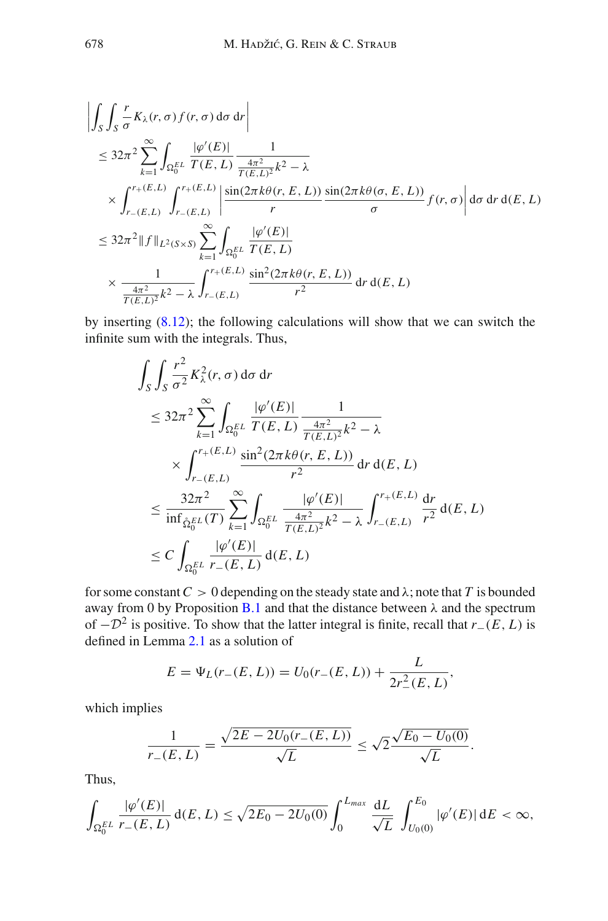$$
\begin{aligned}
&\left| \int_S \int_S \frac{r}{\sigma} K_\lambda(r,\sigma) f(r,\sigma) \,\mathrm{d}\sigma\, \mathrm{d}r \right| \\
&\leq 32\pi^2 \sum_{k=1}^{\infty} \int_{\Omega_0^{EL}} \frac{|\varphi'(E)|}{T(E,L)} \frac{1}{\frac{4\pi^2}{T(E,L)^2}k^2 - \lambda} \\
&\quad \times \int_{r_-(E,L)}^{r_+(E,L)} \int_{r_-(E,L)}^{r_+(E,L)} \left| \frac{\sin(2\pi k\theta(r,E,L))}{r} \frac{\sin(2\pi k\theta(\sigma,E,L))}{\sigma} f(r,\sigma) \right| \mathrm{d}\sigma\, \mathrm{d}r\, \mathrm{d}(E,L) \\
&\leq 32\pi^2 \|f\|_{L^2(S\times S)} \sum_{k=1}^{\infty} \int_{\Omega_0^{EL}} \frac{|\varphi'(E)|}{T(E,L)} \\
&\quad \times \frac{1}{\frac{4\pi^2}{T(E,L)^2}k^2 - \lambda} \int_{r_-(E,L)}^{r_+(E,L)} \frac{\sin^2(2\pi k\theta(r,E,L))}{r^2} \,\mathrm{d}r\, \mathrm{d}(E,L)
\end{aligned}
$$

by inserting (8.12); the following calculations will show that we can switch the infinite sum with the integrals. Thus,

$$
\begin{aligned}
&\int_S \int_S \frac{r^2}{\sigma^2} K_\lambda^2(r,\sigma) \,\mathrm{d}\sigma\, \mathrm{d}r \\
&\leq 32\pi^2 \sum_{k=1}^{\infty} \int_{\Omega_0^{EL}} \frac{|\varphi'(E)|}{T(E,L)} \frac{1}{\frac{4\pi^2}{T(E,L)^2}k^2 - \lambda} \\
&\quad \times \int_{r_-(E,L)}^{r_+(E,L)} \frac{\sin^2(2\pi k\theta(r,E,L))}{r^2} \,\mathrm{d}r\, \mathrm{d}(E,L) \\
&\leq \frac{32\pi^2}{\inf_{\mathring{\Omega}_0^{EL}}(T)} \sum_{k=1}^{\infty} \int_{\Omega_0^{EL}} \frac{|\varphi'(E)|}{\frac{4\pi^2}{T(E,L)^2}k^2 - \lambda} \int_{r_-(E,L)}^{r_+(E,L)} \frac{\mathrm{d}r}{r^2} \,\mathrm{d}(E,L) \\
&\leq C \int_{\Omega_0^{EL}} \frac{|\varphi'(E)|}{r_-(E,L)} \,\mathrm{d}(E,L)
\end{aligned}
$$

for some constant $C > 0$ depending on the steady state and $\lambda$; note that $T$ is bounded away from 0 by Proposition B.1 and that the distance between $\lambda$ and the spectrum of $-\mathcal{D}^2$ is positive. To show that the latter integral is finite, recall that $r_-(E,L)$ is defined in Lemma 2.1 as a solution of

$$
E = \Psi_L(r_-(E,L)) = U_0(r_-(E,L)) + \frac{L}{2r_-^2(E,L)},
$$

which implies

$$
\frac{1}{r_-(E,L)} = \frac{\sqrt{2E - 2U_0(r_-(E,L))}}{\sqrt{L}} \leq \sqrt{2}\frac{\sqrt{E_0 - U_0(0)}}{\sqrt{L}}.
$$

Thus,

$$
\int_{\Omega_0^{EL}} \frac{|\varphi'(E)|}{r_-(E,L)} \,\mathrm{d}(E,L) \leq \sqrt{2E_0 - 2U_0(0)} \int_0^{L_{max}} \frac{\mathrm{d}L}{\sqrt{L}} \int_{U_0(0)}^{E_0} |\varphi'(E)| \,\mathrm{d}E < \infty,
$$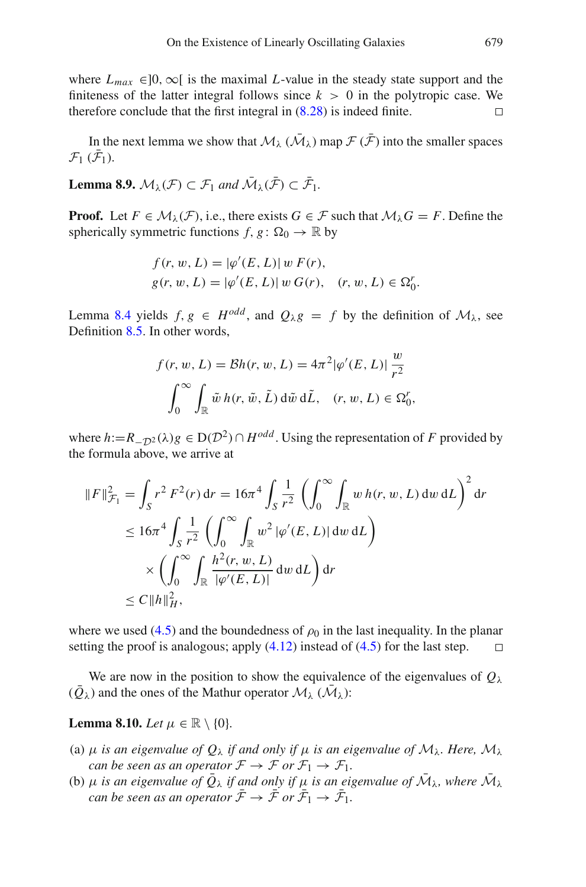where $L_{max} \in ]0, \infty[$ is the maximal $L$-value in the steady state support and the finiteness of the latter integral follows since $k > 0$ in the polytropic case. We therefore conclude that the first integral in (8.28) is indeed finite. □

In the next lemma we show that $\mathcal{M}_\lambda$ ($\bar{\mathcal{M}}_\lambda$) map $\mathcal{F}$ ($\bar{\mathcal{F}}$) into the smaller spaces $\mathcal{F}_1$ ($\bar{\mathcal{F}}_1$).

**Lemma 8.9.** *$\mathcal{M}_\lambda(\mathcal{F}) \subset \mathcal{F}_1$ and $\bar{\mathcal{M}}_\lambda(\bar{\mathcal{F}}) \subset \bar{\mathcal{F}}_1$.*

**Proof.** Let $F \in \mathcal{M}_\lambda(\mathcal{F})$, i.e., there exists $G \in \mathcal{F}$ such that $\mathcal{M}_\lambda G = F$. Define the spherically symmetric functions $f, g \colon \Omega_0 \to \mathbb{R}$ by

$$
\begin{aligned}
f(r, w, L) &= |\varphi'(E, L)|\, w\, F(r),\\
g(r, w, L) &= |\varphi'(E, L)|\, w\, G(r), \quad (r, w, L) \in \Omega_0^r.
\end{aligned}
$$

Lemma 8.4 yields $f, g \in H^{odd}$, and $Q_\lambda g = f$ by the definition of $\mathcal{M}_\lambda$, see Definition 8.5. In other words,

$$
f(r, w, L) = \mathcal{B}h(r, w, L) = 4\pi^2 |\varphi'(E, L)|\, \frac{w}{r^2} \int_0^\infty \int_{\mathbb{R}} \tilde{w}\, h(r, \tilde{w}, \tilde{L})\, \mathrm{d}\tilde{w}\, \mathrm{d}\tilde{L}, \quad (r, w, L) \in \Omega_0^r,
$$

where $h := R_{-\mathcal{D}^2}(\lambda) g \in \mathrm{D}(\mathcal{D}^2) \cap H^{odd}$. Using the representation of $F$ provided by the formula above, we arrive at

$$
\begin{aligned}
\|F\|_{\mathcal{F}_1}^2 &= \int_S r^2\, F^2(r)\, \mathrm{d}r = 16\pi^4 \int_S \frac{1}{r^2} \left( \int_0^\infty \int_{\mathbb{R}} w\, h(r, w, L)\, \mathrm{d}w\, \mathrm{d}L \right)^2 \mathrm{d}r\\
&\leq 16\pi^4 \int_S \frac{1}{r^2} \left( \int_0^\infty \int_{\mathbb{R}} w^2\, |\varphi'(E, L)|\, \mathrm{d}w\, \mathrm{d}L \right)\\
&\quad \times \left( \int_0^\infty \int_{\mathbb{R}} \frac{h^2(r, w, L)}{|\varphi'(E, L)|}\, \mathrm{d}w\, \mathrm{d}L \right) \mathrm{d}r\\
&\leq C \|h\|_H^2,
\end{aligned}
$$

where we used (4.5) and the boundedness of $\rho_0$ in the last inequality. In the planar setting the proof is analogous; apply (4.12) instead of (4.5) for the last step. □

We are now in the position to show the equivalence of the eigenvalues of $Q_\lambda$ ($\bar{Q}_\lambda$) and the ones of the Mathur operator $\mathcal{M}_\lambda$ ($\bar{\mathcal{M}}_\lambda$):

**Lemma 8.10.** *Let $\mu \in \mathbb{R} \setminus \{0\}$.*

(a) *$\mu$ is an eigenvalue of $Q_\lambda$ if and only if $\mu$ is an eigenvalue of $\mathcal{M}_\lambda$. Here, $\mathcal{M}_\lambda$ can be seen as an operator $\mathcal{F} \to \mathcal{F}$ or $\mathcal{F}_1 \to \mathcal{F}_1$.*

(b) *$\mu$ is an eigenvalue of $\bar{Q}_\lambda$ if and only if $\mu$ is an eigenvalue of $\bar{\mathcal{M}}_\lambda$, where $\bar{\mathcal{M}}_\lambda$ can be seen as an operator $\bar{\mathcal{F}} \to \bar{\mathcal{F}}$ or $\bar{\mathcal{F}}_1 \to \bar{\mathcal{F}}_1$.*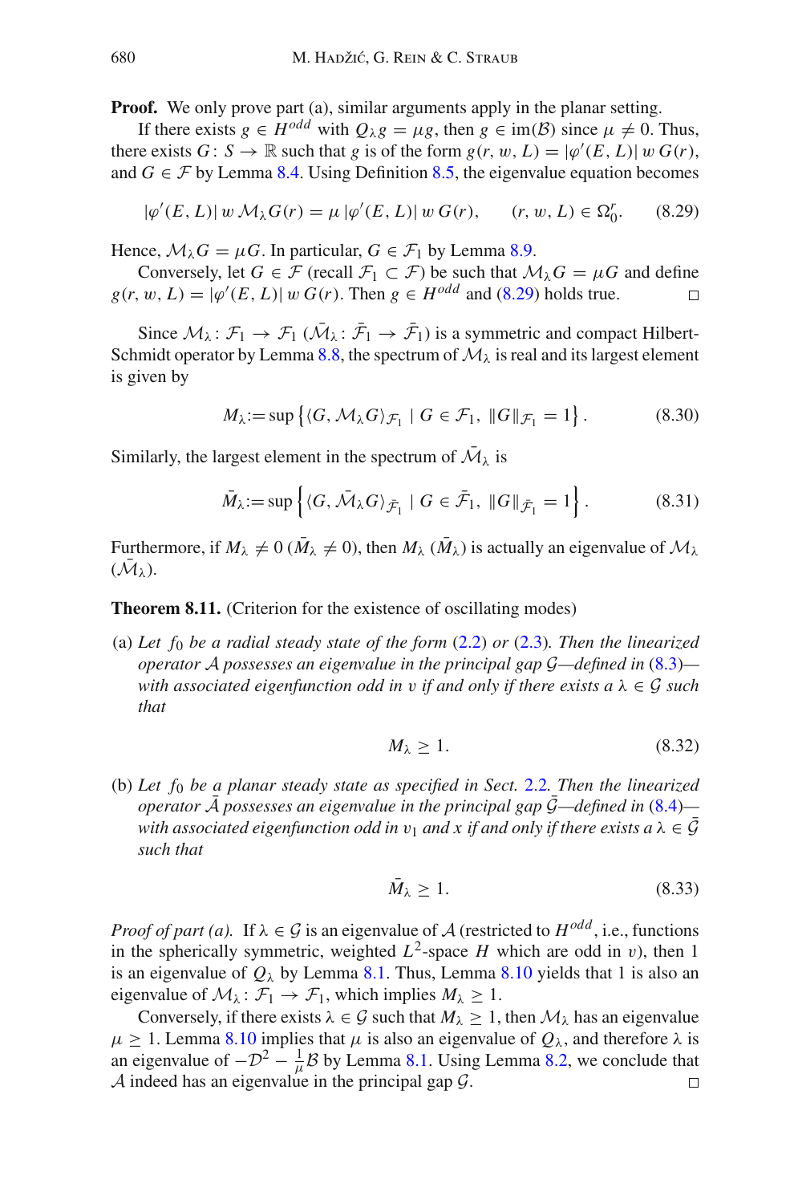**Proof.** We only prove part (a), similar arguments apply in the planar setting.

If there exists $g \in H^{odd}$ with $Q_\lambda g = \mu g$, then $g \in \mathrm{im}(\mathcal{B})$ since $\mu \neq 0$. Thus, there exists $G\colon S \to \mathbb{R}$ such that $g$ is of the form $g(r, w, L) = |\varphi'(E, L)|\, w\, G(r)$, and $G \in \mathcal{F}$ by Lemma 8.4. Using Definition 8.5, the eigenvalue equation becomes

$$|\varphi'(E, L)|\, w\, \mathcal{M}_\lambda G(r) = \mu\, |\varphi'(E, L)|\, w\, G(r), \qquad (r, w, L) \in \Omega_0^r. \tag{8.29}$$

Hence, $\mathcal{M}_\lambda G = \mu G$. In particular, $G \in \mathcal{F}_1$ by Lemma 8.9.

Conversely, let $G \in \mathcal{F}$ (recall $\mathcal{F}_1 \subset \mathcal{F}$) be such that $\mathcal{M}_\lambda G = \mu G$ and define $g(r, w, L) = |\varphi'(E, L)|\, w\, G(r)$. Then $g \in H^{odd}$ and (8.29) holds true. $\square$

Since $\mathcal{M}_\lambda\colon \mathcal{F}_1 \to \mathcal{F}_1$ ($\bar{\mathcal{M}}_\lambda\colon \bar{\mathcal{F}}_1 \to \bar{\mathcal{F}}_1$) is a symmetric and compact Hilbert-Schmidt operator by Lemma 8.8, the spectrum of $\mathcal{M}_\lambda$ is real and its largest element is given by

$$M_\lambda := \sup\left\{\langle G, \mathcal{M}_\lambda G\rangle_{\mathcal{F}_1} \mid G \in \mathcal{F}_1,\ \|G\|_{\mathcal{F}_1} = 1\right\}. \tag{8.30}$$

Similarly, the largest element in the spectrum of $\bar{\mathcal{M}}_\lambda$ is

$$\bar{M}_\lambda := \sup\left\{\langle G, \bar{\mathcal{M}}_\lambda G\rangle_{\bar{\mathcal{F}}_1} \mid G \in \bar{\mathcal{F}}_1,\ \|G\|_{\bar{\mathcal{F}}_1} = 1\right\}. \tag{8.31}$$

Furthermore, if $M_\lambda \neq 0$ ($\bar{M}_\lambda \neq 0$), then $M_\lambda$ ($\bar{M}_\lambda$) is actually an eigenvalue of $\mathcal{M}_\lambda$ ($\bar{\mathcal{M}}_\lambda$).

**Theorem 8.11.** (Criterion for the existence of oscillating modes)

(a) *Let $f_0$ be a radial steady state of the form (2.2) or (2.3). Then the linearized operator $\mathcal{A}$ possesses an eigenvalue in the principal gap $\mathcal{G}$—defined in (8.3)—with associated eigenfunction odd in $v$ if and only if there exists a $\lambda \in \mathcal{G}$ such that*

$$M_\lambda \geq 1. \tag{8.32}$$

(b) *Let $f_0$ be a planar steady state as specified in Sect. 2.2. Then the linearized operator $\bar{\mathcal{A}}$ possesses an eigenvalue in the principal gap $\bar{\mathcal{G}}$—defined in (8.4)—with associated eigenfunction odd in $v_1$ and $x$ if and only if there exists a $\lambda \in \bar{\mathcal{G}}$ such that*

$$\bar{M}_\lambda \geq 1. \tag{8.33}$$

*Proof of part (a).* If $\lambda \in \mathcal{G}$ is an eigenvalue of $\mathcal{A}$ (restricted to $H^{odd}$, i.e., functions in the spherically symmetric, weighted $L^2$-space $H$ which are odd in $v$), then 1 is an eigenvalue of $Q_\lambda$ by Lemma 8.1. Thus, Lemma 8.10 yields that 1 is also an eigenvalue of $\mathcal{M}_\lambda\colon \mathcal{F}_1 \to \mathcal{F}_1$, which implies $M_\lambda \geq 1$.

Conversely, if there exists $\lambda \in \mathcal{G}$ such that $M_\lambda \geq 1$, then $\mathcal{M}_\lambda$ has an eigenvalue $\mu \geq 1$. Lemma 8.10 implies that $\mu$ is also an eigenvalue of $Q_\lambda$, and therefore $\lambda$ is an eigenvalue of $-\mathcal{D}^2 - \frac{1}{\mu}\mathcal{B}$ by Lemma 8.1. Using Lemma 8.2, we conclude that $\mathcal{A}$ indeed has an eigenvalue in the principal gap $\mathcal{G}$. $\square$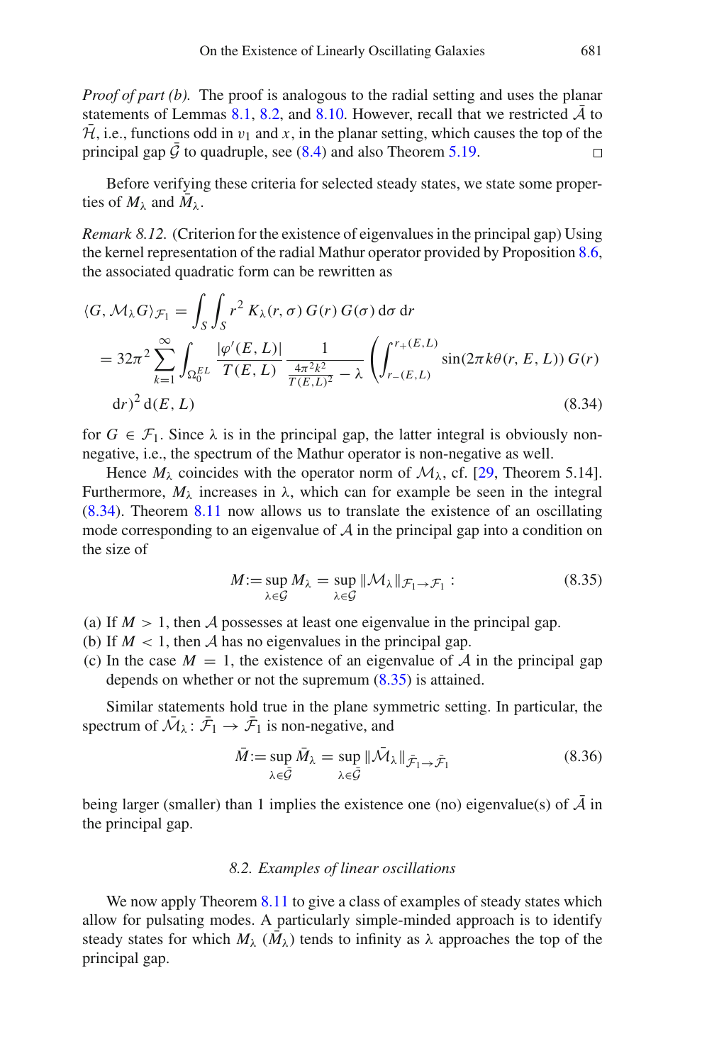*Proof of part (b).* The proof is analogous to the radial setting and uses the planar statements of Lemmas 8.1, 8.2, and 8.10. However, recall that we restricted $\bar{\mathcal{A}}$ to $\bar{\mathcal{H}}$, i.e., functions odd in $v_1$ and $x$, in the planar setting, which causes the top of the principal gap $\bar{\mathcal{G}}$ to quadruple, see (8.4) and also Theorem 5.19. □

Before verifying these criteria for selected steady states, we state some properties of $M_\lambda$ and $\bar{M}_\lambda$.

*Remark 8.12.* (Criterion for the existence of eigenvalues in the principal gap) Using the kernel representation of the radial Mathur operator provided by Proposition 8.6, the associated quadratic form can be rewritten as

$$
\begin{aligned}
\langle G, \mathcal{M}_\lambda G\rangle_{\mathcal{F}_1} &= \int_S \int_S r^2 \, K_\lambda(r,\sigma)\, G(r)\, G(\sigma)\, \mathrm{d}\sigma\, \mathrm{d}r \\
&= 32\pi^2 \sum_{k=1}^{\infty} \int_{\Omega_0^{EL}} \frac{|\varphi'(E,L)|}{T(E,L)} \frac{1}{\frac{4\pi^2 k^2}{T(E,L)^2} - \lambda} \left( \int_{r_-(E,L)}^{r_+(E,L)} \sin(2\pi k \theta(r,E,L))\, G(r) \right. \\
&\quad \left. \mathrm{d}r \right)^2 \mathrm{d}(E,L) \qquad (8.34)
\end{aligned}
$$

for $G \in \mathcal{F}_1$. Since $\lambda$ is in the principal gap, the latter integral is obviously non-negative, i.e., the spectrum of the Mathur operator is non-negative as well.

Hence $M_\lambda$ coincides with the operator norm of $\mathcal{M}_\lambda$, cf. [29, Theorem 5.14]. Furthermore, $M_\lambda$ increases in $\lambda$, which can for example be seen in the integral (8.34). Theorem 8.11 now allows us to translate the existence of an oscillating mode corresponding to an eigenvalue of $\mathcal{A}$ in the principal gap into a condition on the size of

$$
M := \sup_{\lambda \in \mathcal{G}} M_\lambda = \sup_{\lambda \in \mathcal{G}} \|\mathcal{M}_\lambda\|_{\mathcal{F}_1 \to \mathcal{F}_1} : \qquad (8.35)
$$

(a) If $M > 1$, then $\mathcal{A}$ possesses at least one eigenvalue in the principal gap.
(b) If $M < 1$, then $\mathcal{A}$ has no eigenvalues in the principal gap.
(c) In the case $M = 1$, the existence of an eigenvalue of $\mathcal{A}$ in the principal gap depends on whether or not the supremum (8.35) is attained.

Similar statements hold true in the plane symmetric setting. In particular, the spectrum of $\bar{\mathcal{M}}_\lambda \colon \bar{\mathcal{F}}_1 \to \bar{\mathcal{F}}_1$ is non-negative, and

$$
\bar{M} := \sup_{\lambda \in \bar{\mathcal{G}}} \bar{M}_\lambda = \sup_{\lambda \in \bar{\mathcal{G}}} \|\bar{\mathcal{M}}_\lambda\|_{\bar{\mathcal{F}}_1 \to \bar{\mathcal{F}}_1} \qquad (8.36)
$$

being larger (smaller) than 1 implies the existence one (no) eigenvalue(s) of $\bar{\mathcal{A}}$ in the principal gap.

### 8.2. *Examples of linear oscillations*

We now apply Theorem 8.11 to give a class of examples of steady states which allow for pulsating modes. A particularly simple-minded approach is to identify steady states for which $M_\lambda$ ($\bar{M}_\lambda$) tends to infinity as $\lambda$ approaches the top of the principal gap.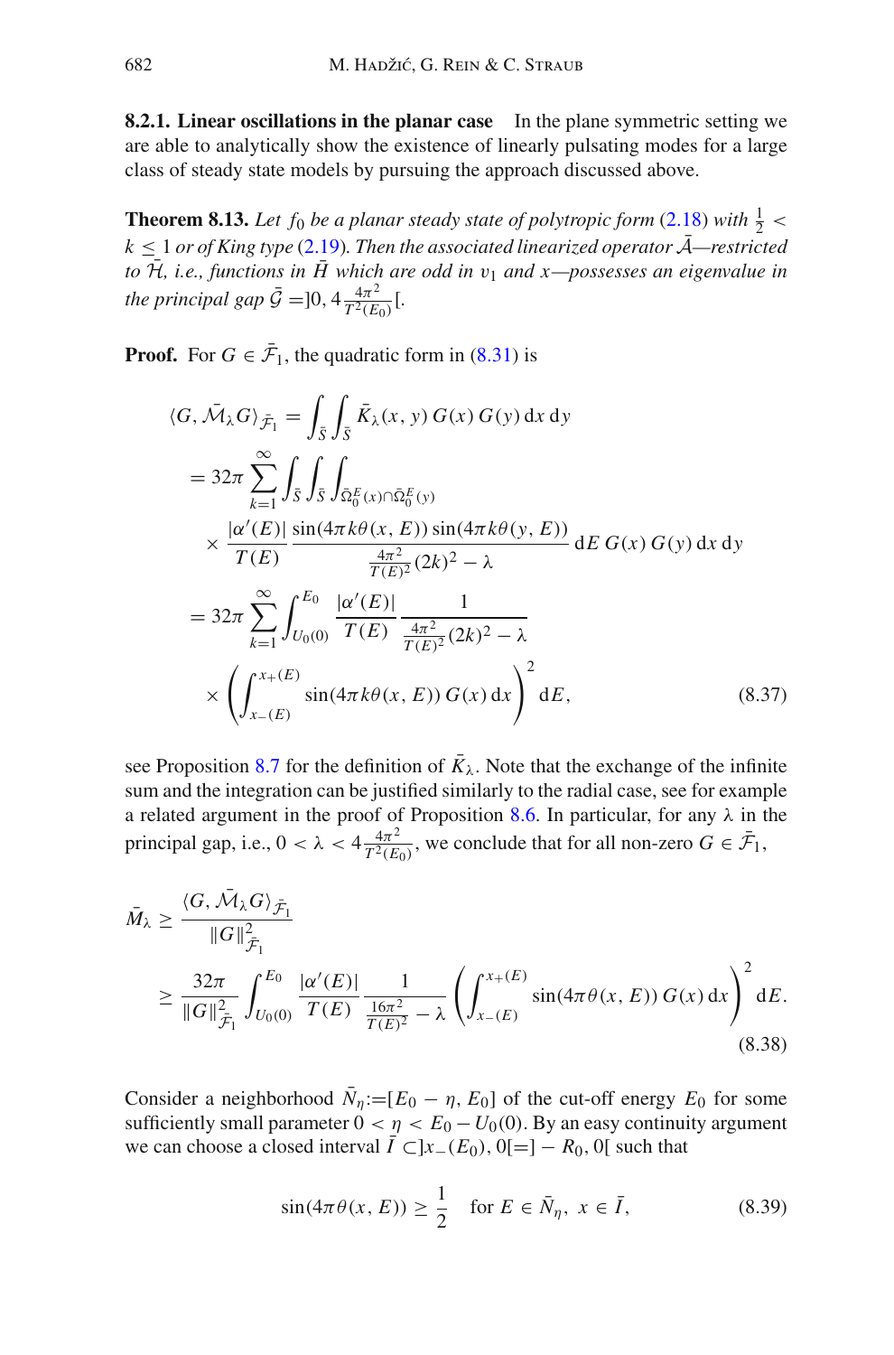**8.2.1. Linear oscillations in the planar case** In the plane symmetric setting we are able to analytically show the existence of linearly pulsating modes for a large class of steady state models by pursuing the approach discussed above.

**Theorem 8.13.** *Let $f_0$ be a planar steady state of polytropic form (2.18) with $\frac{1}{2} < k \leq 1$ or of King type (2.19). Then the associated linearized operator $\bar{\mathcal{A}}$—restricted to $\bar{\mathcal{H}}$, i.e., functions in $\bar{H}$ which are odd in $v_1$ and $x$—possesses an eigenvalue in the principal gap $\bar{\mathcal{G}} = ]0, 4\frac{4\pi^2}{T^2(E_0)}[$.*

**Proof.** For $G \in \bar{\mathcal{F}}_1$, the quadratic form in (8.31) is

$$
\begin{aligned}
\langle G, \bar{\mathcal{M}}_\lambda G\rangle_{\bar{\mathcal{F}}_1} &= \int_{\bar{S}} \int_{\bar{S}} \bar{K}_\lambda(x, y)\, G(x)\, G(y)\, \mathrm{d}x\, \mathrm{d}y \\
&= 32\pi \sum_{k=1}^{\infty} \int_{\bar{S}} \int_{\bar{S}} \int_{\bar{\Omega}_0^E(x) \cap \bar{\Omega}_0^E(y)} \\
&\quad \times \frac{|\alpha'(E)|}{T(E)} \frac{\sin(4\pi k \theta(x, E)) \sin(4\pi k \theta(y, E))}{\frac{4\pi^2}{T(E)^2}(2k)^2 - \lambda}\, \mathrm{d}E\, G(x)\, G(y)\, \mathrm{d}x\, \mathrm{d}y \\
&= 32\pi \sum_{k=1}^{\infty} \int_{U_0(0)}^{E_0} \frac{|\alpha'(E)|}{T(E)} \frac{1}{\frac{4\pi^2}{T(E)^2}(2k)^2 - \lambda} \\
&\quad \times \left( \int_{x_-(E)}^{x_+(E)} \sin(4\pi k \theta(x, E))\, G(x)\, \mathrm{d}x \right)^2 \mathrm{d}E,
\end{aligned} \tag{8.37}
$$

see Proposition 8.7 for the definition of $\bar{K}_\lambda$. Note that the exchange of the infinite sum and the integration can be justified similarly to the radial case, see for example a related argument in the proof of Proposition 8.6. In particular, for any $\lambda$ in the principal gap, i.e., $0 < \lambda < 4\frac{4\pi^2}{T^2(E_0)}$, we conclude that for all non-zero $G \in \bar{\mathcal{F}}_1$,

$$
\begin{aligned}
\bar{M}_\lambda &\geq \frac{\langle G, \bar{\mathcal{M}}_\lambda G\rangle_{\bar{\mathcal{F}}_1}}{\|G\|^2_{\bar{\mathcal{F}}_1}} \\
&\geq \frac{32\pi}{\|G\|^2_{\bar{\mathcal{F}}_1}} \int_{U_0(0)}^{E_0} \frac{|\alpha'(E)|}{T(E)} \frac{1}{\frac{16\pi^2}{T(E)^2} - \lambda} \left( \int_{x_-(E)}^{x_+(E)} \sin(4\pi \theta(x, E))\, G(x)\, \mathrm{d}x \right)^2 \mathrm{d}E.
\end{aligned} \tag{8.38}
$$

Consider a neighborhood $\bar{N}_\eta := [E_0 - \eta, E_0]$ of the cut-off energy $E_0$ for some sufficiently small parameter $0 < \eta < E_0 - U_0(0)$. By an easy continuity argument we can choose a closed interval $\bar{I} \subset ]x_-(E_0), 0[ = ] - R_0, 0[$ such that

$$
\sin(4\pi \theta(x, E)) \geq \frac{1}{2} \quad \text{for } E \in \bar{N}_\eta,\ x \in \bar{I}, \tag{8.39}
$$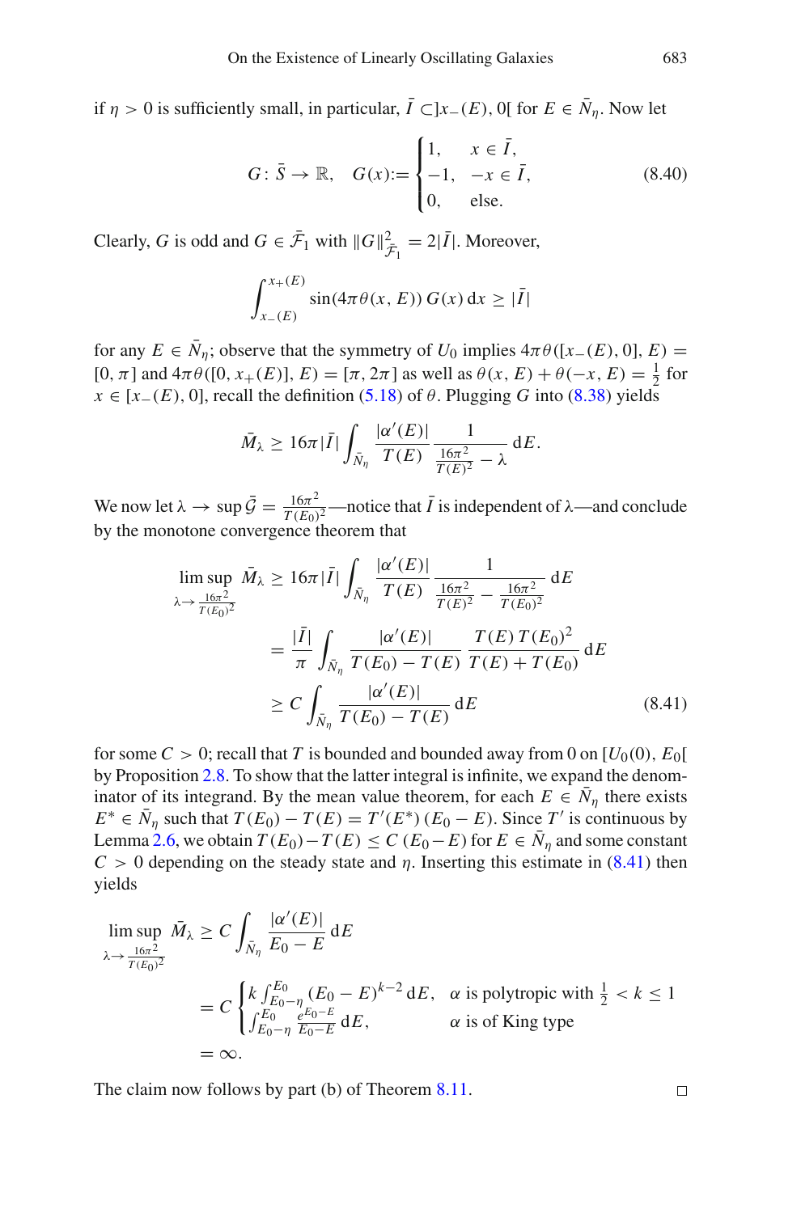if $\eta > 0$ is sufficiently small, in particular, $\bar{I} \subset ]x_-(E), 0[$ for $E \in \bar{N}_\eta$. Now let

$$G \colon \bar{S} \to \mathbb{R}, \quad G(x) := \begin{cases} 1, & x \in \bar{I}, \\ -1, & -x \in \bar{I}, \\ 0, & \text{else}. \end{cases} \tag{8.40}$$

Clearly, $G$ is odd and $G \in \bar{\mathcal{F}}_1$ with $\|G\|^2_{\bar{\mathcal{F}}_1} = 2|\bar{I}|$. Moreover,

$$\int_{x_-(E)}^{x_+(E)} \sin(4\pi\theta(x, E))\, G(x)\, \mathrm{d}x \geq |\bar{I}|$$

for any $E \in \bar{N}_\eta$; observe that the symmetry of $U_0$ implies $4\pi\theta([x_-(E), 0], E) = [0, \pi]$ and $4\pi\theta([0, x_+(E)], E) = [\pi, 2\pi]$ as well as $\theta(x, E) + \theta(-x, E) = \frac{1}{2}$ for $x \in [x_-(E), 0]$, recall the definition (5.18) of $\theta$. Plugging $G$ into (8.38) yields

$$\bar{M}_\lambda \geq 16\pi|\bar{I}| \int_{\bar{N}_\eta} \frac{|\alpha'(E)|}{T(E)} \frac{1}{\frac{16\pi^2}{T(E)^2} - \lambda}\, \mathrm{d}E.$$

We now let $\lambda \to \sup \bar{\mathcal{G}} = \frac{16\pi^2}{T(E_0)^2}$—notice that $\bar{I}$ is independent of $\lambda$—and conclude by the monotone convergence theorem that

$$\begin{aligned} \limsup_{\lambda \to \frac{16\pi^2}{T(E_0)^2}} \bar{M}_\lambda &\geq 16\pi|\bar{I}| \int_{\bar{N}_\eta} \frac{|\alpha'(E)|}{T(E)} \frac{1}{\frac{16\pi^2}{T(E)^2} - \frac{16\pi^2}{T(E_0)^2}}\, \mathrm{d}E \\ &= \frac{|\bar{I}|}{\pi} \int_{\bar{N}_\eta} \frac{|\alpha'(E)|}{T(E_0) - T(E)} \frac{T(E)\, T(E_0)^2}{T(E) + T(E_0)}\, \mathrm{d}E \\ &\geq C \int_{\bar{N}_\eta} \frac{|\alpha'(E)|}{T(E_0) - T(E)}\, \mathrm{d}E \end{aligned} \tag{8.41}$$

for some $C > 0$; recall that $T$ is bounded and bounded away from 0 on $[U_0(0), E_0[$ by Proposition 2.8. To show that the latter integral is infinite, we expand the denominator of its integrand. By the mean value theorem, for each $E \in \bar{N}_\eta$ there exists $E^* \in \bar{N}_\eta$ such that $T(E_0) - T(E) = T'(E^*)\,(E_0 - E)$. Since $T'$ is continuous by Lemma 2.6, we obtain $T(E_0) - T(E) \leq C\,(E_0 - E)$ for $E \in \bar{N}_\eta$ and some constant $C > 0$ depending on the steady state and $\eta$. Inserting this estimate in (8.41) then yields

$$\begin{aligned} \limsup_{\lambda \to \frac{16\pi^2}{T(E_0)^2}} \bar{M}_\lambda &\geq C \int_{\bar{N}_\eta} \frac{|\alpha'(E)|}{E_0 - E}\, \mathrm{d}E \\ &= C \begin{cases} k \int_{E_0 - \eta}^{E_0} (E_0 - E)^{k-2}\, \mathrm{d}E, & \alpha \text{ is polytropic with } \frac{1}{2} < k \leq 1 \\ \int_{E_0 - \eta}^{E_0} \frac{e^{E_0 - E}}{E_0 - E}\, \mathrm{d}E, & \alpha \text{ is of King type} \end{cases} \\ &= \infty. \end{aligned}$$

The claim now follows by part (b) of Theorem 8.11. □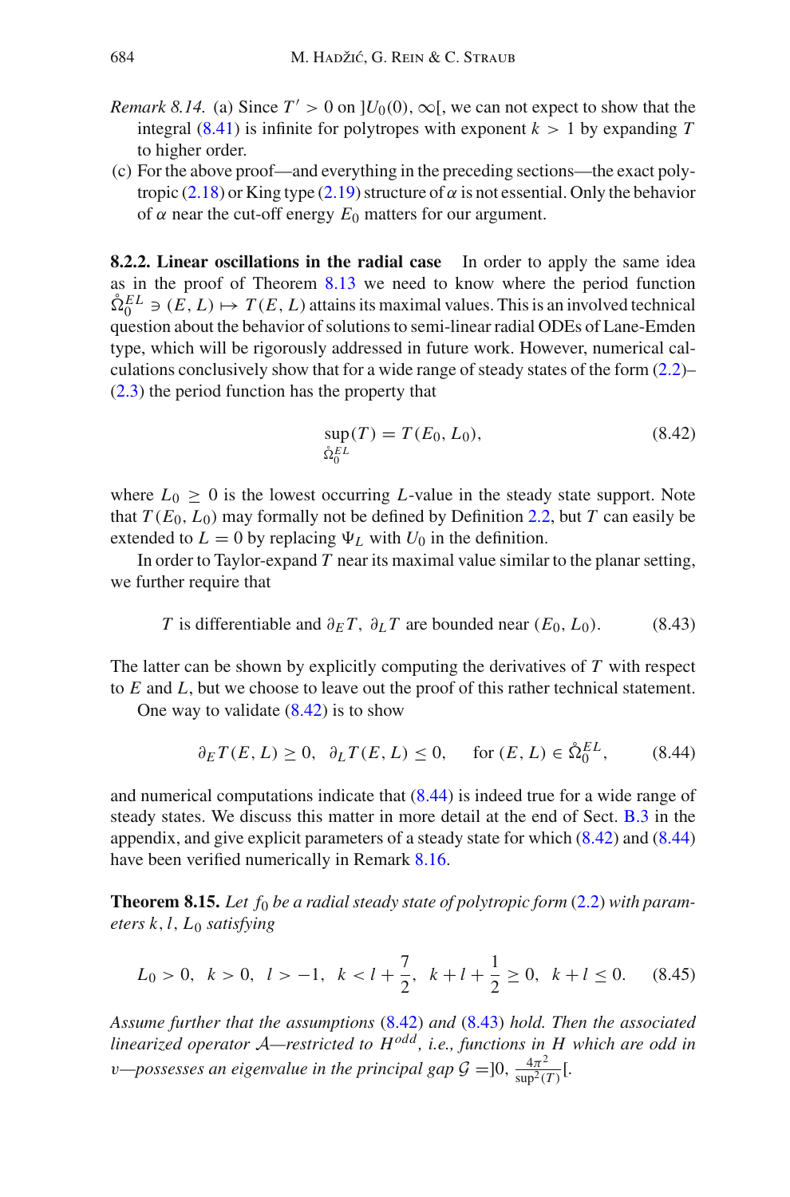*Remark 8.14.* (a) Since $T' > 0$ on $]U_0(0), \infty[$, we can not expect to show that the integral (8.41) is infinite for polytropes with exponent $k > 1$ by expanding $T$ to higher order.

(c) For the above proof—and everything in the preceding sections—the exact polytropic (2.18) or King type (2.19) structure of $\alpha$ is not essential. Only the behavior of $\alpha$ near the cut-off energy $E_0$ matters for our argument.

**8.2.2. Linear oscillations in the radial case** In order to apply the same idea as in the proof of Theorem 8.13 we need to know where the period function $\mathring{\Omega}_0^{EL} \ni (E, L) \mapsto T(E, L)$ attains its maximal values. This is an involved technical question about the behavior of solutions to semi-linear radial ODEs of Lane-Emden type, which will be rigorously addressed in future work. However, numerical calculations conclusively show that for a wide range of steady states of the form (2.2)–(2.3) the period function has the property that

$$\sup_{\mathring{\Omega}_0^{EL}}(T) = T(E_0, L_0), \tag{8.42}$$

where $L_0 \geq 0$ is the lowest occurring $L$-value in the steady state support. Note that $T(E_0, L_0)$ may formally not be defined by Definition 2.2, but $T$ can easily be extended to $L = 0$ by replacing $\Psi_L$ with $U_0$ in the definition.

In order to Taylor-expand $T$ near its maximal value similar to the planar setting, we further require that

$$T \text{ is differentiable and } \partial_E T,\ \partial_L T \text{ are bounded near } (E_0, L_0). \tag{8.43}$$

The latter can be shown by explicitly computing the derivatives of $T$ with respect to $E$ and $L$, but we choose to leave out the proof of this rather technical statement.

One way to validate (8.42) is to show

$$\partial_E T(E, L) \geq 0, \quad \partial_L T(E, L) \leq 0, \qquad \text{for } (E, L) \in \mathring{\Omega}_0^{EL}, \tag{8.44}$$

and numerical computations indicate that (8.44) is indeed true for a wide range of steady states. We discuss this matter in more detail at the end of Sect. B.3 in the appendix, and give explicit parameters of a steady state for which (8.42) and (8.44) have been verified numerically in Remark 8.16.

**Theorem 8.15.** *Let $f_0$ be a radial steady state of polytropic form (2.2) with parameters $k, l, L_0$ satisfying*

$$L_0 > 0, \quad k > 0, \quad l > -1, \quad k < l + \frac{7}{2}, \quad k + l + \frac{1}{2} \geq 0, \quad k + l \leq 0. \tag{8.45}$$

*Assume further that the assumptions (8.42) and (8.43) hold. Then the associated linearized operator $\mathcal{A}$—restricted to $H^{odd}$, i.e., functions in $H$ which are odd in $v$—possesses an eigenvalue in the principal gap $\mathcal{G} = ]0, \frac{4\pi^2}{\sup^2(T)}[$.*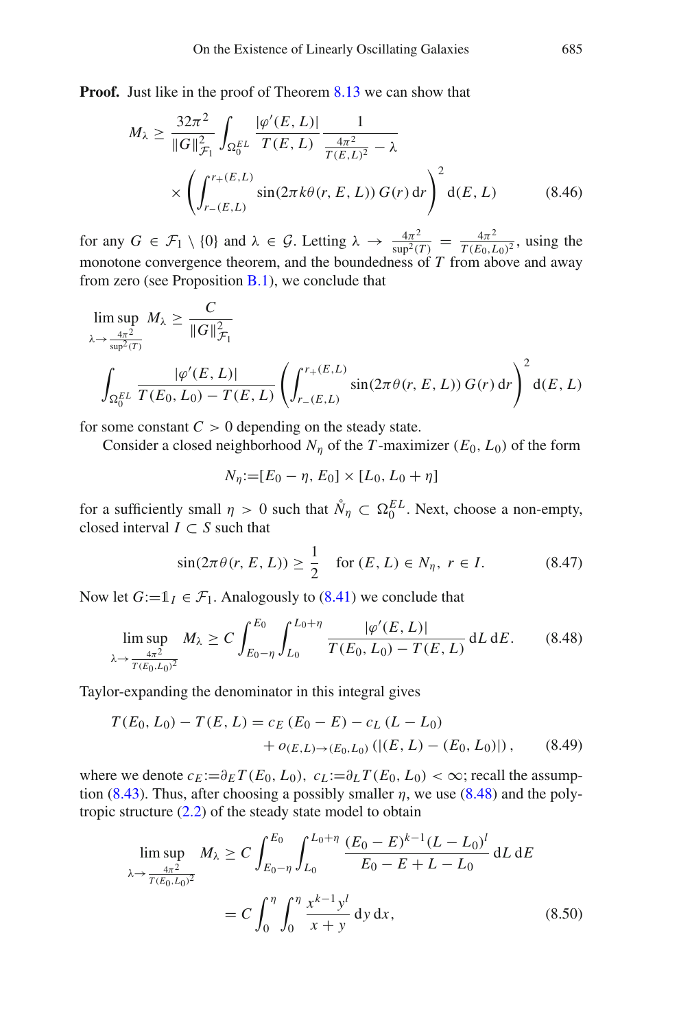**Proof.** Just like in the proof of Theorem 8.13 we can show that

$$M_\lambda \geq \frac{32\pi^2}{\|G\|^2_{\mathcal{F}_1}} \int_{\Omega_0^{EL}} \frac{|\varphi'(E,L)|}{T(E,L)} \frac{1}{\frac{4\pi^2}{T(E,L)^2} - \lambda} \times \left( \int_{r_-(E,L)}^{r_+(E,L)} \sin(2\pi k \theta(r,E,L))\, G(r)\, \mathrm{d}r \right)^2 \mathrm{d}(E,L) \tag{8.46}$$

for any $G \in \mathcal{F}_1 \setminus \{0\}$ and $\lambda \in \mathcal{G}$. Letting $\lambda \to \frac{4\pi^2}{\sup^2(T)} = \frac{4\pi^2}{T(E_0,L_0)^2}$, using the monotone convergence theorem, and the boundedness of $T$ from above and away from zero (see Proposition B.1), we conclude that

$$\limsup_{\lambda \to \frac{4\pi^2}{\sup^2(T)}} M_\lambda \geq \frac{C}{\|G\|^2_{\mathcal{F}_1}} \int_{\Omega_0^{EL}} \frac{|\varphi'(E,L)|}{T(E_0,L_0) - T(E,L)} \left( \int_{r_-(E,L)}^{r_+(E,L)} \sin(2\pi\theta(r,E,L))\, G(r)\, \mathrm{d}r \right)^2 \mathrm{d}(E,L)$$

for some constant $C > 0$ depending on the steady state.

Consider a closed neighborhood $N_\eta$ of the $T$-maximizer $(E_0, L_0)$ of the form

$$N_\eta := [E_0 - \eta, E_0] \times [L_0, L_0 + \eta]$$

for a sufficiently small $\eta > 0$ such that $\mathring{N}_\eta \subset \Omega_0^{EL}$. Next, choose a non-empty, closed interval $I \subset S$ such that

$$\sin(2\pi\theta(r,E,L)) \geq \frac{1}{2} \quad \text{for } (E,L) \in N_\eta,\ r \in I. \tag{8.47}$$

Now let $G := \mathbb{1}_I \in \mathcal{F}_1$. Analogously to (8.41) we conclude that

$$\limsup_{\lambda \to \frac{4\pi^2}{T(E_0,L_0)^2}} M_\lambda \geq C \int_{E_0-\eta}^{E_0} \int_{L_0}^{L_0+\eta} \frac{|\varphi'(E,L)|}{T(E_0,L_0) - T(E,L)}\, \mathrm{d}L\, \mathrm{d}E. \tag{8.48}$$

Taylor-expanding the denominator in this integral gives

$$T(E_0,L_0) - T(E,L) = c_E\,(E_0 - E) - c_L\,(L - L_0) + o_{(E,L)\to(E_0,L_0)}\left(|(E,L) - (E_0,L_0)|\right), \tag{8.49}$$

where we denote $c_E := \partial_E T(E_0,L_0)$, $c_L := \partial_L T(E_0,L_0) < \infty$; recall the assumption (8.43). Thus, after choosing a possibly smaller $\eta$, we use (8.48) and the polytropic structure (2.2) of the steady state model to obtain

$$\begin{aligned}\limsup_{\lambda \to \frac{4\pi^2}{T(E_0,L_0)^2}} M_\lambda &\geq C \int_{E_0-\eta}^{E_0} \int_{L_0}^{L_0+\eta} \frac{(E_0 - E)^{k-1}(L - L_0)^l}{E_0 - E + L - L_0}\, \mathrm{d}L\, \mathrm{d}E \\ &= C \int_0^\eta \int_0^\eta \frac{x^{k-1} y^l}{x + y}\, \mathrm{d}y\, \mathrm{d}x, \end{aligned} \tag{8.50}$$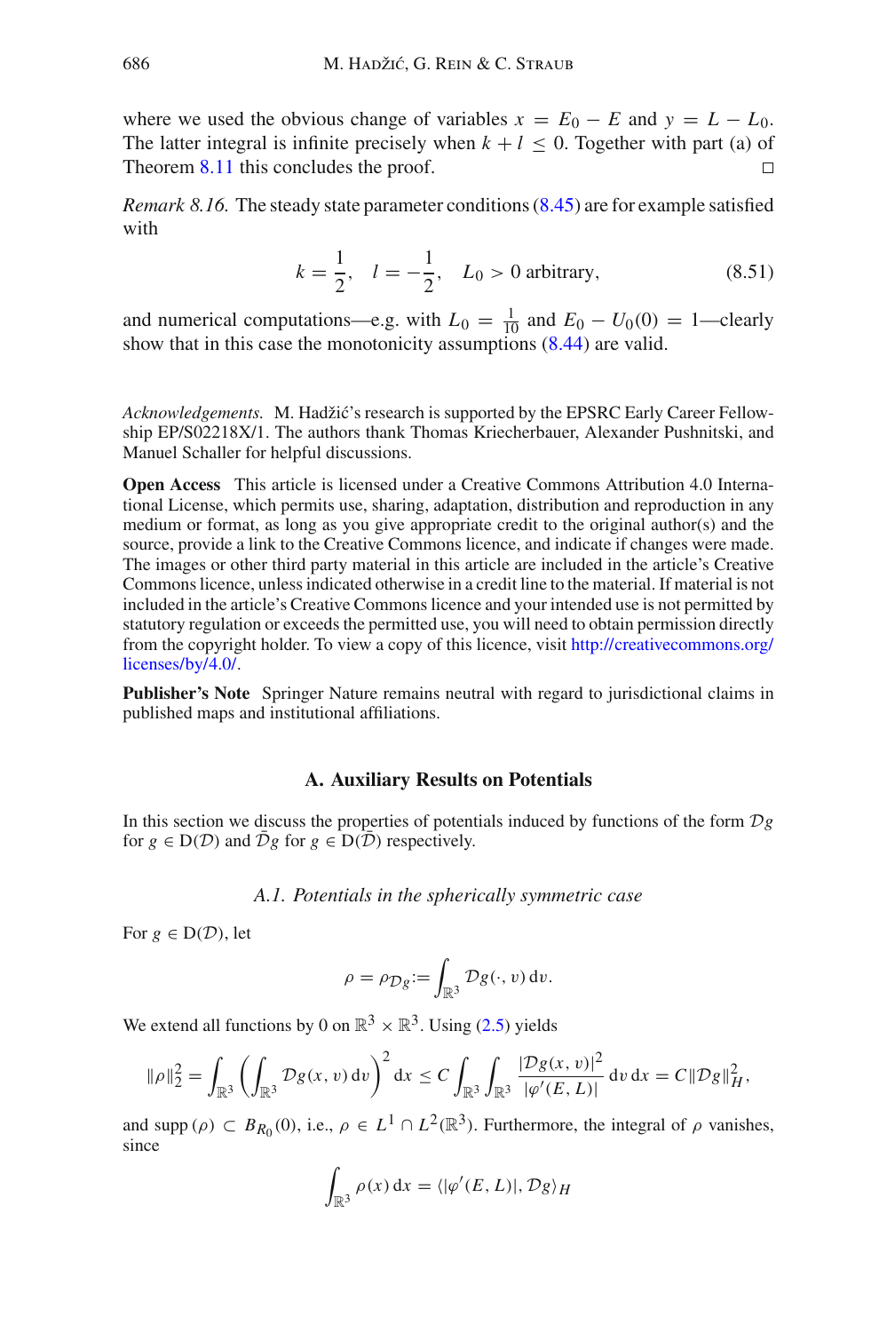where we used the obvious change of variables $x = E_0 - E$ and $y = L - L_0$. The latter integral is infinite precisely when $k + l \leq 0$. Together with part (a) of Theorem 8.11 this concludes the proof. $\square$

*Remark 8.16.* The steady state parameter conditions (8.45) are for example satisfied with

$$k = \frac{1}{2}, \quad l = -\frac{1}{2}, \quad L_0 > 0 \text{ arbitrary}, \tag{8.51}$$

and numerical computations—e.g. with $L_0 = \frac{1}{10}$ and $E_0 - U_0(0) = 1$—clearly show that in this case the monotonicity assumptions (8.44) are valid.

*Acknowledgements.* M. Hadžić's research is supported by the EPSRC Early Career Fellowship EP/S02218X/1. The authors thank Thomas Kriecherbauer, Alexander Pushnitski, and Manuel Schaller for helpful discussions.

**Open Access** This article is licensed under a Creative Commons Attribution 4.0 International License, which permits use, sharing, adaptation, distribution and reproduction in any medium or format, as long as you give appropriate credit to the original author(s) and the source, provide a link to the Creative Commons licence, and indicate if changes were made. The images or other third party material in this article are included in the article's Creative Commons licence, unless indicated otherwise in a credit line to the material. If material is not included in the article's Creative Commons licence and your intended use is not permitted by statutory regulation or exceeds the permitted use, you will need to obtain permission directly from the copyright holder. To view a copy of this licence, visit http://creativecommons.org/licenses/by/4.0/.

**Publisher's Note** Springer Nature remains neutral with regard to jurisdictional claims in published maps and institutional affiliations.

## A. Auxiliary Results on Potentials

In this section we discuss the properties of potentials induced by functions of the form $\mathcal{D}g$ for $g \in \mathrm{D}(\mathcal{D})$ and $\bar{\mathcal{D}}g$ for $g \in \mathrm{D}(\bar{\mathcal{D}})$ respectively.

### *A.1. Potentials in the spherically symmetric case*

For $g \in \mathrm{D}(\mathcal{D})$, let

$$\rho = \rho_{\mathcal{D}g} := \int_{\mathbb{R}^3} \mathcal{D}g(\cdot, v)\, \mathrm{d}v.$$

We extend all functions by 0 on $\mathbb{R}^3 \times \mathbb{R}^3$. Using (2.5) yields

$$\|\rho\|_2^2 = \int_{\mathbb{R}^3} \left( \int_{\mathbb{R}^3} \mathcal{D}g(x, v)\, \mathrm{d}v \right)^2 \mathrm{d}x \leq C \int_{\mathbb{R}^3} \int_{\mathbb{R}^3} \frac{|\mathcal{D}g(x, v)|^2}{|\varphi'(E, L)|}\, \mathrm{d}v\, \mathrm{d}x = C \|\mathcal{D}g\|_H^2,$$

and $\mathrm{supp}\,(\rho) \subset B_{R_0}(0)$, i.e., $\rho \in L^1 \cap L^2(\mathbb{R}^3)$. Furthermore, the integral of $\rho$ vanishes, since

$$\int_{\mathbb{R}^3} \rho(x)\, \mathrm{d}x = \langle |\varphi'(E, L)|, \mathcal{D}g \rangle_H$$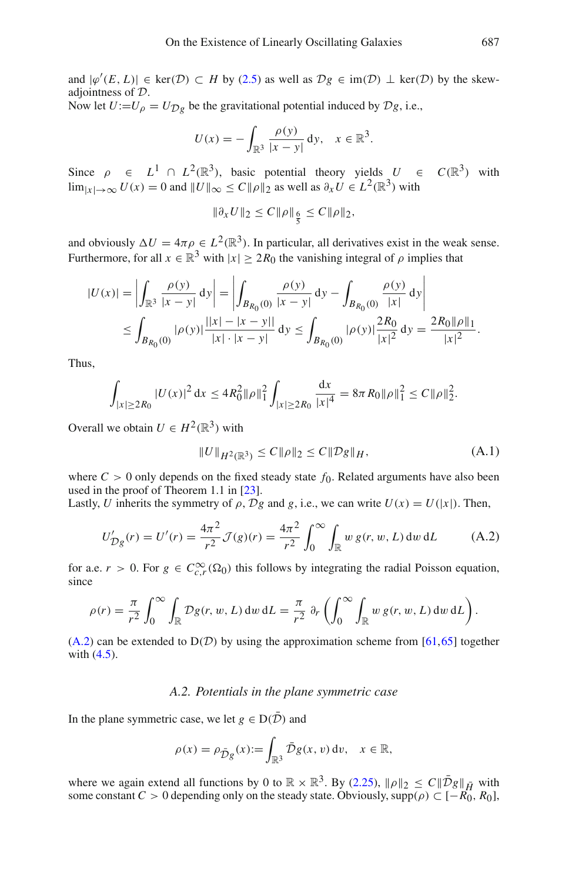and $|\varphi'(E, L)| \in \ker(\mathcal{D}) \subset H$ by (2.5) as well as $\mathcal{D}g \in \operatorname{im}(\mathcal{D}) \perp \ker(\mathcal{D})$ by the skew-adjointness of $\mathcal{D}$.

Now let $U := U_\rho = U_{\mathcal{D}g}$ be the gravitational potential induced by $\mathcal{D}g$, i.e.,

$$U(x) = -\int_{\mathbb{R}^3} \frac{\rho(y)}{|x-y|}\,\mathrm{d}y, \quad x \in \mathbb{R}^3.$$

Since $\rho \in L^1 \cap L^2(\mathbb{R}^3)$, basic potential theory yields $U \in C(\mathbb{R}^3)$ with $\lim_{|x|\to\infty} U(x) = 0$ and $\|U\|_\infty \le C\|\rho\|_2$ as well as $\partial_x U \in L^2(\mathbb{R}^3)$ with

$$\|\partial_x U\|_2 \le C\|\rho\|_{\frac{6}{5}} \le C\|\rho\|_2,$$

and obviously $\Delta U = 4\pi\rho \in L^2(\mathbb{R}^3)$. In particular, all derivatives exist in the weak sense. Furthermore, for all $x \in \mathbb{R}^3$ with $|x| \ge 2R_0$ the vanishing integral of $\rho$ implies that

$$\begin{aligned}
|U(x)| &= \left|\int_{\mathbb{R}^3} \frac{\rho(y)}{|x-y|}\,\mathrm{d}y\right| = \left|\int_{B_{R_0}(0)} \frac{\rho(y)}{|x-y|}\,\mathrm{d}y - \int_{B_{R_0}(0)} \frac{\rho(y)}{|x|}\,\mathrm{d}y\right| \\
&\le \int_{B_{R_0}(0)} |\rho(y)| \frac{||x|-|x-y||}{|x|\cdot|x-y|}\,\mathrm{d}y \le \int_{B_{R_0}(0)} |\rho(y)| \frac{2R_0}{|x|^2}\,\mathrm{d}y = \frac{2R_0\|\rho\|_1}{|x|^2}.
\end{aligned}$$

Thus,

$$\int_{|x|\ge 2R_0} |U(x)|^2\,\mathrm{d}x \le 4R_0^2\|\rho\|_1^2 \int_{|x|\ge 2R_0} \frac{\mathrm{d}x}{|x|^4} = 8\pi R_0\|\rho\|_1^2 \le C\|\rho\|_2^2.$$

Overall we obtain $U \in H^2(\mathbb{R}^3)$ with

$$\|U\|_{H^2(\mathbb{R}^3)} \le C\|\rho\|_2 \le C\|\mathcal{D}g\|_H, \tag{A.1}$$

where $C > 0$ only depends on the fixed steady state $f_0$. Related arguments have also been used in the proof of Theorem 1.1 in [23].

Lastly, $U$ inherits the symmetry of $\rho$, $\mathcal{D}g$ and $g$, i.e., we can write $U(x) = U(|x|)$. Then,

$$U'_{\mathcal{D}g}(r) = U'(r) = \frac{4\pi^2}{r^2}\mathcal{J}(g)(r) = \frac{4\pi^2}{r^2}\int_0^\infty \int_{\mathbb{R}} w\, g(r, w, L)\,\mathrm{d}w\,\mathrm{d}L \tag{A.2}$$

for a.e. $r > 0$. For $g \in C^\infty_{c,r}(\Omega_0)$ this follows by integrating the radial Poisson equation, since

$$\rho(r) = \frac{\pi}{r^2}\int_0^\infty \int_{\mathbb{R}} \mathcal{D}g(r, w, L)\,\mathrm{d}w\,\mathrm{d}L = \frac{\pi}{r^2}\,\partial_r\left(\int_0^\infty \int_{\mathbb{R}} w\, g(r, w, L)\,\mathrm{d}w\,\mathrm{d}L\right).$$

(A.2) can be extended to $\mathrm{D}(\mathcal{D})$ by using the approximation scheme from [61,65] together with (4.5).

### *A.2. Potentials in the plane symmetric case*

In the plane symmetric case, we let $g \in \mathrm{D}(\bar{\mathcal{D}})$ and

$$\rho(x) = \rho_{\bar{\mathcal{D}}g}(x) := \int_{\mathbb{R}^3} \bar{\mathcal{D}}g(x, v)\,\mathrm{d}v, \quad x \in \mathbb{R},$$

where we again extend all functions by 0 to $\mathbb{R} \times \mathbb{R}^3$. By (2.25), $\|\rho\|_2 \le C\|\bar{\mathcal{D}}g\|_{\bar{H}}$ with some constant $C > 0$ depending only on the steady state. Obviously, $\operatorname{supp}(\rho) \subset [-R_0, R_0]$,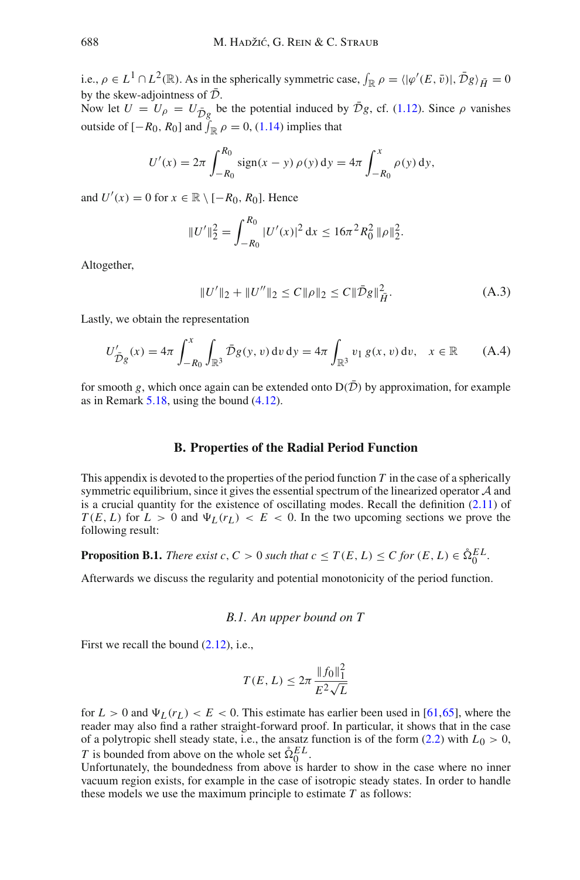i.e., $\rho \in L^1 \cap L^2(\mathbb{R})$. As in the spherically symmetric case, $\int_{\mathbb{R}} \rho = \langle |\varphi'(E, \bar{v})|, \bar{\mathcal{D}} g \rangle_{\bar{H}} = 0$ by the skew-adjointness of $\bar{\mathcal{D}}$.

Now let $U = U_\rho = U_{\bar{\mathcal{D}} g}$ be the potential induced by $\bar{\mathcal{D}} g$, cf. (1.12). Since $\rho$ vanishes outside of $[-R_0, R_0]$ and $\int_{\mathbb{R}} \rho = 0$, (1.14) implies that

$$U'(x) = 2\pi \int_{-R_0}^{R_0} \operatorname{sign}(x - y)\, \rho(y)\, \mathrm{d}y = 4\pi \int_{-R_0}^{x} \rho(y)\, \mathrm{d}y,$$

and $U'(x) = 0$ for $x \in \mathbb{R} \setminus [-R_0, R_0]$. Hence

$$\|U'\|_2^2 = \int_{-R_0}^{R_0} |U'(x)|^2\, \mathrm{d}x \le 16\pi^2 R_0^2 \, \|\rho\|_2^2.$$

Altogether,

$$\|U'\|_2 + \|U''\|_2 \le C \|\rho\|_2 \le C \|\bar{\mathcal{D}} g\|_{\bar{H}}^2. \tag{A.3}$$

Lastly, we obtain the representation

$$U'_{\bar{\mathcal{D}} g}(x) = 4\pi \int_{-R_0}^{x} \int_{\mathbb{R}^3} \bar{\mathcal{D}} g(y, v)\, \mathrm{d}v\, \mathrm{d}y = 4\pi \int_{\mathbb{R}^3} v_1\, g(x, v)\, \mathrm{d}v, \quad x \in \mathbb{R} \tag{A.4}$$

for smooth $g$, which once again can be extended onto $\mathrm{D}(\bar{\mathcal{D}})$ by approximation, for example as in Remark 5.18, using the bound (4.12).

## B. Properties of the Radial Period Function

This appendix is devoted to the properties of the period function $T$ in the case of a spherically symmetric equilibrium, since it gives the essential spectrum of the linearized operator $\mathcal{A}$ and is a crucial quantity for the existence of oscillating modes. Recall the definition (2.11) of $T(E, L)$ for $L > 0$ and $\Psi_L(r_L) < E < 0$. In the two upcoming sections we prove the following result:

**Proposition B.1.** *There exist $c, C > 0$ such that $c \le T(E, L) \le C$ for $(E, L) \in \mathring{\Omega}_0^{EL}$.*

Afterwards we discuss the regularity and potential monotonicity of the period function.

### B.1. An upper bound on $T$

First we recall the bound (2.12), i.e.,

$$T(E, L) \le 2\pi \frac{\|f_0\|_1^2}{E^2 \sqrt{L}}$$

for $L > 0$ and $\Psi_L(r_L) < E < 0$. This estimate has earlier been used in [61,65], where the reader may also find a rather straight-forward proof. In particular, it shows that in the case of a polytropic shell steady state, i.e., the ansatz function is of the form (2.2) with $L_0 > 0$, $T$ is bounded from above on the whole set $\mathring{\Omega}_0^{EL}$.

Unfortunately, the boundedness from above is harder to show in the case where no inner vacuum region exists, for example in the case of isotropic steady states. In order to handle these models we use the maximum principle to estimate $T$ as follows: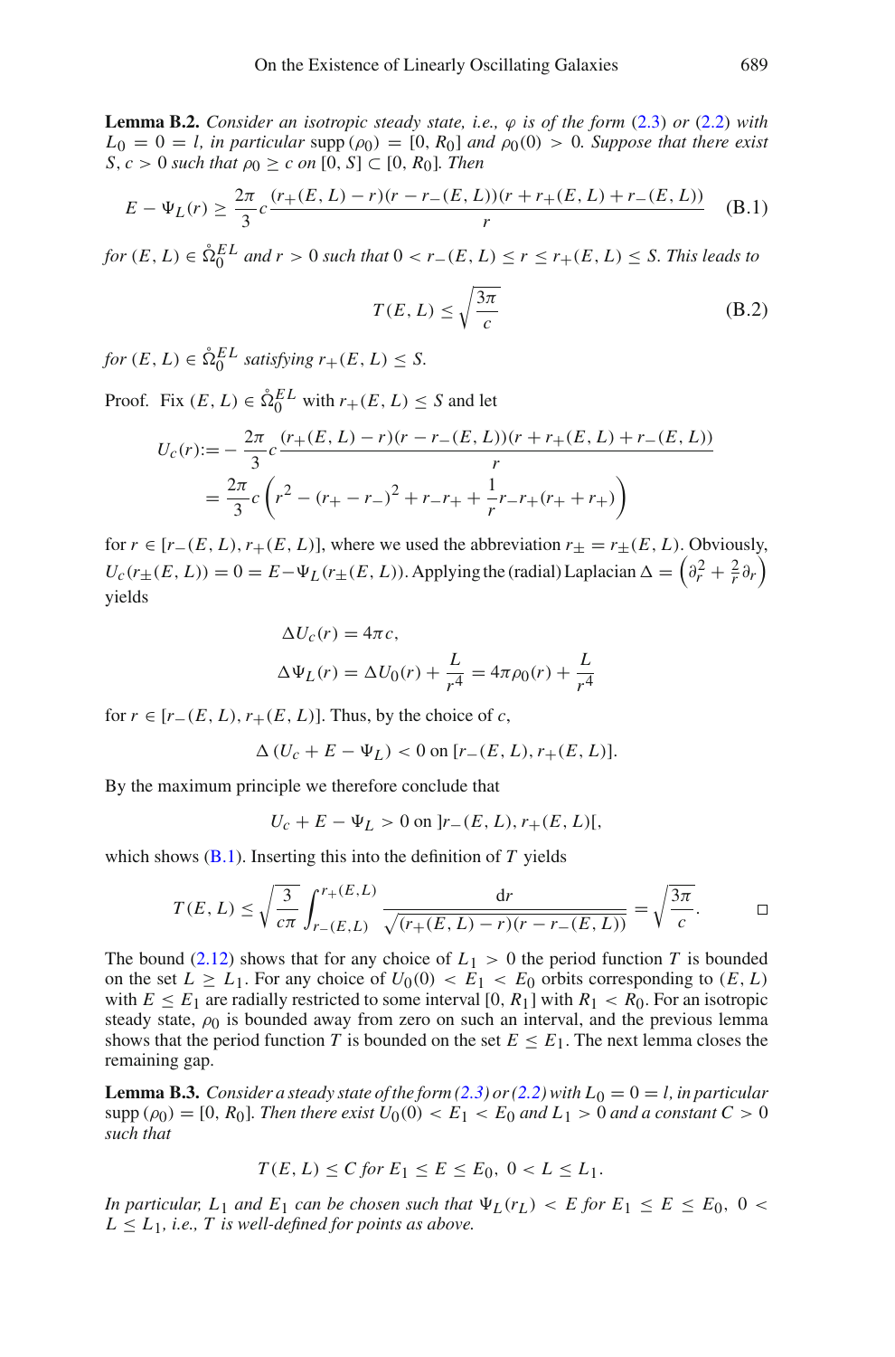**Lemma B.2.** *Consider an isotropic steady state, i.e., $\varphi$ is of the form (2.3) or (2.2) with $L_0 = 0 = l$, in particular* $\operatorname{supp}(\rho_0) = [0, R_0]$ *and* $\rho_0(0) > 0$. *Suppose that there exist* $S, c > 0$ *such that* $\rho_0 \geq c$ *on* $[0, S] \subset [0, R_0]$. *Then*

$$E - \Psi_L(r) \geq \frac{2\pi}{3} c \frac{(r_+(E,L) - r)(r - r_-(E,L))(r + r_+(E,L) + r_-(E,L))}{r} \quad \text{(B.1)}$$

*for* $(E, L) \in \mathring{\Omega}_0^{EL}$ *and* $r > 0$ *such that* $0 < r_-(E, L) \leq r \leq r_+(E, L) \leq S$. *This leads to*

$$T(E, L) \leq \sqrt{\frac{3\pi}{c}} \quad \text{(B.2)}$$

*for* $(E, L) \in \mathring{\Omega}_0^{EL}$ *satisfying* $r_+(E, L) \leq S$.

Proof. Fix $(E, L) \in \mathring{\Omega}_0^{EL}$ with $r_+(E, L) \leq S$ and let

$$\begin{aligned} U_c(r) &:= -\frac{2\pi}{3} c \frac{(r_+(E,L) - r)(r - r_-(E,L))(r + r_+(E,L) + r_-(E,L))}{r} \\ &= \frac{2\pi}{3} c \left( r^2 - (r_+ - r_-)^2 + r_- r_+ + \frac{1}{r} r_- r_+ (r_+ + r_+) \right) \end{aligned}$$

for $r \in [r_-(E, L), r_+(E, L)]$, where we used the abbreviation $r_\pm = r_\pm(E, L)$. Obviously, $U_c(r_\pm(E, L)) = 0 = E - \Psi_L(r_\pm(E, L))$. Applying the (radial) Laplacian $\Delta = \left(\partial_r^2 + \frac{2}{r}\partial_r\right)$ yields

$$\begin{aligned} \Delta U_c(r) &= 4\pi c, \\ \Delta \Psi_L(r) &= \Delta U_0(r) + \frac{L}{r^4} = 4\pi \rho_0(r) + \frac{L}{r^4} \end{aligned}$$

for $r \in [r_-(E, L), r_+(E, L)]$. Thus, by the choice of $c$,

$$\Delta \left(U_c + E - \Psi_L\right) < 0 \text{ on } [r_-(E, L), r_+(E, L)].$$

By the maximum principle we therefore conclude that

$$U_c + E - \Psi_L > 0 \text{ on } ]r_-(E, L), r_+(E, L)[,$$

which shows (B.1). Inserting this into the definition of $T$ yields

$$T(E, L) \leq \sqrt{\frac{3}{c\pi}} \int_{r_-(E,L)}^{r_+(E,L)} \frac{\mathrm{d}r}{\sqrt{(r_+(E,L) - r)(r - r_-(E,L))}} = \sqrt{\frac{3\pi}{c}}. \qquad \square$$

The bound (2.12) shows that for any choice of $L_1 > 0$ the period function $T$ is bounded on the set $L \geq L_1$. For any choice of $U_0(0) < E_1 < E_0$ orbits corresponding to $(E, L)$ with $E \leq E_1$ are radially restricted to some interval $[0, R_1]$ with $R_1 < R_0$. For an isotropic steady state, $\rho_0$ is bounded away from zero on such an interval, and the previous lemma shows that the period function $T$ is bounded on the set $E \leq E_1$. The next lemma closes the remaining gap.

**Lemma B.3.** *Consider a steady state of the form (2.3) or (2.2) with $L_0 = 0 = l$, in particular* $\operatorname{supp}(\rho_0) = [0, R_0]$. *Then there exist* $U_0(0) < E_1 < E_0$ *and* $L_1 > 0$ *and a constant* $C > 0$ *such that*

$$T(E, L) \leq C \text{ for } E_1 \leq E \leq E_0,\ 0 < L \leq L_1.$$

*In particular,* $L_1$ *and* $E_1$ *can be chosen such that* $\Psi_L(r_L) < E$ *for* $E_1 \leq E \leq E_0,\ 0 < L \leq L_1$, *i.e.,* $T$ *is well-defined for points as above.*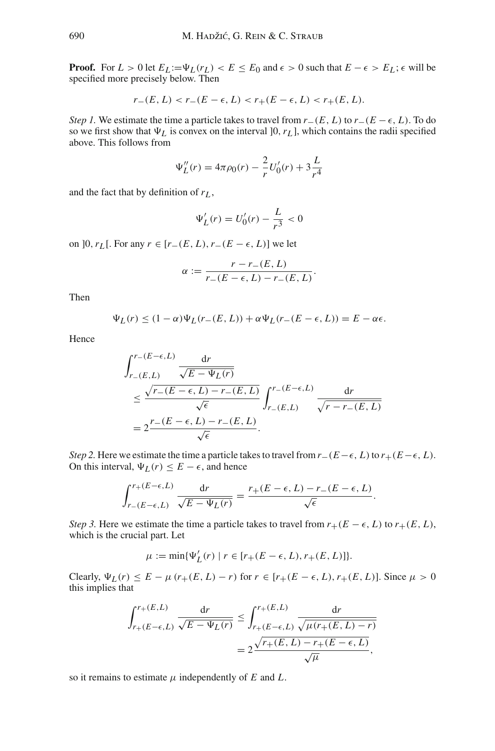**Proof.** For $L > 0$ let $E_L := \Psi_L(r_L) < E \leq E_0$ and $\epsilon > 0$ such that $E - \epsilon > E_L$; $\epsilon$ will be specified more precisely below. Then

$$r_-(E, L) < r_-(E - \epsilon, L) < r_+(E - \epsilon, L) < r_+(E, L).$$

*Step 1.* We estimate the time a particle takes to travel from $r_-(E, L)$ to $r_-(E - \epsilon, L)$. To do so we first show that $\Psi_L$ is convex on the interval $]0, r_L]$, which contains the radii specified above. This follows from

$$\Psi_L''(r) = 4\pi\rho_0(r) - \frac{2}{r}U_0'(r) + 3\frac{L}{r^4}$$

and the fact that by definition of $r_L$,

$$\Psi_L'(r) = U_0'(r) - \frac{L}{r^3} < 0$$

on $]0, r_L[$. For any $r \in [r_-(E, L), r_-(E - \epsilon, L)]$ we let

$$\alpha := \frac{r - r_-(E, L)}{r_-(E - \epsilon, L) - r_-(E, L)}.$$

Then

$$\Psi_L(r) \leq (1 - \alpha)\Psi_L(r_-(E, L)) + \alpha\Psi_L(r_-(E - \epsilon, L)) = E - \alpha\epsilon.$$

Hence

$$\begin{aligned}
\int_{r_-(E,L)}^{r_-(E-\epsilon,L)} \frac{\mathrm{d}r}{\sqrt{E - \Psi_L(r)}}
&\leq \frac{\sqrt{r_-(E - \epsilon, L) - r_-(E, L)}}{\sqrt{\epsilon}} \int_{r_-(E,L)}^{r_-(E-\epsilon,L)} \frac{\mathrm{d}r}{\sqrt{r - r_-(E, L)}} \\
&= 2\frac{r_-(E - \epsilon, L) - r_-(E, L)}{\sqrt{\epsilon}}.
\end{aligned}$$

*Step 2.* Here we estimate the time a particle takes to travel from $r_-(E-\epsilon, L)$ to $r_+(E-\epsilon, L)$. On this interval, $\Psi_L(r) \leq E - \epsilon$, and hence

$$\int_{r_-(E-\epsilon,L)}^{r_+(E-\epsilon,L)} \frac{\mathrm{d}r}{\sqrt{E - \Psi_L(r)}} = \frac{r_+(E - \epsilon, L) - r_-(E - \epsilon, L)}{\sqrt{\epsilon}}.$$

*Step 3.* Here we estimate the time a particle takes to travel from $r_+(E - \epsilon, L)$ to $r_+(E, L)$, which is the crucial part. Let

$$\mu := \min\{\Psi_L'(r) \mid r \in [r_+(E - \epsilon, L), r_+(E, L)]\}.$$

Clearly, $\Psi_L(r) \leq E - \mu\,(r_+(E, L) - r)$ for $r \in [r_+(E - \epsilon, L), r_+(E, L)]$. Since $\mu > 0$ this implies that

$$\begin{aligned}
\int_{r_+(E-\epsilon,L)}^{r_+(E,L)} \frac{\mathrm{d}r}{\sqrt{E - \Psi_L(r)}} &\leq \int_{r_+(E-\epsilon,L)}^{r_+(E,L)} \frac{\mathrm{d}r}{\sqrt{\mu(r_+(E, L) - r)}} \\
&= 2\frac{\sqrt{r_+(E, L) - r_+(E - \epsilon, L)}}{\sqrt{\mu}},
\end{aligned}$$

so it remains to estimate $\mu$ independently of $E$ and $L$.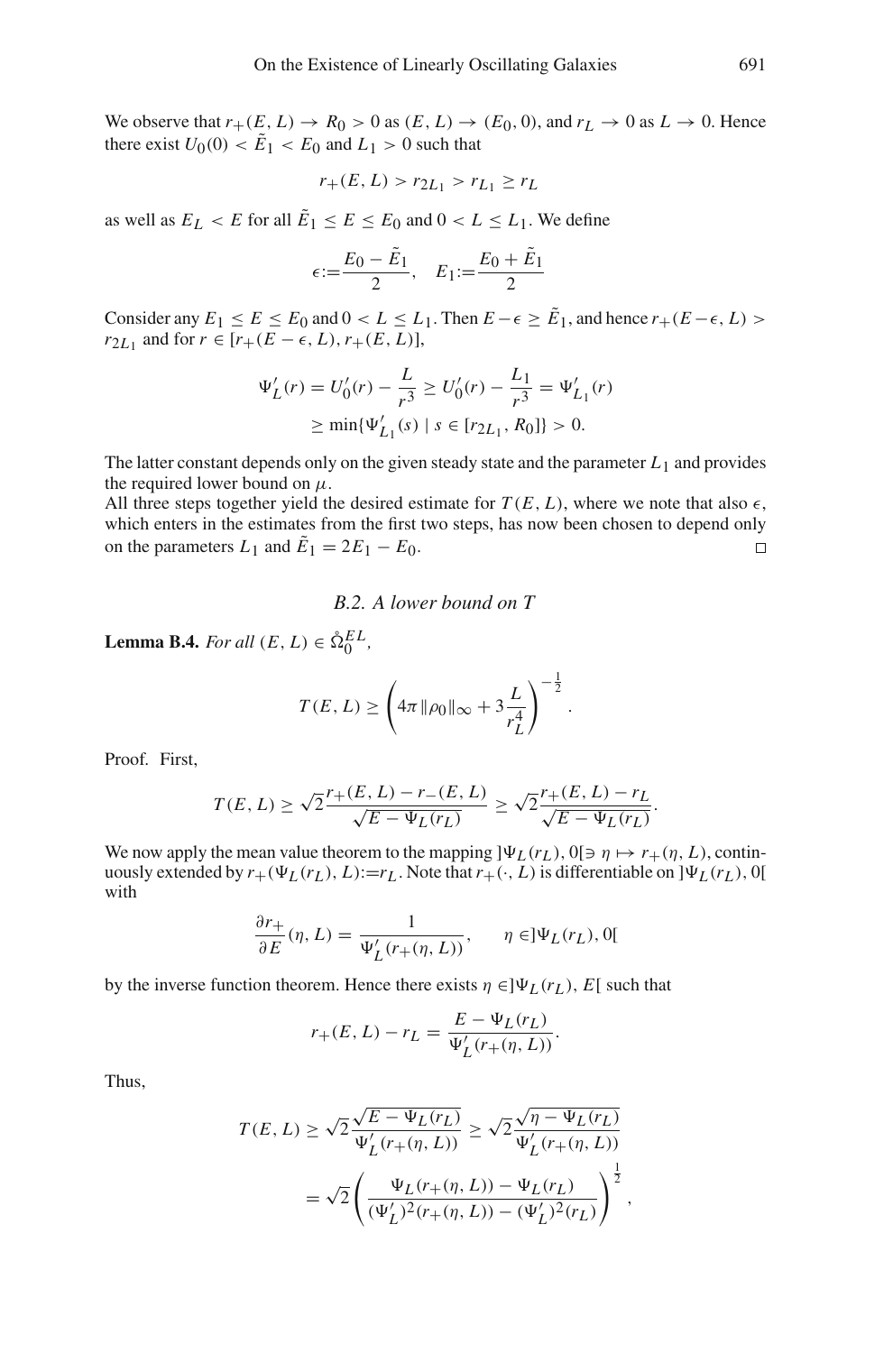We observe that $r_+(E, L) \to R_0 > 0$ as $(E, L) \to (E_0, 0)$, and $r_L \to 0$ as $L \to 0$. Hence there exist $U_0(0) < \tilde{E}_1 < E_0$ and $L_1 > 0$ such that

$$r_+(E, L) > r_{2L_1} > r_{L_1} \geq r_L$$

as well as $E_L < E$ for all $\tilde{E}_1 \leq E \leq E_0$ and $0 < L \leq L_1$. We define

$$\epsilon := \frac{E_0 - \tilde{E}_1}{2}, \quad E_1 := \frac{E_0 + \tilde{E}_1}{2}$$

Consider any $E_1 \leq E \leq E_0$ and $0 < L \leq L_1$. Then $E - \epsilon \geq \tilde{E}_1$, and hence $r_+(E - \epsilon, L) > r_{2L_1}$ and for $r \in [r_+(E - \epsilon, L), r_+(E, L)]$,

$$\begin{aligned}
\Psi_L'(r) = U_0'(r) - \frac{L}{r^3} &\geq U_0'(r) - \frac{L_1}{r^3} = \Psi_{L_1}'(r) \\
&\geq \min\{\Psi_{L_1}'(s) \mid s \in [r_{2L_1}, R_0]\} > 0.
\end{aligned}$$

The latter constant depends only on the given steady state and the parameter $L_1$ and provides the required lower bound on $\mu$.

All three steps together yield the desired estimate for $T(E, L)$, where we note that also $\epsilon$, which enters in the estimates from the first two steps, has now been chosen to depend only on the parameters $L_1$ and $\tilde{E}_1 = 2E_1 - E_0$. $\square$

### B.2. A lower bound on T

**Lemma B.4.** *For all* $(E, L) \in \mathring{\Omega}_0^{EL}$,

$$T(E, L) \geq \left(4\pi \|\rho_0\|_\infty + 3\frac{L}{r_L^4}\right)^{-\frac{1}{2}}.$$

Proof. First,

$$T(E, L) \geq \sqrt{2}\frac{r_+(E, L) - r_-(E, L)}{\sqrt{E - \Psi_L(r_L)}} \geq \sqrt{2}\frac{r_+(E, L) - r_L}{\sqrt{E - \Psi_L(r_L)}}.$$

We now apply the mean value theorem to the mapping $]\Psi_L(r_L), 0[ \ni \eta \mapsto r_+(\eta, L)$, continuously extended by $r_+(\Psi_L(r_L), L) := r_L$. Note that $r_+(\cdot, L)$ is differentiable on $]\Psi_L(r_L), 0[$ with

$$\frac{\partial r_+}{\partial E}(\eta, L) = \frac{1}{\Psi_L'(r_+(\eta, L))}, \qquad \eta \in ]\Psi_L(r_L), 0[$$

by the inverse function theorem. Hence there exists $\eta \in ]\Psi_L(r_L), E[$ such that

$$r_+(E, L) - r_L = \frac{E - \Psi_L(r_L)}{\Psi_L'(r_+(\eta, L))}.$$

Thus,

$$\begin{aligned}
T(E, L) &\geq \sqrt{2}\frac{\sqrt{E - \Psi_L(r_L)}}{\Psi_L'(r_+(\eta, L))} \geq \sqrt{2}\frac{\sqrt{\eta - \Psi_L(r_L)}}{\Psi_L'(r_+(\eta, L))} \\
&= \sqrt{2}\left(\frac{\Psi_L(r_+(\eta, L)) - \Psi_L(r_L)}{(\Psi_L')^2(r_+(\eta, L)) - (\Psi_L')^2(r_L)}\right)^{\frac{1}{2}},
\end{aligned}$$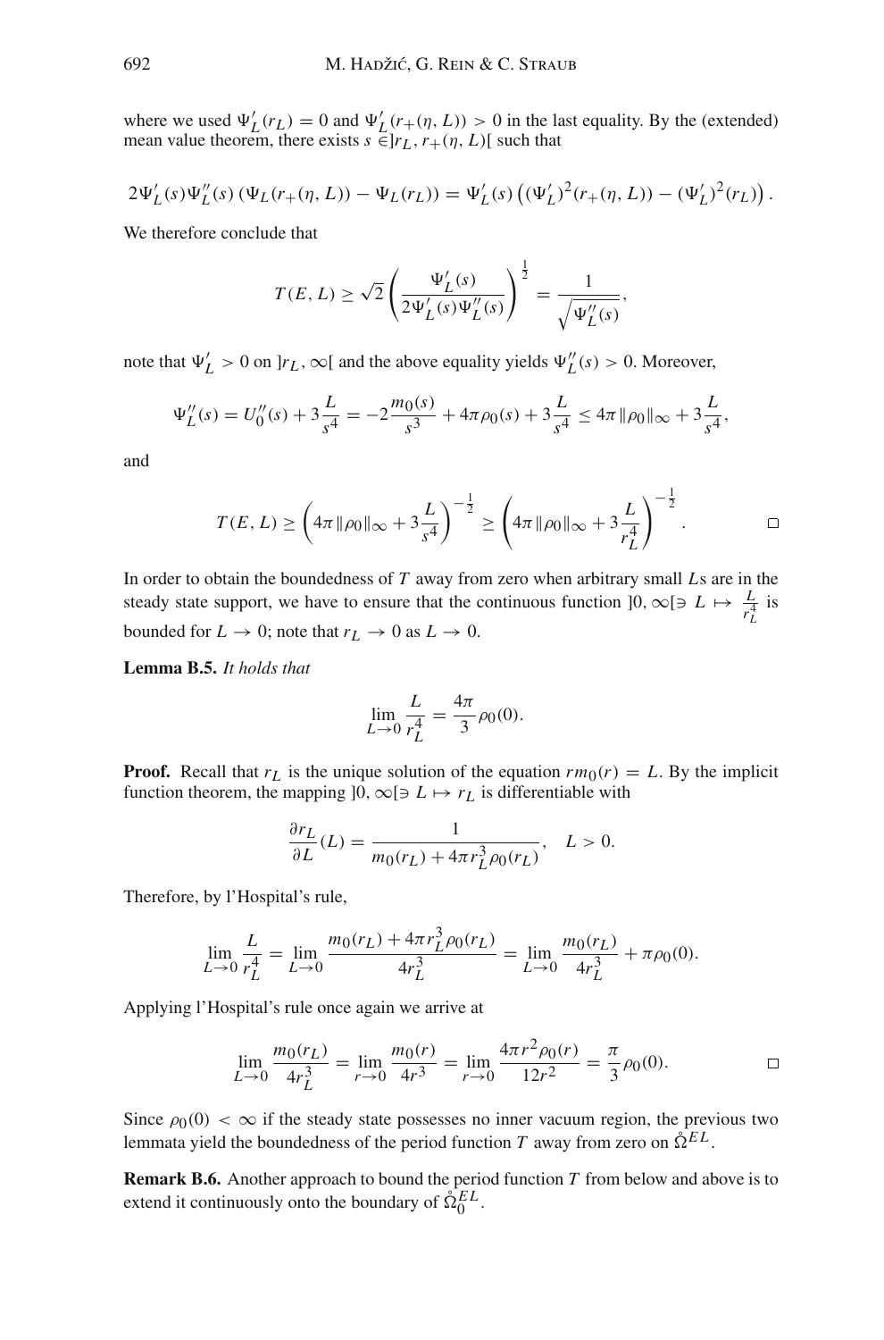where we used $\Psi_L'(r_L) = 0$ and $\Psi_L'(r_+(\eta, L)) > 0$ in the last equality. By the (extended) mean value theorem, there exists $s \in ]r_L, r_+(\eta, L)[$ such that

$$2\Psi_L'(s)\Psi_L''(s)\left(\Psi_L(r_+(\eta, L)) - \Psi_L(r_L)\right) = \Psi_L'(s)\left((\Psi_L')^2(r_+(\eta, L)) - (\Psi_L')^2(r_L)\right).$$

We therefore conclude that

$$T(E, L) \geq \sqrt{2}\left(\frac{\Psi_L'(s)}{2\Psi_L'(s)\Psi_L''(s)}\right)^{\frac{1}{2}} = \frac{1}{\sqrt{\Psi_L''(s)}},$$

note that $\Psi_L' > 0$ on $]r_L, \infty[$ and the above equality yields $\Psi_L''(s) > 0$. Moreover,

$$\Psi_L''(s) = U_0''(s) + 3\frac{L}{s^4} = -2\frac{m_0(s)}{s^3} + 4\pi\rho_0(s) + 3\frac{L}{s^4} \leq 4\pi\|\rho_0\|_\infty + 3\frac{L}{s^4},$$

and

$$T(E, L) \geq \left(4\pi\|\rho_0\|_\infty + 3\frac{L}{s^4}\right)^{-\frac{1}{2}} \geq \left(4\pi\|\rho_0\|_\infty + 3\frac{L}{r_L^4}\right)^{-\frac{1}{2}}. \qquad \square$$

In order to obtain the boundedness of $T$ away from zero when arbitrary small $L$s are in the steady state support, we have to ensure that the continuous function $]0, \infty[\ni L \mapsto \frac{L}{r_L^4}$ is bounded for $L \to 0$; note that $r_L \to 0$ as $L \to 0$.

**Lemma B.5.** *It holds that*

$$\lim_{L\to 0}\frac{L}{r_L^4} = \frac{4\pi}{3}\rho_0(0).$$

**Proof.** Recall that $r_L$ is the unique solution of the equation $rm_0(r) = L$. By the implicit function theorem, the mapping $]0, \infty[\ni L \mapsto r_L$ is differentiable with

$$\frac{\partial r_L}{\partial L}(L) = \frac{1}{m_0(r_L) + 4\pi r_L^3\rho_0(r_L)}, \quad L > 0.$$

Therefore, by l'Hospital's rule,

$$\lim_{L\to 0}\frac{L}{r_L^4} = \lim_{L\to 0}\frac{m_0(r_L) + 4\pi r_L^3\rho_0(r_L)}{4r_L^3} = \lim_{L\to 0}\frac{m_0(r_L)}{4r_L^3} + \pi\rho_0(0).$$

Applying l'Hospital's rule once again we arrive at

$$\lim_{L\to 0}\frac{m_0(r_L)}{4r_L^3} = \lim_{r\to 0}\frac{m_0(r)}{4r^3} = \lim_{r\to 0}\frac{4\pi r^2\rho_0(r)}{12r^2} = \frac{\pi}{3}\rho_0(0). \qquad \square$$

Since $\rho_0(0) < \infty$ if the steady state possesses no inner vacuum region, the previous two lemmata yield the boundedness of the period function $T$ away from zero on $\mathring{\Omega}^{EL}$.

**Remark B.6.** Another approach to bound the period function $T$ from below and above is to extend it continuously onto the boundary of $\mathring{\Omega}_0^{EL}$.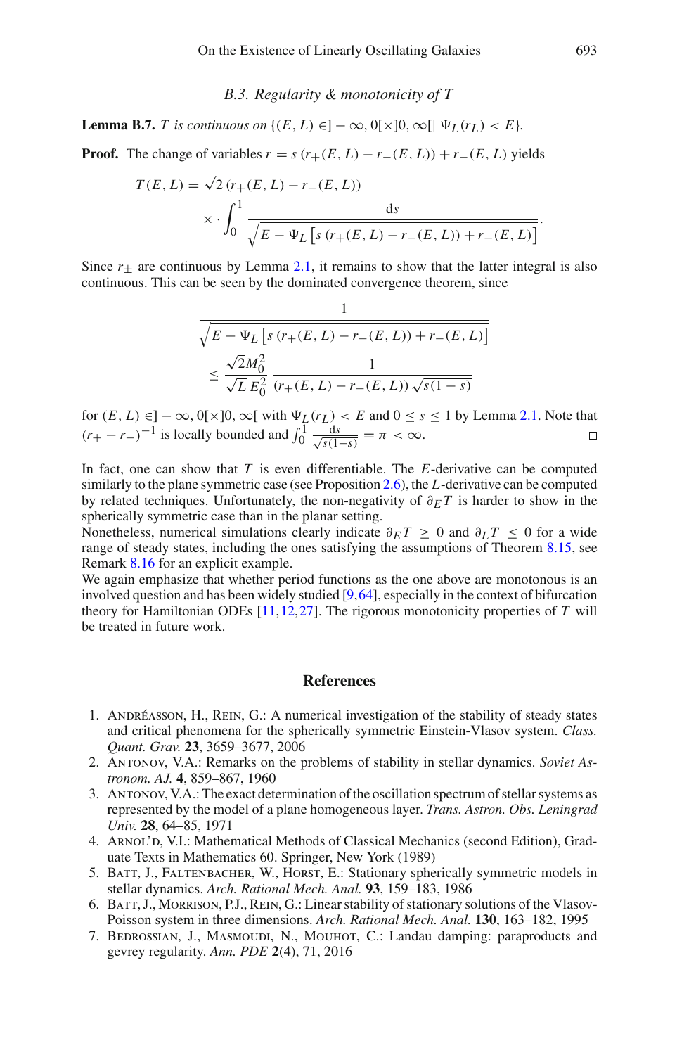### B.3. Regularity & monotonicity of $T$

**Lemma B.7.** *$T$ is continuous on $\{(E, L) \in ]-\infty, 0[\times]0, \infty[ \mid \Psi_L(r_L) < E\}$.*

**Proof.** The change of variables $r = s\,(r_+(E, L) - r_-(E, L)) + r_-(E, L)$ yields

$$T(E, L) = \sqrt{2}\,(r_+(E, L) - r_-(E, L)) \times \cdot \int_0^1 \frac{\mathrm{d}s}{\sqrt{E - \Psi_L\left[s\,(r_+(E, L) - r_-(E, L)) + r_-(E, L)\right]}}.$$

Since $r_\pm$ are continuous by Lemma 2.1, it remains to show that the latter integral is also continuous. This can be seen by the dominated convergence theorem, since

$$\frac{1}{\sqrt{E - \Psi_L\left[s\,(r_+(E, L) - r_-(E, L)) + r_-(E, L)\right]}} \leq \frac{\sqrt{2}M_0^2}{\sqrt{L}\,E_0^2}\,\frac{1}{(r_+(E, L) - r_-(E, L))\,\sqrt{s(1-s)}}$$

for $(E, L) \in ]-\infty, 0[\times]0, \infty[$ with $\Psi_L(r_L) < E$ and $0 \leq s \leq 1$ by Lemma 2.1. Note that $(r_+ - r_-)^{-1}$ is locally bounded and $\int_0^1 \frac{\mathrm{d}s}{\sqrt{s(1-s)}} = \pi < \infty$. $\square$

In fact, one can show that $T$ is even differentiable. The $E$-derivative can be computed similarly to the plane symmetric case (see Proposition 2.6), the $L$-derivative can be computed by related techniques. Unfortunately, the non-negativity of $\partial_E T$ is harder to show in the spherically symmetric case than in the planar setting.
Nonetheless, numerical simulations clearly indicate $\partial_E T \geq 0$ and $\partial_L T \leq 0$ for a wide range of steady states, including the ones satisfying the assumptions of Theorem 8.15, see Remark 8.16 for an explicit example.
We again emphasize that whether period functions as the one above are monotonous is an involved question and has been widely studied [9,64], especially in the context of bifurcation theory for Hamiltonian ODEs [11,12,27]. The rigorous monotonicity properties of $T$ will be treated in future work.

## References

1. Andréasson, H., Rein, G.: A numerical investigation of the stability of steady states and critical phenomena for the spherically symmetric Einstein-Vlasov system. *Class. Quant. Grav.* **23**, 3659–3677, 2006
2. Antonov, V.A.: Remarks on the problems of stability in stellar dynamics. *Soviet Astronom. AJ.* **4**, 859–867, 1960
3. Antonov, V.A.: The exact determination of the oscillation spectrum of stellar systems as represented by the model of a plane homogeneous layer. *Trans. Astron. Obs. Leningrad Univ.* **28**, 64–85, 1971
4. Arnol'd, V.I.: Mathematical Methods of Classical Mechanics (second Edition), Graduate Texts in Mathematics 60. Springer, New York (1989)
5. Batt, J., Faltenbacher, W., Horst, E.: Stationary spherically symmetric models in stellar dynamics. *Arch. Rational Mech. Anal.* **93**, 159–183, 1986
6. Batt, J., Morrison, P.J., Rein, G.: Linear stability of stationary solutions of the Vlasov-Poisson system in three dimensions. *Arch. Rational Mech. Anal.* **130**, 163–182, 1995
7. Bedrossian, J., Masmoudi, N., Mouhot, C.: Landau damping: paraproducts and gevrey regularity. *Ann. PDE* **2**(4), 71, 2016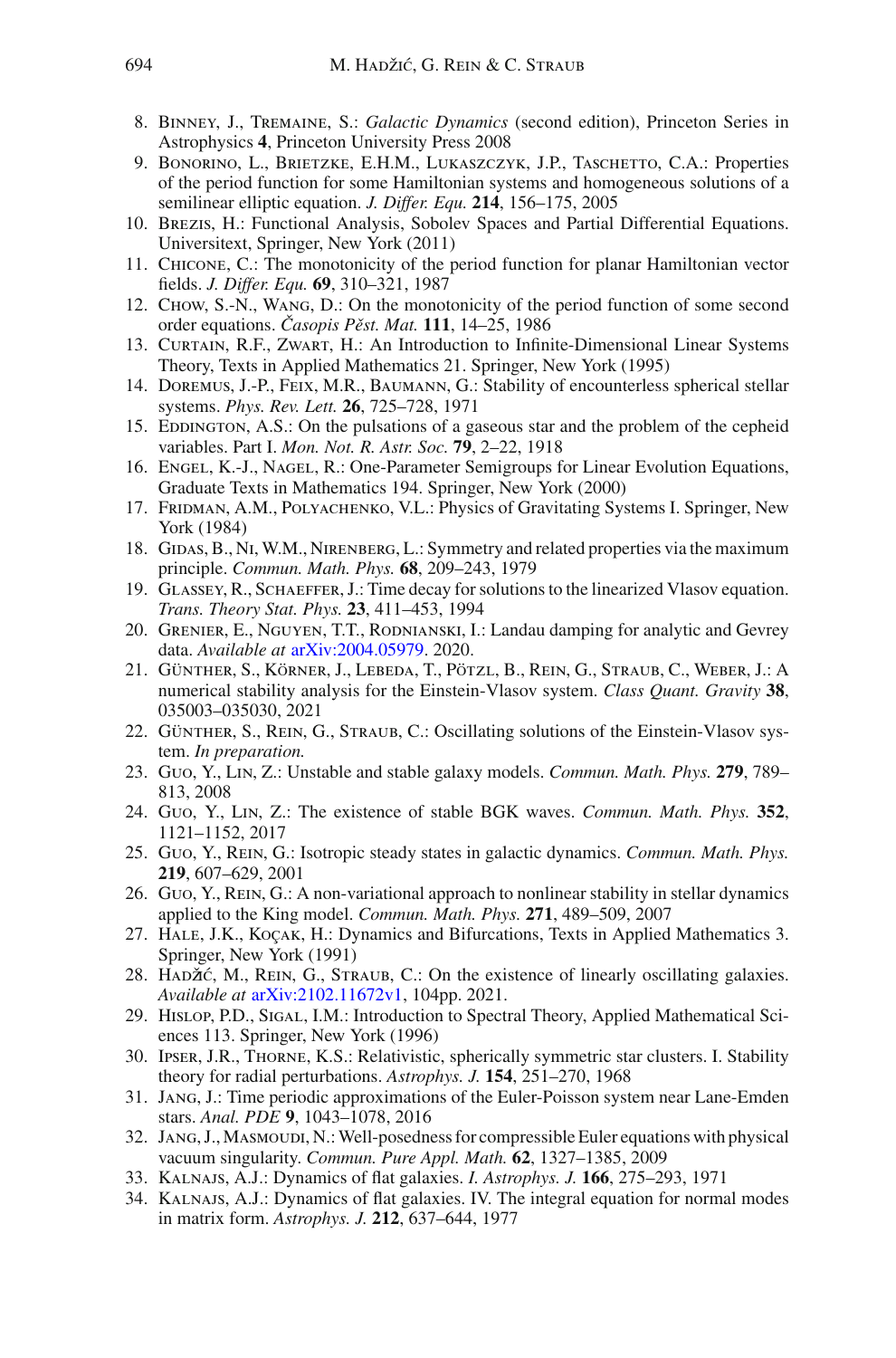8. Binney, J., Tremaine, S.: *Galactic Dynamics* (second edition), Princeton Series in Astrophysics **4**, Princeton University Press 2008
9. Bonorino, L., Brietzke, E.H.M., Lukaszczyk, J.P., Taschetto, C.A.: Properties of the period function for some Hamiltonian systems and homogeneous solutions of a semilinear elliptic equation. *J. Differ. Equ.* **214**, 156–175, 2005
10. Brezis, H.: Functional Analysis, Sobolev Spaces and Partial Differential Equations. Universitext, Springer, New York (2011)
11. Chicone, C.: The monotonicity of the period function for planar Hamiltonian vector fields. *J. Differ. Equ.* **69**, 310–321, 1987
12. Chow, S.-N., Wang, D.: On the monotonicity of the period function of some second order equations. *Časopis Pěst. Mat.* **111**, 14–25, 1986
13. Curtain, R.F., Zwart, H.: An Introduction to Infinite-Dimensional Linear Systems Theory, Texts in Applied Mathematics 21. Springer, New York (1995)
14. Doremus, J.-P., Feix, M.R., Baumann, G.: Stability of encounterless spherical stellar systems. *Phys. Rev. Lett.* **26**, 725–728, 1971
15. Eddington, A.S.: On the pulsations of a gaseous star and the problem of the cepheid variables. Part I. *Mon. Not. R. Astr. Soc.* **79**, 2–22, 1918
16. Engel, K.-J., Nagel, R.: One-Parameter Semigroups for Linear Evolution Equations, Graduate Texts in Mathematics 194. Springer, New York (2000)
17. Fridman, A.M., Polyachenko, V.L.: Physics of Gravitating Systems I. Springer, New York (1984)
18. Gidas, B., Ni, W.M., Nirenberg, L.: Symmetry and related properties via the maximum principle. *Commun. Math. Phys.* **68**, 209–243, 1979
19. Glassey, R., Schaeffer, J.: Time decay for solutions to the linearized Vlasov equation. *Trans. Theory Stat. Phys.* **23**, 411–453, 1994
20. Grenier, E., Nguyen, T.T., Rodnianski, I.: Landau damping for analytic and Gevrey data. *Available at* arXiv:2004.05979. 2020.
21. Günther, S., Körner, J., Lebeda, T., Pötzl, B., Rein, G., Straub, C., Weber, J.: A numerical stability analysis for the Einstein-Vlasov system. *Class Quant. Gravity* **38**, 035003–035030, 2021
22. Günther, S., Rein, G., Straub, C.: Oscillating solutions of the Einstein-Vlasov system. *In preparation.*
23. Guo, Y., Lin, Z.: Unstable and stable galaxy models. *Commun. Math. Phys.* **279**, 789–813, 2008
24. Guo, Y., Lin, Z.: The existence of stable BGK waves. *Commun. Math. Phys.* **352**, 1121–1152, 2017
25. Guo, Y., Rein, G.: Isotropic steady states in galactic dynamics. *Commun. Math. Phys.* **219**, 607–629, 2001
26. Guo, Y., Rein, G.: A non-variational approach to nonlinear stability in stellar dynamics applied to the King model. *Commun. Math. Phys.* **271**, 489–509, 2007
27. Hale, J.K., Koçak, H.: Dynamics and Bifurcations, Texts in Applied Mathematics 3. Springer, New York (1991)
28. Hadžić, M., Rein, G., Straub, C.: On the existence of linearly oscillating galaxies. *Available at* arXiv:2102.11672v1, 104pp. 2021.
29. Hislop, P.D., Sigal, I.M.: Introduction to Spectral Theory, Applied Mathematical Sciences 113. Springer, New York (1996)
30. Ipser, J.R., Thorne, K.S.: Relativistic, spherically symmetric star clusters. I. Stability theory for radial perturbations. *Astrophys. J.* **154**, 251–270, 1968
31. Jang, J.: Time periodic approximations of the Euler-Poisson system near Lane-Emden stars. *Anal. PDE* **9**, 1043–1078, 2016
32. Jang, J., Masmoudi, N.: Well-posedness for compressible Euler equations with physical vacuum singularity. *Commun. Pure Appl. Math.* **62**, 1327–1385, 2009
33. Kalnajs, A.J.: Dynamics of flat galaxies. *I. Astrophys. J.* **166**, 275–293, 1971
34. Kalnajs, A.J.: Dynamics of flat galaxies. IV. The integral equation for normal modes in matrix form. *Astrophys. J.* **212**, 637–644, 1977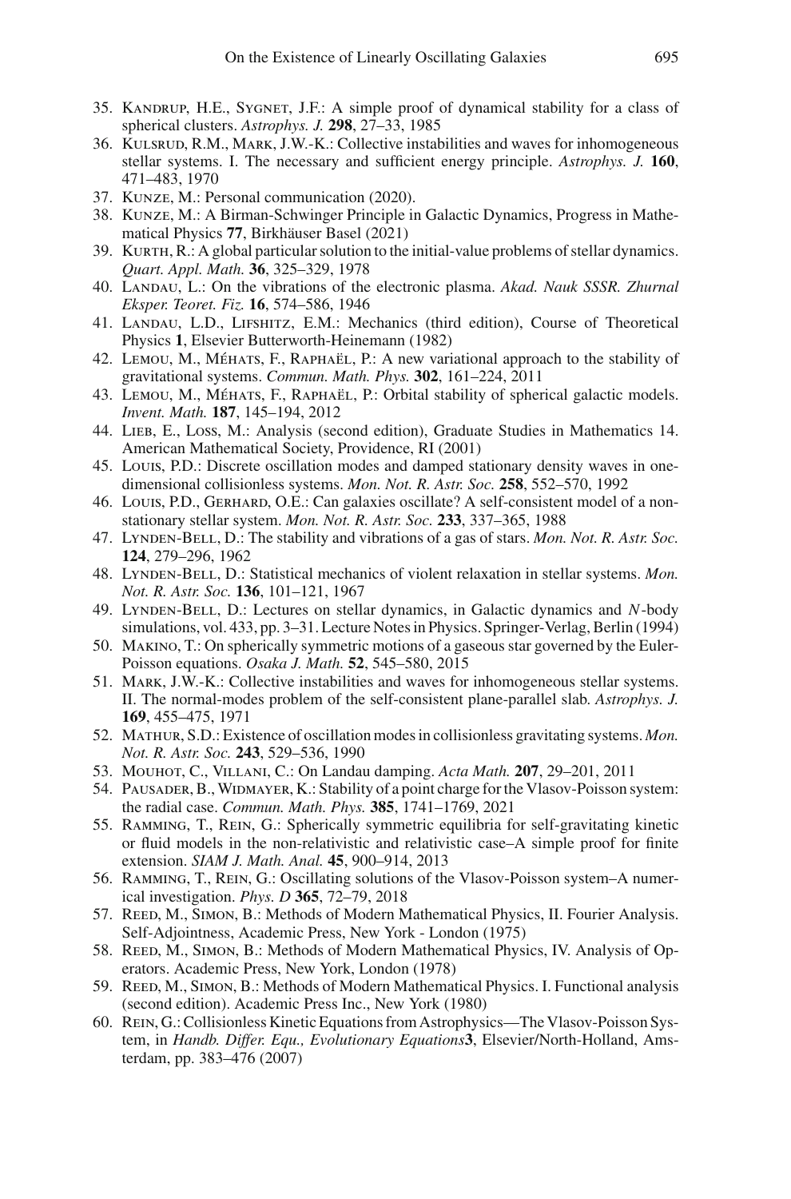35. Kandrup, H.E., Sygnet, J.F.: A simple proof of dynamical stability for a class of spherical clusters. *Astrophys. J.* **298**, 27–33, 1985
36. Kulsrud, R.M., Mark, J.W.-K.: Collective instabilities and waves for inhomogeneous stellar systems. I. The necessary and sufficient energy principle. *Astrophys. J.* **160**, 471–483, 1970
37. Kunze, M.: Personal communication (2020).
38. Kunze, M.: A Birman-Schwinger Principle in Galactic Dynamics, Progress in Mathematical Physics **77**, Birkhäuser Basel (2021)
39. Kurth, R.: A global particular solution to the initial-value problems of stellar dynamics. *Quart. Appl. Math.* **36**, 325–329, 1978
40. Landau, L.: On the vibrations of the electronic plasma. *Akad. Nauk SSSR. Zhurnal Eksper. Teoret. Fiz.* **16**, 574–586, 1946
41. Landau, L.D., Lifshitz, E.M.: Mechanics (third edition), Course of Theoretical Physics **1**, Elsevier Butterworth-Heinemann (1982)
42. Lemou, M., Méhats, F., Raphaël, P.: A new variational approach to the stability of gravitational systems. *Commun. Math. Phys.* **302**, 161–224, 2011
43. Lemou, M., Méhats, F., Raphaël, P.: Orbital stability of spherical galactic models. *Invent. Math.* **187**, 145–194, 2012
44. Lieb, E., Loss, M.: Analysis (second edition), Graduate Studies in Mathematics 14. American Mathematical Society, Providence, RI (2001)
45. Louis, P.D.: Discrete oscillation modes and damped stationary density waves in one-dimensional collisionless systems. *Mon. Not. R. Astr. Soc.* **258**, 552–570, 1992
46. Louis, P.D., Gerhard, O.E.: Can galaxies oscillate? A self-consistent model of a non-stationary stellar system. *Mon. Not. R. Astr. Soc.* **233**, 337–365, 1988
47. Lynden-Bell, D.: The stability and vibrations of a gas of stars. *Mon. Not. R. Astr. Soc.* **124**, 279–296, 1962
48. Lynden-Bell, D.: Statistical mechanics of violent relaxation in stellar systems. *Mon. Not. R. Astr. Soc.* **136**, 101–121, 1967
49. Lynden-Bell, D.: Lectures on stellar dynamics, in Galactic dynamics and $N$-body simulations, vol. 433, pp. 3–31. Lecture Notes in Physics. Springer-Verlag, Berlin (1994)
50. Makino, T.: On spherically symmetric motions of a gaseous star governed by the Euler-Poisson equations. *Osaka J. Math.* **52**, 545–580, 2015
51. Mark, J.W.-K.: Collective instabilities and waves for inhomogeneous stellar systems. II. The normal-modes problem of the self-consistent plane-parallel slab. *Astrophys. J.* **169**, 455–475, 1971
52. Mathur, S.D.: Existence of oscillation modes in collisionless gravitating systems. *Mon. Not. R. Astr. Soc.* **243**, 529–536, 1990
53. Mouhot, C., Villani, C.: On Landau damping. *Acta Math.* **207**, 29–201, 2011
54. Pausader, B., Widmayer, K.: Stability of a point charge for the Vlasov-Poisson system: the radial case. *Commun. Math. Phys.* **385**, 1741–1769, 2021
55. Ramming, T., Rein, G.: Spherically symmetric equilibria for self-gravitating kinetic or fluid models in the non-relativistic and relativistic case–A simple proof for finite extension. *SIAM J. Math. Anal.* **45**, 900–914, 2013
56. Ramming, T., Rein, G.: Oscillating solutions of the Vlasov-Poisson system–A numerical investigation. *Phys. D* **365**, 72–79, 2018
57. Reed, M., Simon, B.: Methods of Modern Mathematical Physics, II. Fourier Analysis. Self-Adjointness, Academic Press, New York - London (1975)
58. Reed, M., Simon, B.: Methods of Modern Mathematical Physics, IV. Analysis of Operators. Academic Press, New York, London (1978)
59. Reed, M., Simon, B.: Methods of Modern Mathematical Physics. I. Functional analysis (second edition). Academic Press Inc., New York (1980)
60. Rein, G.: Collisionless Kinetic Equations from Astrophysics—The Vlasov-Poisson System, in *Handb. Differ. Equ., Evolutionary Equations* **3**, Elsevier/North-Holland, Amsterdam, pp. 383–476 (2007)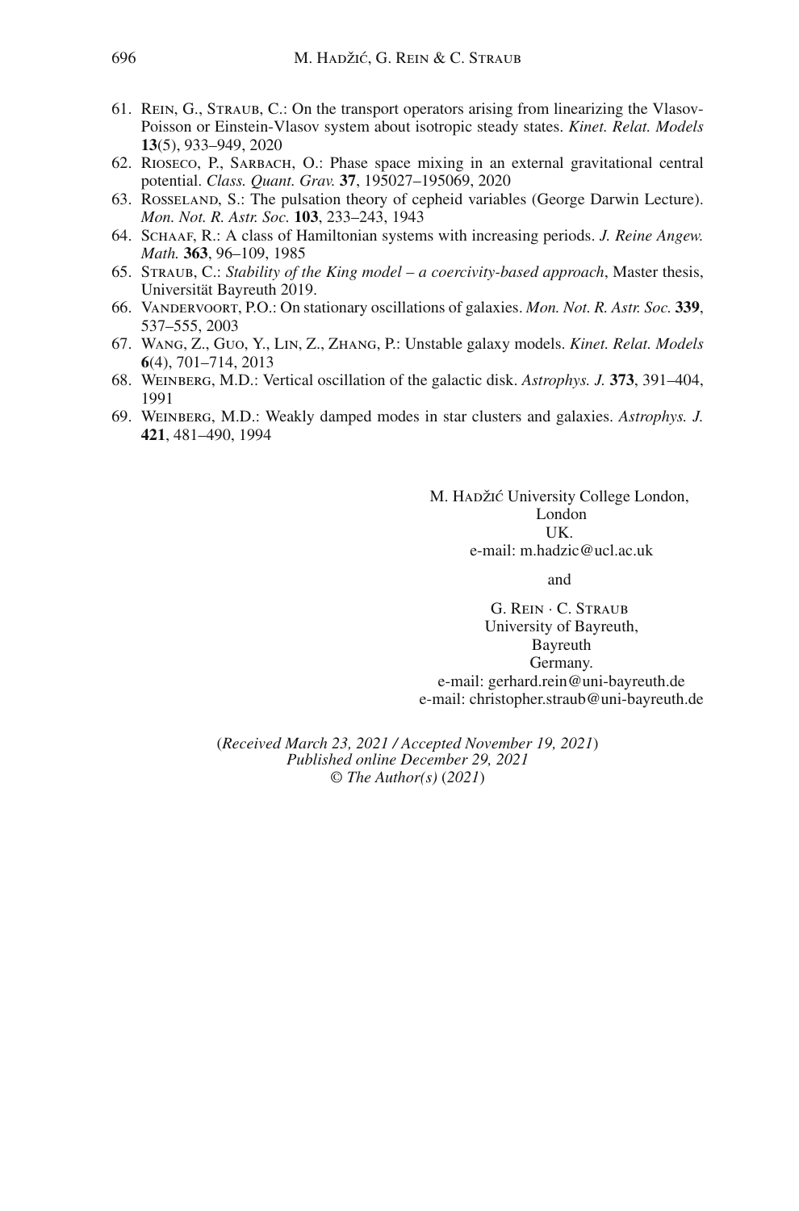61. Rein, G., Straub, C.: On the transport operators arising from linearizing the Vlasov-Poisson or Einstein-Vlasov system about isotropic steady states. *Kinet. Relat. Models* **13**(5), 933–949, 2020
62. Rioseco, P., Sarbach, O.: Phase space mixing in an external gravitational central potential. *Class. Quant. Grav.* **37**, 195027–195069, 2020
63. Rosseland, S.: The pulsation theory of cepheid variables (George Darwin Lecture). *Mon. Not. R. Astr. Soc.* **103**, 233–243, 1943
64. Schaaf, R.: A class of Hamiltonian systems with increasing periods. *J. Reine Angew. Math.* **363**, 96–109, 1985
65. Straub, C.: *Stability of the King model – a coercivity-based approach*, Master thesis, Universität Bayreuth 2019.
66. Vandervoort, P.O.: On stationary oscillations of galaxies. *Mon. Not. R. Astr. Soc.* **339**, 537–555, 2003
67. Wang, Z., Guo, Y., Lin, Z., Zhang, P.: Unstable galaxy models. *Kinet. Relat. Models* **6**(4), 701–714, 2013
68. Weinberg, M.D.: Vertical oscillation of the galactic disk. *Astrophys. J.* **373**, 391–404, 1991
69. Weinberg, M.D.: Weakly damped modes in star clusters and galaxies. *Astrophys. J.* **421**, 481–490, 1994

M. Hadžić University College London,
London
UK.
e-mail: m.hadzic@ucl.ac.uk

and

G. Rein · C. Straub
University of Bayreuth,
Bayreuth
Germany.
e-mail: gerhard.rein@uni-bayreuth.de
e-mail: christopher.straub@uni-bayreuth.de

(*Received March 23, 2021 / Accepted November 19, 2021*)
*Published online December 29, 2021*
*© The Author(s) (2021)*